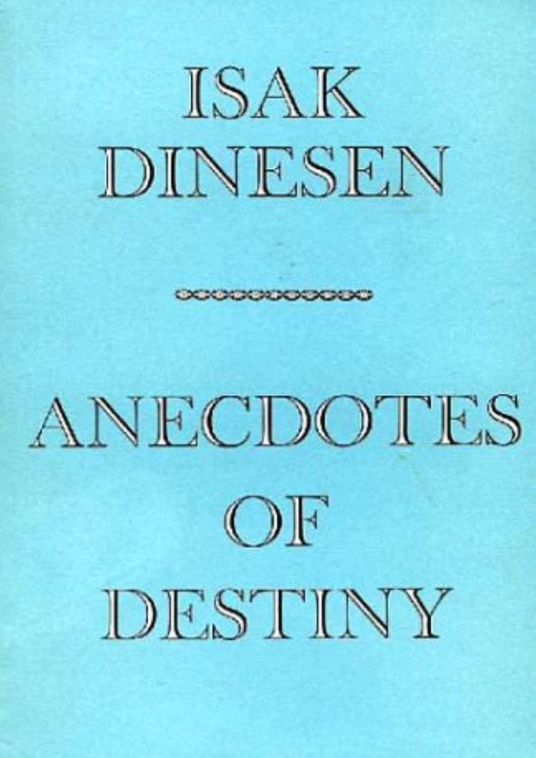# ISAK DINESEN

# ANECDOTES OF DESTINY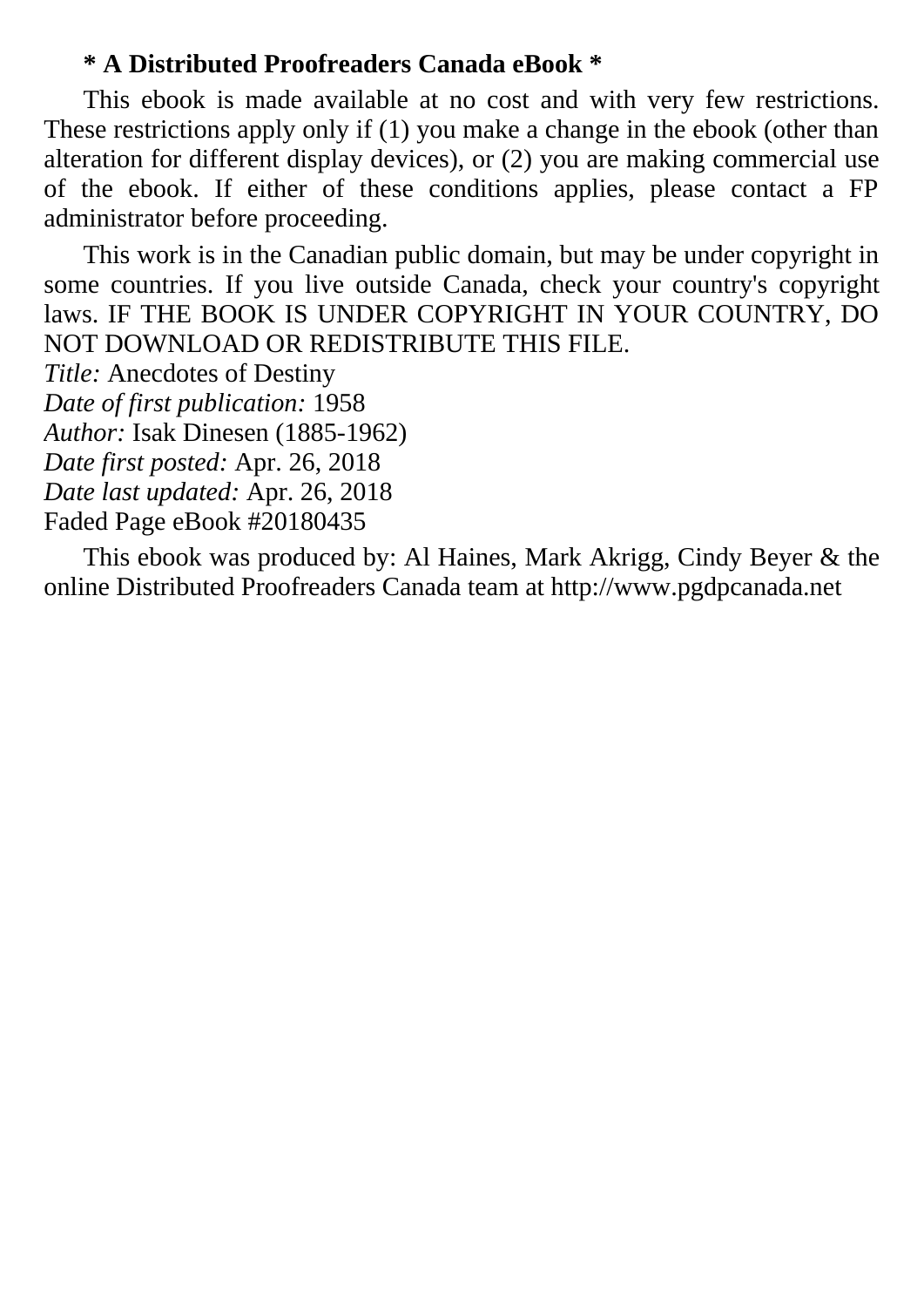**\* A Distributed Proofreaders Canada eBook \***

This ebook is made available at no cost and with very few restrictions. These restrictions apply only if (1) you make a change in the ebook (other than alteration for different display devices), or (2) you are making commercial use of the ebook. If either of these conditions applies, please contact a FP administrator before proceeding.

This work is in the Canadian public domain, but may be under copyright in some countries. If you live outside Canada, check your country's copyright laws. IF THE BOOK IS UNDER COPYRIGHT IN YOUR COUNTRY, DO NOT DOWNLOAD OR REDISTRIBUTE THIS FILE.

*Title:* Anecdotes of Destiny
*Date of first publication:* 1958
*Author:* Isak Dinesen (1885-1962)
*Date first posted:* Apr. 26, 2018
*Date last updated:* Apr. 26, 2018
Faded Page eBook #20180435

This ebook was produced by: Al Haines, Mark Akrigg, Cindy Beyer & the online Distributed Proofreaders Canada team at http://www.pgdpcanada.net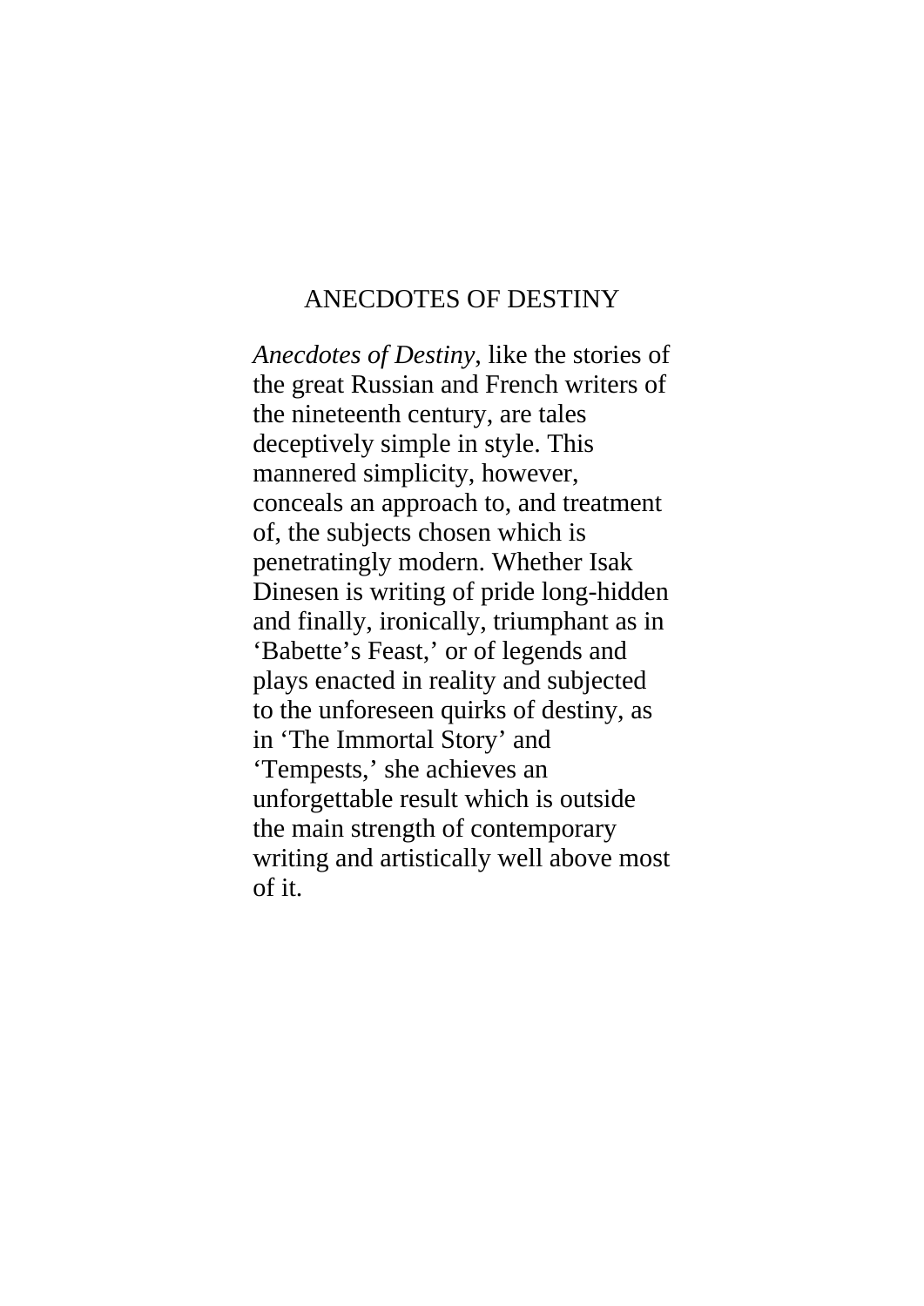# ANECDOTES OF DESTINY

*Anecdotes of Destiny*, like the stories of the great Russian and French writers of the nineteenth century, are tales deceptively simple in style. This mannered simplicity, however, conceals an approach to, and treatment of, the subjects chosen which is penetratingly modern. Whether Isak Dinesen is writing of pride long-hidden and finally, ironically, triumphant as in ‘Babette’s Feast,’ or of legends and plays enacted in reality and subjected to the unforeseen quirks of destiny, as in ‘The Immortal Story’ and ‘Tempests,’ she achieves an unforgettable result which is outside the main strength of contemporary writing and artistically well above most of it.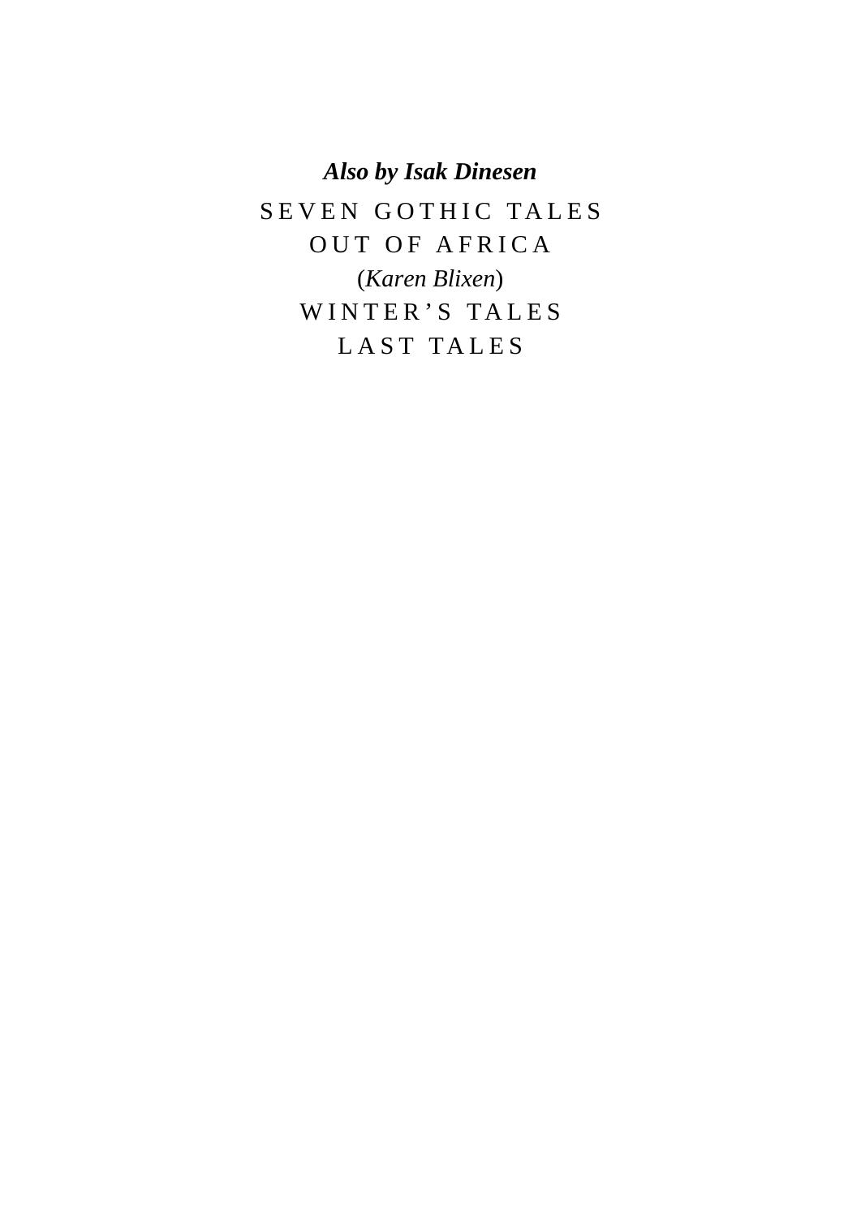***Also by Isak Dinesen***

SEVEN GOTHIC TALES

OUT OF AFRICA

(*Karen Blixen*)

WINTER'S TALES

LAST TALES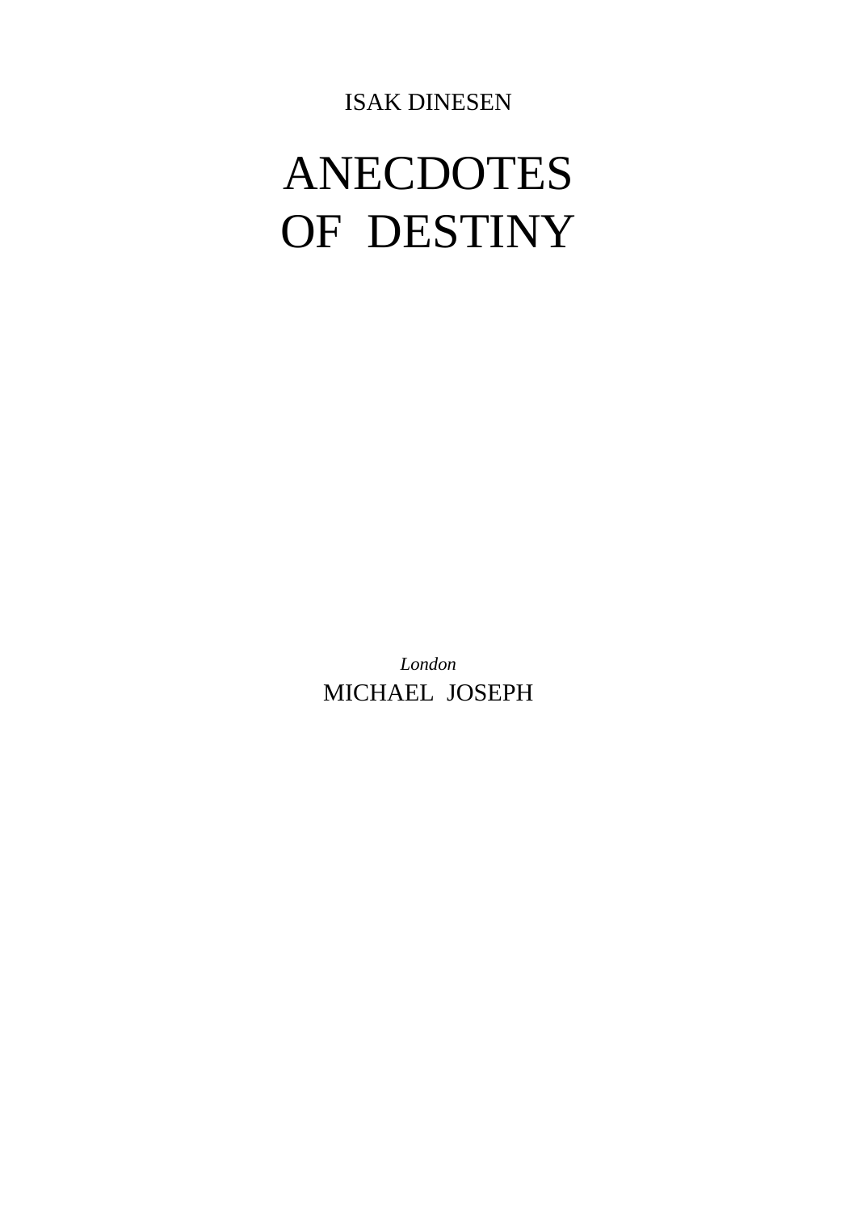ISAK DINESEN

# ANECDOTES OF DESTINY

*London*

MICHAEL JOSEPH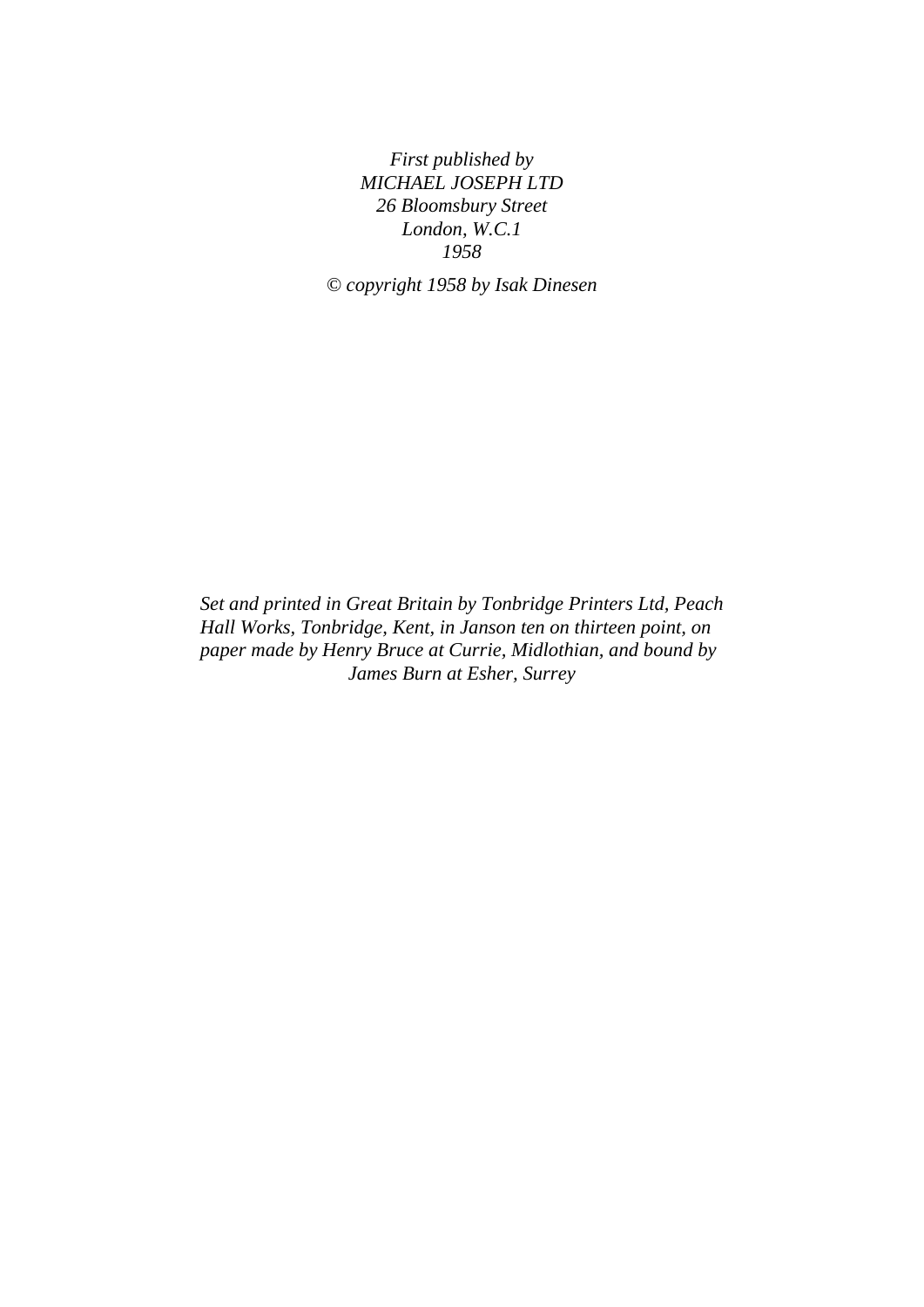*First published by*
*MICHAEL JOSEPH LTD*
*26 Bloomsbury Street*
*London, W.C.1*
*1958*

*© copyright 1958 by Isak Dinesen*

*Set and printed in Great Britain by Tonbridge Printers Ltd, Peach Hall Works, Tonbridge, Kent, in Janson ten on thirteen point, on paper made by Henry Bruce at Currie, Midlothian, and bound by James Burn at Esher, Surrey*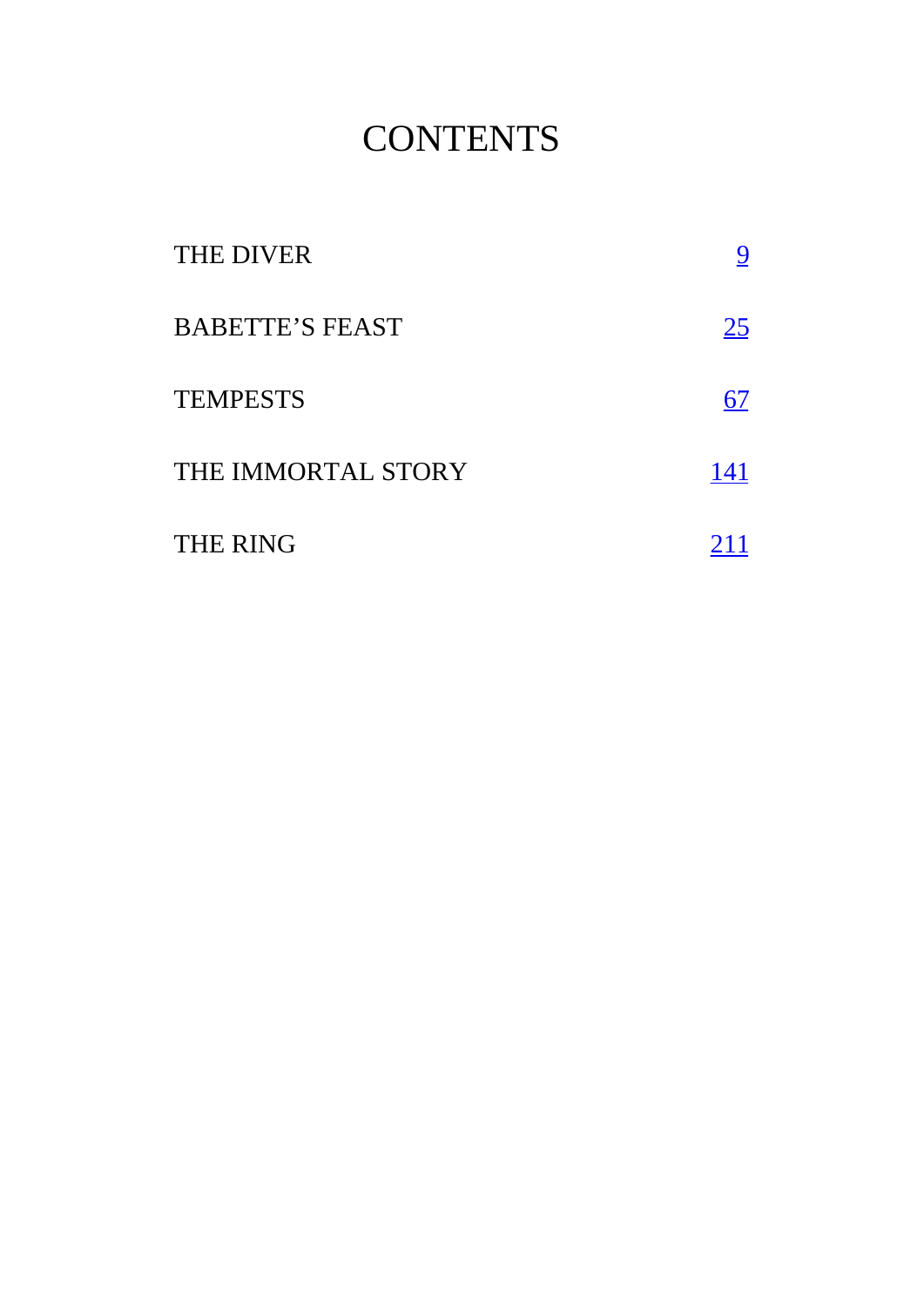# CONTENTS

| | |
|---|---|
| THE DIVER | 9 |
| BABETTE’S FEAST | 25 |
| TEMPESTS | 67 |
| THE IMMORTAL STORY | 141 |
| THE RING | 211 |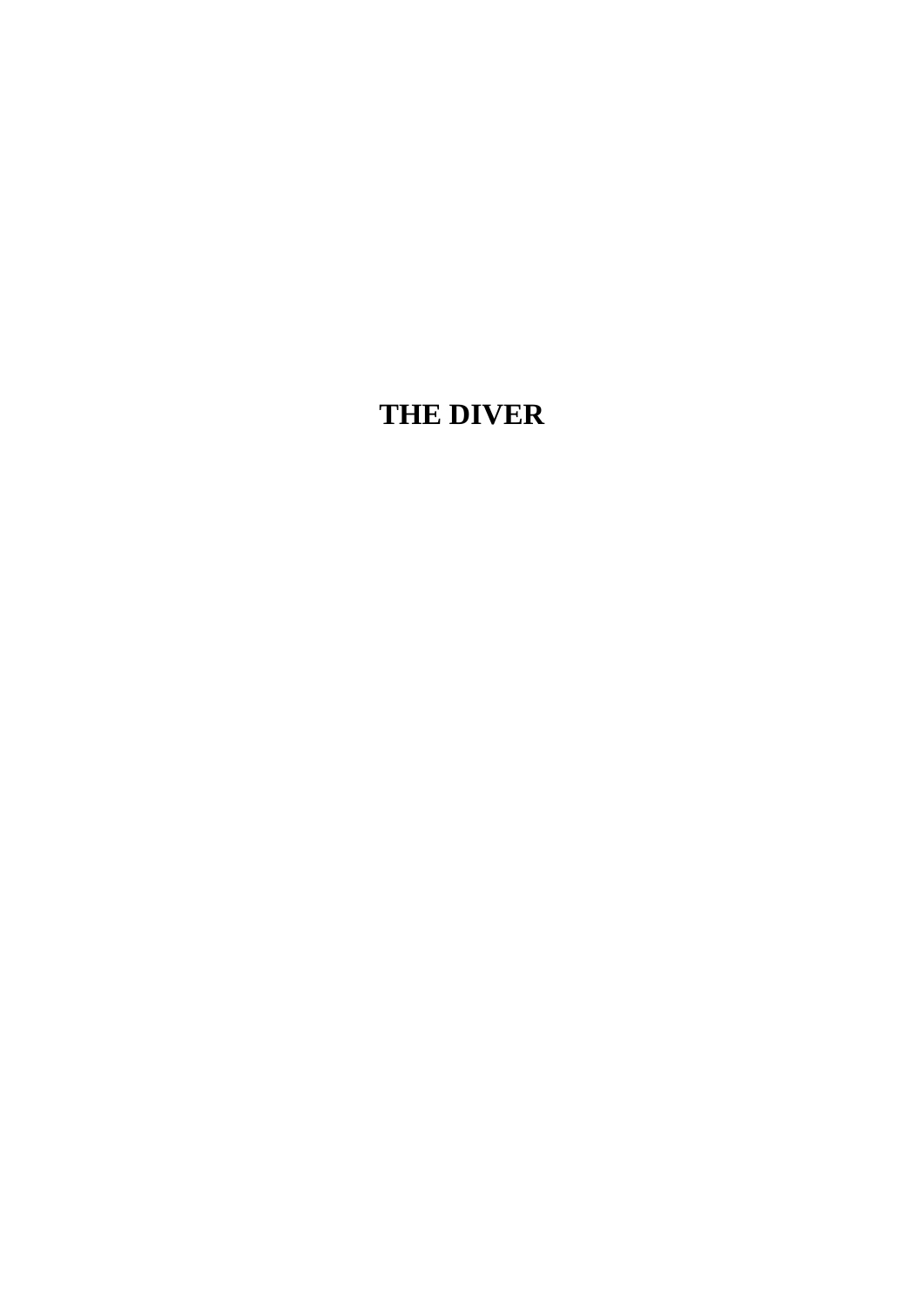# THE DIVER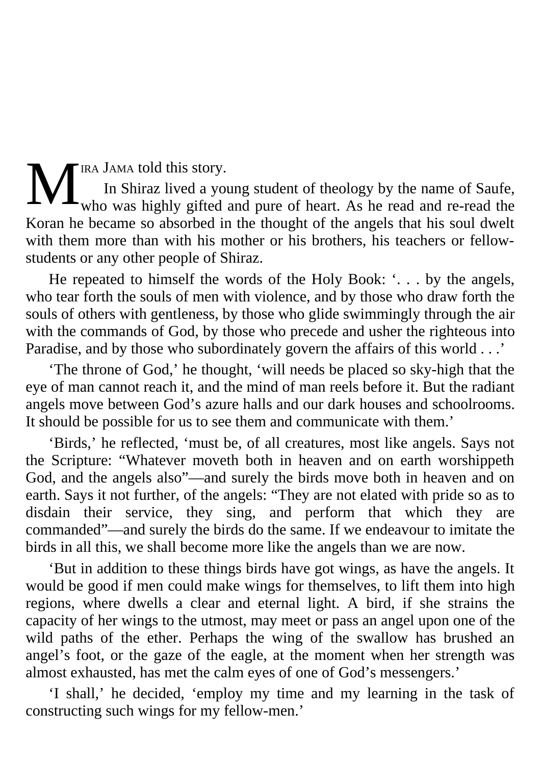MIRA JAMA told this story.

In Shiraz lived a young student of theology by the name of Saufe, who was highly gifted and pure of heart. As he read and re-read the Koran he became so absorbed in the thought of the angels that his soul dwelt with them more than with his mother or his brothers, his teachers or fellow-students or any other people of Shiraz.

He repeated to himself the words of the Holy Book: '. . . by the angels, who tear forth the souls of men with violence, and by those who draw forth the souls of others with gentleness, by those who glide swimmingly through the air with the commands of God, by those who precede and usher the righteous into Paradise, and by those who subordinately govern the affairs of this world . . .'

'The throne of God,' he thought, 'will needs be placed so sky-high that the eye of man cannot reach it, and the mind of man reels before it. But the radiant angels move between God's azure halls and our dark houses and schoolrooms. It should be possible for us to see them and communicate with them.'

'Birds,' he reflected, 'must be, of all creatures, most like angels. Says not the Scripture: "Whatever moveth both in heaven and on earth worshippeth God, and the angels also"—and surely the birds move both in heaven and on earth. Says it not further, of the angels: "They are not elated with pride so as to disdain their service, they sing, and perform that which they are commanded"—and surely the birds do the same. If we endeavour to imitate the birds in all this, we shall become more like the angels than we are now.

'But in addition to these things birds have got wings, as have the angels. It would be good if men could make wings for themselves, to lift them into high regions, where dwells a clear and eternal light. A bird, if she strains the capacity of her wings to the utmost, may meet or pass an angel upon one of the wild paths of the ether. Perhaps the wing of the swallow has brushed an angel's foot, or the gaze of the eagle, at the moment when her strength was almost exhausted, has met the calm eyes of one of God's messengers.'

'I shall,' he decided, 'employ my time and my learning in the task of constructing such wings for my fellow-men.'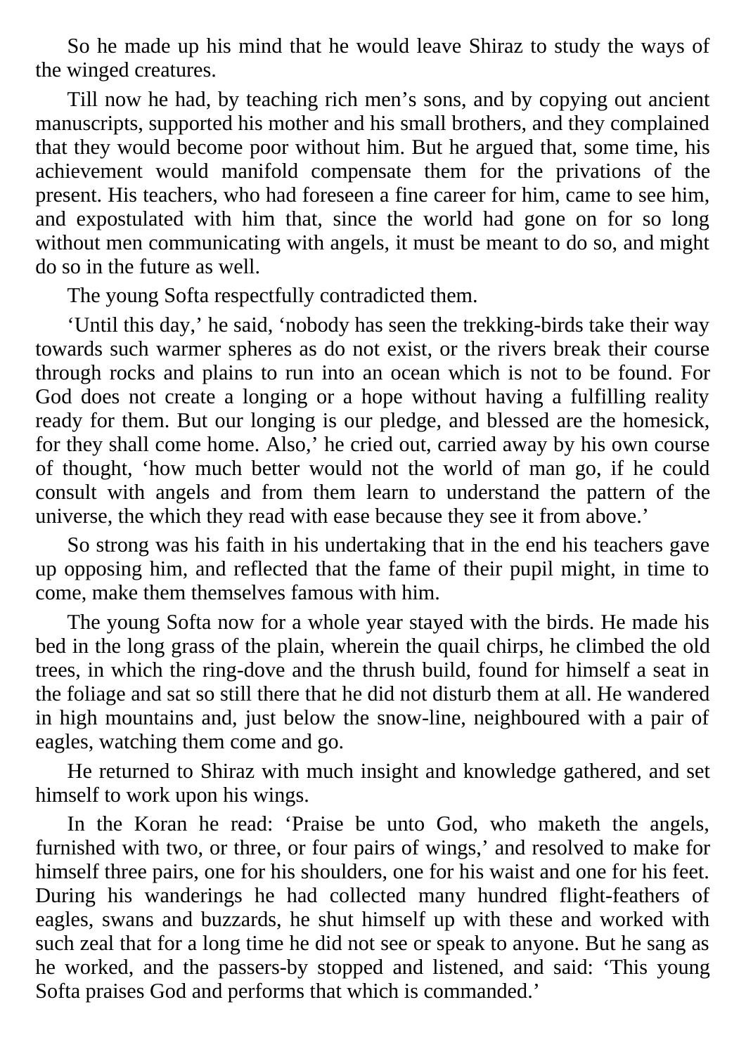So he made up his mind that he would leave Shiraz to study the ways of the winged creatures.

Till now he had, by teaching rich men's sons, and by copying out ancient manuscripts, supported his mother and his small brothers, and they complained that they would become poor without him. But he argued that, some time, his achievement would manifold compensate them for the privations of the present. His teachers, who had foreseen a fine career for him, came to see him, and expostulated with him that, since the world had gone on for so long without men communicating with angels, it must be meant to do so, and might do so in the future as well.

The young Softa respectfully contradicted them.

'Until this day,' he said, 'nobody has seen the trekking-birds take their way towards such warmer spheres as do not exist, or the rivers break their course through rocks and plains to run into an ocean which is not to be found. For God does not create a longing or a hope without having a fulfilling reality ready for them. But our longing is our pledge, and blessed are the homesick, for they shall come home. Also,' he cried out, carried away by his own course of thought, 'how much better would not the world of man go, if he could consult with angels and from them learn to understand the pattern of the universe, the which they read with ease because they see it from above.'

So strong was his faith in his undertaking that in the end his teachers gave up opposing him, and reflected that the fame of their pupil might, in time to come, make them themselves famous with him.

The young Softa now for a whole year stayed with the birds. He made his bed in the long grass of the plain, wherein the quail chirps, he climbed the old trees, in which the ring-dove and the thrush build, found for himself a seat in the foliage and sat so still there that he did not disturb them at all. He wandered in high mountains and, just below the snow-line, neighboured with a pair of eagles, watching them come and go.

He returned to Shiraz with much insight and knowledge gathered, and set himself to work upon his wings.

In the Koran he read: 'Praise be unto God, who maketh the angels, furnished with two, or three, or four pairs of wings,' and resolved to make for himself three pairs, one for his shoulders, one for his waist and one for his feet. During his wanderings he had collected many hundred flight-feathers of eagles, swans and buzzards, he shut himself up with these and worked with such zeal that for a long time he did not see or speak to anyone. But he sang as he worked, and the passers-by stopped and listened, and said: 'This young Softa praises God and performs that which is commanded.'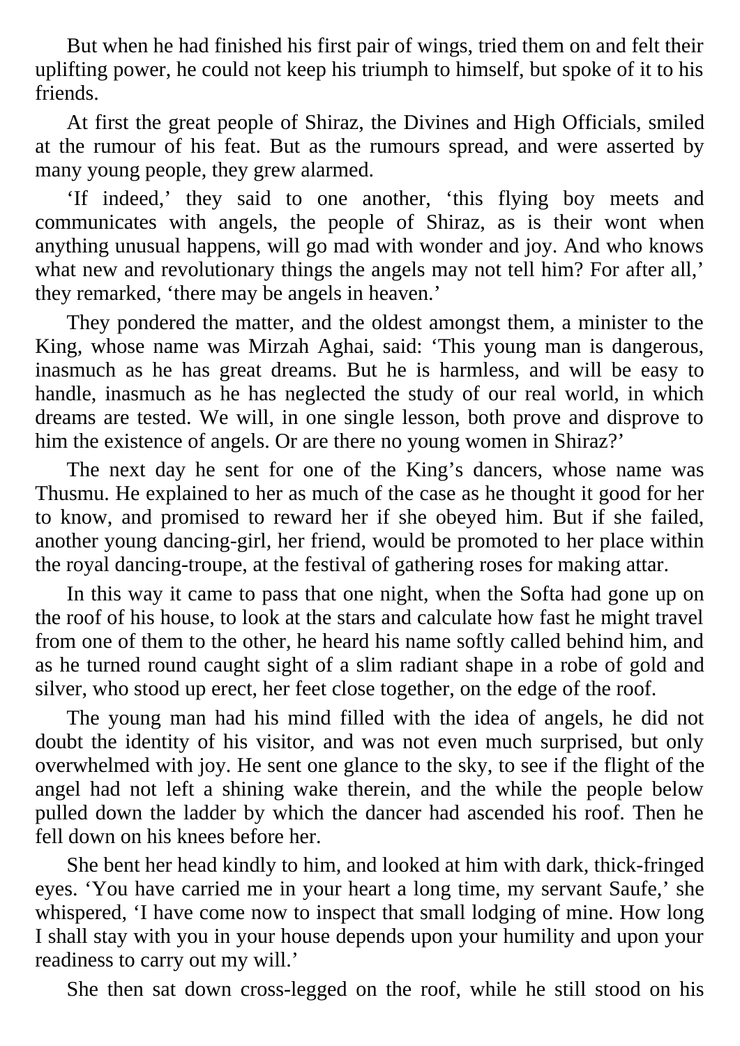But when he had finished his first pair of wings, tried them on and felt their uplifting power, he could not keep his triumph to himself, but spoke of it to his friends.

At first the great people of Shiraz, the Divines and High Officials, smiled at the rumour of his feat. But as the rumours spread, and were asserted by many young people, they grew alarmed.

'If indeed,' they said to one another, 'this flying boy meets and communicates with angels, the people of Shiraz, as is their wont when anything unusual happens, will go mad with wonder and joy. And who knows what new and revolutionary things the angels may not tell him? For after all,' they remarked, 'there may be angels in heaven.'

They pondered the matter, and the oldest amongst them, a minister to the King, whose name was Mirzah Aghai, said: 'This young man is dangerous, inasmuch as he has great dreams. But he is harmless, and will be easy to handle, inasmuch as he has neglected the study of our real world, in which dreams are tested. We will, in one single lesson, both prove and disprove to him the existence of angels. Or are there no young women in Shiraz?'

The next day he sent for one of the King's dancers, whose name was Thusmu. He explained to her as much of the case as he thought it good for her to know, and promised to reward her if she obeyed him. But if she failed, another young dancing-girl, her friend, would be promoted to her place within the royal dancing-troupe, at the festival of gathering roses for making attar.

In this way it came to pass that one night, when the Softa had gone up on the roof of his house, to look at the stars and calculate how fast he might travel from one of them to the other, he heard his name softly called behind him, and as he turned round caught sight of a slim radiant shape in a robe of gold and silver, who stood up erect, her feet close together, on the edge of the roof.

The young man had his mind filled with the idea of angels, he did not doubt the identity of his visitor, and was not even much surprised, but only overwhelmed with joy. He sent one glance to the sky, to see if the flight of the angel had not left a shining wake therein, and the while the people below pulled down the ladder by which the dancer had ascended his roof. Then he fell down on his knees before her.

She bent her head kindly to him, and looked at him with dark, thick-fringed eyes. 'You have carried me in your heart a long time, my servant Saufe,' she whispered, 'I have come now to inspect that small lodging of mine. How long I shall stay with you in your house depends upon your humility and upon your readiness to carry out my will.'

She then sat down cross-legged on the roof, while he still stood on his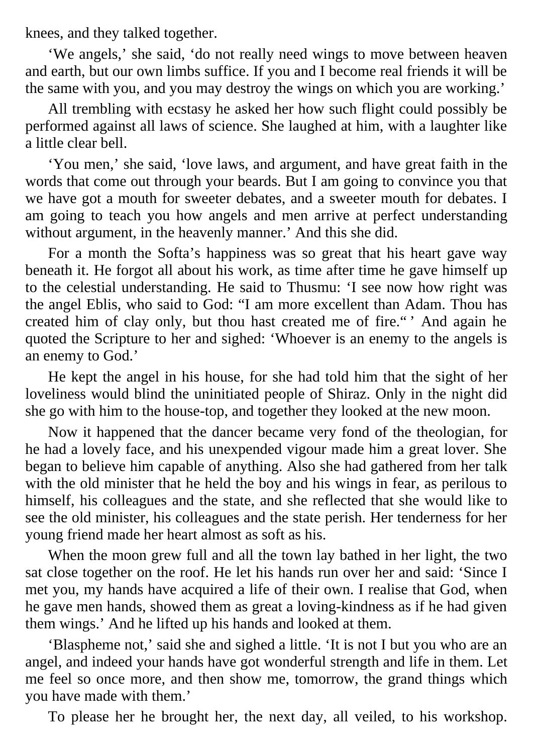knees, and they talked together.

‘We angels,’ she said, ‘do not really need wings to move between heaven and earth, but our own limbs suffice. If you and I become real friends it will be the same with you, and you may destroy the wings on which you are working.’

All trembling with ecstasy he asked her how such flight could possibly be performed against all laws of science. She laughed at him, with a laughter like a little clear bell.

‘You men,’ she said, ‘love laws, and argument, and have great faith in the words that come out through your beards. But I am going to convince you that we have got a mouth for sweeter debates, and a sweeter mouth for debates. I am going to teach you how angels and men arrive at perfect understanding without argument, in the heavenly manner.’ And this she did.

For a month the Softa’s happiness was so great that his heart gave way beneath it. He forgot all about his work, as time after time he gave himself up to the celestial understanding. He said to Thusmu: ‘I see now how right was the angel Eblis, who said to God: “I am more excellent than Adam. Thou has created him of clay only, but thou hast created me of fire.“ ’ And again he quoted the Scripture to her and sighed: ‘Whoever is an enemy to the angels is an enemy to God.’

He kept the angel in his house, for she had told him that the sight of her loveliness would blind the uninitiated people of Shiraz. Only in the night did she go with him to the house-top, and together they looked at the new moon.

Now it happened that the dancer became very fond of the theologian, for he had a lovely face, and his unexpended vigour made him a great lover. She began to believe him capable of anything. Also she had gathered from her talk with the old minister that he held the boy and his wings in fear, as perilous to himself, his colleagues and the state, and she reflected that she would like to see the old minister, his colleagues and the state perish. Her tenderness for her young friend made her heart almost as soft as his.

When the moon grew full and all the town lay bathed in her light, the two sat close together on the roof. He let his hands run over her and said: ‘Since I met you, my hands have acquired a life of their own. I realise that God, when he gave men hands, showed them as great a loving-kindness as if he had given them wings.’ And he lifted up his hands and looked at them.

‘Blaspheme not,’ said she and sighed a little. ‘It is not I but you who are an angel, and indeed your hands have got wonderful strength and life in them. Let me feel so once more, and then show me, tomorrow, the grand things which you have made with them.’

To please her he brought her, the next day, all veiled, to his workshop.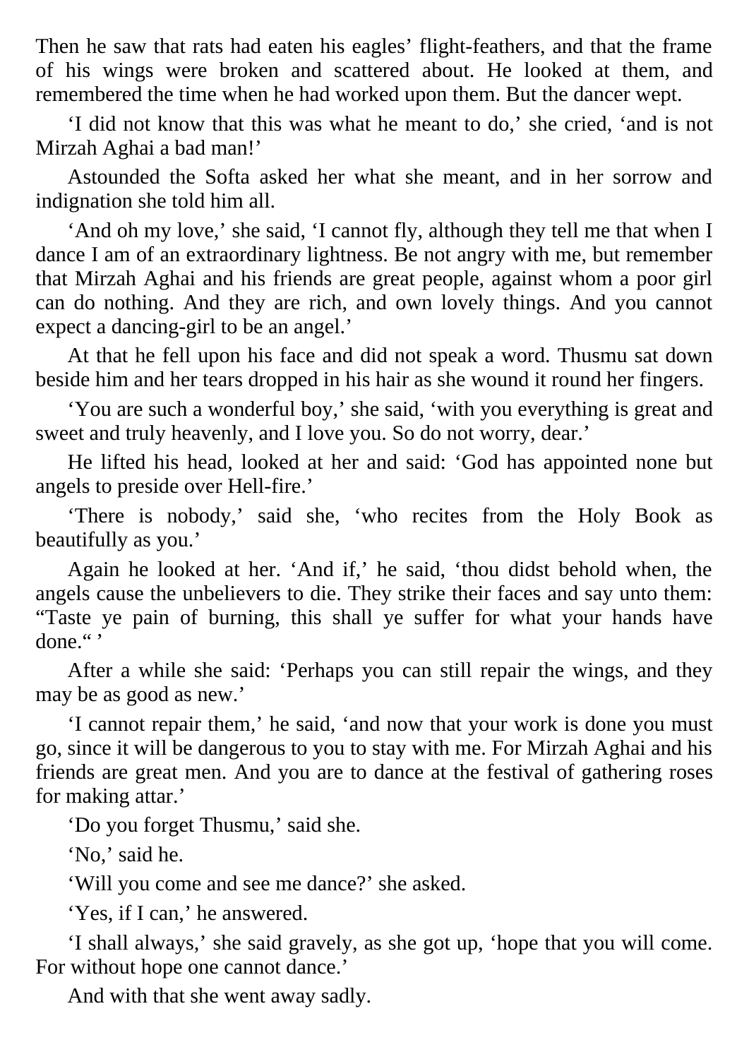Then he saw that rats had eaten his eagles' flight-feathers, and that the frame of his wings were broken and scattered about. He looked at them, and remembered the time when he had worked upon them. But the dancer wept.

'I did not know that this was what he meant to do,' she cried, 'and is not Mirzah Aghai a bad man!'

Astounded the Softa asked her what she meant, and in her sorrow and indignation she told him all.

'And oh my love,' she said, 'I cannot fly, although they tell me that when I dance I am of an extraordinary lightness. Be not angry with me, but remember that Mirzah Aghai and his friends are great people, against whom a poor girl can do nothing. And they are rich, and own lovely things. And you cannot expect a dancing-girl to be an angel.'

At that he fell upon his face and did not speak a word. Thusmu sat down beside him and her tears dropped in his hair as she wound it round her fingers.

'You are such a wonderful boy,' she said, 'with you everything is great and sweet and truly heavenly, and I love you. So do not worry, dear.'

He lifted his head, looked at her and said: 'God has appointed none but angels to preside over Hell-fire.'

'There is nobody,' said she, 'who recites from the Holy Book as beautifully as you.'

Again he looked at her. 'And if,' he said, 'thou didst behold when, the angels cause the unbelievers to die. They strike their faces and say unto them: "Taste ye pain of burning, this shall ye suffer for what your hands have done." '

After a while she said: 'Perhaps you can still repair the wings, and they may be as good as new.'

'I cannot repair them,' he said, 'and now that your work is done you must go, since it will be dangerous to you to stay with me. For Mirzah Aghai and his friends are great men. And you are to dance at the festival of gathering roses for making attar.'

'Do you forget Thusmu,' said she.

'No,' said he.

'Will you come and see me dance?' she asked.

'Yes, if I can,' he answered.

'I shall always,' she said gravely, as she got up, 'hope that you will come. For without hope one cannot dance.'

And with that she went away sadly.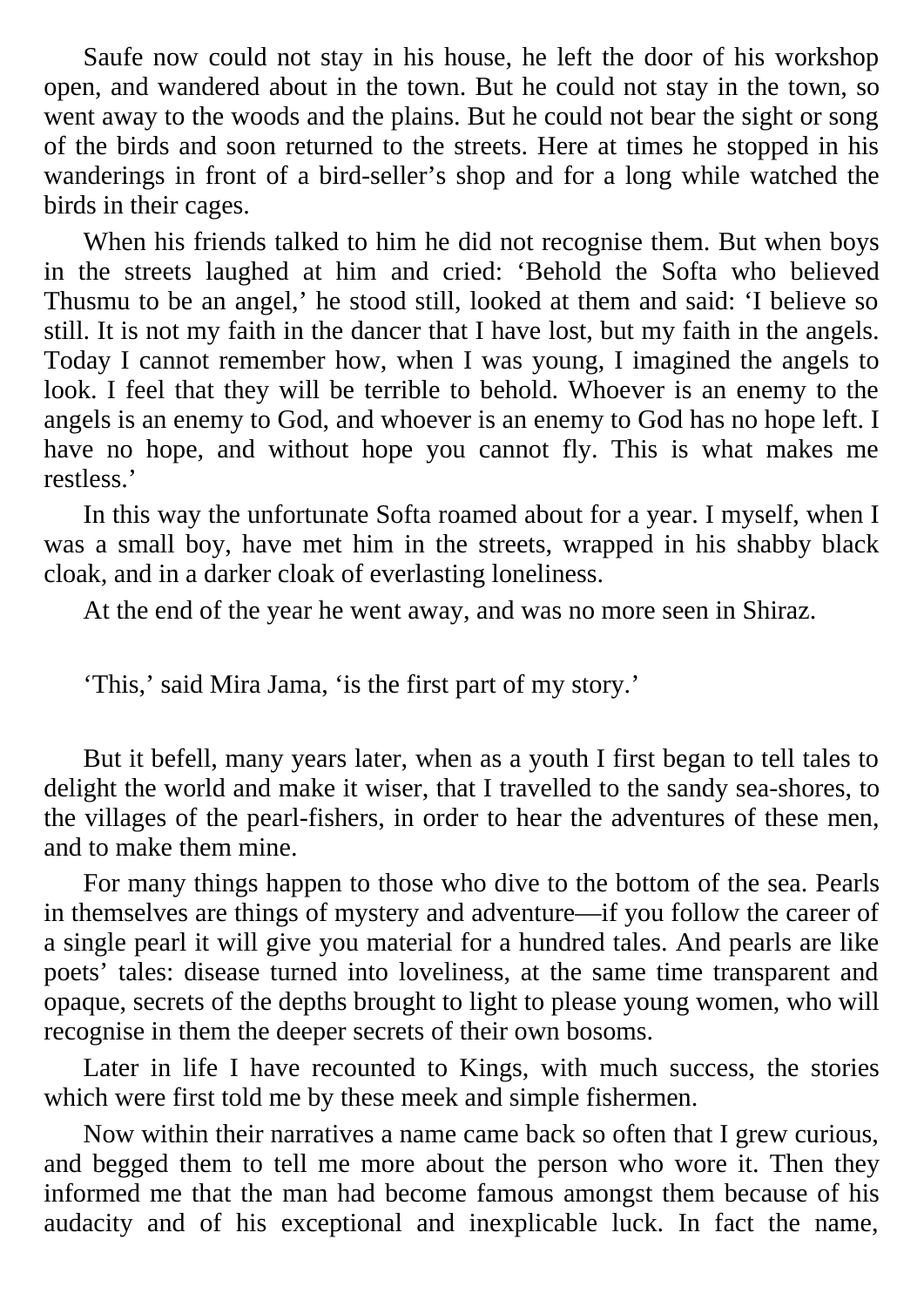Saufe now could not stay in his house, he left the door of his workshop open, and wandered about in the town. But he could not stay in the town, so went away to the woods and the plains. But he could not bear the sight or song of the birds and soon returned to the streets. Here at times he stopped in his wanderings in front of a bird-seller's shop and for a long while watched the birds in their cages.

When his friends talked to him he did not recognise them. But when boys in the streets laughed at him and cried: 'Behold the Softa who believed Thusmu to be an angel,' he stood still, looked at them and said: 'I believe so still. It is not my faith in the dancer that I have lost, but my faith in the angels. Today I cannot remember how, when I was young, I imagined the angels to look. I feel that they will be terrible to behold. Whoever is an enemy to the angels is an enemy to God, and whoever is an enemy to God has no hope left. I have no hope, and without hope you cannot fly. This is what makes me restless.'

In this way the unfortunate Softa roamed about for a year. I myself, when I was a small boy, have met him in the streets, wrapped in his shabby black cloak, and in a darker cloak of everlasting loneliness.

At the end of the year he went away, and was no more seen in Shiraz.

'This,' said Mira Jama, 'is the first part of my story.'

But it befell, many years later, when as a youth I first began to tell tales to delight the world and make it wiser, that I travelled to the sandy sea-shores, to the villages of the pearl-fishers, in order to hear the adventures of these men, and to make them mine.

For many things happen to those who dive to the bottom of the sea. Pearls in themselves are things of mystery and adventure—if you follow the career of a single pearl it will give you material for a hundred tales. And pearls are like poets' tales: disease turned into loveliness, at the same time transparent and opaque, secrets of the depths brought to light to please young women, who will recognise in them the deeper secrets of their own bosoms.

Later in life I have recounted to Kings, with much success, the stories which were first told me by these meek and simple fishermen.

Now within their narratives a name came back so often that I grew curious, and begged them to tell me more about the person who wore it. Then they informed me that the man had become famous amongst them because of his audacity and of his exceptional and inexplicable luck. In fact the name,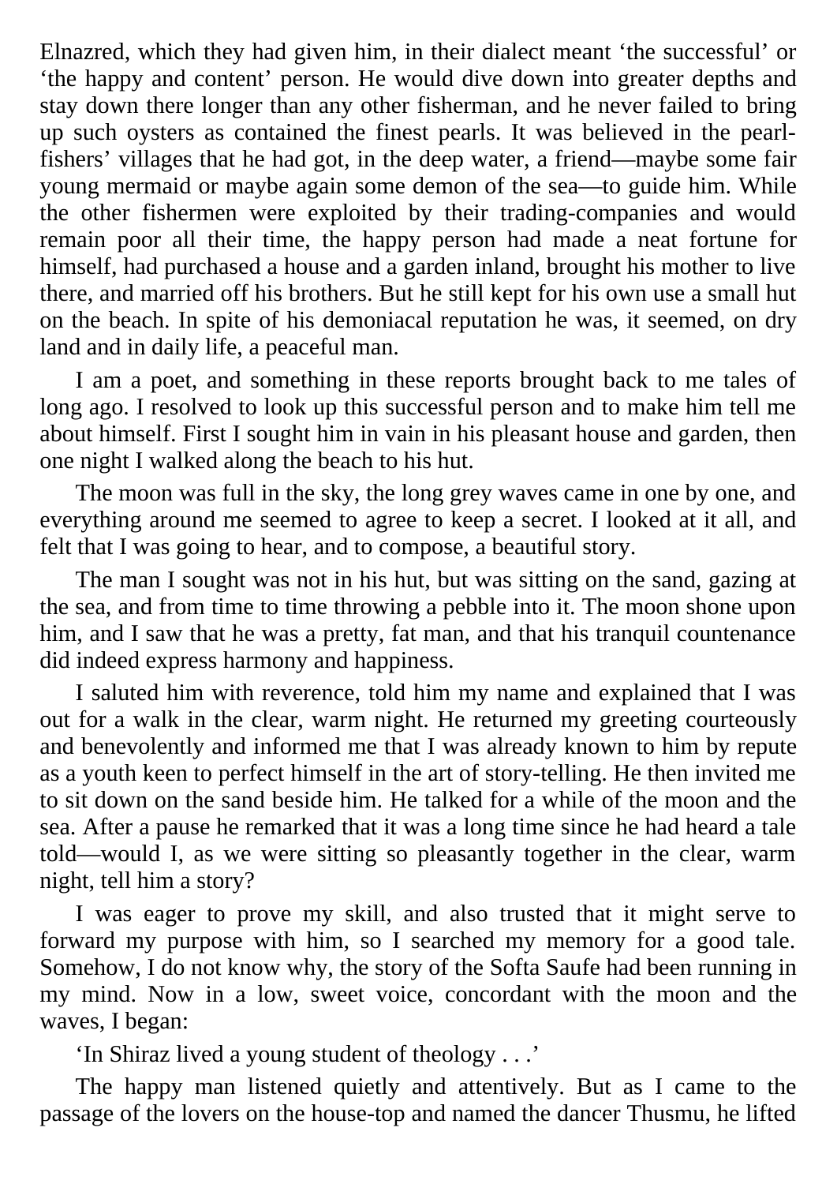Elnazred, which they had given him, in their dialect meant 'the successful' or 'the happy and content' person. He would dive down into greater depths and stay down there longer than any other fisherman, and he never failed to bring up such oysters as contained the finest pearls. It was believed in the pearl-fishers' villages that he had got, in the deep water, a friend—maybe some fair young mermaid or maybe again some demon of the sea—to guide him. While the other fishermen were exploited by their trading-companies and would remain poor all their time, the happy person had made a neat fortune for himself, had purchased a house and a garden inland, brought his mother to live there, and married off his brothers. But he still kept for his own use a small hut on the beach. In spite of his demoniacal reputation he was, it seemed, on dry land and in daily life, a peaceful man.

I am a poet, and something in these reports brought back to me tales of long ago. I resolved to look up this successful person and to make him tell me about himself. First I sought him in vain in his pleasant house and garden, then one night I walked along the beach to his hut.

The moon was full in the sky, the long grey waves came in one by one, and everything around me seemed to agree to keep a secret. I looked at it all, and felt that I was going to hear, and to compose, a beautiful story.

The man I sought was not in his hut, but was sitting on the sand, gazing at the sea, and from time to time throwing a pebble into it. The moon shone upon him, and I saw that he was a pretty, fat man, and that his tranquil countenance did indeed express harmony and happiness.

I saluted him with reverence, told him my name and explained that I was out for a walk in the clear, warm night. He returned my greeting courteously and benevolently and informed me that I was already known to him by repute as a youth keen to perfect himself in the art of story-telling. He then invited me to sit down on the sand beside him. He talked for a while of the moon and the sea. After a pause he remarked that it was a long time since he had heard a tale told—would I, as we were sitting so pleasantly together in the clear, warm night, tell him a story?

I was eager to prove my skill, and also trusted that it might serve to forward my purpose with him, so I searched my memory for a good tale. Somehow, I do not know why, the story of the Softa Saufe had been running in my mind. Now in a low, sweet voice, concordant with the moon and the waves, I began:

'In Shiraz lived a young student of theology . . .'

The happy man listened quietly and attentively. But as I came to the passage of the lovers on the house-top and named the dancer Thusmu, he lifted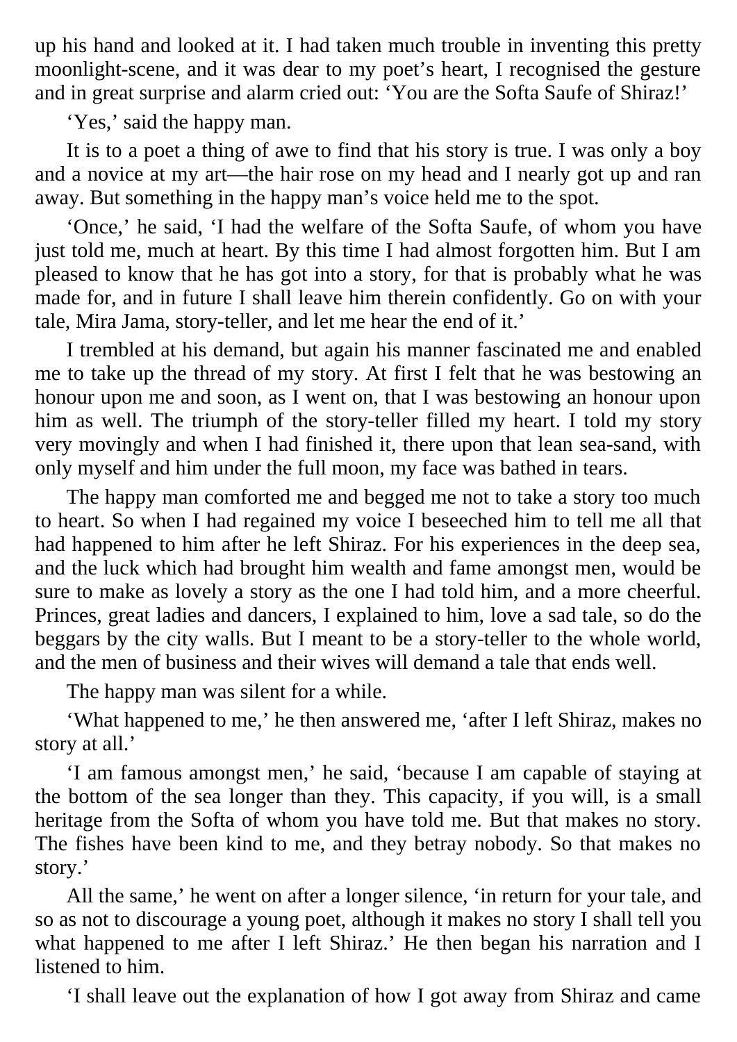up his hand and looked at it. I had taken much trouble in inventing this pretty moonlight-scene, and it was dear to my poet's heart, I recognised the gesture and in great surprise and alarm cried out: 'You are the Softa Saufe of Shiraz!'

'Yes,' said the happy man.

It is to a poet a thing of awe to find that his story is true. I was only a boy and a novice at my art—the hair rose on my head and I nearly got up and ran away. But something in the happy man's voice held me to the spot.

'Once,' he said, 'I had the welfare of the Softa Saufe, of whom you have just told me, much at heart. By this time I had almost forgotten him. But I am pleased to know that he has got into a story, for that is probably what he was made for, and in future I shall leave him therein confidently. Go on with your tale, Mira Jama, story-teller, and let me hear the end of it.'

I trembled at his demand, but again his manner fascinated me and enabled me to take up the thread of my story. At first I felt that he was bestowing an honour upon me and soon, as I went on, that I was bestowing an honour upon him as well. The triumph of the story-teller filled my heart. I told my story very movingly and when I had finished it, there upon that lean sea-sand, with only myself and him under the full moon, my face was bathed in tears.

The happy man comforted me and begged me not to take a story too much to heart. So when I had regained my voice I beseeched him to tell me all that had happened to him after he left Shiraz. For his experiences in the deep sea, and the luck which had brought him wealth and fame amongst men, would be sure to make as lovely a story as the one I had told him, and a more cheerful. Princes, great ladies and dancers, I explained to him, love a sad tale, so do the beggars by the city walls. But I meant to be a story-teller to the whole world, and the men of business and their wives will demand a tale that ends well.

The happy man was silent for a while.

'What happened to me,' he then answered me, 'after I left Shiraz, makes no story at all.'

'I am famous amongst men,' he said, 'because I am capable of staying at the bottom of the sea longer than they. This capacity, if you will, is a small heritage from the Softa of whom you have told me. But that makes no story. The fishes have been kind to me, and they betray nobody. So that makes no story.'

All the same,' he went on after a longer silence, 'in return for your tale, and so as not to discourage a young poet, although it makes no story I shall tell you what happened to me after I left Shiraz.' He then began his narration and I listened to him.

'I shall leave out the explanation of how I got away from Shiraz and came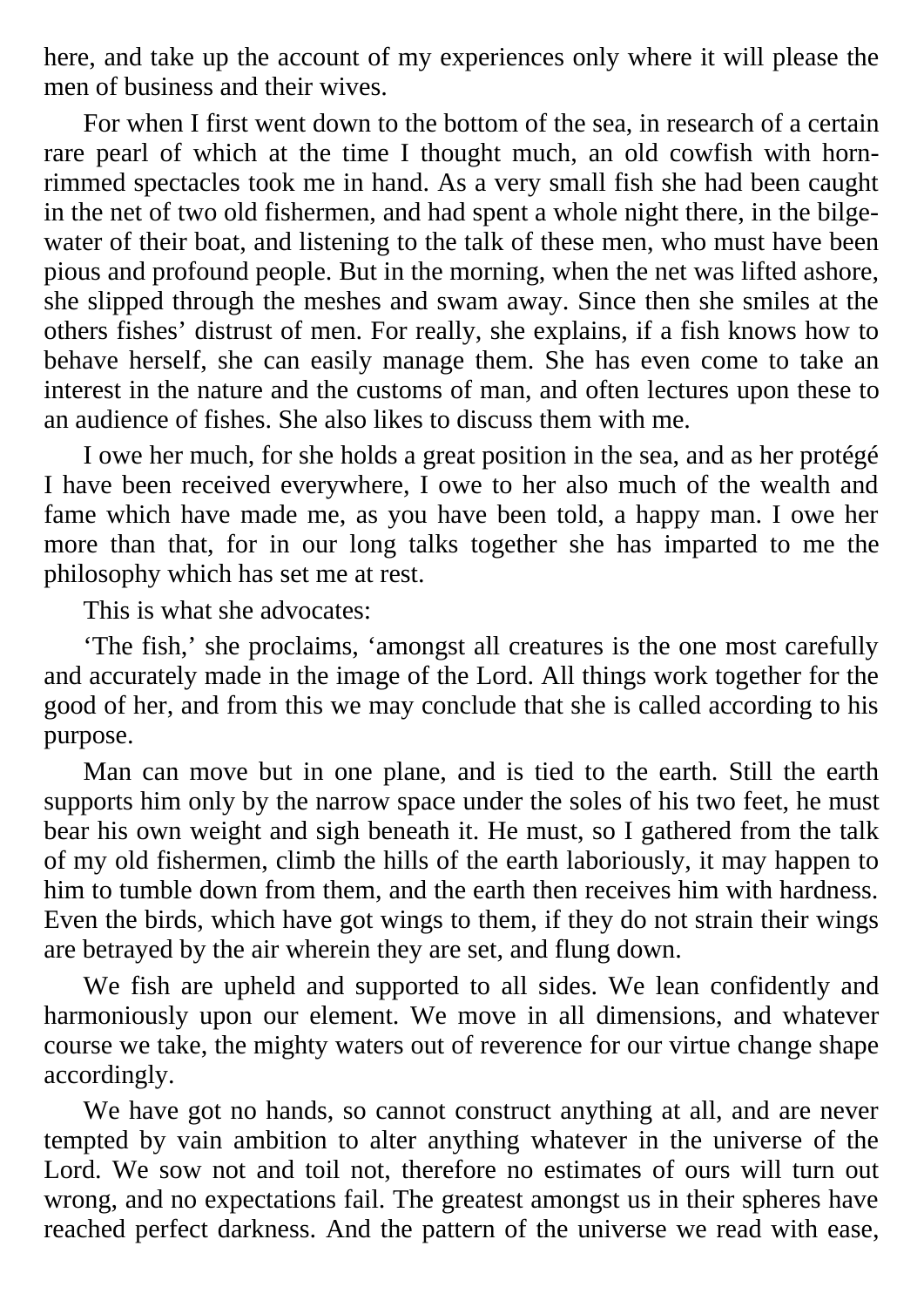here, and take up the account of my experiences only where it will please the men of business and their wives.

For when I first went down to the bottom of the sea, in research of a certain rare pearl of which at the time I thought much, an old cowfish with horn-rimmed spectacles took me in hand. As a very small fish she had been caught in the net of two old fishermen, and had spent a whole night there, in the bilge-water of their boat, and listening to the talk of these men, who must have been pious and profound people. But in the morning, when the net was lifted ashore, she slipped through the meshes and swam away. Since then she smiles at the others fishes' distrust of men. For really, she explains, if a fish knows how to behave herself, she can easily manage them. She has even come to take an interest in the nature and the customs of man, and often lectures upon these to an audience of fishes. She also likes to discuss them with me.

I owe her much, for she holds a great position in the sea, and as her protégé I have been received everywhere, I owe to her also much of the wealth and fame which have made me, as you have been told, a happy man. I owe her more than that, for in our long talks together she has imparted to me the philosophy which has set me at rest.

This is what she advocates:

'The fish,' she proclaims, 'amongst all creatures is the one most carefully and accurately made in the image of the Lord. All things work together for the good of her, and from this we may conclude that she is called according to his purpose.

Man can move but in one plane, and is tied to the earth. Still the earth supports him only by the narrow space under the soles of his two feet, he must bear his own weight and sigh beneath it. He must, so I gathered from the talk of my old fishermen, climb the hills of the earth laboriously, it may happen to him to tumble down from them, and the earth then receives him with hardness. Even the birds, which have got wings to them, if they do not strain their wings are betrayed by the air wherein they are set, and flung down.

We fish are upheld and supported to all sides. We lean confidently and harmoniously upon our element. We move in all dimensions, and whatever course we take, the mighty waters out of reverence for our virtue change shape accordingly.

We have got no hands, so cannot construct anything at all, and are never tempted by vain ambition to alter anything whatever in the universe of the Lord. We sow not and toil not, therefore no estimates of ours will turn out wrong, and no expectations fail. The greatest amongst us in their spheres have reached perfect darkness. And the pattern of the universe we read with ease,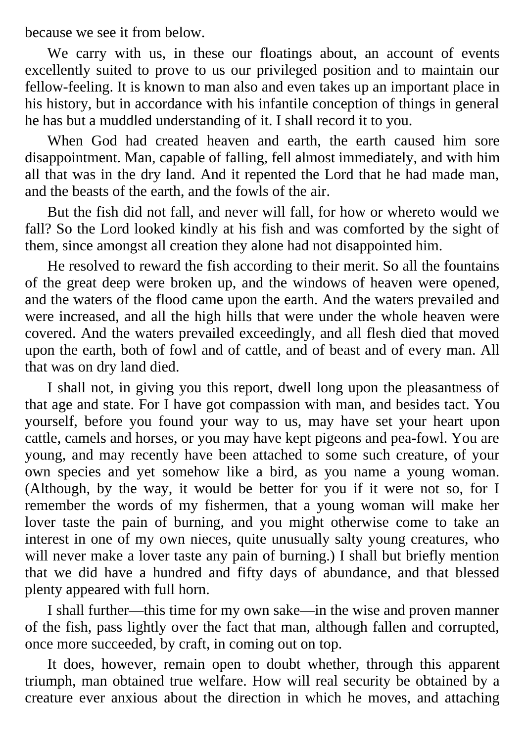because we see it from below.

We carry with us, in these our floatings about, an account of events excellently suited to prove to us our privileged position and to maintain our fellow-feeling. It is known to man also and even takes up an important place in his history, but in accordance with his infantile conception of things in general he has but a muddled understanding of it. I shall record it to you.

When God had created heaven and earth, the earth caused him sore disappointment. Man, capable of falling, fell almost immediately, and with him all that was in the dry land. And it repented the Lord that he had made man, and the beasts of the earth, and the fowls of the air.

But the fish did not fall, and never will fall, for how or whereto would we fall? So the Lord looked kindly at his fish and was comforted by the sight of them, since amongst all creation they alone had not disappointed him.

He resolved to reward the fish according to their merit. So all the fountains of the great deep were broken up, and the windows of heaven were opened, and the waters of the flood came upon the earth. And the waters prevailed and were increased, and all the high hills that were under the whole heaven were covered. And the waters prevailed exceedingly, and all flesh died that moved upon the earth, both of fowl and of cattle, and of beast and of every man. All that was on dry land died.

I shall not, in giving you this report, dwell long upon the pleasantness of that age and state. For I have got compassion with man, and besides tact. You yourself, before you found your way to us, may have set your heart upon cattle, camels and horses, or you may have kept pigeons and pea-fowl. You are young, and may recently have been attached to some such creature, of your own species and yet somehow like a bird, as you name a young woman. (Although, by the way, it would be better for you if it were not so, for I remember the words of my fishermen, that a young woman will make her lover taste the pain of burning, and you might otherwise come to take an interest in one of my own nieces, quite unusually salty young creatures, who will never make a lover taste any pain of burning.) I shall but briefly mention that we did have a hundred and fifty days of abundance, and that blessed plenty appeared with full horn.

I shall further—this time for my own sake—in the wise and proven manner of the fish, pass lightly over the fact that man, although fallen and corrupted, once more succeeded, by craft, in coming out on top.

It does, however, remain open to doubt whether, through this apparent triumph, man obtained true welfare. How will real security be obtained by a creature ever anxious about the direction in which he moves, and attaching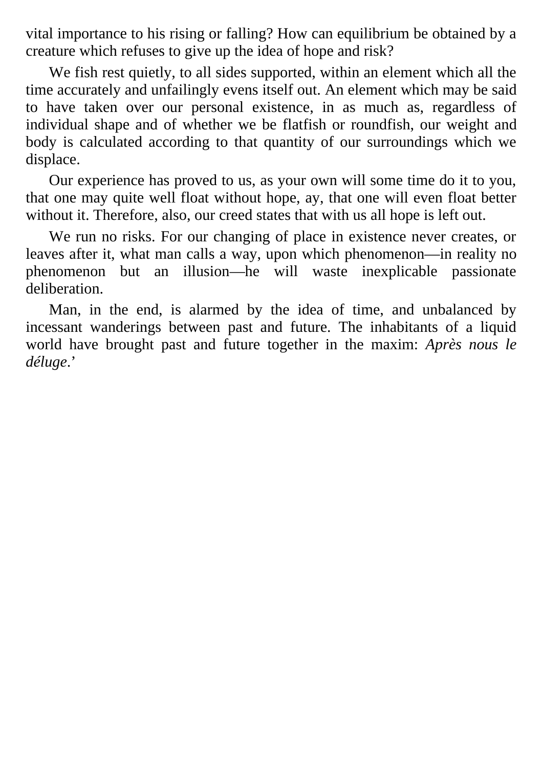vital importance to his rising or falling? How can equilibrium be obtained by a creature which refuses to give up the idea of hope and risk?

We fish rest quietly, to all sides supported, within an element which all the time accurately and unfailingly evens itself out. An element which may be said to have taken over our personal existence, in as much as, regardless of individual shape and of whether we be flatfish or roundfish, our weight and body is calculated according to that quantity of our surroundings which we displace.

Our experience has proved to us, as your own will some time do it to you, that one may quite well float without hope, ay, that one will even float better without it. Therefore, also, our creed states that with us all hope is left out.

We run no risks. For our changing of place in existence never creates, or leaves after it, what man calls a way, upon which phenomenon—in reality no phenomenon but an illusion—he will waste inexplicable passionate deliberation.

Man, in the end, is alarmed by the idea of time, and unbalanced by incessant wanderings between past and future. The inhabitants of a liquid world have brought past and future together in the maxim: *Après nous le déluge*.'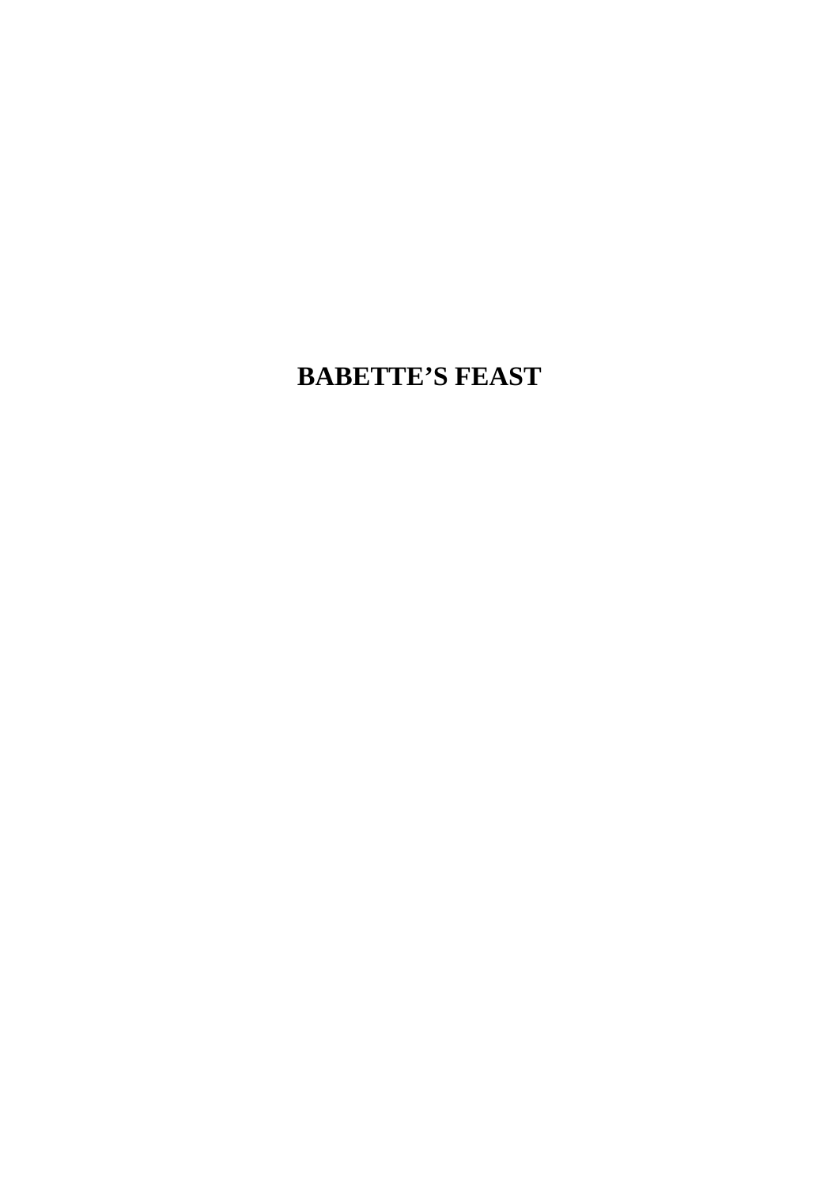# BABETTE’S FEAST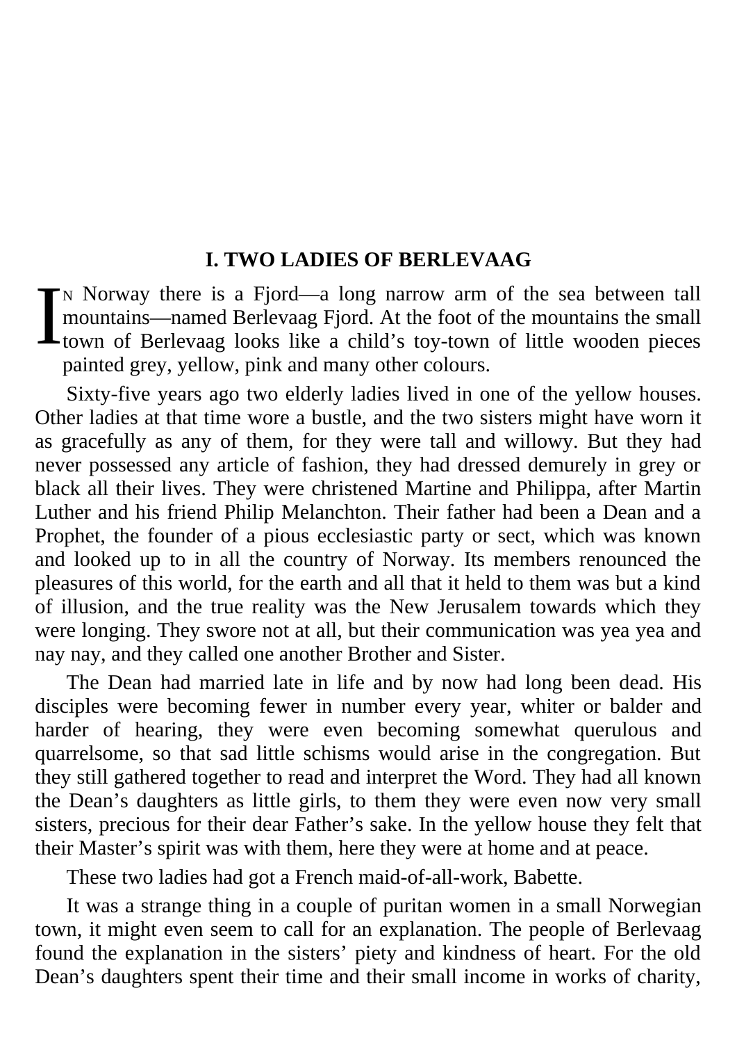## I. TWO LADIES OF BERLEVAAG

IN Norway there is a Fjord—a long narrow arm of the sea between tall mountains—named Berlevaag Fjord. At the foot of the mountains the small town of Berlevaag looks like a child's toy-town of little wooden pieces painted grey, yellow, pink and many other colours.

Sixty-five years ago two elderly ladies lived in one of the yellow houses. Other ladies at that time wore a bustle, and the two sisters might have worn it as gracefully as any of them, for they were tall and willowy. But they had never possessed any article of fashion, they had dressed demurely in grey or black all their lives. They were christened Martine and Philippa, after Martin Luther and his friend Philip Melanchton. Their father had been a Dean and a Prophet, the founder of a pious ecclesiastic party or sect, which was known and looked up to in all the country of Norway. Its members renounced the pleasures of this world, for the earth and all that it held to them was but a kind of illusion, and the true reality was the New Jerusalem towards which they were longing. They swore not at all, but their communication was yea yea and nay nay, and they called one another Brother and Sister.

The Dean had married late in life and by now had long been dead. His disciples were becoming fewer in number every year, whiter or balder and harder of hearing, they were even becoming somewhat querulous and quarrelsome, so that sad little schisms would arise in the congregation. But they still gathered together to read and interpret the Word. They had all known the Dean's daughters as little girls, to them they were even now very small sisters, precious for their dear Father's sake. In the yellow house they felt that their Master's spirit was with them, here they were at home and at peace.

These two ladies had got a French maid-of-all-work, Babette.

It was a strange thing in a couple of puritan women in a small Norwegian town, it might even seem to call for an explanation. The people of Berlevaag found the explanation in the sisters' piety and kindness of heart. For the old Dean's daughters spent their time and their small income in works of charity,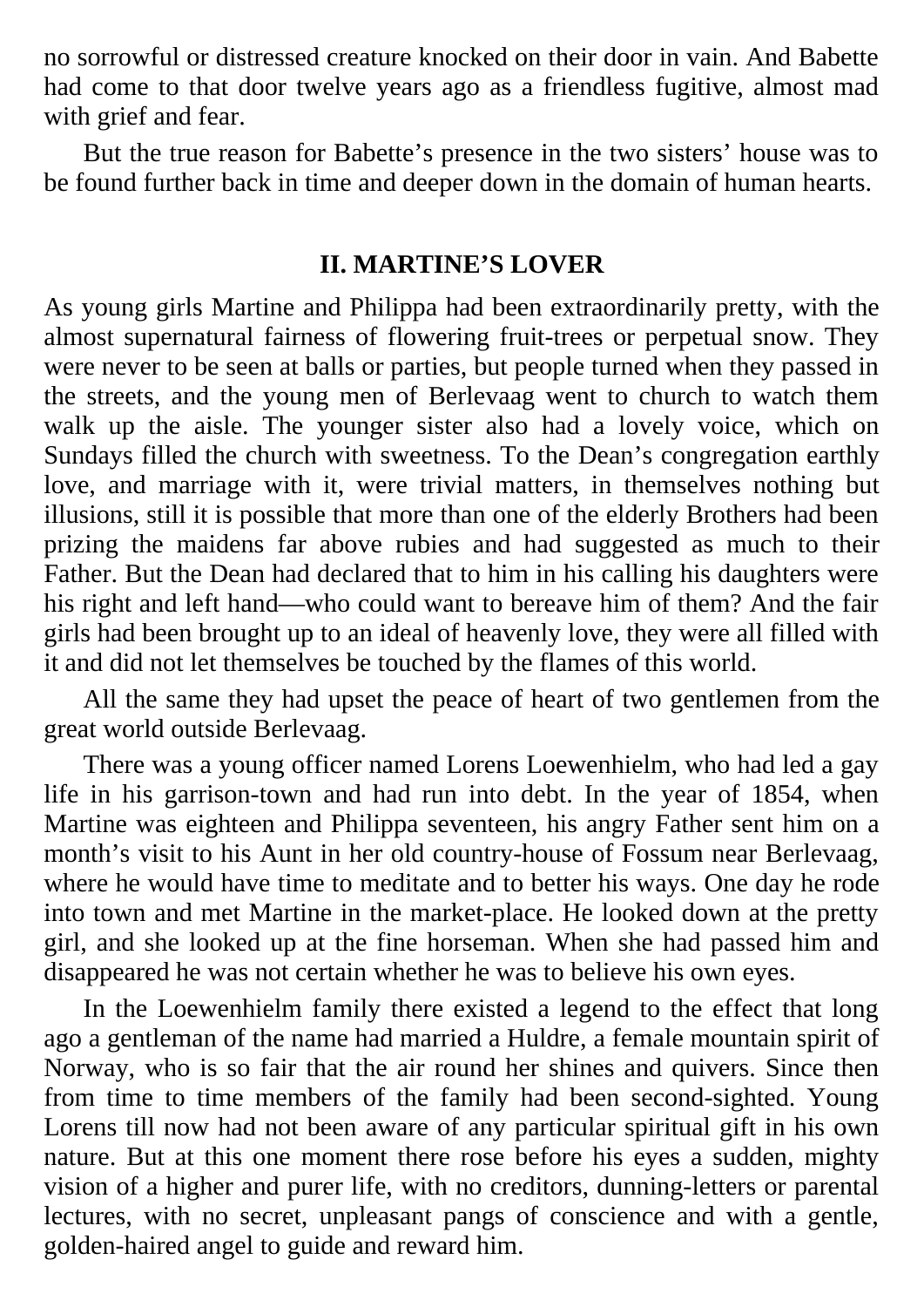no sorrowful or distressed creature knocked on their door in vain. And Babette had come to that door twelve years ago as a friendless fugitive, almost mad with grief and fear.

But the true reason for Babette's presence in the two sisters' house was to be found further back in time and deeper down in the domain of human hearts.

## II. MARTINE'S LOVER

As young girls Martine and Philippa had been extraordinarily pretty, with the almost supernatural fairness of flowering fruit-trees or perpetual snow. They were never to be seen at balls or parties, but people turned when they passed in the streets, and the young men of Berlevaag went to church to watch them walk up the aisle. The younger sister also had a lovely voice, which on Sundays filled the church with sweetness. To the Dean's congregation earthly love, and marriage with it, were trivial matters, in themselves nothing but illusions, still it is possible that more than one of the elderly Brothers had been prizing the maidens far above rubies and had suggested as much to their Father. But the Dean had declared that to him in his calling his daughters were his right and left hand—who could want to bereave him of them? And the fair girls had been brought up to an ideal of heavenly love, they were all filled with it and did not let themselves be touched by the flames of this world.

All the same they had upset the peace of heart of two gentlemen from the great world outside Berlevaag.

There was a young officer named Lorens Loewenhielm, who had led a gay life in his garrison-town and had run into debt. In the year of 1854, when Martine was eighteen and Philippa seventeen, his angry Father sent him on a month's visit to his Aunt in her old country-house of Fossum near Berlevaag, where he would have time to meditate and to better his ways. One day he rode into town and met Martine in the market-place. He looked down at the pretty girl, and she looked up at the fine horseman. When she had passed him and disappeared he was not certain whether he was to believe his own eyes.

In the Loewenhielm family there existed a legend to the effect that long ago a gentleman of the name had married a Huldre, a female mountain spirit of Norway, who is so fair that the air round her shines and quivers. Since then from time to time members of the family had been second-sighted. Young Lorens till now had not been aware of any particular spiritual gift in his own nature. But at this one moment there rose before his eyes a sudden, mighty vision of a higher and purer life, with no creditors, dunning-letters or parental lectures, with no secret, unpleasant pangs of conscience and with a gentle, golden-haired angel to guide and reward him.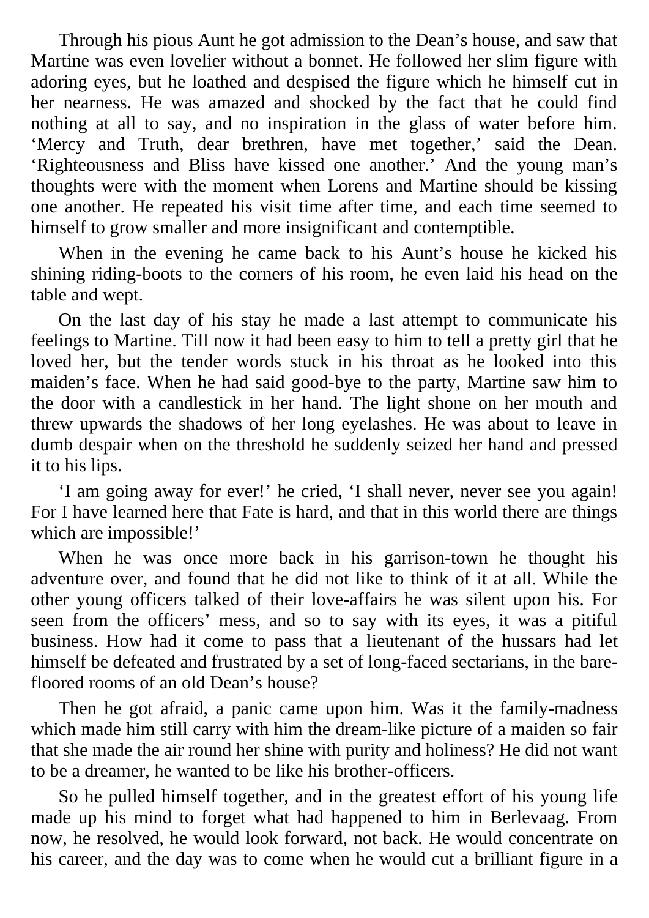Through his pious Aunt he got admission to the Dean's house, and saw that Martine was even lovelier without a bonnet. He followed her slim figure with adoring eyes, but he loathed and despised the figure which he himself cut in her nearness. He was amazed and shocked by the fact that he could find nothing at all to say, and no inspiration in the glass of water before him. 'Mercy and Truth, dear brethren, have met together,' said the Dean. 'Righteousness and Bliss have kissed one another.' And the young man's thoughts were with the moment when Lorens and Martine should be kissing one another. He repeated his visit time after time, and each time seemed to himself to grow smaller and more insignificant and contemptible.

When in the evening he came back to his Aunt's house he kicked his shining riding-boots to the corners of his room, he even laid his head on the table and wept.

On the last day of his stay he made a last attempt to communicate his feelings to Martine. Till now it had been easy to him to tell a pretty girl that he loved her, but the tender words stuck in his throat as he looked into this maiden's face. When he had said good-bye to the party, Martine saw him to the door with a candlestick in her hand. The light shone on her mouth and threw upwards the shadows of her long eyelashes. He was about to leave in dumb despair when on the threshold he suddenly seized her hand and pressed it to his lips.

'I am going away for ever!' he cried, 'I shall never, never see you again! For I have learned here that Fate is hard, and that in this world there are things which are impossible!'

When he was once more back in his garrison-town he thought his adventure over, and found that he did not like to think of it at all. While the other young officers talked of their love-affairs he was silent upon his. For seen from the officers' mess, and so to say with its eyes, it was a pitiful business. How had it come to pass that a lieutenant of the hussars had let himself be defeated and frustrated by a set of long-faced sectarians, in the bare-floored rooms of an old Dean's house?

Then he got afraid, a panic came upon him. Was it the family-madness which made him still carry with him the dream-like picture of a maiden so fair that she made the air round her shine with purity and holiness? He did not want to be a dreamer, he wanted to be like his brother-officers.

So he pulled himself together, and in the greatest effort of his young life made up his mind to forget what had happened to him in Berlevaag. From now, he resolved, he would look forward, not back. He would concentrate on his career, and the day was to come when he would cut a brilliant figure in a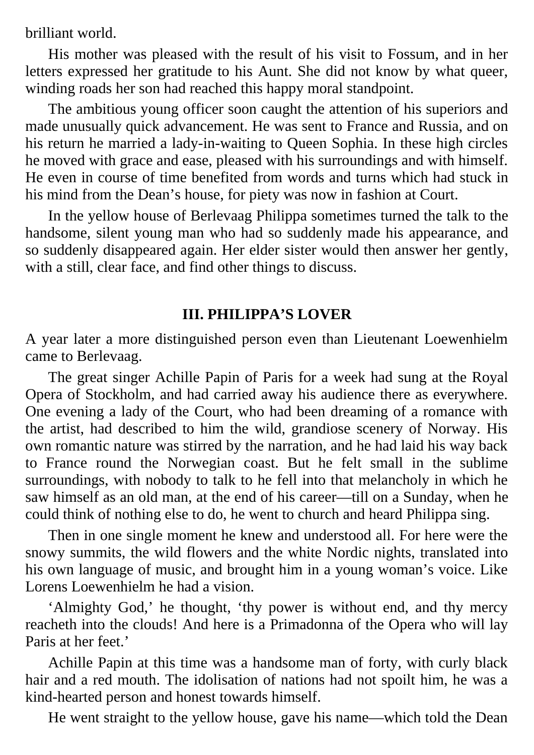brilliant world.

His mother was pleased with the result of his visit to Fossum, and in her letters expressed her gratitude to his Aunt. She did not know by what queer, winding roads her son had reached this happy moral standpoint.

The ambitious young officer soon caught the attention of his superiors and made unusually quick advancement. He was sent to France and Russia, and on his return he married a lady-in-waiting to Queen Sophia. In these high circles he moved with grace and ease, pleased with his surroundings and with himself. He even in course of time benefited from words and turns which had stuck in his mind from the Dean's house, for piety was now in fashion at Court.

In the yellow house of Berlevaag Philippa sometimes turned the talk to the handsome, silent young man who had so suddenly made his appearance, and so suddenly disappeared again. Her elder sister would then answer her gently, with a still, clear face, and find other things to discuss.

## III. PHILIPPA'S LOVER

A year later a more distinguished person even than Lieutenant Loewenhielm came to Berlevaag.

The great singer Achille Papin of Paris for a week had sung at the Royal Opera of Stockholm, and had carried away his audience there as everywhere. One evening a lady of the Court, who had been dreaming of a romance with the artist, had described to him the wild, grandiose scenery of Norway. His own romantic nature was stirred by the narration, and he had laid his way back to France round the Norwegian coast. But he felt small in the sublime surroundings, with nobody to talk to he fell into that melancholy in which he saw himself as an old man, at the end of his career—till on a Sunday, when he could think of nothing else to do, he went to church and heard Philippa sing.

Then in one single moment he knew and understood all. For here were the snowy summits, the wild flowers and the white Nordic nights, translated into his own language of music, and brought him in a young woman's voice. Like Lorens Loewenhielm he had a vision.

'Almighty God,' he thought, 'thy power is without end, and thy mercy reacheth into the clouds! And here is a Primadonna of the Opera who will lay Paris at her feet.'

Achille Papin at this time was a handsome man of forty, with curly black hair and a red mouth. The idolisation of nations had not spoilt him, he was a kind-hearted person and honest towards himself.

He went straight to the yellow house, gave his name—which told the Dean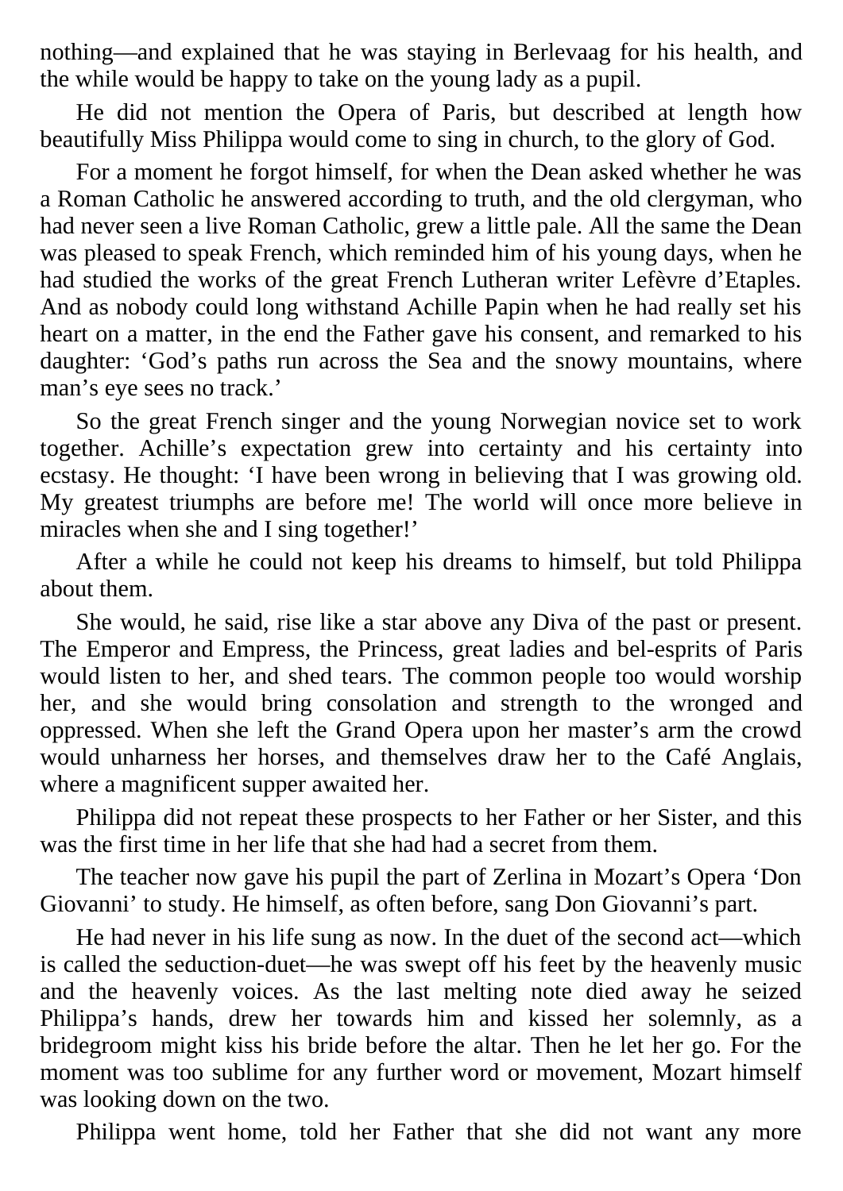nothing—and explained that he was staying in Berlevaag for his health, and the while would be happy to take on the young lady as a pupil.

He did not mention the Opera of Paris, but described at length how beautifully Miss Philippa would come to sing in church, to the glory of God.

For a moment he forgot himself, for when the Dean asked whether he was a Roman Catholic he answered according to truth, and the old clergyman, who had never seen a live Roman Catholic, grew a little pale. All the same the Dean was pleased to speak French, which reminded him of his young days, when he had studied the works of the great French Lutheran writer Lefèvre d'Etaples. And as nobody could long withstand Achille Papin when he had really set his heart on a matter, in the end the Father gave his consent, and remarked to his daughter: 'God's paths run across the Sea and the snowy mountains, where man's eye sees no track.'

So the great French singer and the young Norwegian novice set to work together. Achille's expectation grew into certainty and his certainty into ecstasy. He thought: 'I have been wrong in believing that I was growing old. My greatest triumphs are before me! The world will once more believe in miracles when she and I sing together!'

After a while he could not keep his dreams to himself, but told Philippa about them.

She would, he said, rise like a star above any Diva of the past or present. The Emperor and Empress, the Princess, great ladies and bel-esprits of Paris would listen to her, and shed tears. The common people too would worship her, and she would bring consolation and strength to the wronged and oppressed. When she left the Grand Opera upon her master's arm the crowd would unharness her horses, and themselves draw her to the Café Anglais, where a magnificent supper awaited her.

Philippa did not repeat these prospects to her Father or her Sister, and this was the first time in her life that she had had a secret from them.

The teacher now gave his pupil the part of Zerlina in Mozart's Opera 'Don Giovanni' to study. He himself, as often before, sang Don Giovanni's part.

He had never in his life sung as now. In the duet of the second act—which is called the seduction-duet—he was swept off his feet by the heavenly music and the heavenly voices. As the last melting note died away he seized Philippa's hands, drew her towards him and kissed her solemnly, as a bridegroom might kiss his bride before the altar. Then he let her go. For the moment was too sublime for any further word or movement, Mozart himself was looking down on the two.

Philippa went home, told her Father that she did not want any more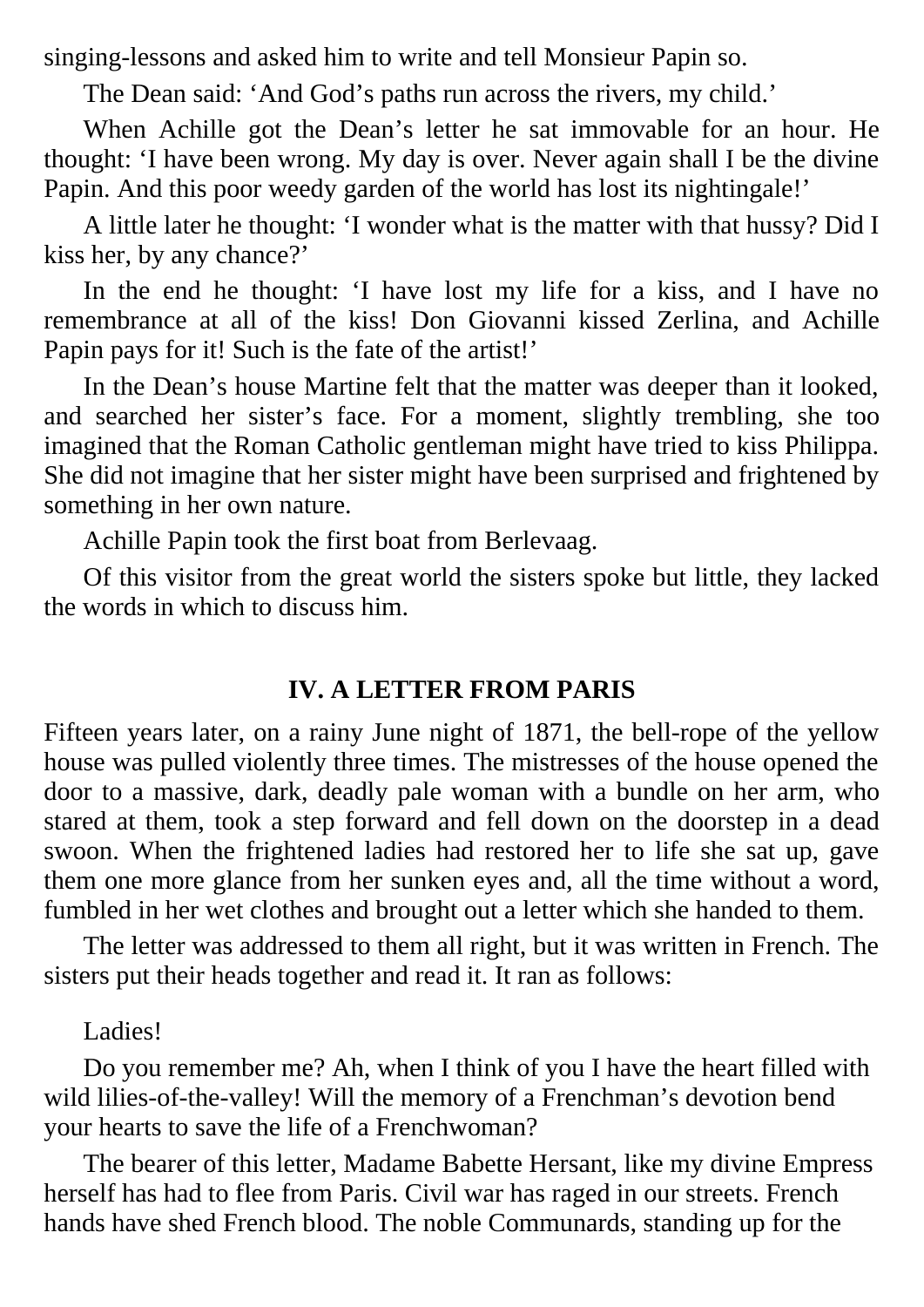singing-lessons and asked him to write and tell Monsieur Papin so.

The Dean said: ‘And God’s paths run across the rivers, my child.’

When Achille got the Dean’s letter he sat immovable for an hour. He thought: ‘I have been wrong. My day is over. Never again shall I be the divine Papin. And this poor weedy garden of the world has lost its nightingale!’

A little later he thought: ‘I wonder what is the matter with that hussy? Did I kiss her, by any chance?’

In the end he thought: ‘I have lost my life for a kiss, and I have no remembrance at all of the kiss! Don Giovanni kissed Zerlina, and Achille Papin pays for it! Such is the fate of the artist!’

In the Dean’s house Martine felt that the matter was deeper than it looked, and searched her sister’s face. For a moment, slightly trembling, she too imagined that the Roman Catholic gentleman might have tried to kiss Philippa. She did not imagine that her sister might have been surprised and frightened by something in her own nature.

Achille Papin took the first boat from Berlevaag.

Of this visitor from the great world the sisters spoke but little, they lacked the words in which to discuss him.

## IV. A LETTER FROM PARIS

Fifteen years later, on a rainy June night of 1871, the bell-rope of the yellow house was pulled violently three times. The mistresses of the house opened the door to a massive, dark, deadly pale woman with a bundle on her arm, who stared at them, took a step forward and fell down on the doorstep in a dead swoon. When the frightened ladies had restored her to life she sat up, gave them one more glance from her sunken eyes and, all the time without a word, fumbled in her wet clothes and brought out a letter which she handed to them.

The letter was addressed to them all right, but it was written in French. The sisters put their heads together and read it. It ran as follows:

Ladies!

Do you remember me? Ah, when I think of you I have the heart filled with wild lilies-of-the-valley! Will the memory of a Frenchman’s devotion bend your hearts to save the life of a Frenchwoman?

The bearer of this letter, Madame Babette Hersant, like my divine Empress herself has had to flee from Paris. Civil war has raged in our streets. French hands have shed French blood. The noble Communards, standing up for the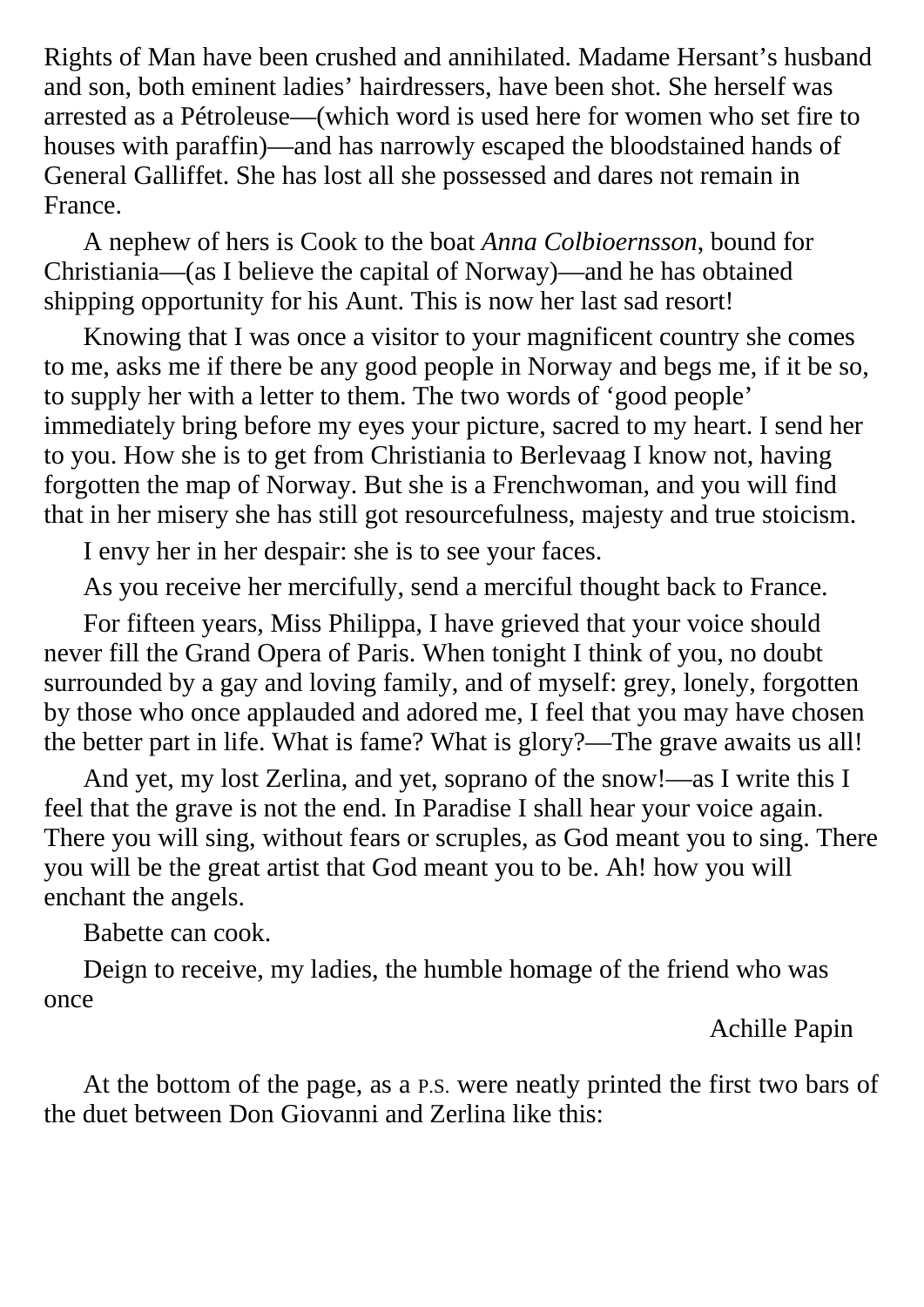Rights of Man have been crushed and annihilated. Madame Hersant's husband and son, both eminent ladies' hairdressers, have been shot. She herself was arrested as a Pétroleuse—(which word is used here for women who set fire to houses with paraffin)—and has narrowly escaped the bloodstained hands of General Galliffet. She has lost all she possessed and dares not remain in France.

A nephew of hers is Cook to the boat *Anna Colbioernsson*, bound for Christiania—(as I believe the capital of Norway)—and he has obtained shipping opportunity for his Aunt. This is now her last sad resort!

Knowing that I was once a visitor to your magnificent country she comes to me, asks me if there be any good people in Norway and begs me, if it be so, to supply her with a letter to them. The two words of 'good people' immediately bring before my eyes your picture, sacred to my heart. I send her to you. How she is to get from Christiania to Berlevaag I know not, having forgotten the map of Norway. But she is a Frenchwoman, and you will find that in her misery she has still got resourcefulness, majesty and true stoicism.

I envy her in her despair: she is to see your faces.

As you receive her mercifully, send a merciful thought back to France.

For fifteen years, Miss Philippa, I have grieved that your voice should never fill the Grand Opera of Paris. When tonight I think of you, no doubt surrounded by a gay and loving family, and of myself: grey, lonely, forgotten by those who once applauded and adored me, I feel that you may have chosen the better part in life. What is fame? What is glory?—The grave awaits us all!

And yet, my lost Zerlina, and yet, soprano of the snow!—as I write this I feel that the grave is not the end. In Paradise I shall hear your voice again. There you will sing, without fears or scruples, as God meant you to sing. There you will be the great artist that God meant you to be. Ah! how you will enchant the angels.

Babette can cook.

Deign to receive, my ladies, the humble homage of the friend who was once

Achille Papin

At the bottom of the page, as a P.S. were neatly printed the first two bars of the duet between Don Giovanni and Zerlina like this: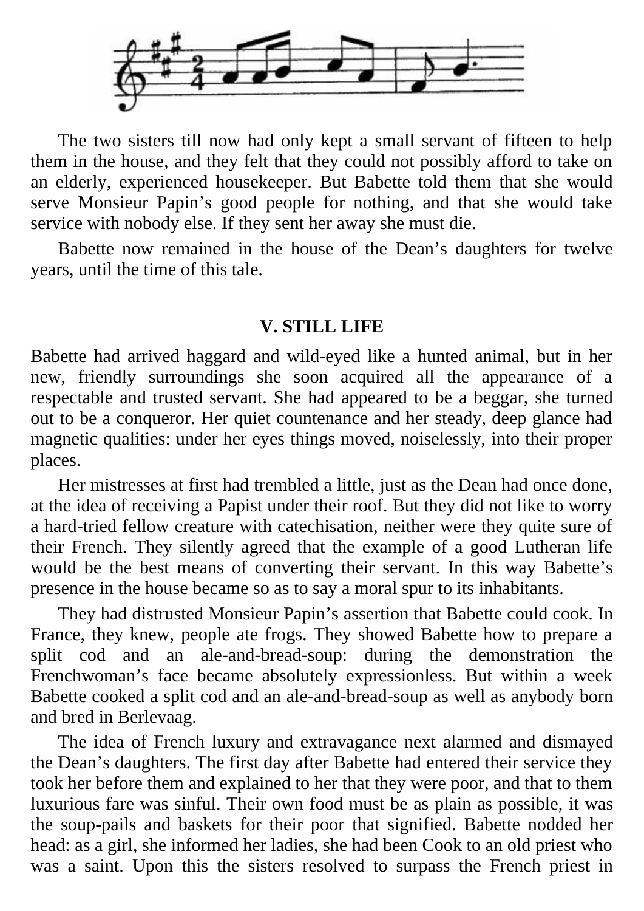The two sisters till now had only kept a small servant of fifteen to help them in the house, and they felt that they could not possibly afford to take on an elderly, experienced housekeeper. But Babette told them that she would serve Monsieur Papin's good people for nothing, and that she would take service with nobody else. If they sent her away she must die.

Babette now remained in the house of the Dean's daughters for twelve years, until the time of this tale.

## V. STILL LIFE

Babette had arrived haggard and wild-eyed like a hunted animal, but in her new, friendly surroundings she soon acquired all the appearance of a respectable and trusted servant. She had appeared to be a beggar, she turned out to be a conqueror. Her quiet countenance and her steady, deep glance had magnetic qualities: under her eyes things moved, noiselessly, into their proper places.

Her mistresses at first had trembled a little, just as the Dean had once done, at the idea of receiving a Papist under their roof. But they did not like to worry a hard-tried fellow creature with catechisation, neither were they quite sure of their French. They silently agreed that the example of a good Lutheran life would be the best means of converting their servant. In this way Babette's presence in the house became so as to say a moral spur to its inhabitants.

They had distrusted Monsieur Papin's assertion that Babette could cook. In France, they knew, people ate frogs. They showed Babette how to prepare a split cod and an ale-and-bread-soup: during the demonstration the Frenchwoman's face became absolutely expressionless. But within a week Babette cooked a split cod and an ale-and-bread-soup as well as anybody born and bred in Berlevaag.

The idea of French luxury and extravagance next alarmed and dismayed the Dean's daughters. The first day after Babette had entered their service they took her before them and explained to her that they were poor, and that to them luxurious fare was sinful. Their own food must be as plain as possible, it was the soup-pails and baskets for their poor that signified. Babette nodded her head: as a girl, she informed her ladies, she had been Cook to an old priest who was a saint. Upon this the sisters resolved to surpass the French priest in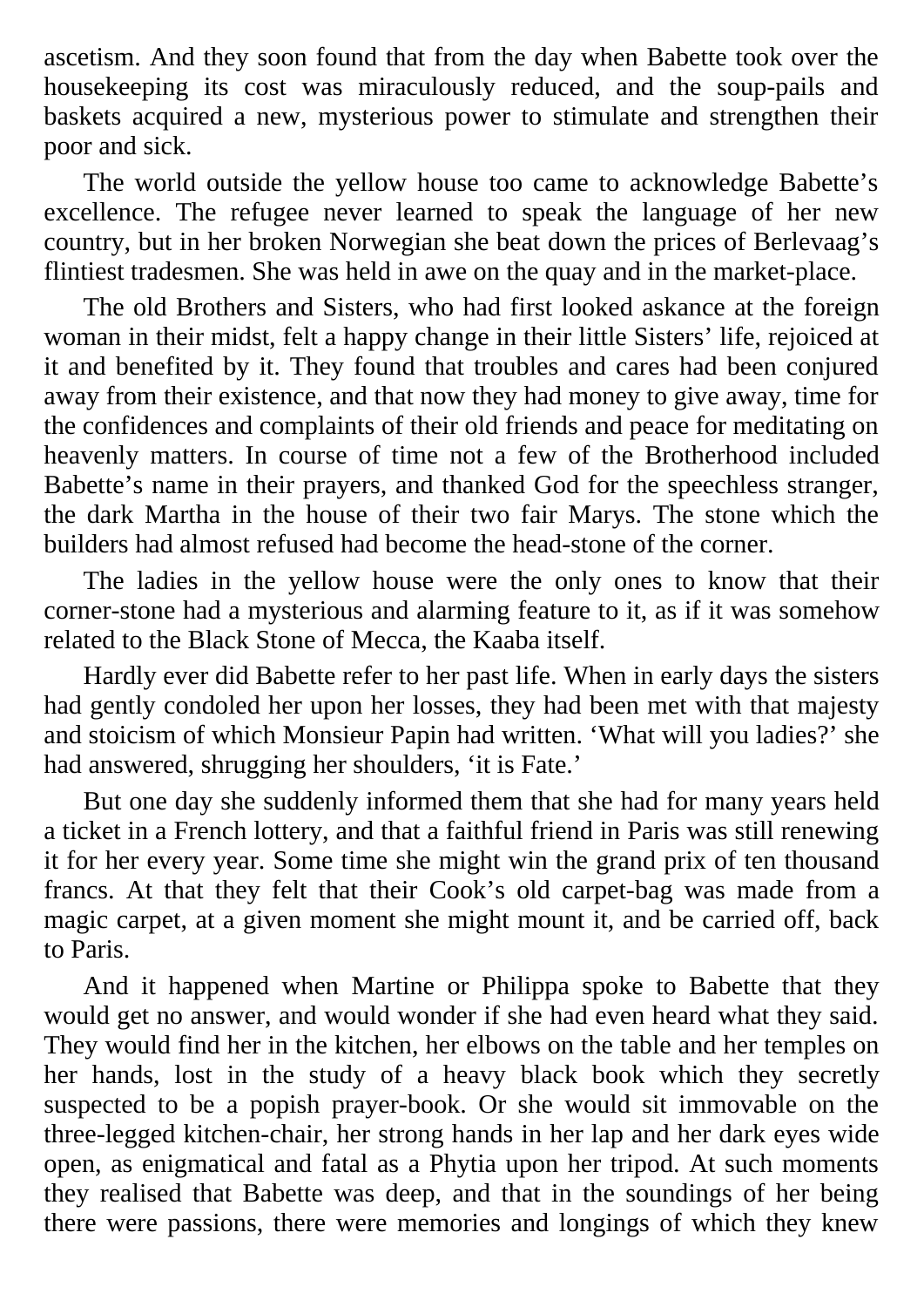ascetism. And they soon found that from the day when Babette took over the housekeeping its cost was miraculously reduced, and the soup-pails and baskets acquired a new, mysterious power to stimulate and strengthen their poor and sick.

The world outside the yellow house too came to acknowledge Babette's excellence. The refugee never learned to speak the language of her new country, but in her broken Norwegian she beat down the prices of Berlevaag's flintiest tradesmen. She was held in awe on the quay and in the market-place.

The old Brothers and Sisters, who had first looked askance at the foreign woman in their midst, felt a happy change in their little Sisters' life, rejoiced at it and benefited by it. They found that troubles and cares had been conjured away from their existence, and that now they had money to give away, time for the confidences and complaints of their old friends and peace for meditating on heavenly matters. In course of time not a few of the Brotherhood included Babette's name in their prayers, and thanked God for the speechless stranger, the dark Martha in the house of their two fair Marys. The stone which the builders had almost refused had become the head-stone of the corner.

The ladies in the yellow house were the only ones to know that their corner-stone had a mysterious and alarming feature to it, as if it was somehow related to the Black Stone of Mecca, the Kaaba itself.

Hardly ever did Babette refer to her past life. When in early days the sisters had gently condoled her upon her losses, they had been met with that majesty and stoicism of which Monsieur Papin had written. 'What will you ladies?' she had answered, shrugging her shoulders, 'it is Fate.'

But one day she suddenly informed them that she had for many years held a ticket in a French lottery, and that a faithful friend in Paris was still renewing it for her every year. Some time she might win the grand prix of ten thousand francs. At that they felt that their Cook's old carpet-bag was made from a magic carpet, at a given moment she might mount it, and be carried off, back to Paris.

And it happened when Martine or Philippa spoke to Babette that they would get no answer, and would wonder if she had even heard what they said. They would find her in the kitchen, her elbows on the table and her temples on her hands, lost in the study of a heavy black book which they secretly suspected to be a popish prayer-book. Or she would sit immovable on the three-legged kitchen-chair, her strong hands in her lap and her dark eyes wide open, as enigmatical and fatal as a Phytia upon her tripod. At such moments they realised that Babette was deep, and that in the soundings of her being there were passions, there were memories and longings of which they knew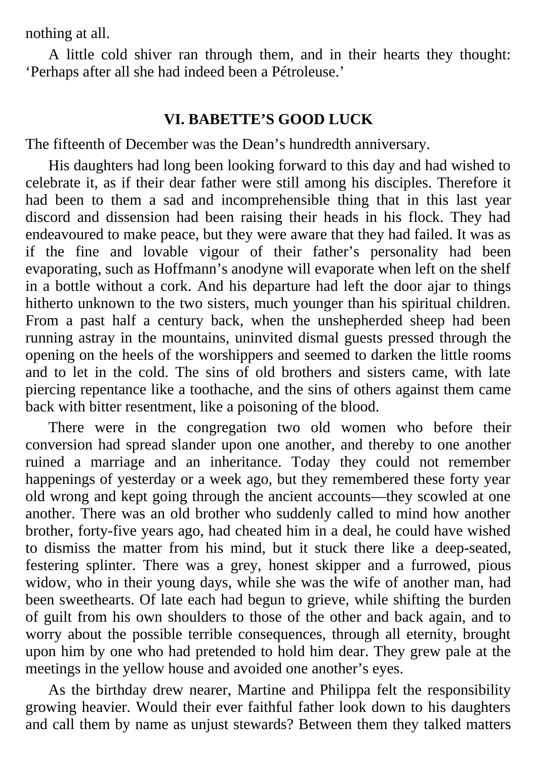nothing at all.

A little cold shiver ran through them, and in their hearts they thought: ‘Perhaps after all she had indeed been a Pétroleuse.’

## VI. BABETTE’S GOOD LUCK

The fifteenth of December was the Dean’s hundredth anniversary.

His daughters had long been looking forward to this day and had wished to celebrate it, as if their dear father were still among his disciples. Therefore it had been to them a sad and incomprehensible thing that in this last year discord and dissension had been raising their heads in his flock. They had endeavoured to make peace, but they were aware that they had failed. It was as if the fine and lovable vigour of their father’s personality had been evaporating, such as Hoffmann’s anodyne will evaporate when left on the shelf in a bottle without a cork. And his departure had left the door ajar to things hitherto unknown to the two sisters, much younger than his spiritual children. From a past half a century back, when the unshepherded sheep had been running astray in the mountains, uninvited dismal guests pressed through the opening on the heels of the worshippers and seemed to darken the little rooms and to let in the cold. The sins of old brothers and sisters came, with late piercing repentance like a toothache, and the sins of others against them came back with bitter resentment, like a poisoning of the blood.

There were in the congregation two old women who before their conversion had spread slander upon one another, and thereby to one another ruined a marriage and an inheritance. Today they could not remember happenings of yesterday or a week ago, but they remembered these forty year old wrong and kept going through the ancient accounts—they scowled at one another. There was an old brother who suddenly called to mind how another brother, forty-five years ago, had cheated him in a deal, he could have wished to dismiss the matter from his mind, but it stuck there like a deep-seated, festering splinter. There was a grey, honest skipper and a furrowed, pious widow, who in their young days, while she was the wife of another man, had been sweethearts. Of late each had begun to grieve, while shifting the burden of guilt from his own shoulders to those of the other and back again, and to worry about the possible terrible consequences, through all eternity, brought upon him by one who had pretended to hold him dear. They grew pale at the meetings in the yellow house and avoided one another’s eyes.

As the birthday drew nearer, Martine and Philippa felt the responsibility growing heavier. Would their ever faithful father look down to his daughters and call them by name as unjust stewards? Between them they talked matters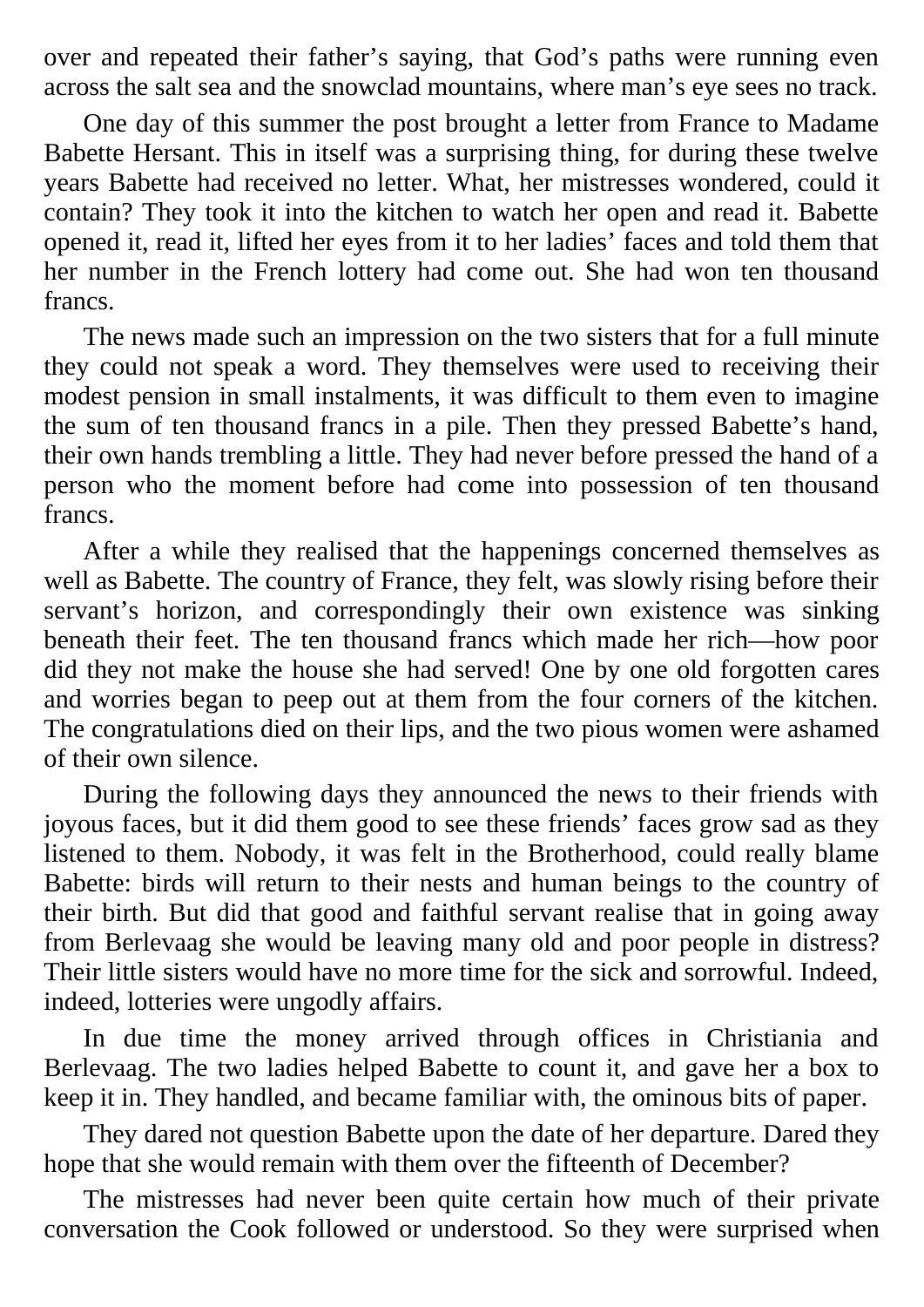over and repeated their father's saying, that God's paths were running even across the salt sea and the snowclad mountains, where man's eye sees no track.

One day of this summer the post brought a letter from France to Madame Babette Hersant. This in itself was a surprising thing, for during these twelve years Babette had received no letter. What, her mistresses wondered, could it contain? They took it into the kitchen to watch her open and read it. Babette opened it, read it, lifted her eyes from it to her ladies' faces and told them that her number in the French lottery had come out. She had won ten thousand francs.

The news made such an impression on the two sisters that for a full minute they could not speak a word. They themselves were used to receiving their modest pension in small instalments, it was difficult to them even to imagine the sum of ten thousand francs in a pile. Then they pressed Babette's hand, their own hands trembling a little. They had never before pressed the hand of a person who the moment before had come into possession of ten thousand francs.

After a while they realised that the happenings concerned themselves as well as Babette. The country of France, they felt, was slowly rising before their servant's horizon, and correspondingly their own existence was sinking beneath their feet. The ten thousand francs which made her rich—how poor did they not make the house she had served! One by one old forgotten cares and worries began to peep out at them from the four corners of the kitchen. The congratulations died on their lips, and the two pious women were ashamed of their own silence.

During the following days they announced the news to their friends with joyous faces, but it did them good to see these friends' faces grow sad as they listened to them. Nobody, it was felt in the Brotherhood, could really blame Babette: birds will return to their nests and human beings to the country of their birth. But did that good and faithful servant realise that in going away from Berlevaag she would be leaving many old and poor people in distress? Their little sisters would have no more time for the sick and sorrowful. Indeed, indeed, lotteries were ungodly affairs.

In due time the money arrived through offices in Christiania and Berlevaag. The two ladies helped Babette to count it, and gave her a box to keep it in. They handled, and became familiar with, the ominous bits of paper.

They dared not question Babette upon the date of her departure. Dared they hope that she would remain with them over the fifteenth of December?

The mistresses had never been quite certain how much of their private conversation the Cook followed or understood. So they were surprised when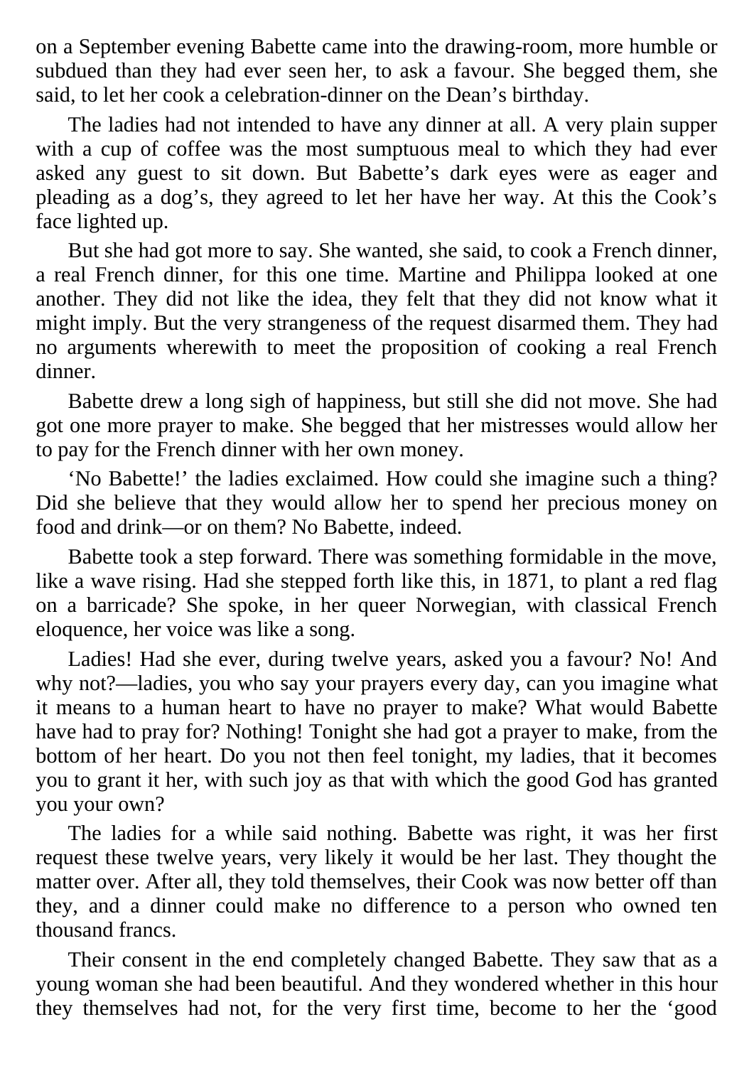on a September evening Babette came into the drawing-room, more humble or subdued than they had ever seen her, to ask a favour. She begged them, she said, to let her cook a celebration-dinner on the Dean's birthday.

The ladies had not intended to have any dinner at all. A very plain supper with a cup of coffee was the most sumptuous meal to which they had ever asked any guest to sit down. But Babette's dark eyes were as eager and pleading as a dog's, they agreed to let her have her way. At this the Cook's face lighted up.

But she had got more to say. She wanted, she said, to cook a French dinner, a real French dinner, for this one time. Martine and Philippa looked at one another. They did not like the idea, they felt that they did not know what it might imply. But the very strangeness of the request disarmed them. They had no arguments wherewith to meet the proposition of cooking a real French dinner.

Babette drew a long sigh of happiness, but still she did not move. She had got one more prayer to make. She begged that her mistresses would allow her to pay for the French dinner with her own money.

'No Babette!' the ladies exclaimed. How could she imagine such a thing? Did she believe that they would allow her to spend her precious money on food and drink—or on them? No Babette, indeed.

Babette took a step forward. There was something formidable in the move, like a wave rising. Had she stepped forth like this, in 1871, to plant a red flag on a barricade? She spoke, in her queer Norwegian, with classical French eloquence, her voice was like a song.

Ladies! Had she ever, during twelve years, asked you a favour? No! And why not?—ladies, you who say your prayers every day, can you imagine what it means to a human heart to have no prayer to make? What would Babette have had to pray for? Nothing! Tonight she had got a prayer to make, from the bottom of her heart. Do you not then feel tonight, my ladies, that it becomes you to grant it her, with such joy as that with which the good God has granted you your own?

The ladies for a while said nothing. Babette was right, it was her first request these twelve years, very likely it would be her last. They thought the matter over. After all, they told themselves, their Cook was now better off than they, and a dinner could make no difference to a person who owned ten thousand francs.

Their consent in the end completely changed Babette. They saw that as a young woman she had been beautiful. And they wondered whether in this hour they themselves had not, for the very first time, become to her the 'good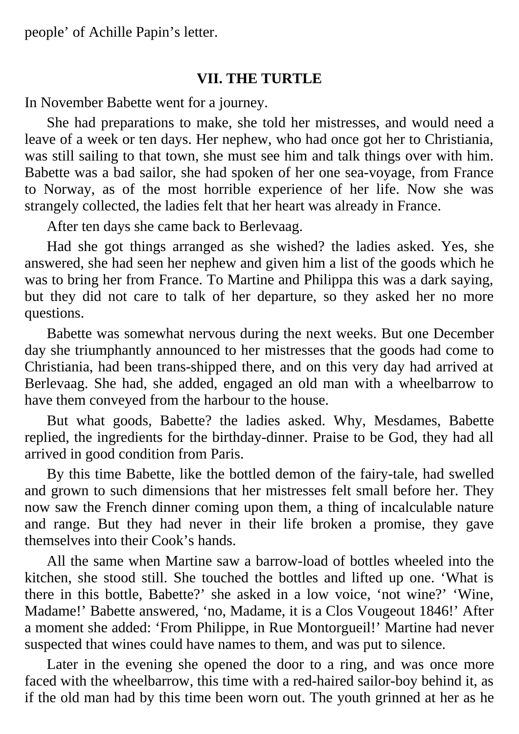people' of Achille Papin's letter.

### VII. THE TURTLE

In November Babette went for a journey.

She had preparations to make, she told her mistresses, and would need a leave of a week or ten days. Her nephew, who had once got her to Christiania, was still sailing to that town, she must see him and talk things over with him. Babette was a bad sailor, she had spoken of her one sea-voyage, from France to Norway, as of the most horrible experience of her life. Now she was strangely collected, the ladies felt that her heart was already in France.

After ten days she came back to Berlevaag.

Had she got things arranged as she wished? the ladies asked. Yes, she answered, she had seen her nephew and given him a list of the goods which he was to bring her from France. To Martine and Philippa this was a dark saying, but they did not care to talk of her departure, so they asked her no more questions.

Babette was somewhat nervous during the next weeks. But one December day she triumphantly announced to her mistresses that the goods had come to Christiania, had been trans-shipped there, and on this very day had arrived at Berlevaag. She had, she added, engaged an old man with a wheelbarrow to have them conveyed from the harbour to the house.

But what goods, Babette? the ladies asked. Why, Mesdames, Babette replied, the ingredients for the birthday-dinner. Praise to be God, they had all arrived in good condition from Paris.

By this time Babette, like the bottled demon of the fairy-tale, had swelled and grown to such dimensions that her mistresses felt small before her. They now saw the French dinner coming upon them, a thing of incalculable nature and range. But they had never in their life broken a promise, they gave themselves into their Cook's hands.

All the same when Martine saw a barrow-load of bottles wheeled into the kitchen, she stood still. She touched the bottles and lifted up one. 'What is there in this bottle, Babette?' she asked in a low voice, 'not wine?' 'Wine, Madame!' Babette answered, 'no, Madame, it is a Clos Vougeout 1846!' After a moment she added: 'From Philippe, in Rue Montorgueil!' Martine had never suspected that wines could have names to them, and was put to silence.

Later in the evening she opened the door to a ring, and was once more faced with the wheelbarrow, this time with a red-haired sailor-boy behind it, as if the old man had by this time been worn out. The youth grinned at her as he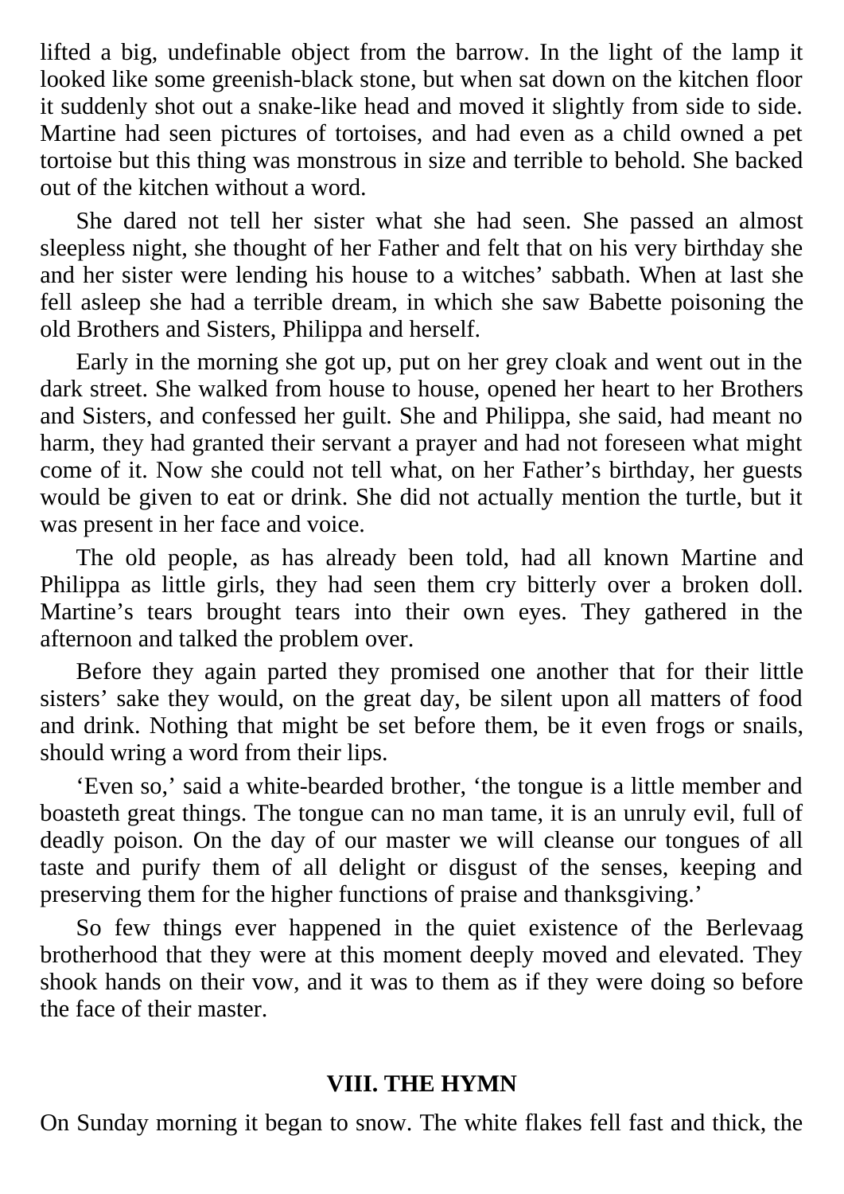lifted a big, undefinable object from the barrow. In the light of the lamp it looked like some greenish-black stone, but when sat down on the kitchen floor it suddenly shot out a snake-like head and moved it slightly from side to side. Martine had seen pictures of tortoises, and had even as a child owned a pet tortoise but this thing was monstrous in size and terrible to behold. She backed out of the kitchen without a word.

She dared not tell her sister what she had seen. She passed an almost sleepless night, she thought of her Father and felt that on his very birthday she and her sister were lending his house to a witches' sabbath. When at last she fell asleep she had a terrible dream, in which she saw Babette poisoning the old Brothers and Sisters, Philippa and herself.

Early in the morning she got up, put on her grey cloak and went out in the dark street. She walked from house to house, opened her heart to her Brothers and Sisters, and confessed her guilt. She and Philippa, she said, had meant no harm, they had granted their servant a prayer and had not foreseen what might come of it. Now she could not tell what, on her Father's birthday, her guests would be given to eat or drink. She did not actually mention the turtle, but it was present in her face and voice.

The old people, as has already been told, had all known Martine and Philippa as little girls, they had seen them cry bitterly over a broken doll. Martine's tears brought tears into their own eyes. They gathered in the afternoon and talked the problem over.

Before they again parted they promised one another that for their little sisters' sake they would, on the great day, be silent upon all matters of food and drink. Nothing that might be set before them, be it even frogs or snails, should wring a word from their lips.

'Even so,' said a white-bearded brother, 'the tongue is a little member and boasteth great things. The tongue can no man tame, it is an unruly evil, full of deadly poison. On the day of our master we will cleanse our tongues of all taste and purify them of all delight or disgust of the senses, keeping and preserving them for the higher functions of praise and thanksgiving.'

So few things ever happened in the quiet existence of the Berlevaag brotherhood that they were at this moment deeply moved and elevated. They shook hands on their vow, and it was to them as if they were doing so before the face of their master.

## VIII. THE HYMN

On Sunday morning it began to snow. The white flakes fell fast and thick, the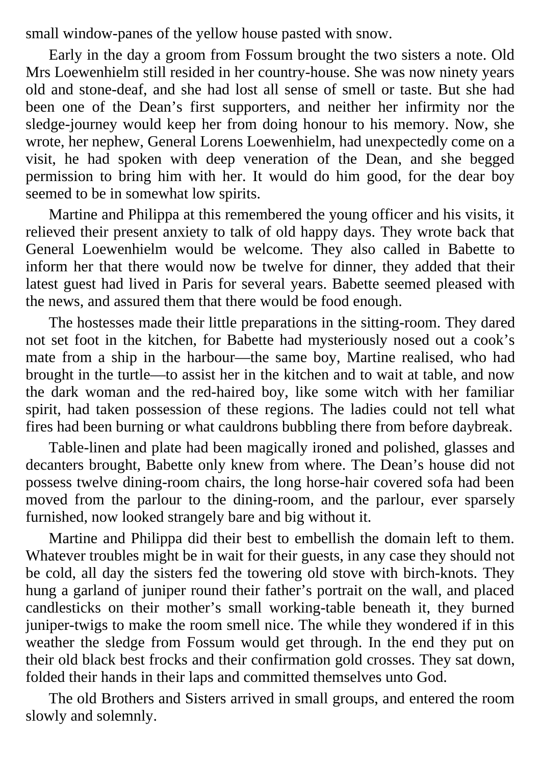small window-panes of the yellow house pasted with snow.

Early in the day a groom from Fossum brought the two sisters a note. Old Mrs Loewenhielm still resided in her country-house. She was now ninety years old and stone-deaf, and she had lost all sense of smell or taste. But she had been one of the Dean's first supporters, and neither her infirmity nor the sledge-journey would keep her from doing honour to his memory. Now, she wrote, her nephew, General Lorens Loewenhielm, had unexpectedly come on a visit, he had spoken with deep veneration of the Dean, and she begged permission to bring him with her. It would do him good, for the dear boy seemed to be in somewhat low spirits.

Martine and Philippa at this remembered the young officer and his visits, it relieved their present anxiety to talk of old happy days. They wrote back that General Loewenhielm would be welcome. They also called in Babette to inform her that there would now be twelve for dinner, they added that their latest guest had lived in Paris for several years. Babette seemed pleased with the news, and assured them that there would be food enough.

The hostesses made their little preparations in the sitting-room. They dared not set foot in the kitchen, for Babette had mysteriously nosed out a cook's mate from a ship in the harbour—the same boy, Martine realised, who had brought in the turtle—to assist her in the kitchen and to wait at table, and now the dark woman and the red-haired boy, like some witch with her familiar spirit, had taken possession of these regions. The ladies could not tell what fires had been burning or what cauldrons bubbling there from before daybreak.

Table-linen and plate had been magically ironed and polished, glasses and decanters brought, Babette only knew from where. The Dean's house did not possess twelve dining-room chairs, the long horse-hair covered sofa had been moved from the parlour to the dining-room, and the parlour, ever sparsely furnished, now looked strangely bare and big without it.

Martine and Philippa did their best to embellish the domain left to them. Whatever troubles might be in wait for their guests, in any case they should not be cold, all day the sisters fed the towering old stove with birch-knots. They hung a garland of juniper round their father's portrait on the wall, and placed candlesticks on their mother's small working-table beneath it, they burned juniper-twigs to make the room smell nice. The while they wondered if in this weather the sledge from Fossum would get through. In the end they put on their old black best frocks and their confirmation gold crosses. They sat down, folded their hands in their laps and committed themselves unto God.

The old Brothers and Sisters arrived in small groups, and entered the room slowly and solemnly.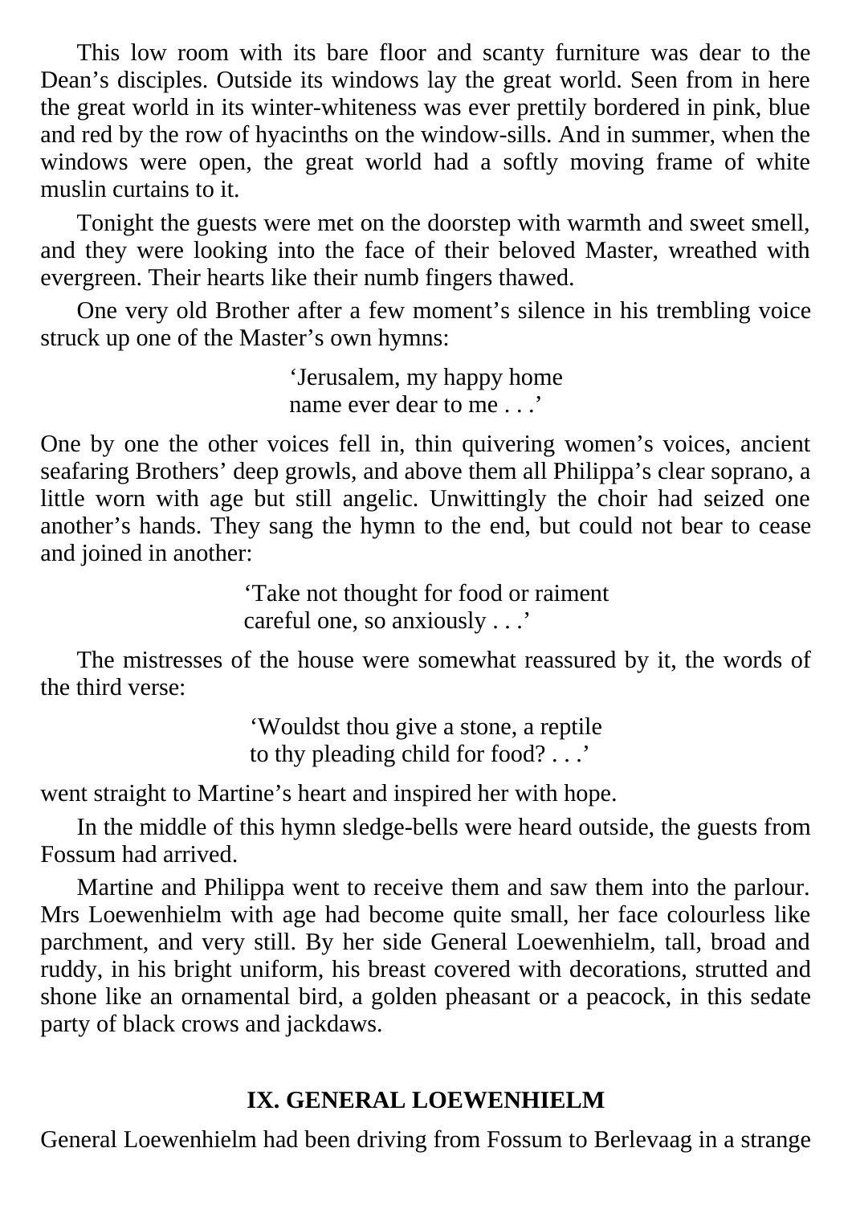This low room with its bare floor and scanty furniture was dear to the Dean's disciples. Outside its windows lay the great world. Seen from in here the great world in its winter-whiteness was ever prettily bordered in pink, blue and red by the row of hyacinths on the window-sills. And in summer, when the windows were open, the great world had a softly moving frame of white muslin curtains to it.

Tonight the guests were met on the doorstep with warmth and sweet smell, and they were looking into the face of their beloved Master, wreathed with evergreen. Their hearts like their numb fingers thawed.

One very old Brother after a few moment's silence in his trembling voice struck up one of the Master's own hymns:

> 'Jerusalem, my happy home
> name ever dear to me . . .'

One by one the other voices fell in, thin quivering women's voices, ancient seafaring Brothers' deep growls, and above them all Philippa's clear soprano, a little worn with age but still angelic. Unwittingly the choir had seized one another's hands. They sang the hymn to the end, but could not bear to cease and joined in another:

> 'Take not thought for food or raiment
> careful one, so anxiously . . .'

The mistresses of the house were somewhat reassured by it, the words of the third verse:

> 'Wouldst thou give a stone, a reptile
> to thy pleading child for food? . . .'

went straight to Martine's heart and inspired her with hope.

In the middle of this hymn sledge-bells were heard outside, the guests from Fossum had arrived.

Martine and Philippa went to receive them and saw them into the parlour. Mrs Loewenhielm with age had become quite small, her face colourless like parchment, and very still. By her side General Loewenhielm, tall, broad and ruddy, in his bright uniform, his breast covered with decorations, strutted and shone like an ornamental bird, a golden pheasant or a peacock, in this sedate party of black crows and jackdaws.

## IX. GENERAL LOEWENHIELM

General Loewenhielm had been driving from Fossum to Berlevaag in a strange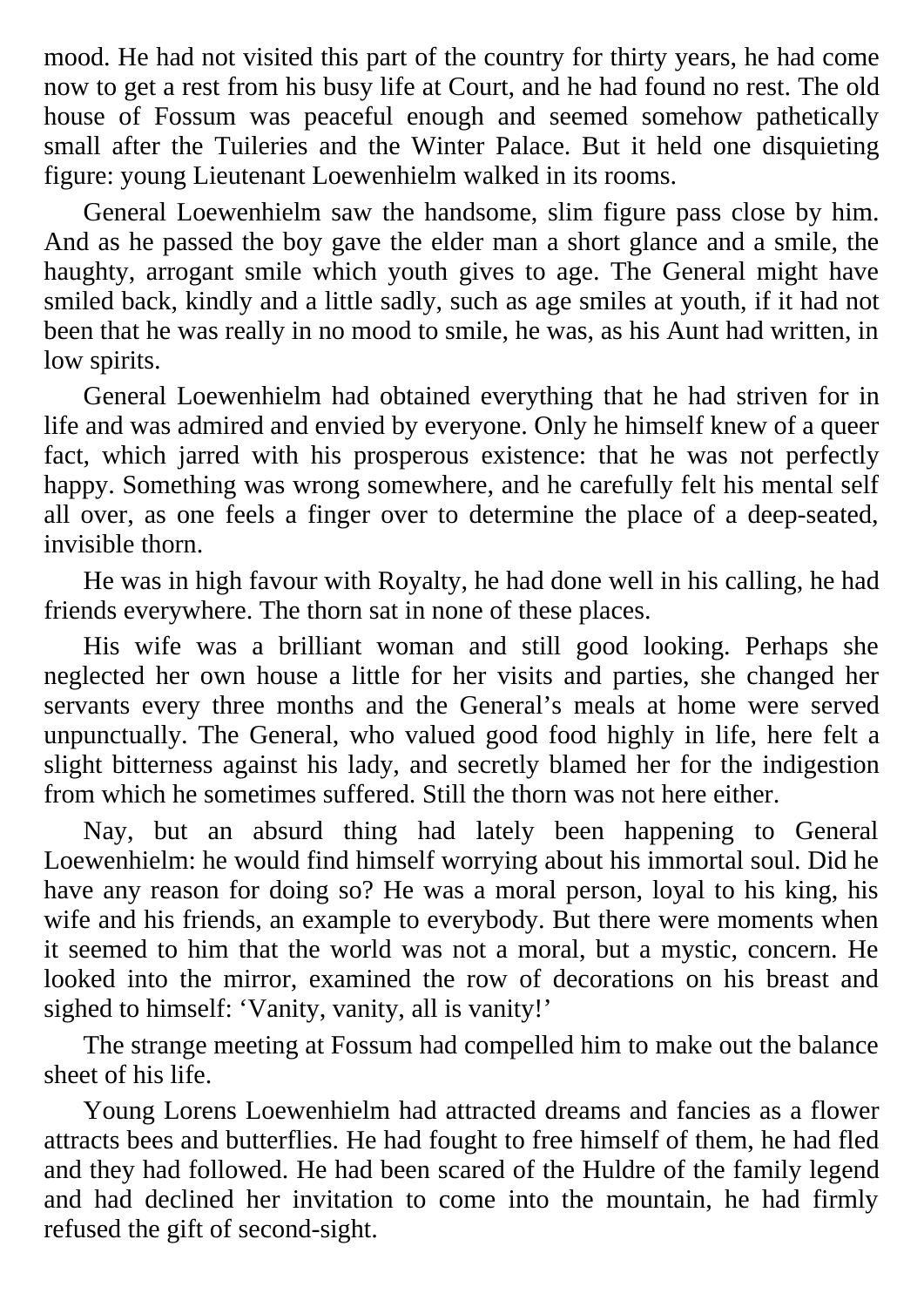mood. He had not visited this part of the country for thirty years, he had come now to get a rest from his busy life at Court, and he had found no rest. The old house of Fossum was peaceful enough and seemed somehow pathetically small after the Tuileries and the Winter Palace. But it held one disquieting figure: young Lieutenant Loewenhielm walked in its rooms.

General Loewenhielm saw the handsome, slim figure pass close by him. And as he passed the boy gave the elder man a short glance and a smile, the haughty, arrogant smile which youth gives to age. The General might have smiled back, kindly and a little sadly, such as age smiles at youth, if it had not been that he was really in no mood to smile, he was, as his Aunt had written, in low spirits.

General Loewenhielm had obtained everything that he had striven for in life and was admired and envied by everyone. Only he himself knew of a queer fact, which jarred with his prosperous existence: that he was not perfectly happy. Something was wrong somewhere, and he carefully felt his mental self all over, as one feels a finger over to determine the place of a deep-seated, invisible thorn.

He was in high favour with Royalty, he had done well in his calling, he had friends everywhere. The thorn sat in none of these places.

His wife was a brilliant woman and still good looking. Perhaps she neglected her own house a little for her visits and parties, she changed her servants every three months and the General's meals at home were served unpunctually. The General, who valued good food highly in life, here felt a slight bitterness against his lady, and secretly blamed her for the indigestion from which he sometimes suffered. Still the thorn was not here either.

Nay, but an absurd thing had lately been happening to General Loewenhielm: he would find himself worrying about his immortal soul. Did he have any reason for doing so? He was a moral person, loyal to his king, his wife and his friends, an example to everybody. But there were moments when it seemed to him that the world was not a moral, but a mystic, concern. He looked into the mirror, examined the row of decorations on his breast and sighed to himself: 'Vanity, vanity, all is vanity!'

The strange meeting at Fossum had compelled him to make out the balance sheet of his life.

Young Lorens Loewenhielm had attracted dreams and fancies as a flower attracts bees and butterflies. He had fought to free himself of them, he had fled and they had followed. He had been scared of the Huldre of the family legend and had declined her invitation to come into the mountain, he had firmly refused the gift of second-sight.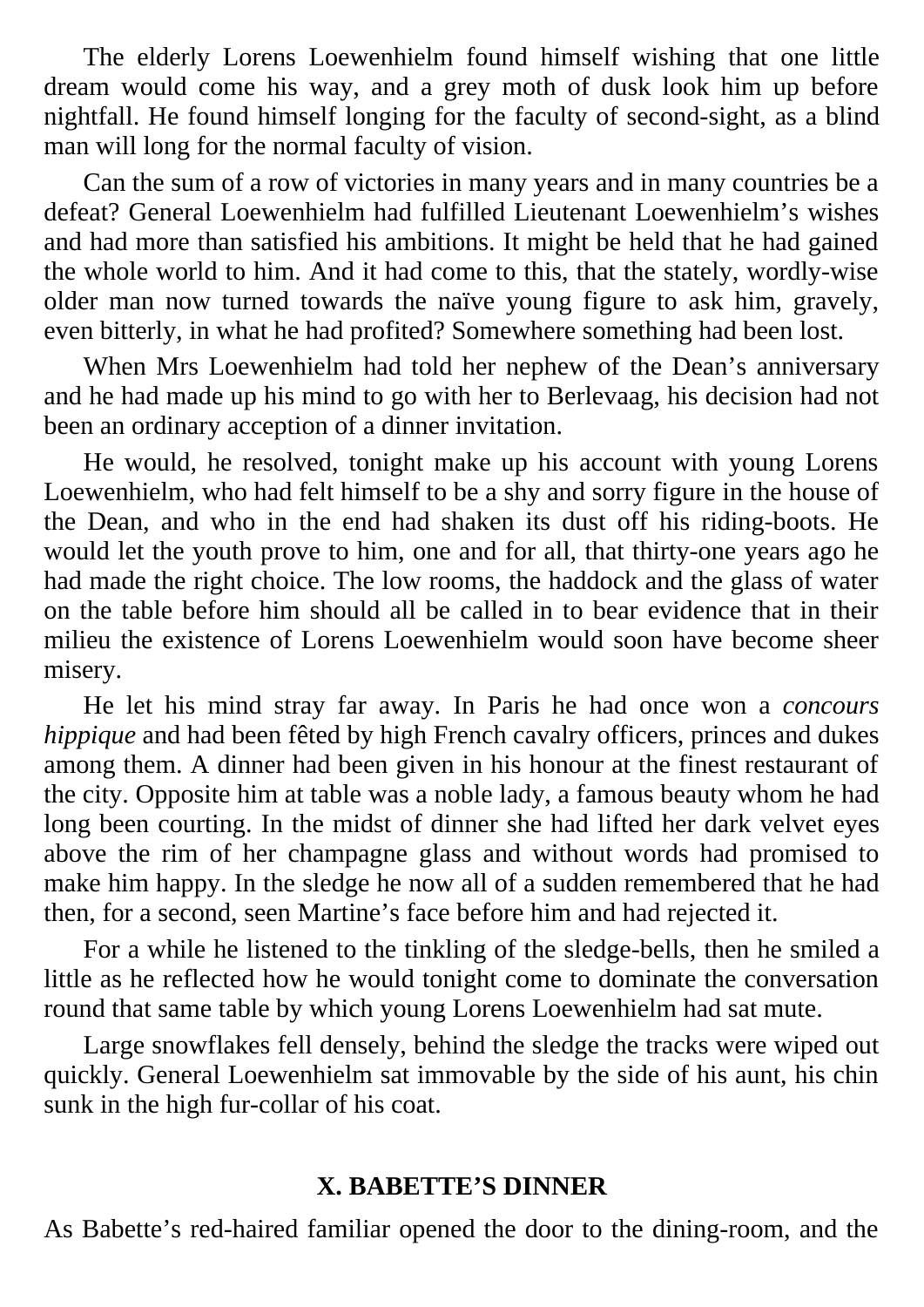The elderly Lorens Loewenhielm found himself wishing that one little dream would come his way, and a grey moth of dusk look him up before nightfall. He found himself longing for the faculty of second-sight, as a blind man will long for the normal faculty of vision.

Can the sum of a row of victories in many years and in many countries be a defeat? General Loewenhielm had fulfilled Lieutenant Loewenhielm's wishes and had more than satisfied his ambitions. It might be held that he had gained the whole world to him. And it had come to this, that the stately, wordly-wise older man now turned towards the naïve young figure to ask him, gravely, even bitterly, in what he had profited? Somewhere something had been lost.

When Mrs Loewenhielm had told her nephew of the Dean's anniversary and he had made up his mind to go with her to Berlevaag, his decision had not been an ordinary acception of a dinner invitation.

He would, he resolved, tonight make up his account with young Lorens Loewenhielm, who had felt himself to be a shy and sorry figure in the house of the Dean, and who in the end had shaken its dust off his riding-boots. He would let the youth prove to him, one and for all, that thirty-one years ago he had made the right choice. The low rooms, the haddock and the glass of water on the table before him should all be called in to bear evidence that in their milieu the existence of Lorens Loewenhielm would soon have become sheer misery.

He let his mind stray far away. In Paris he had once won a *concours hippique* and had been fêted by high French cavalry officers, princes and dukes among them. A dinner had been given in his honour at the finest restaurant of the city. Opposite him at table was a noble lady, a famous beauty whom he had long been courting. In the midst of dinner she had lifted her dark velvet eyes above the rim of her champagne glass and without words had promised to make him happy. In the sledge he now all of a sudden remembered that he had then, for a second, seen Martine's face before him and had rejected it.

For a while he listened to the tinkling of the sledge-bells, then he smiled a little as he reflected how he would tonight come to dominate the conversation round that same table by which young Lorens Loewenhielm had sat mute.

Large snowflakes fell densely, behind the sledge the tracks were wiped out quickly. General Loewenhielm sat immovable by the side of his aunt, his chin sunk in the high fur-collar of his coat.

## X. BABETTE'S DINNER

As Babette's red-haired familiar opened the door to the dining-room, and the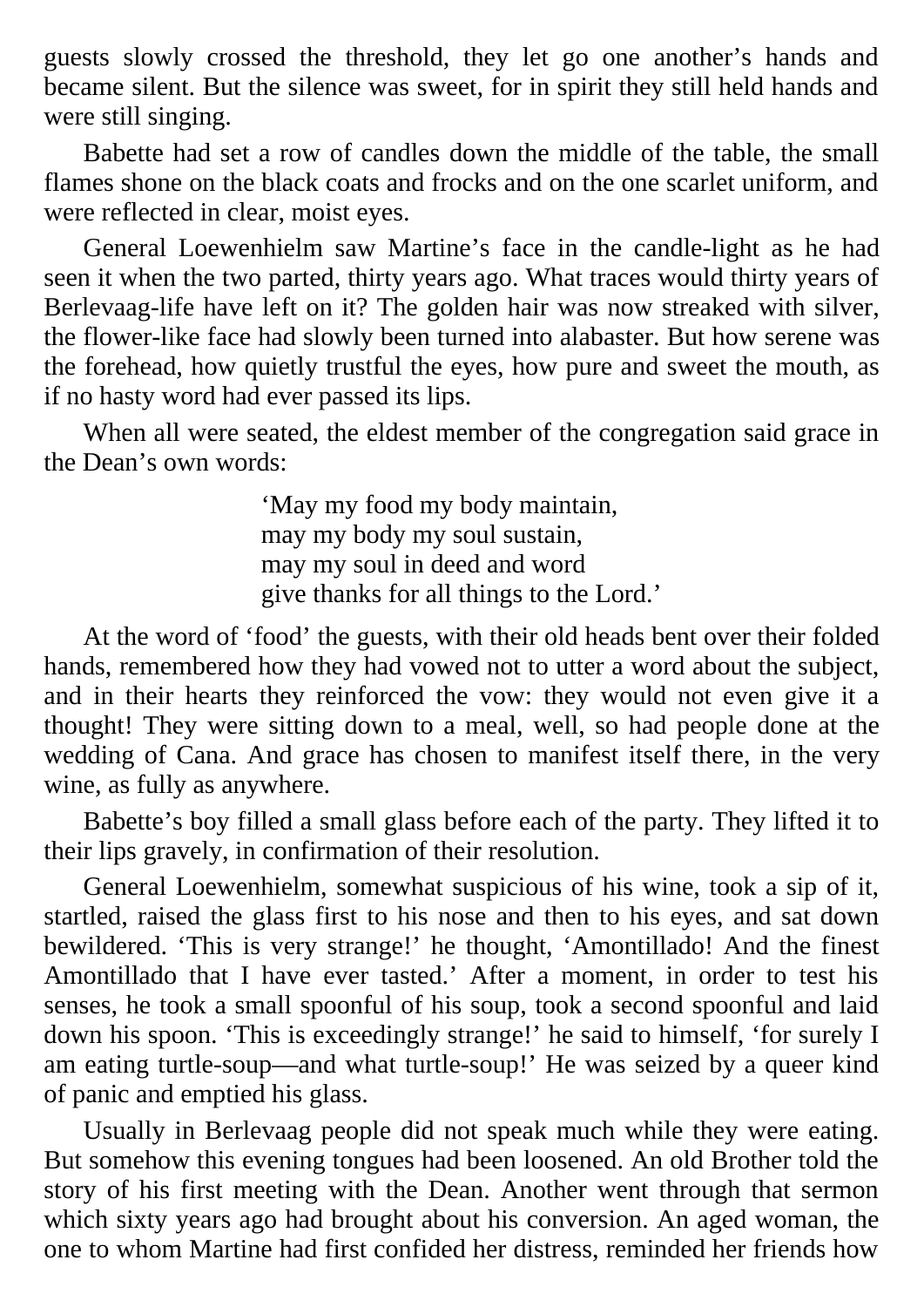guests slowly crossed the threshold, they let go one another's hands and became silent. But the silence was sweet, for in spirit they still held hands and were still singing.

Babette had set a row of candles down the middle of the table, the small flames shone on the black coats and frocks and on the one scarlet uniform, and were reflected in clear, moist eyes.

General Loewenhielm saw Martine's face in the candle-light as he had seen it when the two parted, thirty years ago. What traces would thirty years of Berlevaag-life have left on it? The golden hair was now streaked with silver, the flower-like face had slowly been turned into alabaster. But how serene was the forehead, how quietly trustful the eyes, how pure and sweet the mouth, as if no hasty word had ever passed its lips.

When all were seated, the eldest member of the congregation said grace in the Dean's own words:

> 'May my food my body maintain,
> may my body my soul sustain,
> may my soul in deed and word
> give thanks for all things to the Lord.'

At the word of 'food' the guests, with their old heads bent over their folded hands, remembered how they had vowed not to utter a word about the subject, and in their hearts they reinforced the vow: they would not even give it a thought! They were sitting down to a meal, well, so had people done at the wedding of Cana. And grace has chosen to manifest itself there, in the very wine, as fully as anywhere.

Babette's boy filled a small glass before each of the party. They lifted it to their lips gravely, in confirmation of their resolution.

General Loewenhielm, somewhat suspicious of his wine, took a sip of it, startled, raised the glass first to his nose and then to his eyes, and sat down bewildered. 'This is very strange!' he thought, 'Amontillado! And the finest Amontillado that I have ever tasted.' After a moment, in order to test his senses, he took a small spoonful of his soup, took a second spoonful and laid down his spoon. 'This is exceedingly strange!' he said to himself, 'for surely I am eating turtle-soup—and what turtle-soup!' He was seized by a queer kind of panic and emptied his glass.

Usually in Berlevaag people did not speak much while they were eating. But somehow this evening tongues had been loosened. An old Brother told the story of his first meeting with the Dean. Another went through that sermon which sixty years ago had brought about his conversion. An aged woman, the one to whom Martine had first confided her distress, reminded her friends how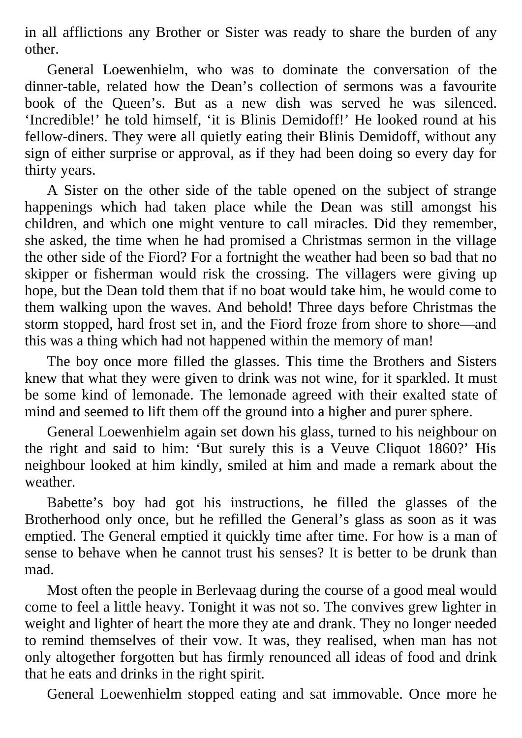in all afflictions any Brother or Sister was ready to share the burden of any other.

General Loewenhielm, who was to dominate the conversation of the dinner-table, related how the Dean's collection of sermons was a favourite book of the Queen's. But as a new dish was served he was silenced. 'Incredible!' he told himself, 'it is Blinis Demidoff!' He looked round at his fellow-diners. They were all quietly eating their Blinis Demidoff, without any sign of either surprise or approval, as if they had been doing so every day for thirty years.

A Sister on the other side of the table opened on the subject of strange happenings which had taken place while the Dean was still amongst his children, and which one might venture to call miracles. Did they remember, she asked, the time when he had promised a Christmas sermon in the village the other side of the Fiord? For a fortnight the weather had been so bad that no skipper or fisherman would risk the crossing. The villagers were giving up hope, but the Dean told them that if no boat would take him, he would come to them walking upon the waves. And behold! Three days before Christmas the storm stopped, hard frost set in, and the Fiord froze from shore to shore—and this was a thing which had not happened within the memory of man!

The boy once more filled the glasses. This time the Brothers and Sisters knew that what they were given to drink was not wine, for it sparkled. It must be some kind of lemonade. The lemonade agreed with their exalted state of mind and seemed to lift them off the ground into a higher and purer sphere.

General Loewenhielm again set down his glass, turned to his neighbour on the right and said to him: 'But surely this is a Veuve Cliquot 1860?' His neighbour looked at him kindly, smiled at him and made a remark about the weather.

Babette's boy had got his instructions, he filled the glasses of the Brotherhood only once, but he refilled the General's glass as soon as it was emptied. The General emptied it quickly time after time. For how is a man of sense to behave when he cannot trust his senses? It is better to be drunk than mad.

Most often the people in Berlevaag during the course of a good meal would come to feel a little heavy. Tonight it was not so. The convives grew lighter in weight and lighter of heart the more they ate and drank. They no longer needed to remind themselves of their vow. It was, they realised, when man has not only altogether forgotten but has firmly renounced all ideas of food and drink that he eats and drinks in the right spirit.

General Loewenhielm stopped eating and sat immovable. Once more he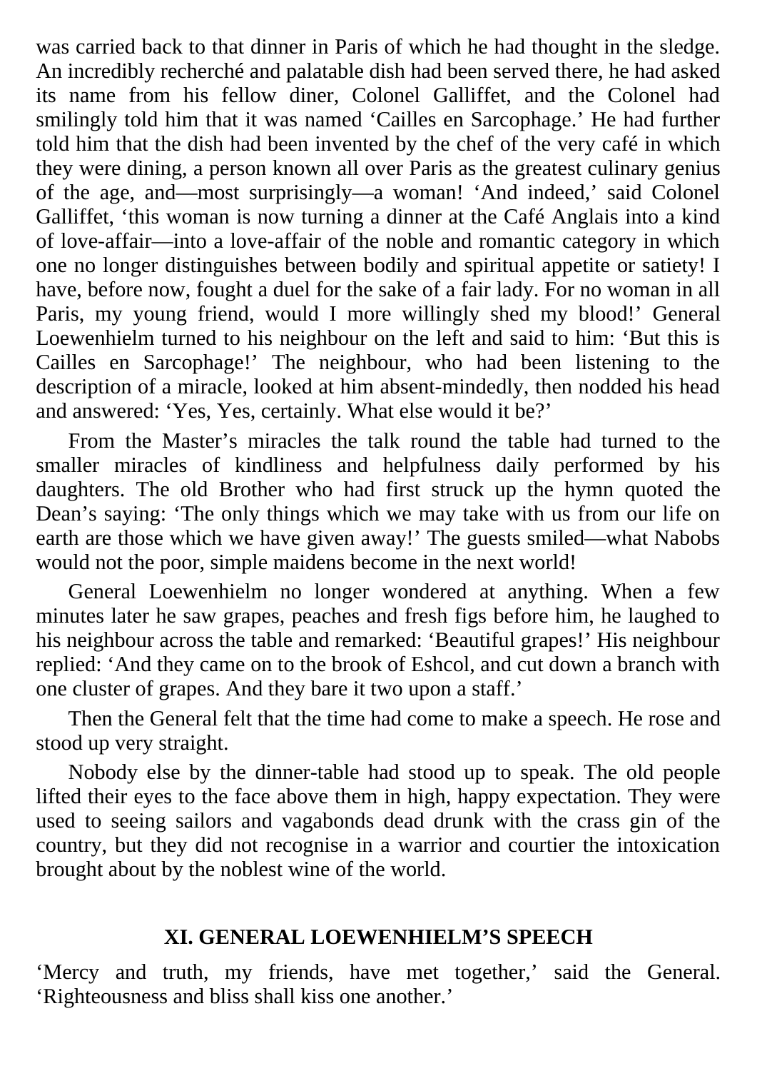was carried back to that dinner in Paris of which he had thought in the sledge. An incredibly recherché and palatable dish had been served there, he had asked its name from his fellow diner, Colonel Galliffet, and the Colonel had smilingly told him that it was named ‘Cailles en Sarcophage.’ He had further told him that the dish had been invented by the chef of the very café in which they were dining, a person known all over Paris as the greatest culinary genius of the age, and—most surprisingly—a woman! ‘And indeed,’ said Colonel Galliffet, ‘this woman is now turning a dinner at the Café Anglais into a kind of love-affair—into a love-affair of the noble and romantic category in which one no longer distinguishes between bodily and spiritual appetite or satiety! I have, before now, fought a duel for the sake of a fair lady. For no woman in all Paris, my young friend, would I more willingly shed my blood!’ General Loewenhielm turned to his neighbour on the left and said to him: ‘But this is Cailles en Sarcophage!’ The neighbour, who had been listening to the description of a miracle, looked at him absent-mindedly, then nodded his head and answered: ‘Yes, Yes, certainly. What else would it be?’

From the Master’s miracles the talk round the table had turned to the smaller miracles of kindliness and helpfulness daily performed by his daughters. The old Brother who had first struck up the hymn quoted the Dean’s saying: ‘The only things which we may take with us from our life on earth are those which we have given away!’ The guests smiled—what Nabobs would not the poor, simple maidens become in the next world!

General Loewenhielm no longer wondered at anything. When a few minutes later he saw grapes, peaches and fresh figs before him, he laughed to his neighbour across the table and remarked: ‘Beautiful grapes!’ His neighbour replied: ‘And they came on to the brook of Eshcol, and cut down a branch with one cluster of grapes. And they bare it two upon a staff.’

Then the General felt that the time had come to make a speech. He rose and stood up very straight.

Nobody else by the dinner-table had stood up to speak. The old people lifted their eyes to the face above them in high, happy expectation. They were used to seeing sailors and vagabonds dead drunk with the crass gin of the country, but they did not recognise in a warrior and courtier the intoxication brought about by the noblest wine of the world.

## XI. GENERAL LOEWENHIELM’S SPEECH

‘Mercy and truth, my friends, have met together,’ said the General. ‘Righteousness and bliss shall kiss one another.’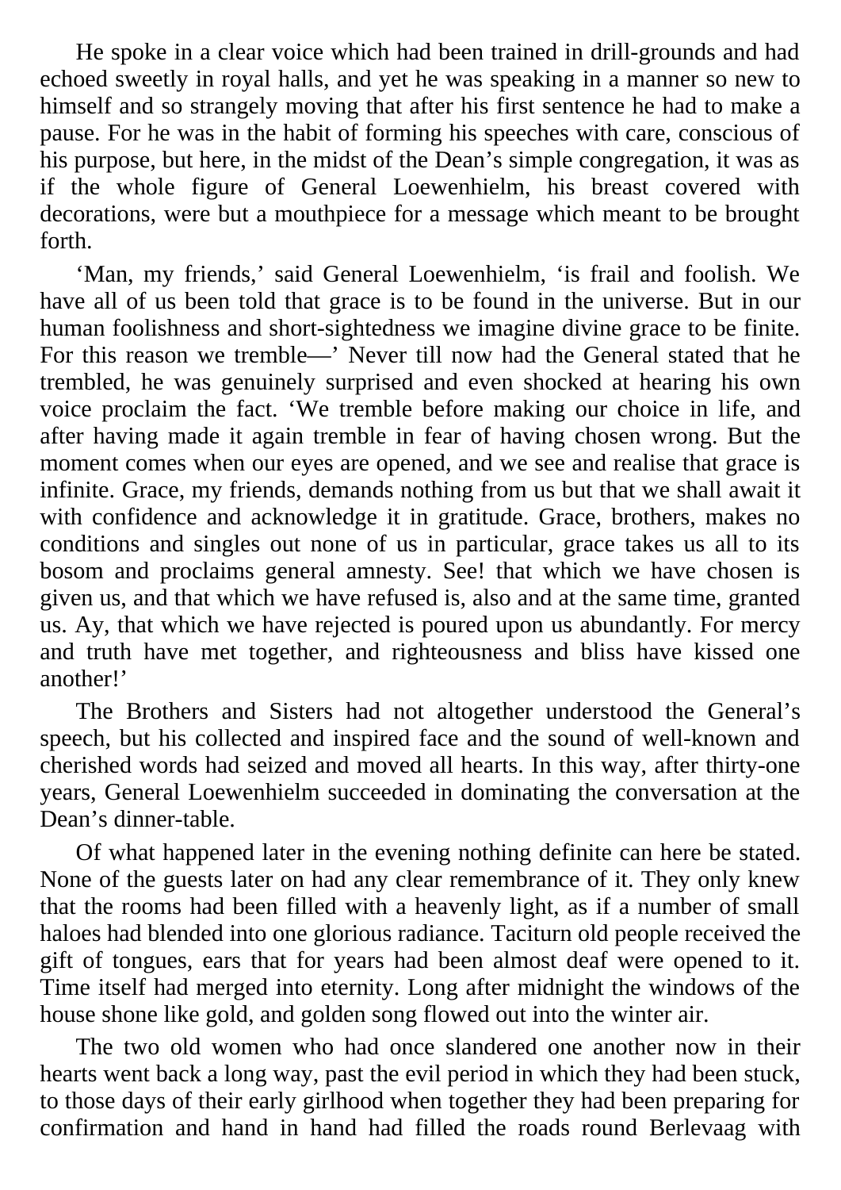He spoke in a clear voice which had been trained in drill-grounds and had echoed sweetly in royal halls, and yet he was speaking in a manner so new to himself and so strangely moving that after his first sentence he had to make a pause. For he was in the habit of forming his speeches with care, conscious of his purpose, but here, in the midst of the Dean's simple congregation, it was as if the whole figure of General Loewenhielm, his breast covered with decorations, were but a mouthpiece for a message which meant to be brought forth.

'Man, my friends,' said General Loewenhielm, 'is frail and foolish. We have all of us been told that grace is to be found in the universe. But in our human foolishness and short-sightedness we imagine divine grace to be finite. For this reason we tremble—' Never till now had the General stated that he trembled, he was genuinely surprised and even shocked at hearing his own voice proclaim the fact. 'We tremble before making our choice in life, and after having made it again tremble in fear of having chosen wrong. But the moment comes when our eyes are opened, and we see and realise that grace is infinite. Grace, my friends, demands nothing from us but that we shall await it with confidence and acknowledge it in gratitude. Grace, brothers, makes no conditions and singles out none of us in particular, grace takes us all to its bosom and proclaims general amnesty. See! that which we have chosen is given us, and that which we have refused is, also and at the same time, granted us. Ay, that which we have rejected is poured upon us abundantly. For mercy and truth have met together, and righteousness and bliss have kissed one another!'

The Brothers and Sisters had not altogether understood the General's speech, but his collected and inspired face and the sound of well-known and cherished words had seized and moved all hearts. In this way, after thirty-one years, General Loewenhielm succeeded in dominating the conversation at the Dean's dinner-table.

Of what happened later in the evening nothing definite can here be stated. None of the guests later on had any clear remembrance of it. They only knew that the rooms had been filled with a heavenly light, as if a number of small haloes had blended into one glorious radiance. Taciturn old people received the gift of tongues, ears that for years had been almost deaf were opened to it. Time itself had merged into eternity. Long after midnight the windows of the house shone like gold, and golden song flowed out into the winter air.

The two old women who had once slandered one another now in their hearts went back a long way, past the evil period in which they had been stuck, to those days of their early girlhood when together they had been preparing for confirmation and hand in hand had filled the roads round Berlevaag with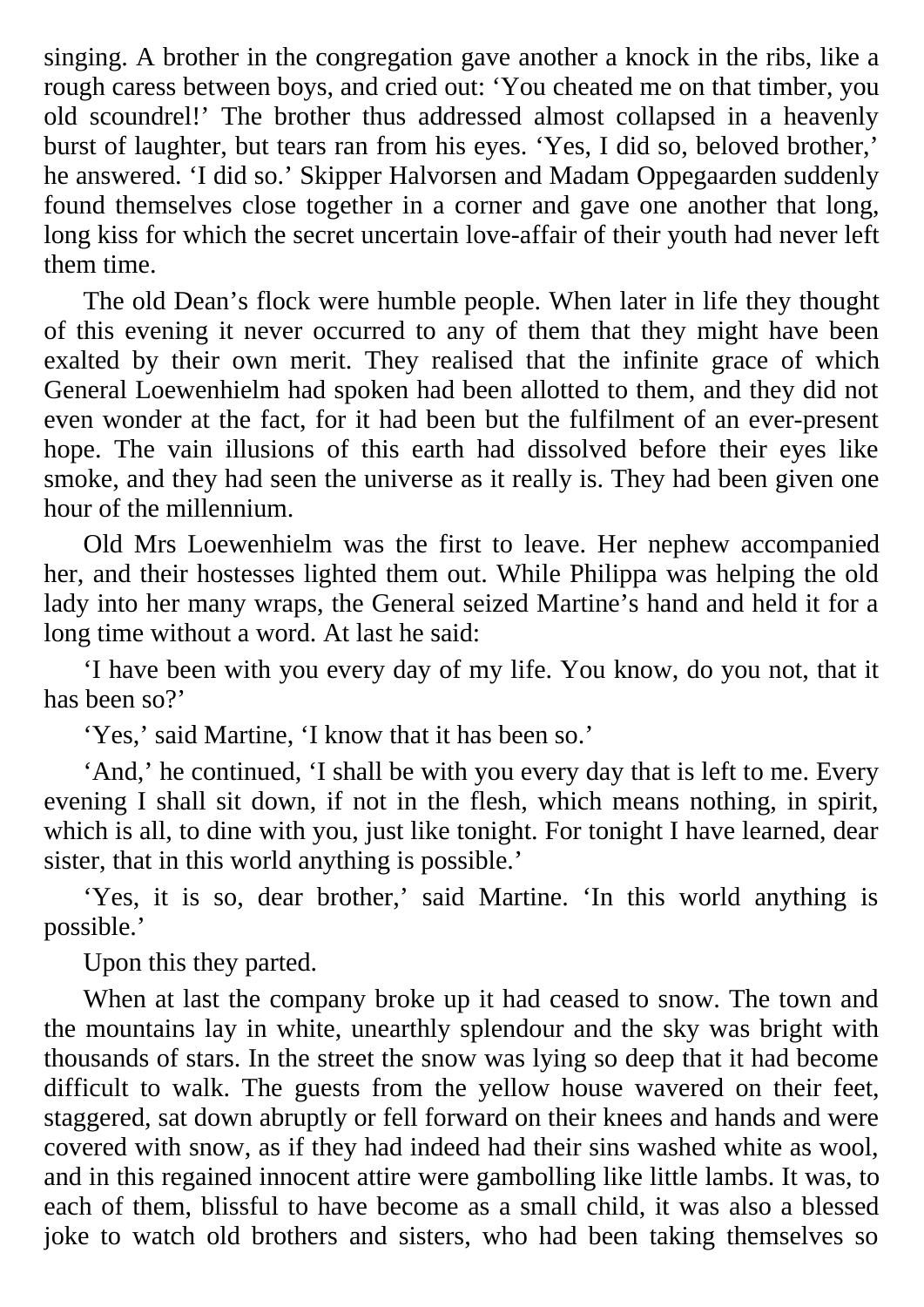singing. A brother in the congregation gave another a knock in the ribs, like a rough caress between boys, and cried out: ‘You cheated me on that timber, you old scoundrel!’ The brother thus addressed almost collapsed in a heavenly burst of laughter, but tears ran from his eyes. ‘Yes, I did so, beloved brother,’ he answered. ‘I did so.’ Skipper Halvorsen and Madam Oppegaarden suddenly found themselves close together in a corner and gave one another that long, long kiss for which the secret uncertain love-affair of their youth had never left them time.

The old Dean’s flock were humble people. When later in life they thought of this evening it never occurred to any of them that they might have been exalted by their own merit. They realised that the infinite grace of which General Loewenhielm had spoken had been allotted to them, and they did not even wonder at the fact, for it had been but the fulfilment of an ever-present hope. The vain illusions of this earth had dissolved before their eyes like smoke, and they had seen the universe as it really is. They had been given one hour of the millennium.

Old Mrs Loewenhielm was the first to leave. Her nephew accompanied her, and their hostesses lighted them out. While Philippa was helping the old lady into her many wraps, the General seized Martine’s hand and held it for a long time without a word. At last he said:

‘I have been with you every day of my life. You know, do you not, that it has been so?’

‘Yes,’ said Martine, ‘I know that it has been so.’

‘And,’ he continued, ‘I shall be with you every day that is left to me. Every evening I shall sit down, if not in the flesh, which means nothing, in spirit, which is all, to dine with you, just like tonight. For tonight I have learned, dear sister, that in this world anything is possible.’

‘Yes, it is so, dear brother,’ said Martine. ‘In this world anything is possible.’

Upon this they parted.

When at last the company broke up it had ceased to snow. The town and the mountains lay in white, unearthly splendour and the sky was bright with thousands of stars. In the street the snow was lying so deep that it had become difficult to walk. The guests from the yellow house wavered on their feet, staggered, sat down abruptly or fell forward on their knees and hands and were covered with snow, as if they had indeed had their sins washed white as wool, and in this regained innocent attire were gambolling like little lambs. It was, to each of them, blissful to have become as a small child, it was also a blessed joke to watch old brothers and sisters, who had been taking themselves so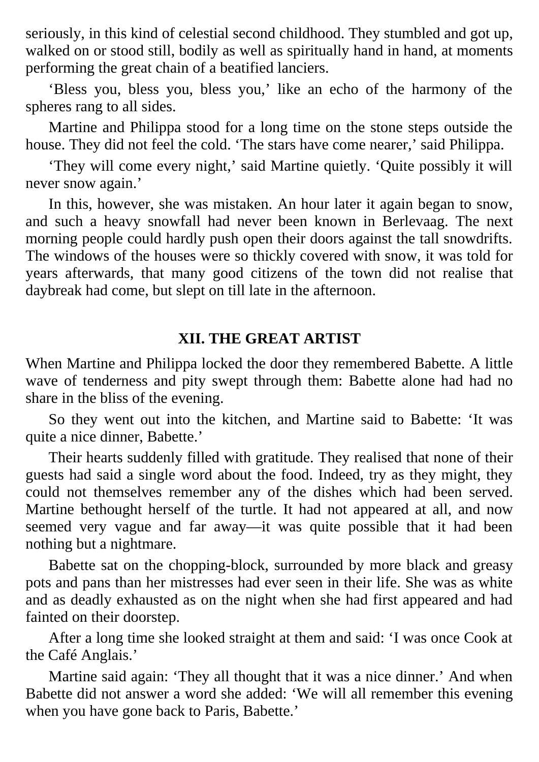seriously, in this kind of celestial second childhood. They stumbled and got up, walked on or stood still, bodily as well as spiritually hand in hand, at moments performing the great chain of a beatified lanciers.

'Bless you, bless you, bless you,' like an echo of the harmony of the spheres rang to all sides.

Martine and Philippa stood for a long time on the stone steps outside the house. They did not feel the cold. 'The stars have come nearer,' said Philippa.

'They will come every night,' said Martine quietly. 'Quite possibly it will never snow again.'

In this, however, she was mistaken. An hour later it again began to snow, and such a heavy snowfall had never been known in Berlevaag. The next morning people could hardly push open their doors against the tall snowdrifts. The windows of the houses were so thickly covered with snow, it was told for years afterwards, that many good citizens of the town did not realise that daybreak had come, but slept on till late in the afternoon.

## XII. THE GREAT ARTIST

When Martine and Philippa locked the door they remembered Babette. A little wave of tenderness and pity swept through them: Babette alone had had no share in the bliss of the evening.

So they went out into the kitchen, and Martine said to Babette: 'It was quite a nice dinner, Babette.'

Their hearts suddenly filled with gratitude. They realised that none of their guests had said a single word about the food. Indeed, try as they might, they could not themselves remember any of the dishes which had been served. Martine bethought herself of the turtle. It had not appeared at all, and now seemed very vague and far away—it was quite possible that it had been nothing but a nightmare.

Babette sat on the chopping-block, surrounded by more black and greasy pots and pans than her mistresses had ever seen in their life. She was as white and as deadly exhausted as on the night when she had first appeared and had fainted on their doorstep.

After a long time she looked straight at them and said: 'I was once Cook at the Café Anglais.'

Martine said again: 'They all thought that it was a nice dinner.' And when Babette did not answer a word she added: 'We will all remember this evening when you have gone back to Paris, Babette.'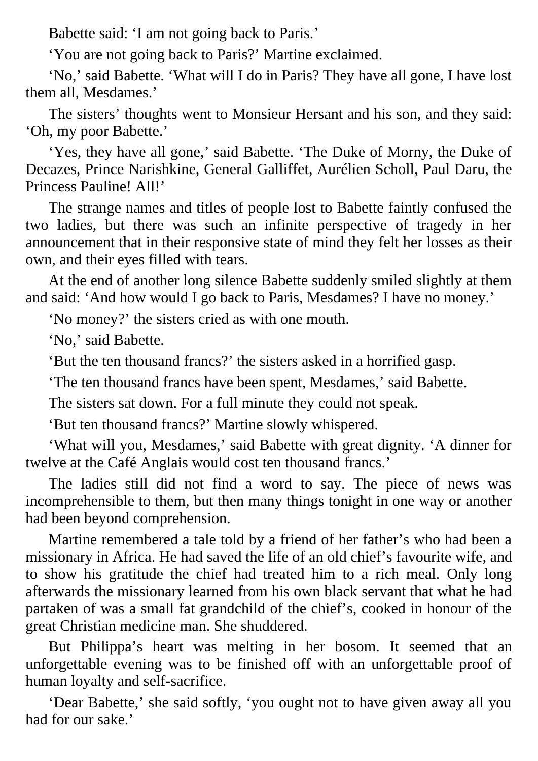Babette said: ‘I am not going back to Paris.’

‘You are not going back to Paris?’ Martine exclaimed.

‘No,’ said Babette. ‘What will I do in Paris? They have all gone, I have lost them all, Mesdames.’

The sisters’ thoughts went to Monsieur Hersant and his son, and they said: ‘Oh, my poor Babette.’

‘Yes, they have all gone,’ said Babette. ‘The Duke of Morny, the Duke of Decazes, Prince Narishkine, General Galliffet, Aurélien Scholl, Paul Daru, the Princess Pauline! All!’

The strange names and titles of people lost to Babette faintly confused the two ladies, but there was such an infinite perspective of tragedy in her announcement that in their responsive state of mind they felt her losses as their own, and their eyes filled with tears.

At the end of another long silence Babette suddenly smiled slightly at them and said: ‘And how would I go back to Paris, Mesdames? I have no money.’

‘No money?’ the sisters cried as with one mouth.

‘No,’ said Babette.

‘But the ten thousand francs?’ the sisters asked in a horrified gasp.

‘The ten thousand francs have been spent, Mesdames,’ said Babette.

The sisters sat down. For a full minute they could not speak.

‘But ten thousand francs?’ Martine slowly whispered.

‘What will you, Mesdames,’ said Babette with great dignity. ‘A dinner for twelve at the Café Anglais would cost ten thousand francs.’

The ladies still did not find a word to say. The piece of news was incomprehensible to them, but then many things tonight in one way or another had been beyond comprehension.

Martine remembered a tale told by a friend of her father’s who had been a missionary in Africa. He had saved the life of an old chief’s favourite wife, and to show his gratitude the chief had treated him to a rich meal. Only long afterwards the missionary learned from his own black servant that what he had partaken of was a small fat grandchild of the chief’s, cooked in honour of the great Christian medicine man. She shuddered.

But Philippa’s heart was melting in her bosom. It seemed that an unforgettable evening was to be finished off with an unforgettable proof of human loyalty and self-sacrifice.

‘Dear Babette,’ she said softly, ‘you ought not to have given away all you had for our sake.’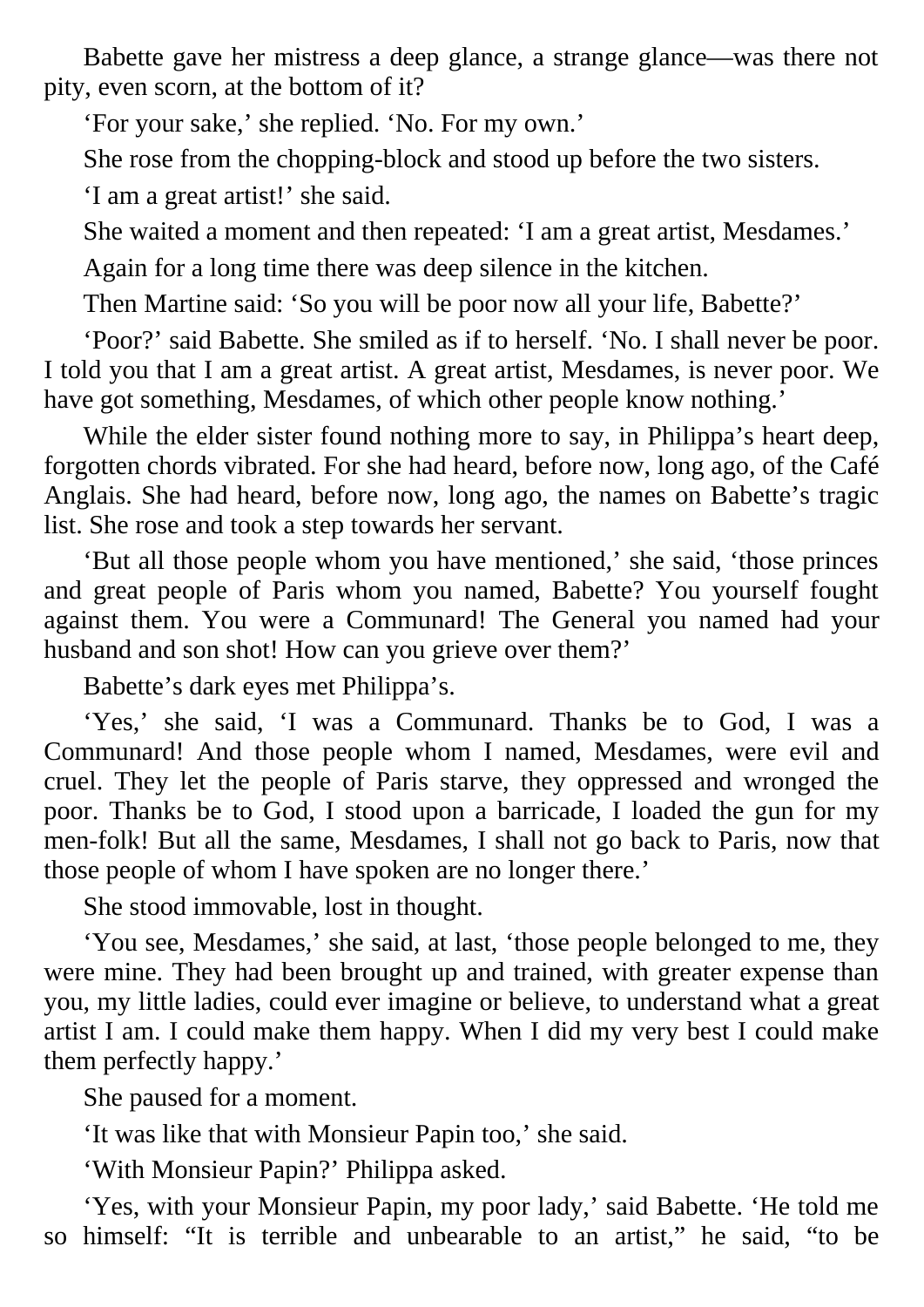Babette gave her mistress a deep glance, a strange glance—was there not pity, even scorn, at the bottom of it?

‘For your sake,’ she replied. ‘No. For my own.’

She rose from the chopping-block and stood up before the two sisters.

‘I am a great artist!’ she said.

She waited a moment and then repeated: ‘I am a great artist, Mesdames.’

Again for a long time there was deep silence in the kitchen.

Then Martine said: ‘So you will be poor now all your life, Babette?’

‘Poor?’ said Babette. She smiled as if to herself. ‘No. I shall never be poor. I told you that I am a great artist. A great artist, Mesdames, is never poor. We have got something, Mesdames, of which other people know nothing.’

While the elder sister found nothing more to say, in Philippa’s heart deep, forgotten chords vibrated. For she had heard, before now, long ago, of the Café Anglais. She had heard, before now, long ago, the names on Babette’s tragic list. She rose and took a step towards her servant.

‘But all those people whom you have mentioned,’ she said, ‘those princes and great people of Paris whom you named, Babette? You yourself fought against them. You were a Communard! The General you named had your husband and son shot! How can you grieve over them?’

Babette’s dark eyes met Philippa’s.

‘Yes,’ she said, ‘I was a Communard. Thanks be to God, I was a Communard! And those people whom I named, Mesdames, were evil and cruel. They let the people of Paris starve, they oppressed and wronged the poor. Thanks be to God, I stood upon a barricade, I loaded the gun for my men-folk! But all the same, Mesdames, I shall not go back to Paris, now that those people of whom I have spoken are no longer there.’

She stood immovable, lost in thought.

‘You see, Mesdames,’ she said, at last, ‘those people belonged to me, they were mine. They had been brought up and trained, with greater expense than you, my little ladies, could ever imagine or believe, to understand what a great artist I am. I could make them happy. When I did my very best I could make them perfectly happy.’

She paused for a moment.

‘It was like that with Monsieur Papin too,’ she said.

‘With Monsieur Papin?’ Philippa asked.

‘Yes, with your Monsieur Papin, my poor lady,’ said Babette. ‘He told me so himself: “It is terrible and unbearable to an artist,” he said, “to be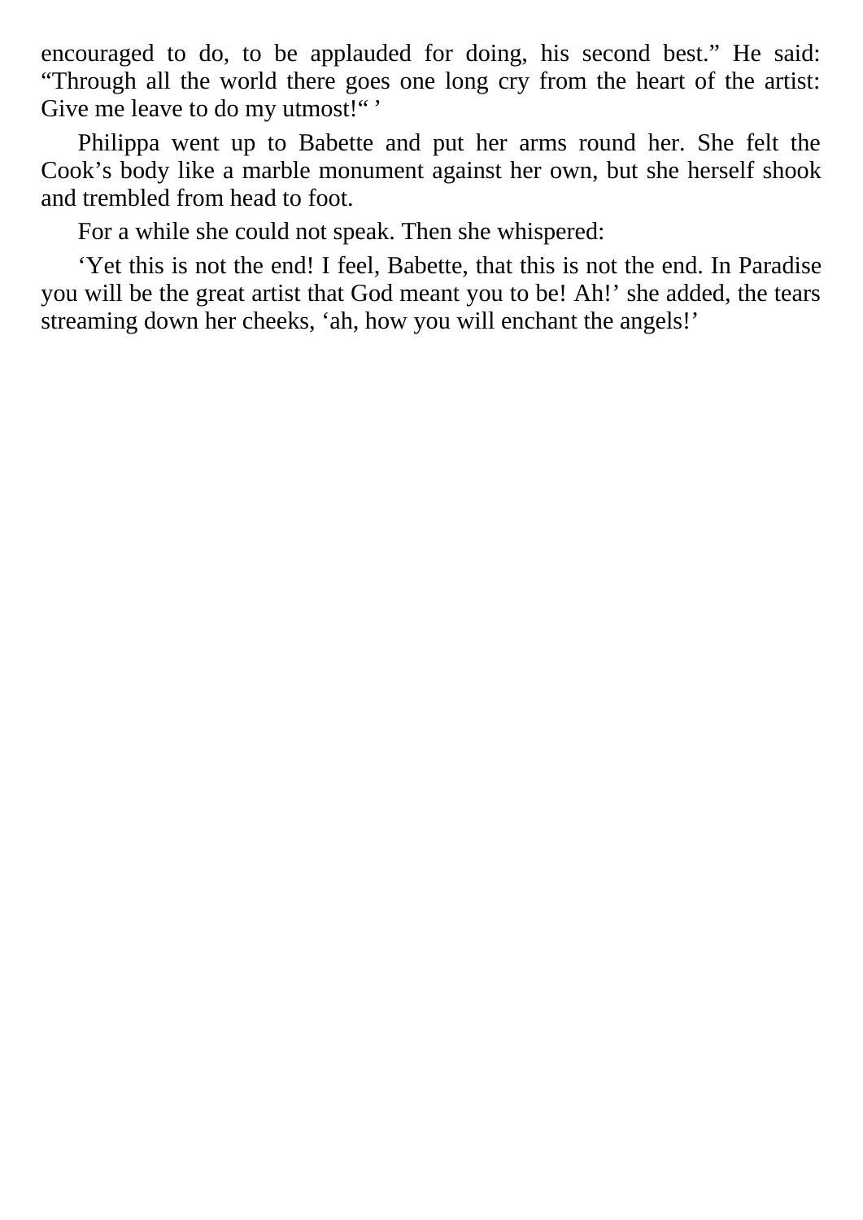encouraged to do, to be applauded for doing, his second best." He said: "Through all the world there goes one long cry from the heart of the artist: Give me leave to do my utmost!" '

Philippa went up to Babette and put her arms round her. She felt the Cook's body like a marble monument against her own, but she herself shook and trembled from head to foot.

For a while she could not speak. Then she whispered:

'Yet this is not the end! I feel, Babette, that this is not the end. In Paradise you will be the great artist that God meant you to be! Ah!' she added, the tears streaming down her cheeks, 'ah, how you will enchant the angels!'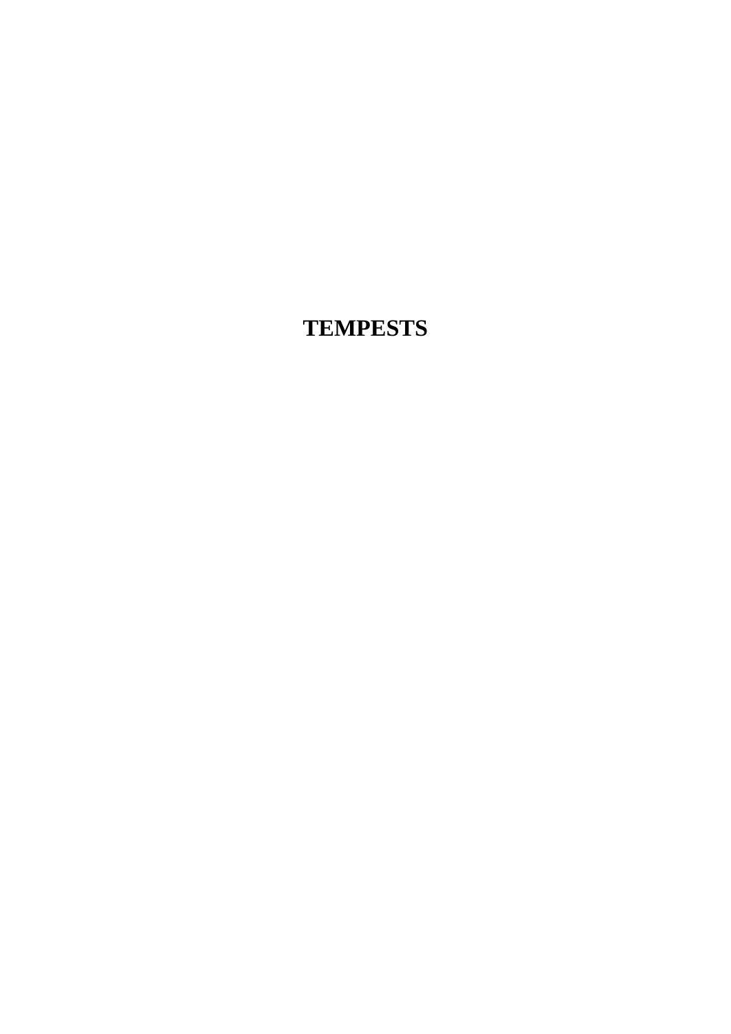# TEMPESTS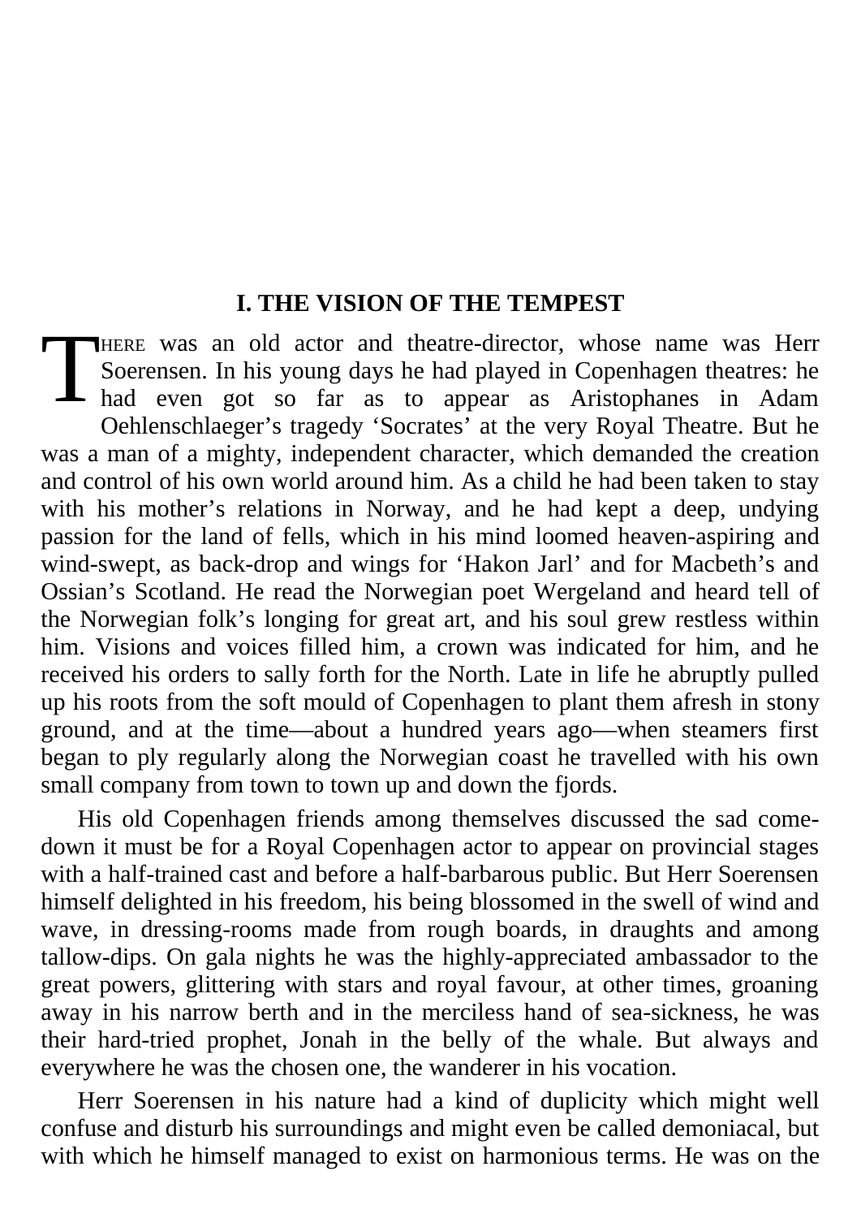## I. THE VISION OF THE TEMPEST

THERE was an old actor and theatre-director, whose name was Herr Soerensen. In his young days he had played in Copenhagen theatres: he had even got so far as to appear as Aristophanes in Adam Oehlenschlaeger's tragedy 'Socrates' at the very Royal Theatre. But he was a man of a mighty, independent character, which demanded the creation and control of his own world around him. As a child he had been taken to stay with his mother's relations in Norway, and he had kept a deep, undying passion for the land of fells, which in his mind loomed heaven-aspiring and wind-swept, as back-drop and wings for 'Hakon Jarl' and for Macbeth's and Ossian's Scotland. He read the Norwegian poet Wergeland and heard tell of the Norwegian folk's longing for great art, and his soul grew restless within him. Visions and voices filled him, a crown was indicated for him, and he received his orders to sally forth for the North. Late in life he abruptly pulled up his roots from the soft mould of Copenhagen to plant them afresh in stony ground, and at the time—about a hundred years ago—when steamers first began to ply regularly along the Norwegian coast he travelled with his own small company from town to town up and down the fjords.

His old Copenhagen friends among themselves discussed the sad come-down it must be for a Royal Copenhagen actor to appear on provincial stages with a half-trained cast and before a half-barbarous public. But Herr Soerensen himself delighted in his freedom, his being blossomed in the swell of wind and wave, in dressing-rooms made from rough boards, in draughts and among tallow-dips. On gala nights he was the highly-appreciated ambassador to the great powers, glittering with stars and royal favour, at other times, groaning away in his narrow berth and in the merciless hand of sea-sickness, he was their hard-tried prophet, Jonah in the belly of the whale. But always and everywhere he was the chosen one, the wanderer in his vocation.

Herr Soerensen in his nature had a kind of duplicity which might well confuse and disturb his surroundings and might even be called demoniacal, but with which he himself managed to exist on harmonious terms. He was on the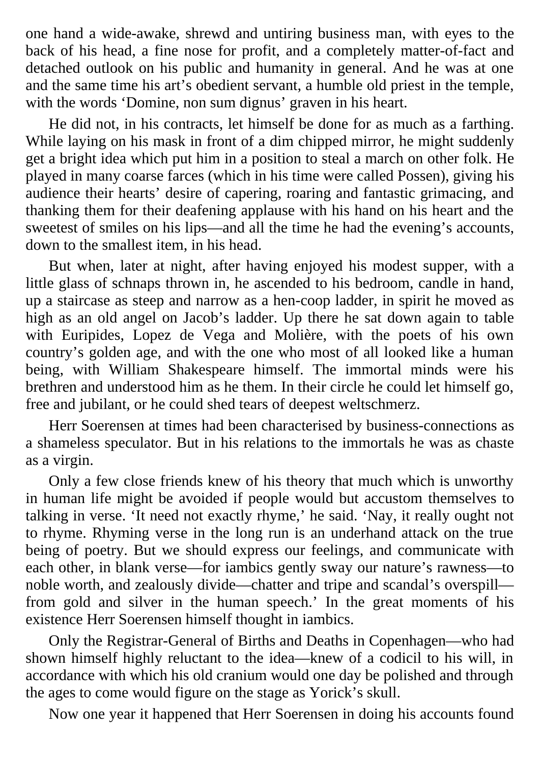one hand a wide-awake, shrewd and untiring business man, with eyes to the back of his head, a fine nose for profit, and a completely matter-of-fact and detached outlook on his public and humanity in general. And he was at one and the same time his art's obedient servant, a humble old priest in the temple, with the words 'Domine, non sum dignus' graven in his heart.

He did not, in his contracts, let himself be done for as much as a farthing. While laying on his mask in front of a dim chipped mirror, he might suddenly get a bright idea which put him in a position to steal a march on other folk. He played in many coarse farces (which in his time were called Possen), giving his audience their hearts' desire of capering, roaring and fantastic grimacing, and thanking them for their deafening applause with his hand on his heart and the sweetest of smiles on his lips—and all the time he had the evening's accounts, down to the smallest item, in his head.

But when, later at night, after having enjoyed his modest supper, with a little glass of schnaps thrown in, he ascended to his bedroom, candle in hand, up a staircase as steep and narrow as a hen-coop ladder, in spirit he moved as high as an old angel on Jacob's ladder. Up there he sat down again to table with Euripides, Lopez de Vega and Molière, with the poets of his own country's golden age, and with the one who most of all looked like a human being, with William Shakespeare himself. The immortal minds were his brethren and understood him as he them. In their circle he could let himself go, free and jubilant, or he could shed tears of deepest weltschmerz.

Herr Soerensen at times had been characterised by business-connections as a shameless speculator. But in his relations to the immortals he was as chaste as a virgin.

Only a few close friends knew of his theory that much which is unworthy in human life might be avoided if people would but accustom themselves to talking in verse. 'It need not exactly rhyme,' he said. 'Nay, it really ought not to rhyme. Rhyming verse in the long run is an underhand attack on the true being of poetry. But we should express our feelings, and communicate with each other, in blank verse—for iambics gently sway our nature's rawness—to noble worth, and zealously divide—chatter and tripe and scandal's overspill—from gold and silver in the human speech.' In the great moments of his existence Herr Soerensen himself thought in iambics.

Only the Registrar-General of Births and Deaths in Copenhagen—who had shown himself highly reluctant to the idea—knew of a codicil to his will, in accordance with which his old cranium would one day be polished and through the ages to come would figure on the stage as Yorick's skull.

Now one year it happened that Herr Soerensen in doing his accounts found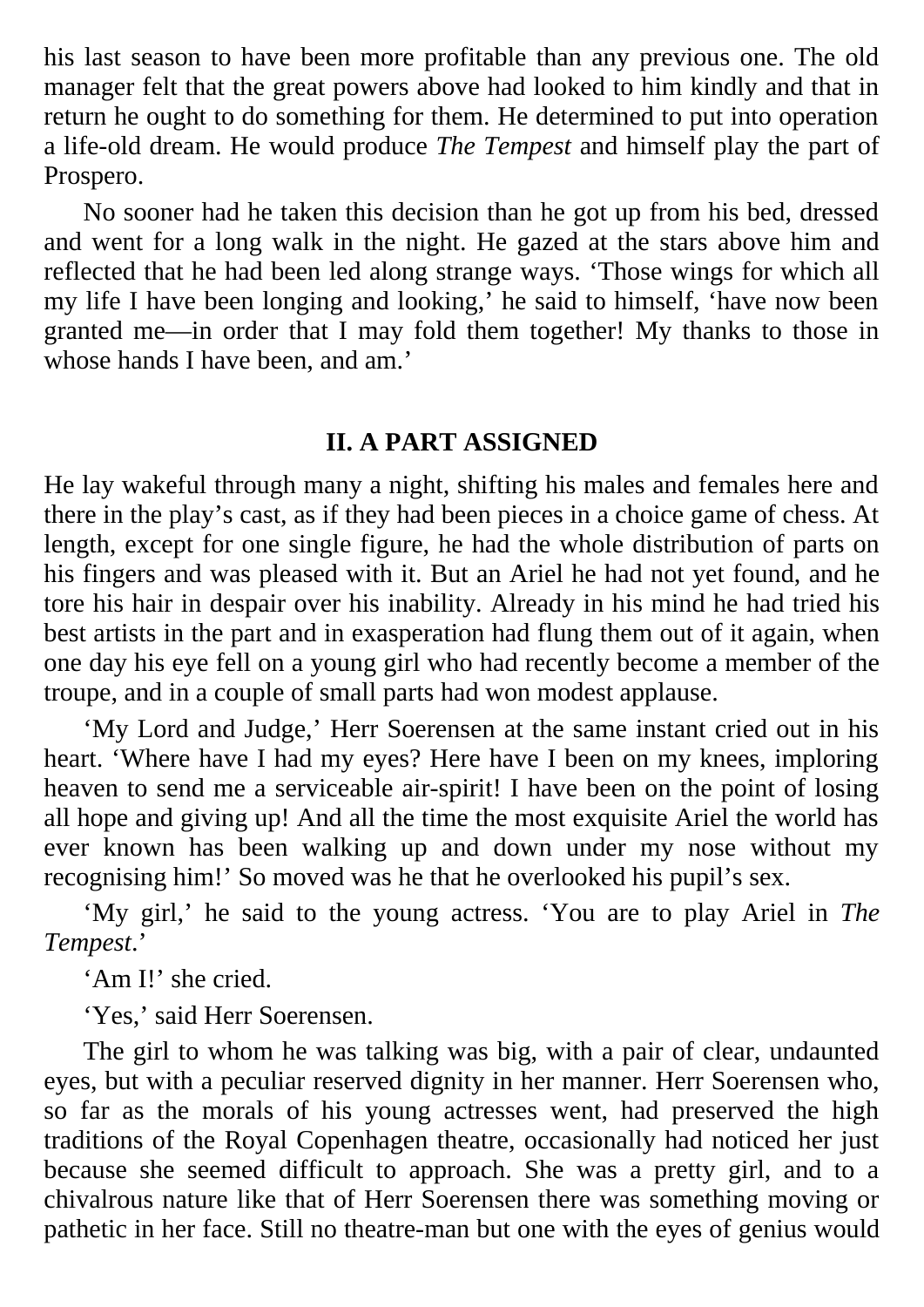his last season to have been more profitable than any previous one. The old manager felt that the great powers above had looked to him kindly and that in return he ought to do something for them. He determined to put into operation a life-old dream. He would produce *The Tempest* and himself play the part of Prospero.

No sooner had he taken this decision than he got up from his bed, dressed and went for a long walk in the night. He gazed at the stars above him and reflected that he had been led along strange ways. ‘Those wings for which all my life I have been longing and looking,’ he said to himself, ‘have now been granted me—in order that I may fold them together! My thanks to those in whose hands I have been, and am.’

## II. A PART ASSIGNED

He lay wakeful through many a night, shifting his males and females here and there in the play’s cast, as if they had been pieces in a choice game of chess. At length, except for one single figure, he had the whole distribution of parts on his fingers and was pleased with it. But an Ariel he had not yet found, and he tore his hair in despair over his inability. Already in his mind he had tried his best artists in the part and in exasperation had flung them out of it again, when one day his eye fell on a young girl who had recently become a member of the troupe, and in a couple of small parts had won modest applause.

‘My Lord and Judge,’ Herr Soerensen at the same instant cried out in his heart. ‘Where have I had my eyes? Here have I been on my knees, imploring heaven to send me a serviceable air-spirit! I have been on the point of losing all hope and giving up! And all the time the most exquisite Ariel the world has ever known has been walking up and down under my nose without my recognising him!’ So moved was he that he overlooked his pupil’s sex.

‘My girl,’ he said to the young actress. ‘You are to play Ariel in *The Tempest*.’

‘Am I!’ she cried.

‘Yes,’ said Herr Soerensen.

The girl to whom he was talking was big, with a pair of clear, undaunted eyes, but with a peculiar reserved dignity in her manner. Herr Soerensen who, so far as the morals of his young actresses went, had preserved the high traditions of the Royal Copenhagen theatre, occasionally had noticed her just because she seemed difficult to approach. She was a pretty girl, and to a chivalrous nature like that of Herr Soerensen there was something moving or pathetic in her face. Still no theatre-man but one with the eyes of genius would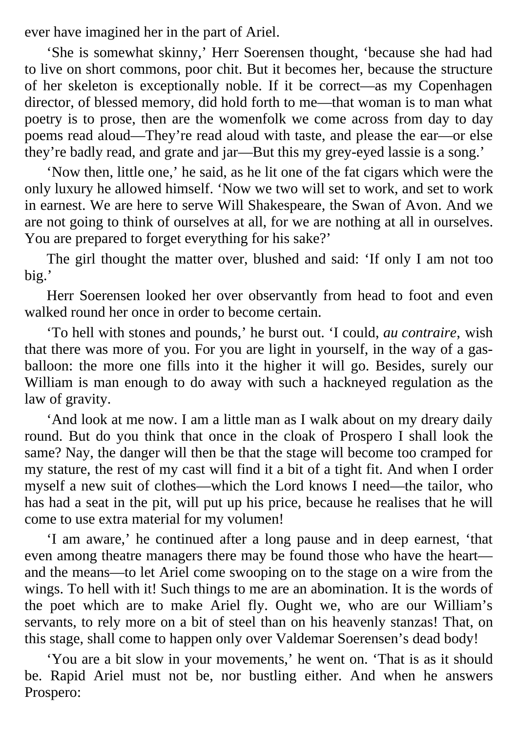ever have imagined her in the part of Ariel.

'She is somewhat skinny,' Herr Soerensen thought, 'because she had had to live on short commons, poor chit. But it becomes her, because the structure of her skeleton is exceptionally noble. If it be correct—as my Copenhagen director, of blessed memory, did hold forth to me—that woman is to man what poetry is to prose, then are the womenfolk we come across from day to day poems read aloud—They're read aloud with taste, and please the ear—or else they're badly read, and grate and jar—But this my grey-eyed lassie is a song.'

'Now then, little one,' he said, as he lit one of the fat cigars which were the only luxury he allowed himself. 'Now we two will set to work, and set to work in earnest. We are here to serve Will Shakespeare, the Swan of Avon. And we are not going to think of ourselves at all, for we are nothing at all in ourselves. You are prepared to forget everything for his sake?'

The girl thought the matter over, blushed and said: 'If only I am not too big.'

Herr Soerensen looked her over observantly from head to foot and even walked round her once in order to become certain.

'To hell with stones and pounds,' he burst out. 'I could, *au contraire*, wish that there was more of you. For you are light in yourself, in the way of a gas-balloon: the more one fills into it the higher it will go. Besides, surely our William is man enough to do away with such a hackneyed regulation as the law of gravity.

'And look at me now. I am a little man as I walk about on my dreary daily round. But do you think that once in the cloak of Prospero I shall look the same? Nay, the danger will then be that the stage will become too cramped for my stature, the rest of my cast will find it a bit of a tight fit. And when I order myself a new suit of clothes—which the Lord knows I need—the tailor, who has had a seat in the pit, will put up his price, because he realises that he will come to use extra material for my volumen!

'I am aware,' he continued after a long pause and in deep earnest, 'that even among theatre managers there may be found those who have the heart—and the means—to let Ariel come swooping on to the stage on a wire from the wings. To hell with it! Such things to me are an abomination. It is the words of the poet which are to make Ariel fly. Ought we, who are our William's servants, to rely more on a bit of steel than on his heavenly stanzas! That, on this stage, shall come to happen only over Valdemar Soerensen's dead body!

'You are a bit slow in your movements,' he went on. 'That is as it should be. Rapid Ariel must not be, nor bustling either. And when he answers Prospero: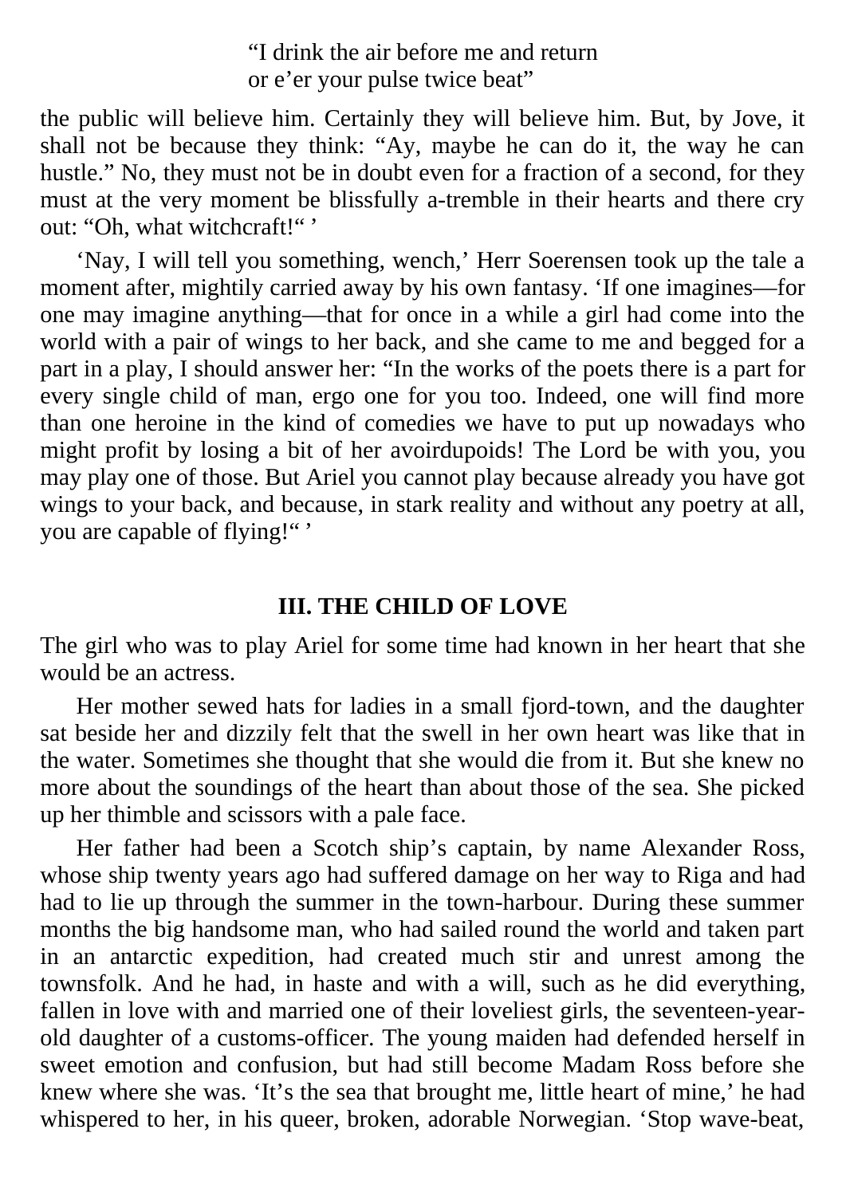> "I drink the air before me and return
> or e'er your pulse twice beat"

the public will believe him. Certainly they will believe him. But, by Jove, it shall not be because they think: "Ay, maybe he can do it, the way he can hustle." No, they must not be in doubt even for a fraction of a second, for they must at the very moment be blissfully a-tremble in their hearts and there cry out: "Oh, what witchcraft!" '

'Nay, I will tell you something, wench,' Herr Soerensen took up the tale a moment after, mightily carried away by his own fantasy. 'If one imagines—for one may imagine anything—that for once in a while a girl had come into the world with a pair of wings to her back, and she came to me and begged for a part in a play, I should answer her: "In the works of the poets there is a part for every single child of man, ergo one for you too. Indeed, one will find more than one heroine in the kind of comedies we have to put up nowadays who might profit by losing a bit of her avoirdupoids! The Lord be with you, you may play one of those. But Ariel you cannot play because already you have got wings to your back, and because, in stark reality and without any poetry at all, you are capable of flying!" '

## III. THE CHILD OF LOVE

The girl who was to play Ariel for some time had known in her heart that she would be an actress.

Her mother sewed hats for ladies in a small fjord-town, and the daughter sat beside her and dizzily felt that the swell in her own heart was like that in the water. Sometimes she thought that she would die from it. But she knew no more about the soundings of the heart than about those of the sea. She picked up her thimble and scissors with a pale face.

Her father had been a Scotch ship's captain, by name Alexander Ross, whose ship twenty years ago had suffered damage on her way to Riga and had had to lie up through the summer in the town-harbour. During these summer months the big handsome man, who had sailed round the world and taken part in an antarctic expedition, had created much stir and unrest among the townsfolk. And he had, in haste and with a will, such as he did everything, fallen in love with and married one of their loveliest girls, the seventeen-year-old daughter of a customs-officer. The young maiden had defended herself in sweet emotion and confusion, but had still become Madam Ross before she knew where she was. 'It's the sea that brought me, little heart of mine,' he had whispered to her, in his queer, broken, adorable Norwegian. 'Stop wave-beat,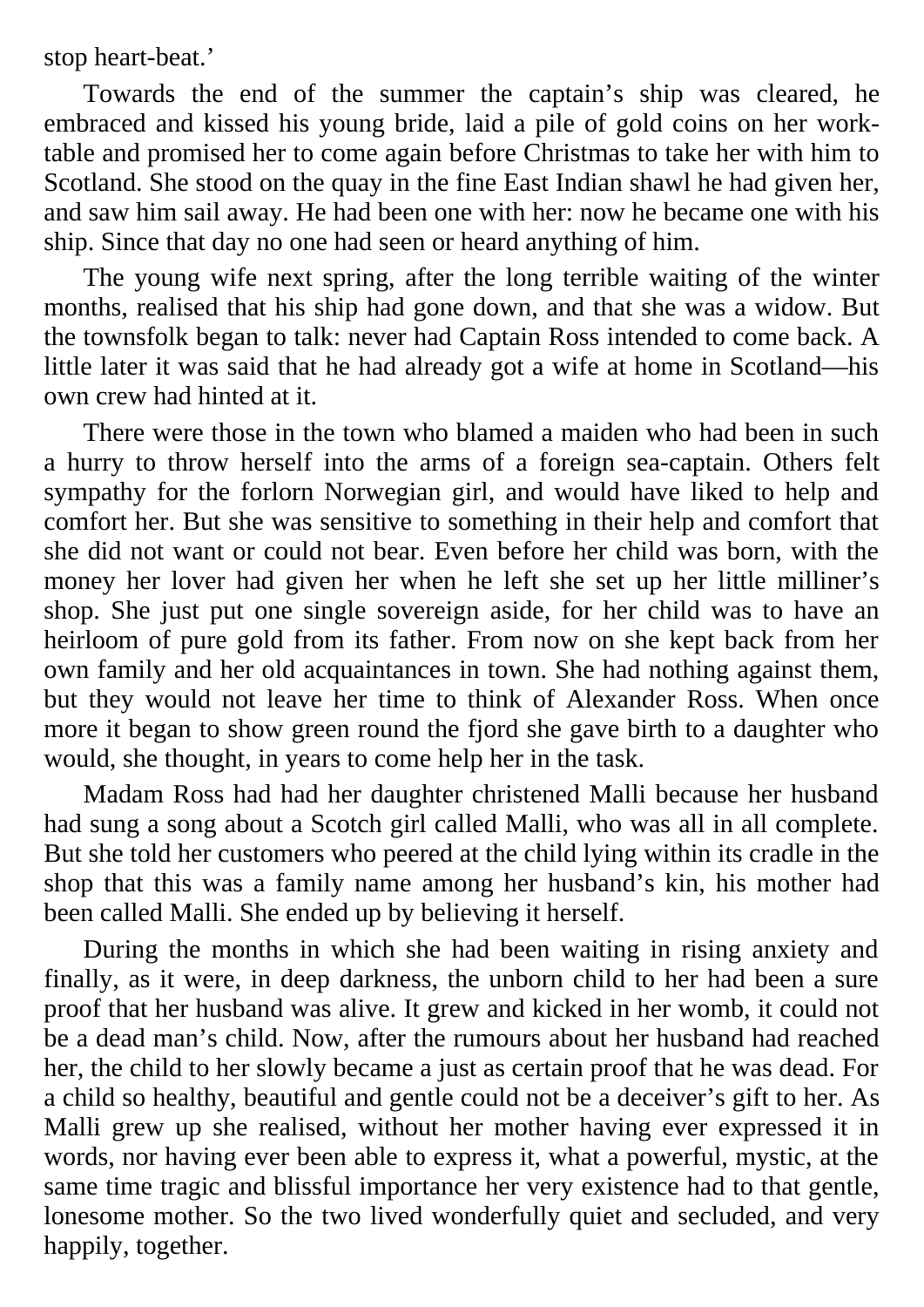stop heart-beat.'

Towards the end of the summer the captain's ship was cleared, he embraced and kissed his young bride, laid a pile of gold coins on her work-table and promised her to come again before Christmas to take her with him to Scotland. She stood on the quay in the fine East Indian shawl he had given her, and saw him sail away. He had been one with her: now he became one with his ship. Since that day no one had seen or heard anything of him.

The young wife next spring, after the long terrible waiting of the winter months, realised that his ship had gone down, and that she was a widow. But the townsfolk began to talk: never had Captain Ross intended to come back. A little later it was said that he had already got a wife at home in Scotland—his own crew had hinted at it.

There were those in the town who blamed a maiden who had been in such a hurry to throw herself into the arms of a foreign sea-captain. Others felt sympathy for the forlorn Norwegian girl, and would have liked to help and comfort her. But she was sensitive to something in their help and comfort that she did not want or could not bear. Even before her child was born, with the money her lover had given her when he left she set up her little milliner's shop. She just put one single sovereign aside, for her child was to have an heirloom of pure gold from its father. From now on she kept back from her own family and her old acquaintances in town. She had nothing against them, but they would not leave her time to think of Alexander Ross. When once more it began to show green round the fjord she gave birth to a daughter who would, she thought, in years to come help her in the task.

Madam Ross had had her daughter christened Malli because her husband had sung a song about a Scotch girl called Malli, who was all in all complete. But she told her customers who peered at the child lying within its cradle in the shop that this was a family name among her husband's kin, his mother had been called Malli. She ended up by believing it herself.

During the months in which she had been waiting in rising anxiety and finally, as it were, in deep darkness, the unborn child to her had been a sure proof that her husband was alive. It grew and kicked in her womb, it could not be a dead man's child. Now, after the rumours about her husband had reached her, the child to her slowly became a just as certain proof that he was dead. For a child so healthy, beautiful and gentle could not be a deceiver's gift to her. As Malli grew up she realised, without her mother having ever expressed it in words, nor having ever been able to express it, what a powerful, mystic, at the same time tragic and blissful importance her very existence had to that gentle, lonesome mother. So the two lived wonderfully quiet and secluded, and very happily, together.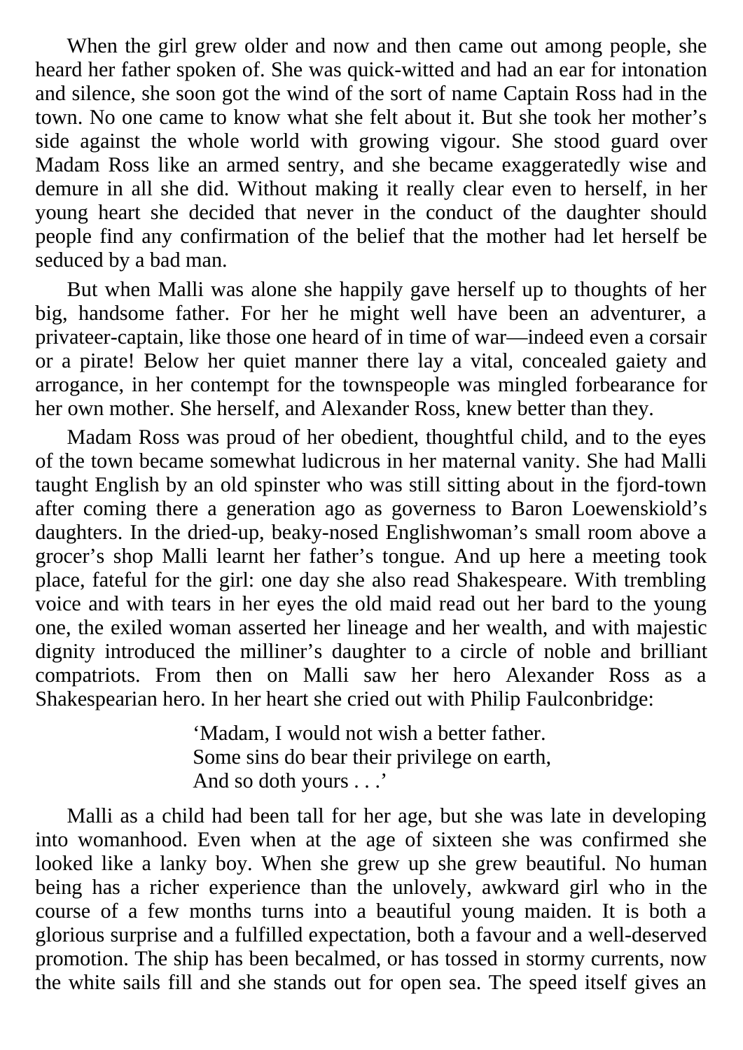When the girl grew older and now and then came out among people, she heard her father spoken of. She was quick-witted and had an ear for intonation and silence, she soon got the wind of the sort of name Captain Ross had in the town. No one came to know what she felt about it. But she took her mother's side against the whole world with growing vigour. She stood guard over Madam Ross like an armed sentry, and she became exaggeratedly wise and demure in all she did. Without making it really clear even to herself, in her young heart she decided that never in the conduct of the daughter should people find any confirmation of the belief that the mother had let herself be seduced by a bad man.

But when Malli was alone she happily gave herself up to thoughts of her big, handsome father. For her he might well have been an adventurer, a privateer-captain, like those one heard of in time of war—indeed even a corsair or a pirate! Below her quiet manner there lay a vital, concealed gaiety and arrogance, in her contempt for the townspeople was mingled forbearance for her own mother. She herself, and Alexander Ross, knew better than they.

Madam Ross was proud of her obedient, thoughtful child, and to the eyes of the town became somewhat ludicrous in her maternal vanity. She had Malli taught English by an old spinster who was still sitting about in the fjord-town after coming there a generation ago as governess to Baron Loewenskiold's daughters. In the dried-up, beaky-nosed Englishwoman's small room above a grocer's shop Malli learnt her father's tongue. And up here a meeting took place, fateful for the girl: one day she also read Shakespeare. With trembling voice and with tears in her eyes the old maid read out her bard to the young one, the exiled woman asserted her lineage and her wealth, and with majestic dignity introduced the milliner's daughter to a circle of noble and brilliant compatriots. From then on Malli saw her hero Alexander Ross as a Shakespearian hero. In her heart she cried out with Philip Faulconbridge:

> 'Madam, I would not wish a better father.
> Some sins do bear their privilege on earth,
> And so doth yours . . .'

Malli as a child had been tall for her age, but she was late in developing into womanhood. Even when at the age of sixteen she was confirmed she looked like a lanky boy. When she grew up she grew beautiful. No human being has a richer experience than the unlovely, awkward girl who in the course of a few months turns into a beautiful young maiden. It is both a glorious surprise and a fulfilled expectation, both a favour and a well-deserved promotion. The ship has been becalmed, or has tossed in stormy currents, now the white sails fill and she stands out for open sea. The speed itself gives an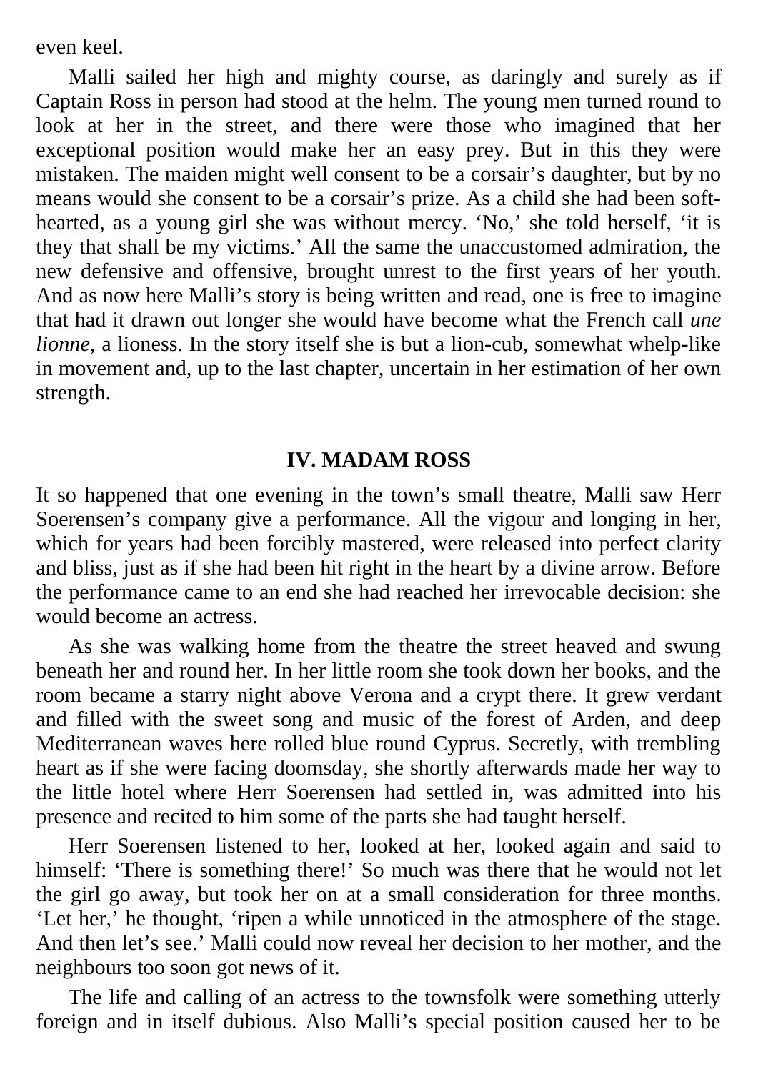even keel.

Malli sailed her high and mighty course, as daringly and surely as if Captain Ross in person had stood at the helm. The young men turned round to look at her in the street, and there were those who imagined that her exceptional position would make her an easy prey. But in this they were mistaken. The maiden might well consent to be a corsair's daughter, but by no means would she consent to be a corsair's prize. As a child she had been soft-hearted, as a young girl she was without mercy. 'No,' she told herself, 'it is they that shall be my victims.' All the same the unaccustomed admiration, the new defensive and offensive, brought unrest to the first years of her youth. And as now here Malli's story is being written and read, one is free to imagine that had it drawn out longer she would have become what the French call *une lionne*, a lioness. In the story itself she is but a lion-cub, somewhat whelp-like in movement and, up to the last chapter, uncertain in her estimation of her own strength.

## IV. MADAM ROSS

It so happened that one evening in the town's small theatre, Malli saw Herr Soerensen's company give a performance. All the vigour and longing in her, which for years had been forcibly mastered, were released into perfect clarity and bliss, just as if she had been hit right in the heart by a divine arrow. Before the performance came to an end she had reached her irrevocable decision: she would become an actress.

As she was walking home from the theatre the street heaved and swung beneath her and round her. In her little room she took down her books, and the room became a starry night above Verona and a crypt there. It grew verdant and filled with the sweet song and music of the forest of Arden, and deep Mediterranean waves here rolled blue round Cyprus. Secretly, with trembling heart as if she were facing doomsday, she shortly afterwards made her way to the little hotel where Herr Soerensen had settled in, was admitted into his presence and recited to him some of the parts she had taught herself.

Herr Soerensen listened to her, looked at her, looked again and said to himself: 'There is something there!' So much was there that he would not let the girl go away, but took her on at a small consideration for three months. 'Let her,' he thought, 'ripen a while unnoticed in the atmosphere of the stage. And then let's see.' Malli could now reveal her decision to her mother, and the neighbours too soon got news of it.

The life and calling of an actress to the townsfolk were something utterly foreign and in itself dubious. Also Malli's special position caused her to be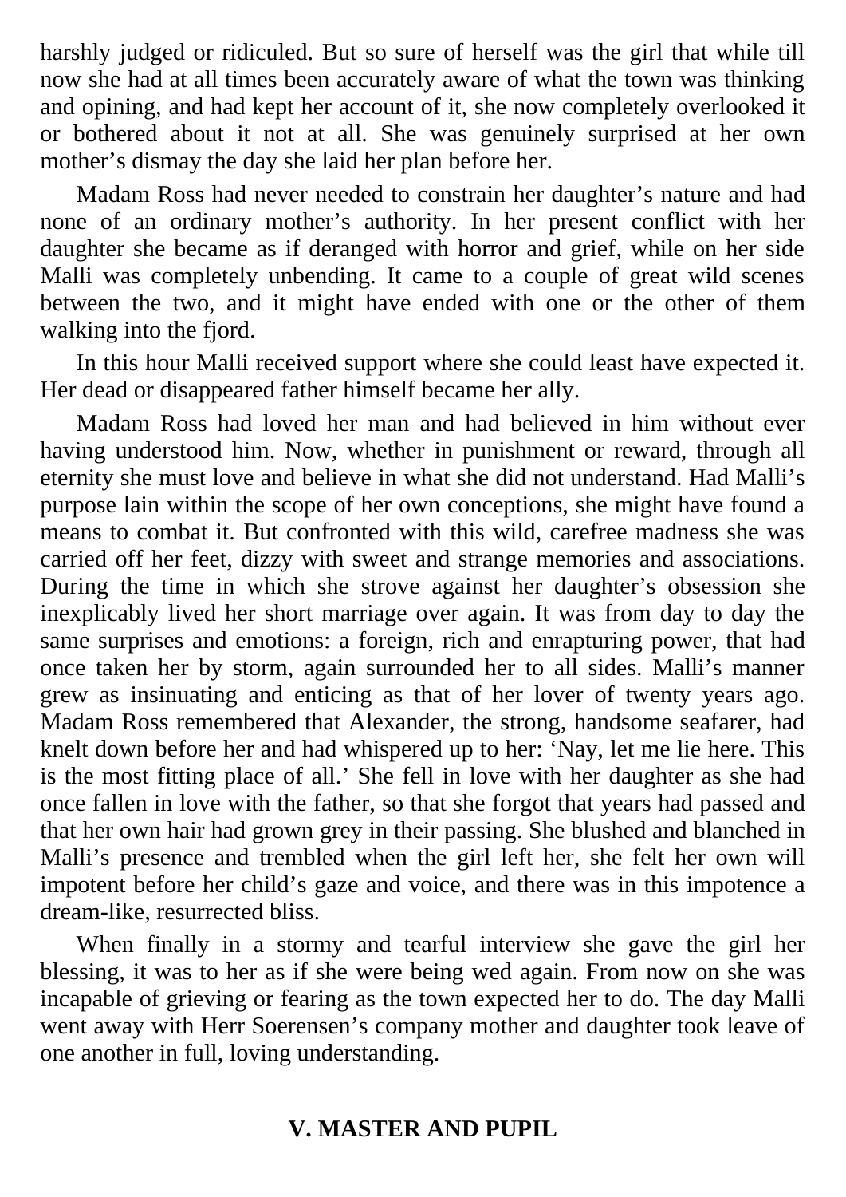harshly judged or ridiculed. But so sure of herself was the girl that while till now she had at all times been accurately aware of what the town was thinking and opining, and had kept her account of it, she now completely overlooked it or bothered about it not at all. She was genuinely surprised at her own mother's dismay the day she laid her plan before her.

Madam Ross had never needed to constrain her daughter's nature and had none of an ordinary mother's authority. In her present conflict with her daughter she became as if deranged with horror and grief, while on her side Malli was completely unbending. It came to a couple of great wild scenes between the two, and it might have ended with one or the other of them walking into the fjord.

In this hour Malli received support where she could least have expected it. Her dead or disappeared father himself became her ally.

Madam Ross had loved her man and had believed in him without ever having understood him. Now, whether in punishment or reward, through all eternity she must love and believe in what she did not understand. Had Malli's purpose lain within the scope of her own conceptions, she might have found a means to combat it. But confronted with this wild, carefree madness she was carried off her feet, dizzy with sweet and strange memories and associations. During the time in which she strove against her daughter's obsession she inexplicably lived her short marriage over again. It was from day to day the same surprises and emotions: a foreign, rich and enrapturing power, that had once taken her by storm, again surrounded her to all sides. Malli's manner grew as insinuating and enticing as that of her lover of twenty years ago. Madam Ross remembered that Alexander, the strong, handsome seafarer, had knelt down before her and had whispered up to her: 'Nay, let me lie here. This is the most fitting place of all.' She fell in love with her daughter as she had once fallen in love with the father, so that she forgot that years had passed and that her own hair had grown grey in their passing. She blushed and blanched in Malli's presence and trembled when the girl left her, she felt her own will impotent before her child's gaze and voice, and there was in this impotence a dream-like, resurrected bliss.

When finally in a stormy and tearful interview she gave the girl her blessing, it was to her as if she were being wed again. From now on she was incapable of grieving or fearing as the town expected her to do. The day Malli went away with Herr Soerensen's company mother and daughter took leave of one another in full, loving understanding.

## V. MASTER AND PUPIL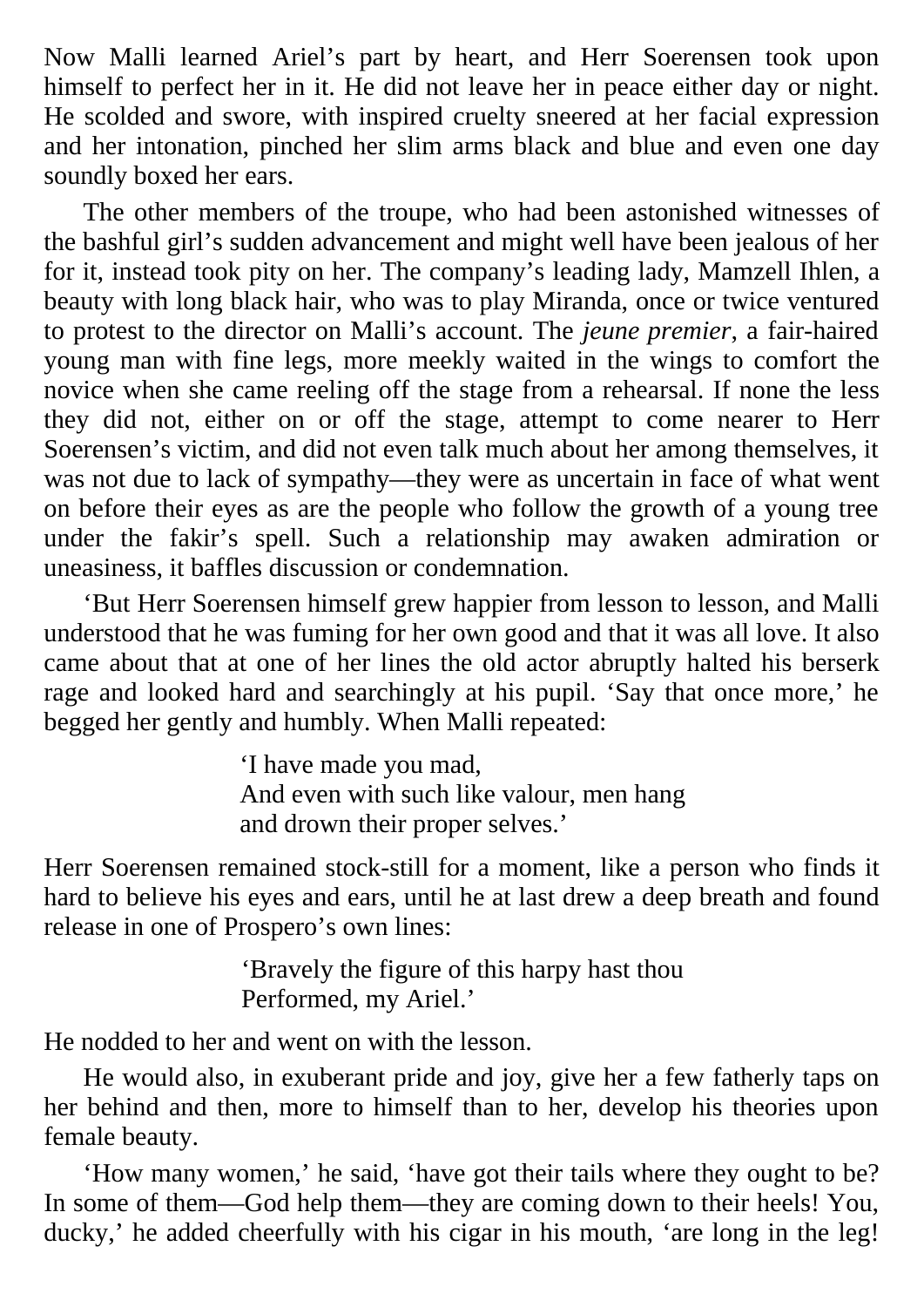Now Malli learned Ariel’s part by heart, and Herr Soerensen took upon himself to perfect her in it. He did not leave her in peace either day or night. He scolded and swore, with inspired cruelty sneered at her facial expression and her intonation, pinched her slim arms black and blue and even one day soundly boxed her ears.

The other members of the troupe, who had been astonished witnesses of the bashful girl’s sudden advancement and might well have been jealous of her for it, instead took pity on her. The company’s leading lady, Mamzell Ihlen, a beauty with long black hair, who was to play Miranda, once or twice ventured to protest to the director on Malli’s account. The *jeune premier*, a fair-haired young man with fine legs, more meekly waited in the wings to comfort the novice when she came reeling off the stage from a rehearsal. If none the less they did not, either on or off the stage, attempt to come nearer to Herr Soerensen’s victim, and did not even talk much about her among themselves, it was not due to lack of sympathy—they were as uncertain in face of what went on before their eyes as are the people who follow the growth of a young tree under the fakir’s spell. Such a relationship may awaken admiration or uneasiness, it baffles discussion or condemnation.

‘But Herr Soerensen himself grew happier from lesson to lesson, and Malli understood that he was fuming for her own good and that it was all love. It also came about that at one of her lines the old actor abruptly halted his berserk rage and looked hard and searchingly at his pupil. ‘Say that once more,’ he begged her gently and humbly. When Malli repeated:

> ‘I have made you mad,
> And even with such like valour, men hang
> and drown their proper selves.’

Herr Soerensen remained stock-still for a moment, like a person who finds it hard to believe his eyes and ears, until he at last drew a deep breath and found release in one of Prospero’s own lines:

> ‘Bravely the figure of this harpy hast thou
> Performed, my Ariel.’

He nodded to her and went on with the lesson.

He would also, in exuberant pride and joy, give her a few fatherly taps on her behind and then, more to himself than to her, develop his theories upon female beauty.

‘How many women,’ he said, ‘have got their tails where they ought to be? In some of them—God help them—they are coming down to their heels! You, ducky,’ he added cheerfully with his cigar in his mouth, ‘are long in the leg!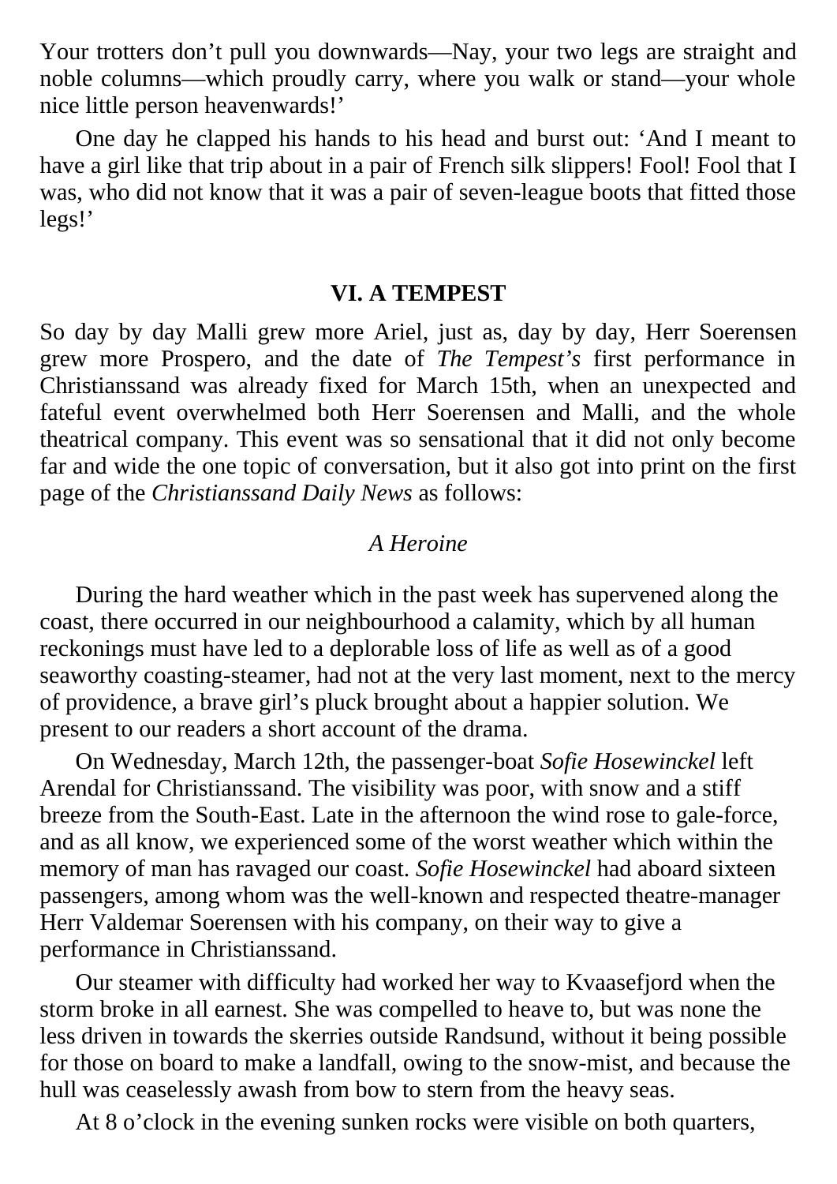Your trotters don't pull you downwards—Nay, your two legs are straight and noble columns—which proudly carry, where you walk or stand—your whole nice little person heavenwards!'

One day he clapped his hands to his head and burst out: 'And I meant to have a girl like that trip about in a pair of French silk slippers! Fool! Fool that I was, who did not know that it was a pair of seven-league boots that fitted those legs!'

## VI. A TEMPEST

So day by day Malli grew more Ariel, just as, day by day, Herr Soerensen grew more Prospero, and the date of *The Tempest's* first performance in Christianssand was already fixed for March 15th, when an unexpected and fateful event overwhelmed both Herr Soerensen and Malli, and the whole theatrical company. This event was so sensational that it did not only become far and wide the one topic of conversation, but it also got into print on the first page of the *Christianssand Daily News* as follows:

*A Heroine*

During the hard weather which in the past week has supervened along the coast, there occurred in our neighbourhood a calamity, which by all human reckonings must have led to a deplorable loss of life as well as of a good seaworthy coasting-steamer, had not at the very last moment, next to the mercy of providence, a brave girl's pluck brought about a happier solution. We present to our readers a short account of the drama.

On Wednesday, March 12th, the passenger-boat *Sofie Hosewinckel* left Arendal for Christianssand. The visibility was poor, with snow and a stiff breeze from the South-East. Late in the afternoon the wind rose to gale-force, and as all know, we experienced some of the worst weather which within the memory of man has ravaged our coast. *Sofie Hosewinckel* had aboard sixteen passengers, among whom was the well-known and respected theatre-manager Herr Valdemar Soerensen with his company, on their way to give a performance in Christianssand.

Our steamer with difficulty had worked her way to Kvaasefjord when the storm broke in all earnest. She was compelled to heave to, but was none the less driven in towards the skerries outside Randsund, without it being possible for those on board to make a landfall, owing to the snow-mist, and because the hull was ceaselessly awash from bow to stern from the heavy seas.

At 8 o'clock in the evening sunken rocks were visible on both quarters,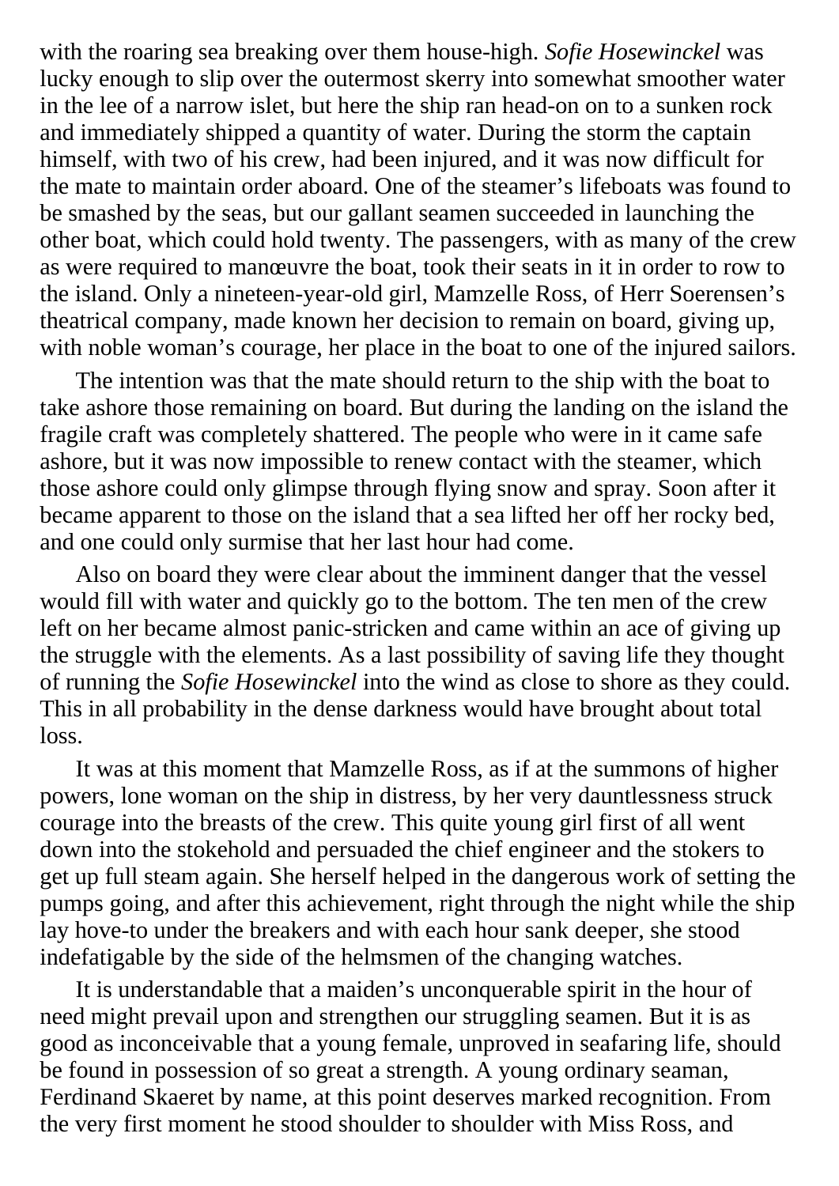with the roaring sea breaking over them house-high. *Sofie Hosewinckel* was lucky enough to slip over the outermost skerry into somewhat smoother water in the lee of a narrow islet, but here the ship ran head-on on to a sunken rock and immediately shipped a quantity of water. During the storm the captain himself, with two of his crew, had been injured, and it was now difficult for the mate to maintain order aboard. One of the steamer's lifeboats was found to be smashed by the seas, but our gallant seamen succeeded in launching the other boat, which could hold twenty. The passengers, with as many of the crew as were required to manœuvre the boat, took their seats in it in order to row to the island. Only a nineteen-year-old girl, Mamzelle Ross, of Herr Soerensen's theatrical company, made known her decision to remain on board, giving up, with noble woman's courage, her place in the boat to one of the injured sailors.

The intention was that the mate should return to the ship with the boat to take ashore those remaining on board. But during the landing on the island the fragile craft was completely shattered. The people who were in it came safe ashore, but it was now impossible to renew contact with the steamer, which those ashore could only glimpse through flying snow and spray. Soon after it became apparent to those on the island that a sea lifted her off her rocky bed, and one could only surmise that her last hour had come.

Also on board they were clear about the imminent danger that the vessel would fill with water and quickly go to the bottom. The ten men of the crew left on her became almost panic-stricken and came within an ace of giving up the struggle with the elements. As a last possibility of saving life they thought of running the *Sofie Hosewinckel* into the wind as close to shore as they could. This in all probability in the dense darkness would have brought about total loss.

It was at this moment that Mamzelle Ross, as if at the summons of higher powers, lone woman on the ship in distress, by her very dauntlessness struck courage into the breasts of the crew. This quite young girl first of all went down into the stokehold and persuaded the chief engineer and the stokers to get up full steam again. She herself helped in the dangerous work of setting the pumps going, and after this achievement, right through the night while the ship lay hove-to under the breakers and with each hour sank deeper, she stood indefatigable by the side of the helmsmen of the changing watches.

It is understandable that a maiden's unconquerable spirit in the hour of need might prevail upon and strengthen our struggling seamen. But it is as good as inconceivable that a young female, unproved in seafaring life, should be found in possession of so great a strength. A young ordinary seaman, Ferdinand Skaeret by name, at this point deserves marked recognition. From the very first moment he stood shoulder to shoulder with Miss Ross, and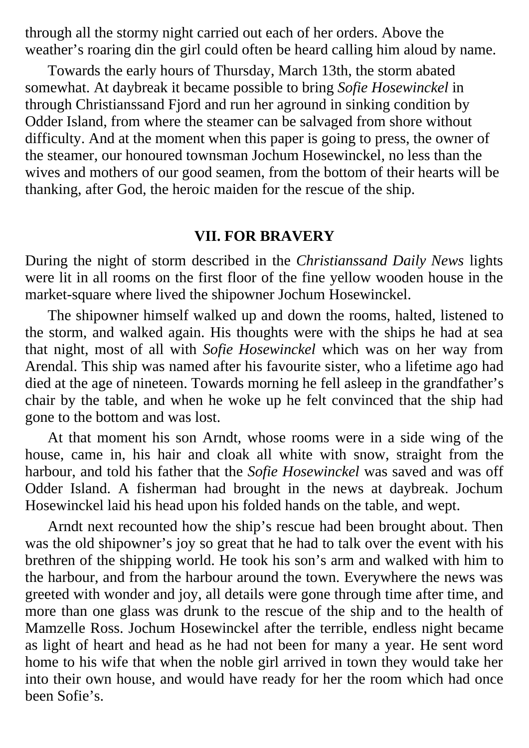through all the stormy night carried out each of her orders. Above the weather's roaring din the girl could often be heard calling him aloud by name.

Towards the early hours of Thursday, March 13th, the storm abated somewhat. At daybreak it became possible to bring *Sofie Hosewinckel* in through Christianssand Fjord and run her aground in sinking condition by Odder Island, from where the steamer can be salvaged from shore without difficulty. And at the moment when this paper is going to press, the owner of the steamer, our honoured townsman Jochum Hosewinckel, no less than the wives and mothers of our good seamen, from the bottom of their hearts will be thanking, after God, the heroic maiden for the rescue of the ship.

## VII. FOR BRAVERY

During the night of storm described in the *Christianssand Daily News* lights were lit in all rooms on the first floor of the fine yellow wooden house in the market-square where lived the shipowner Jochum Hosewinckel.

The shipowner himself walked up and down the rooms, halted, listened to the storm, and walked again. His thoughts were with the ships he had at sea that night, most of all with *Sofie Hosewinckel* which was on her way from Arendal. This ship was named after his favourite sister, who a lifetime ago had died at the age of nineteen. Towards morning he fell asleep in the grandfather's chair by the table, and when he woke up he felt convinced that the ship had gone to the bottom and was lost.

At that moment his son Arndt, whose rooms were in a side wing of the house, came in, his hair and cloak all white with snow, straight from the harbour, and told his father that the *Sofie Hosewinckel* was saved and was off Odder Island. A fisherman had brought in the news at daybreak. Jochum Hosewinckel laid his head upon his folded hands on the table, and wept.

Arndt next recounted how the ship's rescue had been brought about. Then was the old shipowner's joy so great that he had to talk over the event with his brethren of the shipping world. He took his son's arm and walked with him to the harbour, and from the harbour around the town. Everywhere the news was greeted with wonder and joy, all details were gone through time after time, and more than one glass was drunk to the rescue of the ship and to the health of Mamzelle Ross. Jochum Hosewinckel after the terrible, endless night became as light of heart and head as he had not been for many a year. He sent word home to his wife that when the noble girl arrived in town they would take her into their own house, and would have ready for her the room which had once been Sofie's.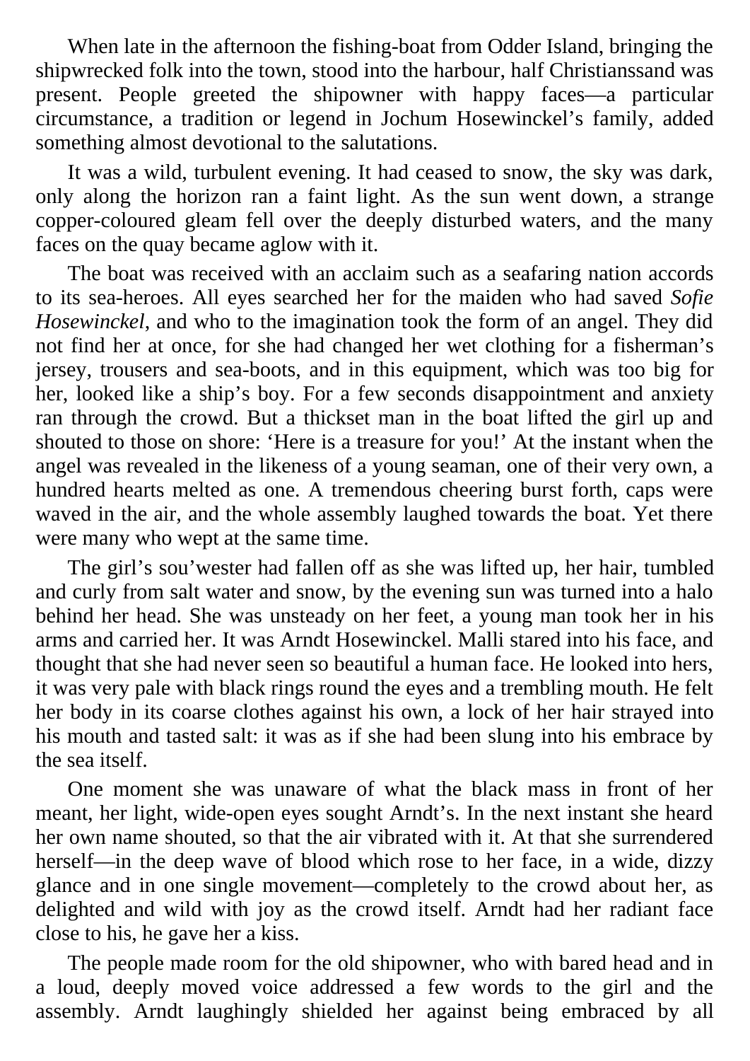When late in the afternoon the fishing-boat from Odder Island, bringing the shipwrecked folk into the town, stood into the harbour, half Christianssand was present. People greeted the shipowner with happy faces—a particular circumstance, a tradition or legend in Jochum Hosewinckel's family, added something almost devotional to the salutations.

It was a wild, turbulent evening. It had ceased to snow, the sky was dark, only along the horizon ran a faint light. As the sun went down, a strange copper-coloured gleam fell over the deeply disturbed waters, and the many faces on the quay became aglow with it.

The boat was received with an acclaim such as a seafaring nation accords to its sea-heroes. All eyes searched her for the maiden who had saved *Sofie Hosewinckel*, and who to the imagination took the form of an angel. They did not find her at once, for she had changed her wet clothing for a fisherman's jersey, trousers and sea-boots, and in this equipment, which was too big for her, looked like a ship's boy. For a few seconds disappointment and anxiety ran through the crowd. But a thickset man in the boat lifted the girl up and shouted to those on shore: 'Here is a treasure for you!' At the instant when the angel was revealed in the likeness of a young seaman, one of their very own, a hundred hearts melted as one. A tremendous cheering burst forth, caps were waved in the air, and the whole assembly laughed towards the boat. Yet there were many who wept at the same time.

The girl's sou'wester had fallen off as she was lifted up, her hair, tumbled and curly from salt water and snow, by the evening sun was turned into a halo behind her head. She was unsteady on her feet, a young man took her in his arms and carried her. It was Arndt Hosewinckel. Malli stared into his face, and thought that she had never seen so beautiful a human face. He looked into hers, it was very pale with black rings round the eyes and a trembling mouth. He felt her body in its coarse clothes against his own, a lock of her hair strayed into his mouth and tasted salt: it was as if she had been slung into his embrace by the sea itself.

One moment she was unaware of what the black mass in front of her meant, her light, wide-open eyes sought Arndt's. In the next instant she heard her own name shouted, so that the air vibrated with it. At that she surrendered herself—in the deep wave of blood which rose to her face, in a wide, dizzy glance and in one single movement—completely to the crowd about her, as delighted and wild with joy as the crowd itself. Arndt had her radiant face close to his, he gave her a kiss.

The people made room for the old shipowner, who with bared head and in a loud, deeply moved voice addressed a few words to the girl and the assembly. Arndt laughingly shielded her against being embraced by all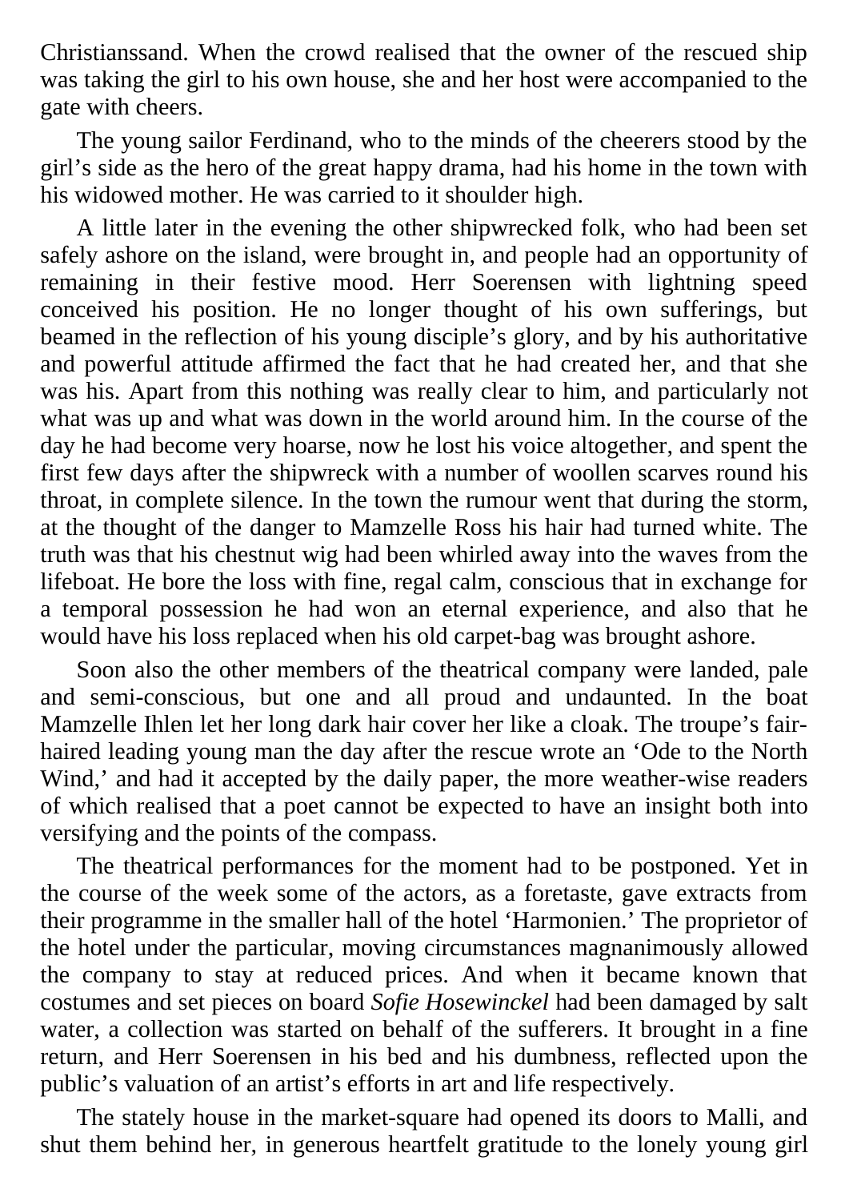Christianssand. When the crowd realised that the owner of the rescued ship was taking the girl to his own house, she and her host were accompanied to the gate with cheers.

The young sailor Ferdinand, who to the minds of the cheerers stood by the girl's side as the hero of the great happy drama, had his home in the town with his widowed mother. He was carried to it shoulder high.

A little later in the evening the other shipwrecked folk, who had been set safely ashore on the island, were brought in, and people had an opportunity of remaining in their festive mood. Herr Soerensen with lightning speed conceived his position. He no longer thought of his own sufferings, but beamed in the reflection of his young disciple's glory, and by his authoritative and powerful attitude affirmed the fact that he had created her, and that she was his. Apart from this nothing was really clear to him, and particularly not what was up and what was down in the world around him. In the course of the day he had become very hoarse, now he lost his voice altogether, and spent the first few days after the shipwreck with a number of woollen scarves round his throat, in complete silence. In the town the rumour went that during the storm, at the thought of the danger to Mamzelle Ross his hair had turned white. The truth was that his chestnut wig had been whirled away into the waves from the lifeboat. He bore the loss with fine, regal calm, conscious that in exchange for a temporal possession he had won an eternal experience, and also that he would have his loss replaced when his old carpet-bag was brought ashore.

Soon also the other members of the theatrical company were landed, pale and semi-conscious, but one and all proud and undaunted. In the boat Mamzelle Ihlen let her long dark hair cover her like a cloak. The troupe's fair-haired leading young man the day after the rescue wrote an 'Ode to the North Wind,' and had it accepted by the daily paper, the more weather-wise readers of which realised that a poet cannot be expected to have an insight both into versifying and the points of the compass.

The theatrical performances for the moment had to be postponed. Yet in the course of the week some of the actors, as a foretaste, gave extracts from their programme in the smaller hall of the hotel 'Harmonien.' The proprietor of the hotel under the particular, moving circumstances magnanimously allowed the company to stay at reduced prices. And when it became known that costumes and set pieces on board *Sofie Hosewinckel* had been damaged by salt water, a collection was started on behalf of the sufferers. It brought in a fine return, and Herr Soerensen in his bed and his dumbness, reflected upon the public's valuation of an artist's efforts in art and life respectively.

The stately house in the market-square had opened its doors to Malli, and shut them behind her, in generous heartfelt gratitude to the lonely young girl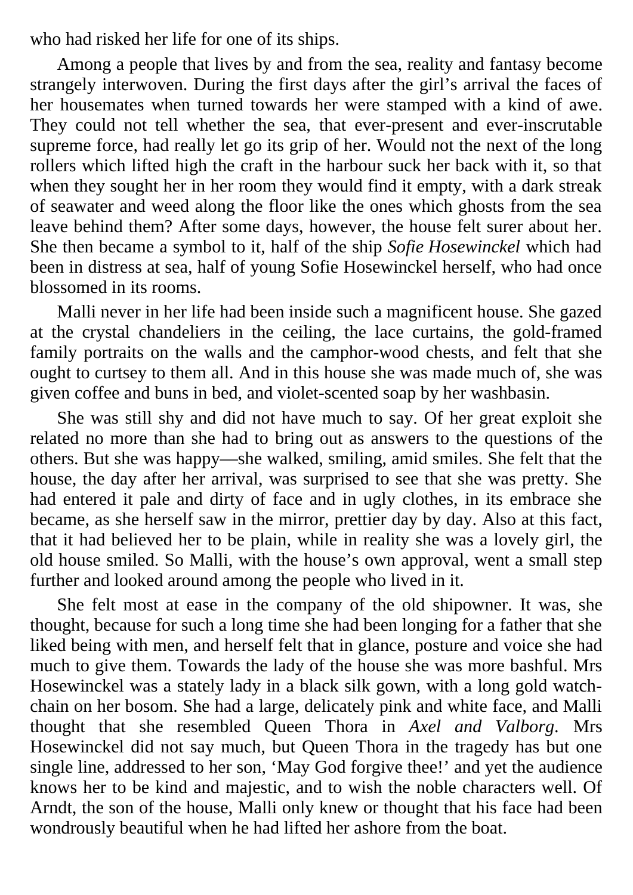who had risked her life for one of its ships.

Among a people that lives by and from the sea, reality and fantasy become strangely interwoven. During the first days after the girl's arrival the faces of her housemates when turned towards her were stamped with a kind of awe. They could not tell whether the sea, that ever-present and ever-inscrutable supreme force, had really let go its grip of her. Would not the next of the long rollers which lifted high the craft in the harbour suck her back with it, so that when they sought her in her room they would find it empty, with a dark streak of seawater and weed along the floor like the ones which ghosts from the sea leave behind them? After some days, however, the house felt surer about her. She then became a symbol to it, half of the ship *Sofie Hosewinckel* which had been in distress at sea, half of young Sofie Hosewinckel herself, who had once blossomed in its rooms.

Malli never in her life had been inside such a magnificent house. She gazed at the crystal chandeliers in the ceiling, the lace curtains, the gold-framed family portraits on the walls and the camphor-wood chests, and felt that she ought to curtsey to them all. And in this house she was made much of, she was given coffee and buns in bed, and violet-scented soap by her washbasin.

She was still shy and did not have much to say. Of her great exploit she related no more than she had to bring out as answers to the questions of the others. But she was happy—she walked, smiling, amid smiles. She felt that the house, the day after her arrival, was surprised to see that she was pretty. She had entered it pale and dirty of face and in ugly clothes, in its embrace she became, as she herself saw in the mirror, prettier day by day. Also at this fact, that it had believed her to be plain, while in reality she was a lovely girl, the old house smiled. So Malli, with the house's own approval, went a small step further and looked around among the people who lived in it.

She felt most at ease in the company of the old shipowner. It was, she thought, because for such a long time she had been longing for a father that she liked being with men, and herself felt that in glance, posture and voice she had much to give them. Towards the lady of the house she was more bashful. Mrs Hosewinckel was a stately lady in a black silk gown, with a long gold watch-chain on her bosom. She had a large, delicately pink and white face, and Malli thought that she resembled Queen Thora in *Axel and Valborg*. Mrs Hosewinckel did not say much, but Queen Thora in the tragedy has but one single line, addressed to her son, 'May God forgive thee!' and yet the audience knows her to be kind and majestic, and to wish the noble characters well. Of Arndt, the son of the house, Malli only knew or thought that his face had been wondrously beautiful when he had lifted her ashore from the boat.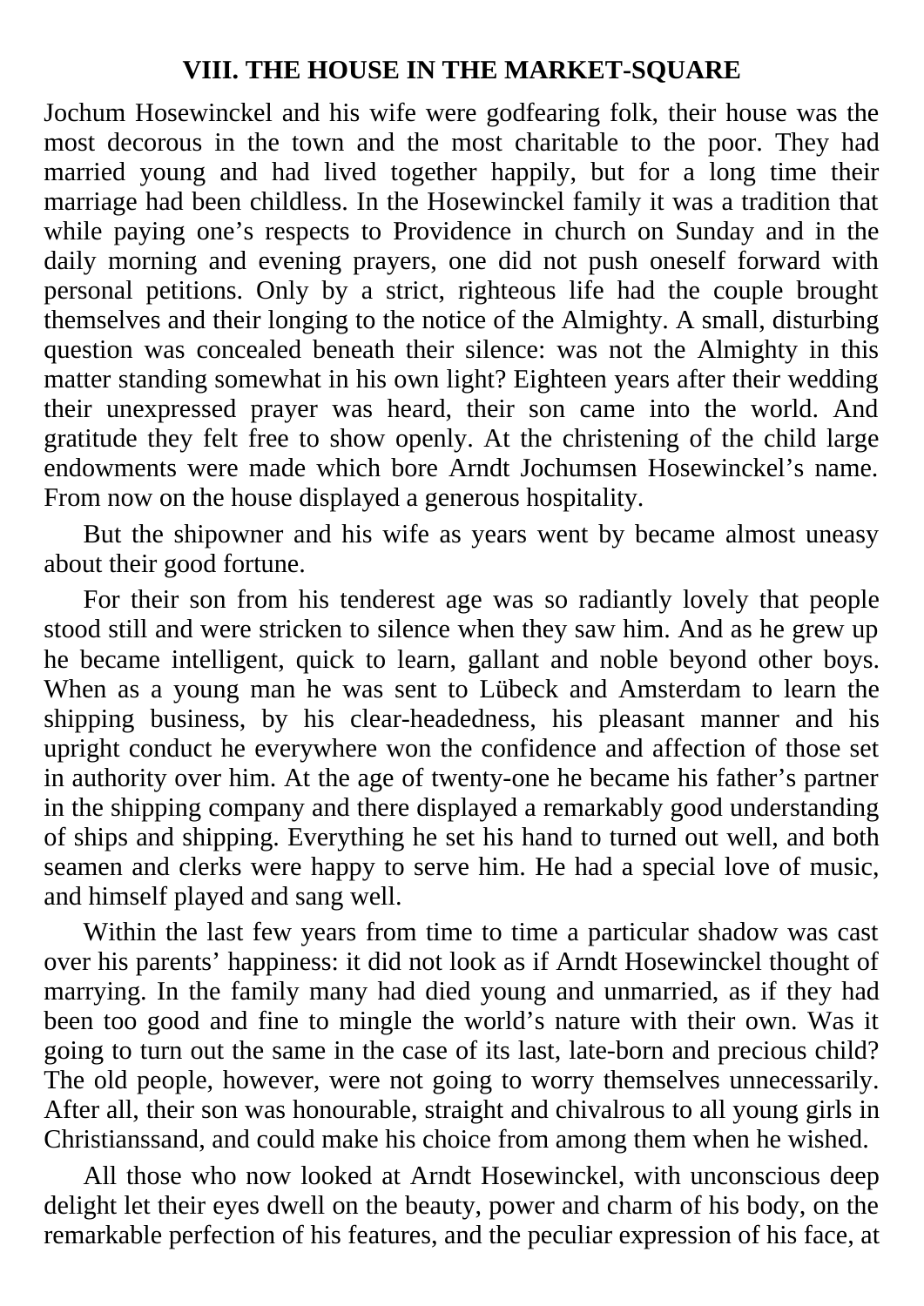## VIII. THE HOUSE IN THE MARKET-SQUARE

Jochum Hosewinckel and his wife were godfearing folk, their house was the most decorous in the town and the most charitable to the poor. They had married young and had lived together happily, but for a long time their marriage had been childless. In the Hosewinckel family it was a tradition that while paying one's respects to Providence in church on Sunday and in the daily morning and evening prayers, one did not push oneself forward with personal petitions. Only by a strict, righteous life had the couple brought themselves and their longing to the notice of the Almighty. A small, disturbing question was concealed beneath their silence: was not the Almighty in this matter standing somewhat in his own light? Eighteen years after their wedding their unexpressed prayer was heard, their son came into the world. And gratitude they felt free to show openly. At the christening of the child large endowments were made which bore Arndt Jochumsen Hosewinckel's name. From now on the house displayed a generous hospitality.

But the shipowner and his wife as years went by became almost uneasy about their good fortune.

For their son from his tenderest age was so radiantly lovely that people stood still and were stricken to silence when they saw him. And as he grew up he became intelligent, quick to learn, gallant and noble beyond other boys. When as a young man he was sent to Lübeck and Amsterdam to learn the shipping business, by his clear-headedness, his pleasant manner and his upright conduct he everywhere won the confidence and affection of those set in authority over him. At the age of twenty-one he became his father's partner in the shipping company and there displayed a remarkably good understanding of ships and shipping. Everything he set his hand to turned out well, and both seamen and clerks were happy to serve him. He had a special love of music, and himself played and sang well.

Within the last few years from time to time a particular shadow was cast over his parents' happiness: it did not look as if Arndt Hosewinckel thought of marrying. In the family many had died young and unmarried, as if they had been too good and fine to mingle the world's nature with their own. Was it going to turn out the same in the case of its last, late-born and precious child? The old people, however, were not going to worry themselves unnecessarily. After all, their son was honourable, straight and chivalrous to all young girls in Christianssand, and could make his choice from among them when he wished.

All those who now looked at Arndt Hosewinckel, with unconscious deep delight let their eyes dwell on the beauty, power and charm of his body, on the remarkable perfection of his features, and the peculiar expression of his face, at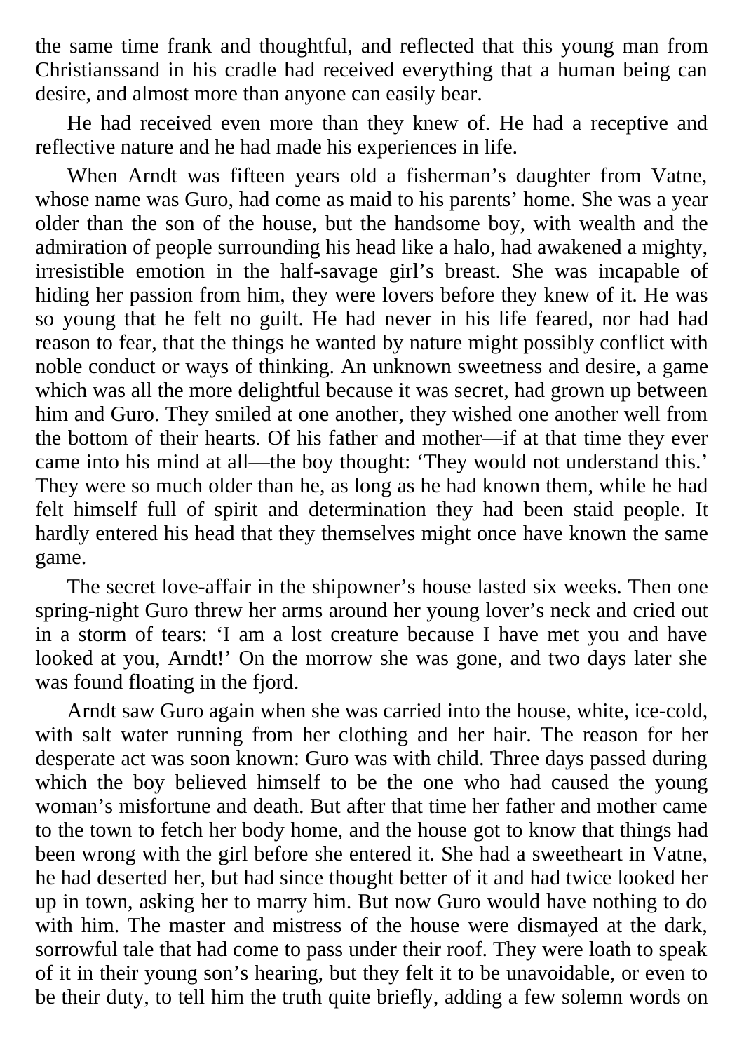the same time frank and thoughtful, and reflected that this young man from Christianssand in his cradle had received everything that a human being can desire, and almost more than anyone can easily bear.

He had received even more than they knew of. He had a receptive and reflective nature and he had made his experiences in life.

When Arndt was fifteen years old a fisherman's daughter from Vatne, whose name was Guro, had come as maid to his parents' home. She was a year older than the son of the house, but the handsome boy, with wealth and the admiration of people surrounding his head like a halo, had awakened a mighty, irresistible emotion in the half-savage girl's breast. She was incapable of hiding her passion from him, they were lovers before they knew of it. He was so young that he felt no guilt. He had never in his life feared, nor had had reason to fear, that the things he wanted by nature might possibly conflict with noble conduct or ways of thinking. An unknown sweetness and desire, a game which was all the more delightful because it was secret, had grown up between him and Guro. They smiled at one another, they wished one another well from the bottom of their hearts. Of his father and mother—if at that time they ever came into his mind at all—the boy thought: 'They would not understand this.' They were so much older than he, as long as he had known them, while he had felt himself full of spirit and determination they had been staid people. It hardly entered his head that they themselves might once have known the same game.

The secret love-affair in the shipowner's house lasted six weeks. Then one spring-night Guro threw her arms around her young lover's neck and cried out in a storm of tears: 'I am a lost creature because I have met you and have looked at you, Arndt!' On the morrow she was gone, and two days later she was found floating in the fjord.

Arndt saw Guro again when she was carried into the house, white, ice-cold, with salt water running from her clothing and her hair. The reason for her desperate act was soon known: Guro was with child. Three days passed during which the boy believed himself to be the one who had caused the young woman's misfortune and death. But after that time her father and mother came to the town to fetch her body home, and the house got to know that things had been wrong with the girl before she entered it. She had a sweetheart in Vatne, he had deserted her, but had since thought better of it and had twice looked her up in town, asking her to marry him. But now Guro would have nothing to do with him. The master and mistress of the house were dismayed at the dark, sorrowful tale that had come to pass under their roof. They were loath to speak of it in their young son's hearing, but they felt it to be unavoidable, or even to be their duty, to tell him the truth quite briefly, adding a few solemn words on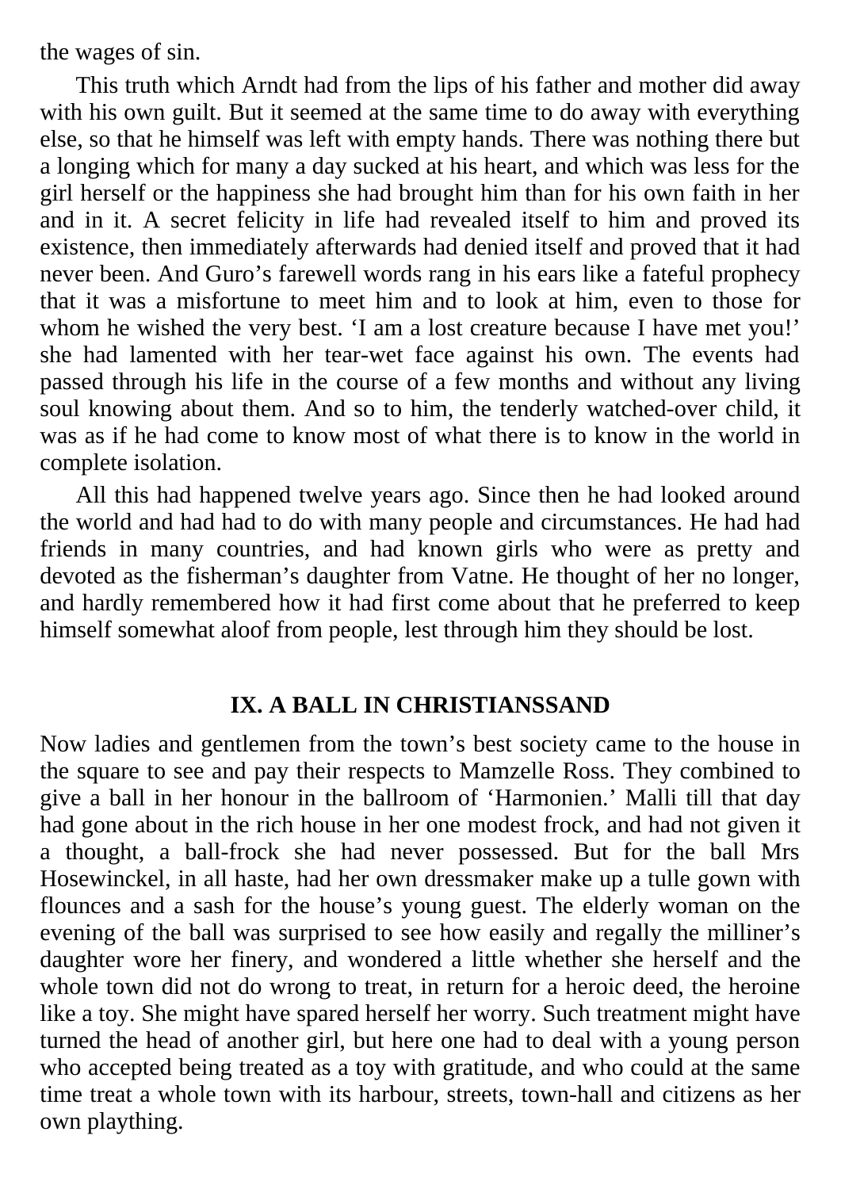the wages of sin.

This truth which Arndt had from the lips of his father and mother did away with his own guilt. But it seemed at the same time to do away with everything else, so that he himself was left with empty hands. There was nothing there but a longing which for many a day sucked at his heart, and which was less for the girl herself or the happiness she had brought him than for his own faith in her and in it. A secret felicity in life had revealed itself to him and proved its existence, then immediately afterwards had denied itself and proved that it had never been. And Guro's farewell words rang in his ears like a fateful prophecy that it was a misfortune to meet him and to look at him, even to those for whom he wished the very best. 'I am a lost creature because I have met you!' she had lamented with her tear-wet face against his own. The events had passed through his life in the course of a few months and without any living soul knowing about them. And so to him, the tenderly watched-over child, it was as if he had come to know most of what there is to know in the world in complete isolation.

All this had happened twelve years ago. Since then he had looked around the world and had had to do with many people and circumstances. He had had friends in many countries, and had known girls who were as pretty and devoted as the fisherman's daughter from Vatne. He thought of her no longer, and hardly remembered how it had first come about that he preferred to keep himself somewhat aloof from people, lest through him they should be lost.

## IX. A BALL IN CHRISTIANSSAND

Now ladies and gentlemen from the town's best society came to the house in the square to see and pay their respects to Mamzelle Ross. They combined to give a ball in her honour in the ballroom of 'Harmonien.' Malli till that day had gone about in the rich house in her one modest frock, and had not given it a thought, a ball-frock she had never possessed. But for the ball Mrs Hosewinckel, in all haste, had her own dressmaker make up a tulle gown with flounces and a sash for the house's young guest. The elderly woman on the evening of the ball was surprised to see how easily and regally the milliner's daughter wore her finery, and wondered a little whether she herself and the whole town did not do wrong to treat, in return for a heroic deed, the heroine like a toy. She might have spared herself her worry. Such treatment might have turned the head of another girl, but here one had to deal with a young person who accepted being treated as a toy with gratitude, and who could at the same time treat a whole town with its harbour, streets, town-hall and citizens as her own plaything.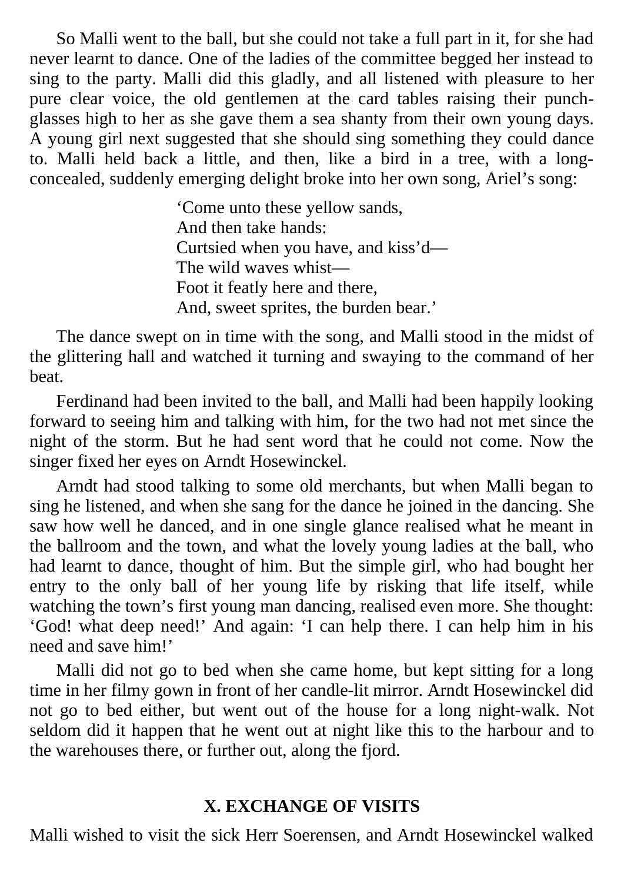So Malli went to the ball, but she could not take a full part in it, for she had never learnt to dance. One of the ladies of the committee begged her instead to sing to the party. Malli did this gladly, and all listened with pleasure to her pure clear voice, the old gentlemen at the card tables raising their punch-glasses high to her as she gave them a sea shanty from their own young days. A young girl next suggested that she should sing something they could dance to. Malli held back a little, and then, like a bird in a tree, with a long-concealed, suddenly emerging delight broke into her own song, Ariel's song:

> 'Come unto these yellow sands,
> And then take hands:
> Curtsied when you have, and kiss'd—
> The wild waves whist—
> Foot it featly here and there,
> And, sweet sprites, the burden bear.'

The dance swept on in time with the song, and Malli stood in the midst of the glittering hall and watched it turning and swaying to the command of her beat.

Ferdinand had been invited to the ball, and Malli had been happily looking forward to seeing him and talking with him, for the two had not met since the night of the storm. But he had sent word that he could not come. Now the singer fixed her eyes on Arndt Hosewinckel.

Arndt had stood talking to some old merchants, but when Malli began to sing he listened, and when she sang for the dance he joined in the dancing. She saw how well he danced, and in one single glance realised what he meant in the ballroom and the town, and what the lovely young ladies at the ball, who had learnt to dance, thought of him. But the simple girl, who had bought her entry to the only ball of her young life by risking that life itself, while watching the town's first young man dancing, realised even more. She thought: 'God! what deep need!' And again: 'I can help there. I can help him in his need and save him!'

Malli did not go to bed when she came home, but kept sitting for a long time in her filmy gown in front of her candle-lit mirror. Arndt Hosewinckel did not go to bed either, but went out of the house for a long night-walk. Not seldom did it happen that he went out at night like this to the harbour and to the warehouses there, or further out, along the fjord.

## X. EXCHANGE OF VISITS

Malli wished to visit the sick Herr Soerensen, and Arndt Hosewinckel walked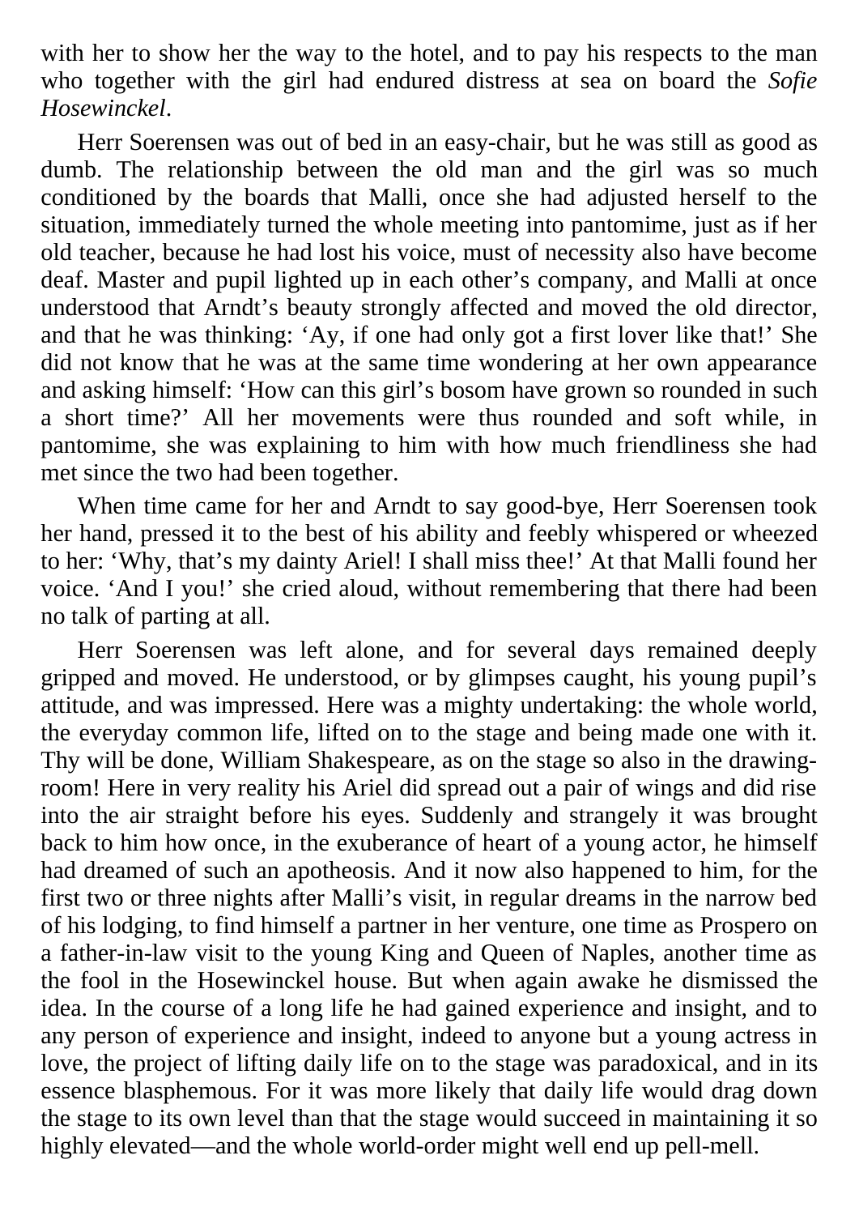with her to show her the way to the hotel, and to pay his respects to the man who together with the girl had endured distress at sea on board the *Sofie Hosewinckel*.

Herr Soerensen was out of bed in an easy-chair, but he was still as good as dumb. The relationship between the old man and the girl was so much conditioned by the boards that Malli, once she had adjusted herself to the situation, immediately turned the whole meeting into pantomime, just as if her old teacher, because he had lost his voice, must of necessity also have become deaf. Master and pupil lighted up in each other's company, and Malli at once understood that Arndt's beauty strongly affected and moved the old director, and that he was thinking: 'Ay, if one had only got a first lover like that!' She did not know that he was at the same time wondering at her own appearance and asking himself: 'How can this girl's bosom have grown so rounded in such a short time?' All her movements were thus rounded and soft while, in pantomime, she was explaining to him with how much friendliness she had met since the two had been together.

When time came for her and Arndt to say good-bye, Herr Soerensen took her hand, pressed it to the best of his ability and feebly whispered or wheezed to her: 'Why, that's my dainty Ariel! I shall miss thee!' At that Malli found her voice. 'And I you!' she cried aloud, without remembering that there had been no talk of parting at all.

Herr Soerensen was left alone, and for several days remained deeply gripped and moved. He understood, or by glimpses caught, his young pupil's attitude, and was impressed. Here was a mighty undertaking: the whole world, the everyday common life, lifted on to the stage and being made one with it. Thy will be done, William Shakespeare, as on the stage so also in the drawing-room! Here in very reality his Ariel did spread out a pair of wings and did rise into the air straight before his eyes. Suddenly and strangely it was brought back to him how once, in the exuberance of heart of a young actor, he himself had dreamed of such an apotheosis. And it now also happened to him, for the first two or three nights after Malli's visit, in regular dreams in the narrow bed of his lodging, to find himself a partner in her venture, one time as Prospero on a father-in-law visit to the young King and Queen of Naples, another time as the fool in the Hosewinckel house. But when again awake he dismissed the idea. In the course of a long life he had gained experience and insight, and to any person of experience and insight, indeed to anyone but a young actress in love, the project of lifting daily life on to the stage was paradoxical, and in its essence blasphemous. For it was more likely that daily life would drag down the stage to its own level than that the stage would succeed in maintaining it so highly elevated—and the whole world-order might well end up pell-mell.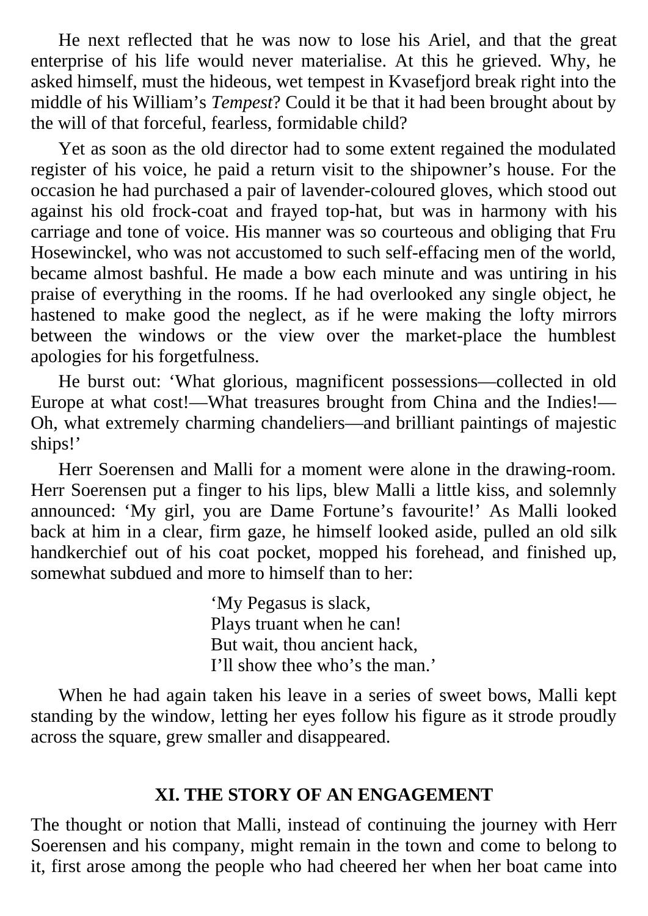He next reflected that he was now to lose his Ariel, and that the great enterprise of his life would never materialise. At this he grieved. Why, he asked himself, must the hideous, wet tempest in Kvasefjord break right into the middle of his William's *Tempest*? Could it be that it had been brought about by the will of that forceful, fearless, formidable child?

Yet as soon as the old director had to some extent regained the modulated register of his voice, he paid a return visit to the shipowner's house. For the occasion he had purchased a pair of lavender-coloured gloves, which stood out against his old frock-coat and frayed top-hat, but was in harmony with his carriage and tone of voice. His manner was so courteous and obliging that Fru Hosewinckel, who was not accustomed to such self-effacing men of the world, became almost bashful. He made a bow each minute and was untiring in his praise of everything in the rooms. If he had overlooked any single object, he hastened to make good the neglect, as if he were making the lofty mirrors between the windows or the view over the market-place the humblest apologies for his forgetfulness.

He burst out: 'What glorious, magnificent possessions—collected in old Europe at what cost!—What treasures brought from China and the Indies!—Oh, what extremely charming chandeliers—and brilliant paintings of majestic ships!'

Herr Soerensen and Malli for a moment were alone in the drawing-room. Herr Soerensen put a finger to his lips, blew Malli a little kiss, and solemnly announced: 'My girl, you are Dame Fortune's favourite!' As Malli looked back at him in a clear, firm gaze, he himself looked aside, pulled an old silk handkerchief out of his coat pocket, mopped his forehead, and finished up, somewhat subdued and more to himself than to her:

> 'My Pegasus is slack,
> Plays truant when he can!
> But wait, thou ancient hack,
> I'll show thee who's the man.'

When he had again taken his leave in a series of sweet bows, Malli kept standing by the window, letting her eyes follow his figure as it strode proudly across the square, grew smaller and disappeared.

## XI. THE STORY OF AN ENGAGEMENT

The thought or notion that Malli, instead of continuing the journey with Herr Soerensen and his company, might remain in the town and come to belong to it, first arose among the people who had cheered her when her boat came into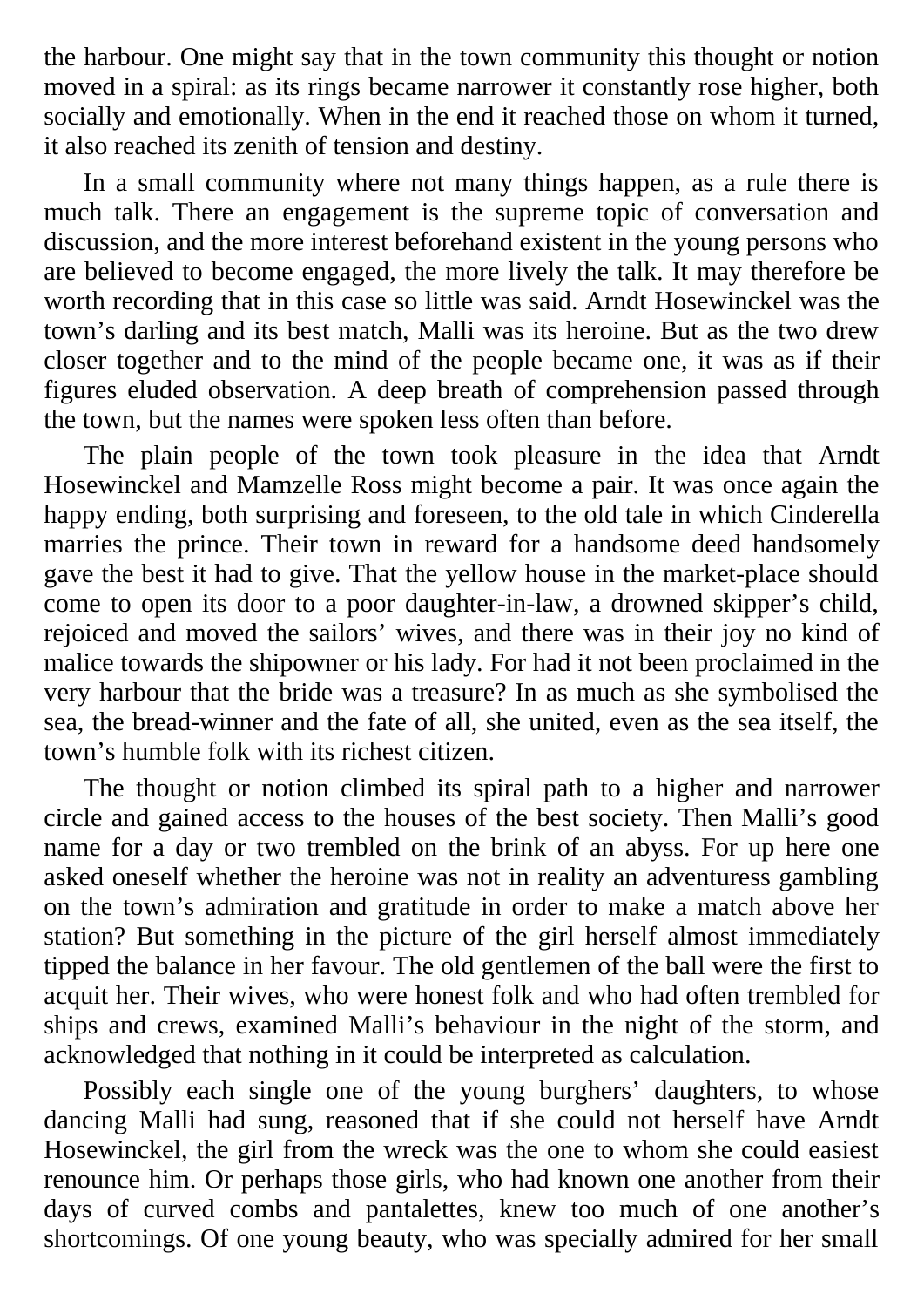the harbour. One might say that in the town community this thought or notion moved in a spiral: as its rings became narrower it constantly rose higher, both socially and emotionally. When in the end it reached those on whom it turned, it also reached its zenith of tension and destiny.

In a small community where not many things happen, as a rule there is much talk. There an engagement is the supreme topic of conversation and discussion, and the more interest beforehand existent in the young persons who are believed to become engaged, the more lively the talk. It may therefore be worth recording that in this case so little was said. Arndt Hosewinckel was the town's darling and its best match, Malli was its heroine. But as the two drew closer together and to the mind of the people became one, it was as if their figures eluded observation. A deep breath of comprehension passed through the town, but the names were spoken less often than before.

The plain people of the town took pleasure in the idea that Arndt Hosewinckel and Mamzelle Ross might become a pair. It was once again the happy ending, both surprising and foreseen, to the old tale in which Cinderella marries the prince. Their town in reward for a handsome deed handsomely gave the best it had to give. That the yellow house in the market-place should come to open its door to a poor daughter-in-law, a drowned skipper's child, rejoiced and moved the sailors' wives, and there was in their joy no kind of malice towards the shipowner or his lady. For had it not been proclaimed in the very harbour that the bride was a treasure? In as much as she symbolised the sea, the bread-winner and the fate of all, she united, even as the sea itself, the town's humble folk with its richest citizen.

The thought or notion climbed its spiral path to a higher and narrower circle and gained access to the houses of the best society. Then Malli's good name for a day or two trembled on the brink of an abyss. For up here one asked oneself whether the heroine was not in reality an adventuress gambling on the town's admiration and gratitude in order to make a match above her station? But something in the picture of the girl herself almost immediately tipped the balance in her favour. The old gentlemen of the ball were the first to acquit her. Their wives, who were honest folk and who had often trembled for ships and crews, examined Malli's behaviour in the night of the storm, and acknowledged that nothing in it could be interpreted as calculation.

Possibly each single one of the young burghers' daughters, to whose dancing Malli had sung, reasoned that if she could not herself have Arndt Hosewinckel, the girl from the wreck was the one to whom she could easiest renounce him. Or perhaps those girls, who had known one another from their days of curved combs and pantalettes, knew too much of one another's shortcomings. Of one young beauty, who was specially admired for her small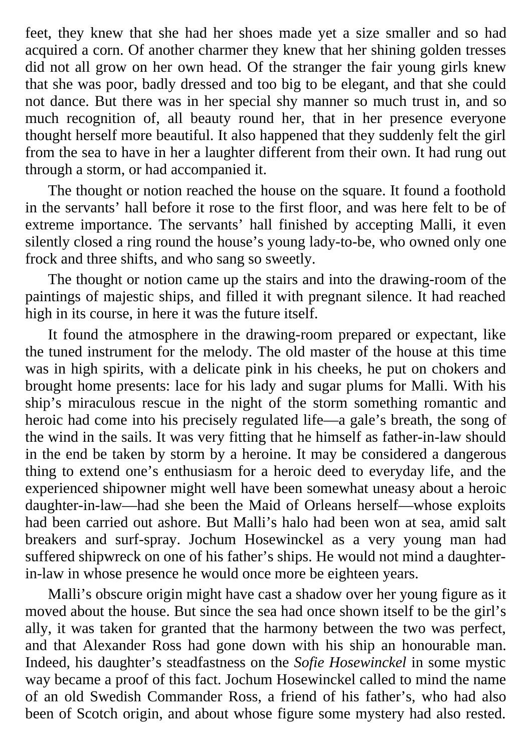feet, they knew that she had her shoes made yet a size smaller and so had acquired a corn. Of another charmer they knew that her shining golden tresses did not all grow on her own head. Of the stranger the fair young girls knew that she was poor, badly dressed and too big to be elegant, and that she could not dance. But there was in her special shy manner so much trust in, and so much recognition of, all beauty round her, that in her presence everyone thought herself more beautiful. It also happened that they suddenly felt the girl from the sea to have in her a laughter different from their own. It had rung out through a storm, or had accompanied it.

The thought or notion reached the house on the square. It found a foothold in the servants' hall before it rose to the first floor, and was here felt to be of extreme importance. The servants' hall finished by accepting Malli, it even silently closed a ring round the house's young lady-to-be, who owned only one frock and three shifts, and who sang so sweetly.

The thought or notion came up the stairs and into the drawing-room of the paintings of majestic ships, and filled it with pregnant silence. It had reached high in its course, in here it was the future itself.

It found the atmosphere in the drawing-room prepared or expectant, like the tuned instrument for the melody. The old master of the house at this time was in high spirits, with a delicate pink in his cheeks, he put on chokers and brought home presents: lace for his lady and sugar plums for Malli. With his ship's miraculous rescue in the night of the storm something romantic and heroic had come into his precisely regulated life—a gale's breath, the song of the wind in the sails. It was very fitting that he himself as father-in-law should in the end be taken by storm by a heroine. It may be considered a dangerous thing to extend one's enthusiasm for a heroic deed to everyday life, and the experienced shipowner might well have been somewhat uneasy about a heroic daughter-in-law—had she been the Maid of Orleans herself—whose exploits had been carried out ashore. But Malli's halo had been won at sea, amid salt breakers and surf-spray. Jochum Hosewinckel as a very young man had suffered shipwreck on one of his father's ships. He would not mind a daughter-in-law in whose presence he would once more be eighteen years.

Malli's obscure origin might have cast a shadow over her young figure as it moved about the house. But since the sea had once shown itself to be the girl's ally, it was taken for granted that the harmony between the two was perfect, and that Alexander Ross had gone down with his ship an honourable man. Indeed, his daughter's steadfastness on the *Sofie Hosewinckel* in some mystic way became a proof of this fact. Jochum Hosewinckel called to mind the name of an old Swedish Commander Ross, a friend of his father's, who had also been of Scotch origin, and about whose figure some mystery had also rested.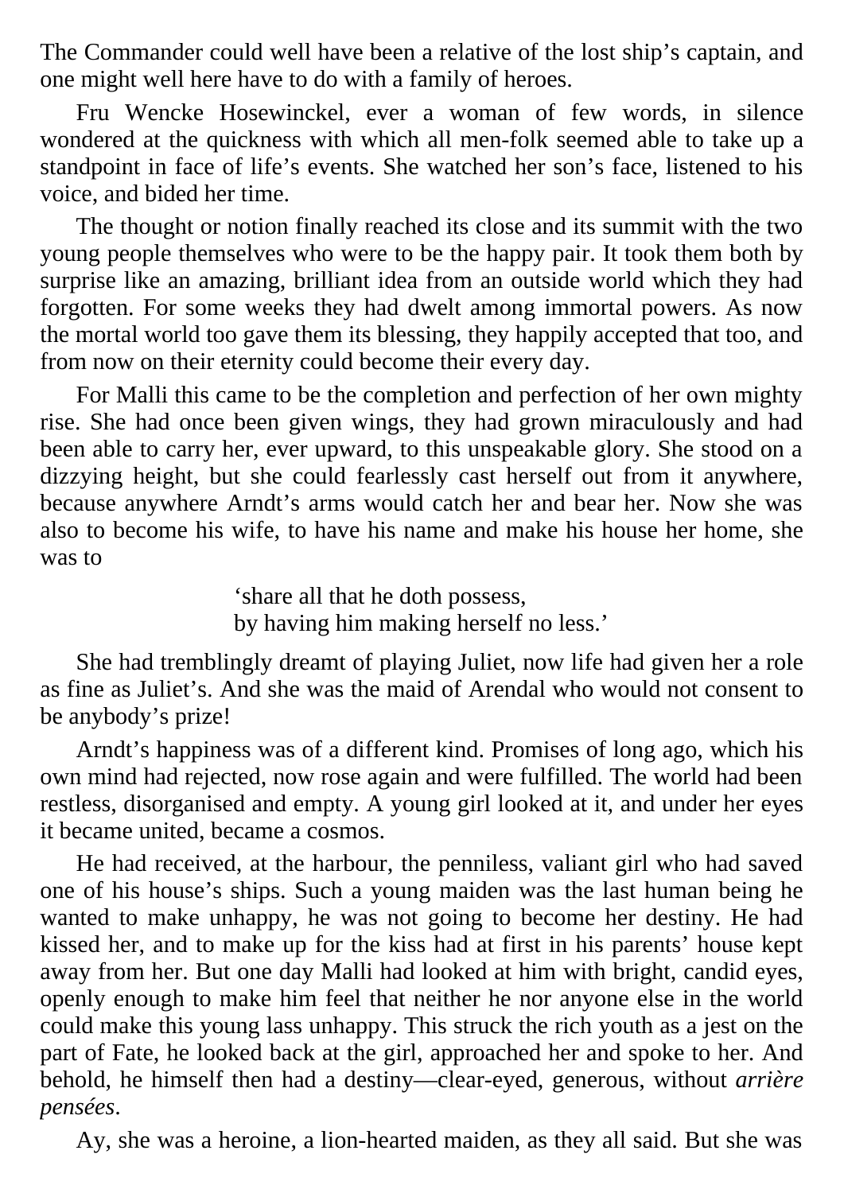The Commander could well have been a relative of the lost ship's captain, and one might well here have to do with a family of heroes.

Fru Wencke Hosewinckel, ever a woman of few words, in silence wondered at the quickness with which all men-folk seemed able to take up a standpoint in face of life's events. She watched her son's face, listened to his voice, and bided her time.

The thought or notion finally reached its close and its summit with the two young people themselves who were to be the happy pair. It took them both by surprise like an amazing, brilliant idea from an outside world which they had forgotten. For some weeks they had dwelt among immortal powers. As now the mortal world too gave them its blessing, they happily accepted that too, and from now on their eternity could become their every day.

For Malli this came to be the completion and perfection of her own mighty rise. She had once been given wings, they had grown miraculously and had been able to carry her, ever upward, to this unspeakable glory. She stood on a dizzying height, but she could fearlessly cast herself out from it anywhere, because anywhere Arndt's arms would catch her and bear her. Now she was also to become his wife, to have his name and make his house her home, she was to

> 'share all that he doth possess,
> by having him making herself no less.'

She had tremblingly dreamt of playing Juliet, now life had given her a role as fine as Juliet's. And she was the maid of Arendal who would not consent to be anybody's prize!

Arndt's happiness was of a different kind. Promises of long ago, which his own mind had rejected, now rose again and were fulfilled. The world had been restless, disorganised and empty. A young girl looked at it, and under her eyes it became united, became a cosmos.

He had received, at the harbour, the penniless, valiant girl who had saved one of his house's ships. Such a young maiden was the last human being he wanted to make unhappy, he was not going to become her destiny. He had kissed her, and to make up for the kiss had at first in his parents' house kept away from her. But one day Malli had looked at him with bright, candid eyes, openly enough to make him feel that neither he nor anyone else in the world could make this young lass unhappy. This struck the rich youth as a jest on the part of Fate, he looked back at the girl, approached her and spoke to her. And behold, he himself then had a destiny—clear-eyed, generous, without *arrière pensées*.

Ay, she was a heroine, a lion-hearted maiden, as they all said. But she was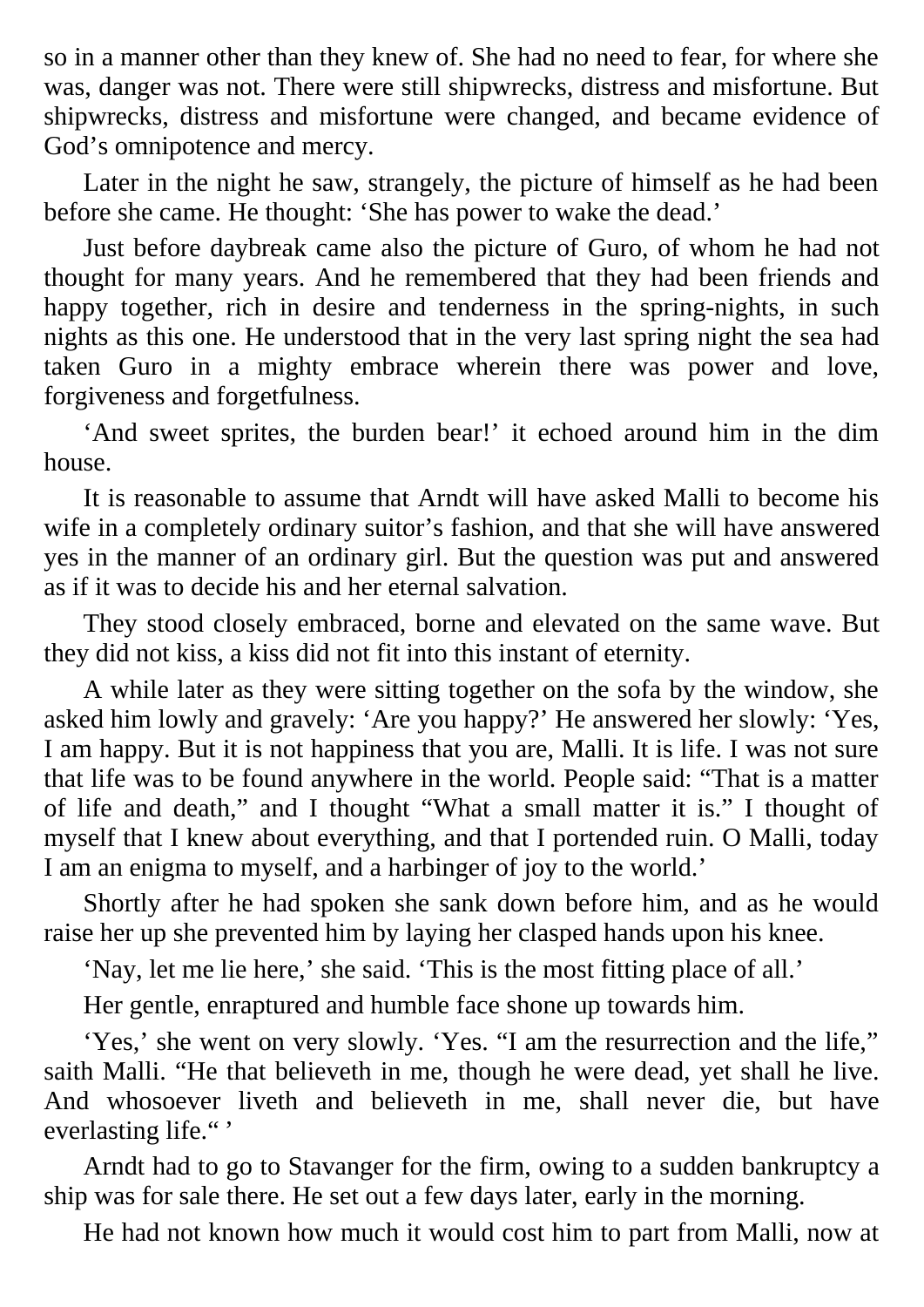so in a manner other than they knew of. She had no need to fear, for where she was, danger was not. There were still shipwrecks, distress and misfortune. But shipwrecks, distress and misfortune were changed, and became evidence of God's omnipotence and mercy.

Later in the night he saw, strangely, the picture of himself as he had been before she came. He thought: 'She has power to wake the dead.'

Just before daybreak came also the picture of Guro, of whom he had not thought for many years. And he remembered that they had been friends and happy together, rich in desire and tenderness in the spring-nights, in such nights as this one. He understood that in the very last spring night the sea had taken Guro in a mighty embrace wherein there was power and love, forgiveness and forgetfulness.

'And sweet sprites, the burden bear!' it echoed around him in the dim house.

It is reasonable to assume that Arndt will have asked Malli to become his wife in a completely ordinary suitor's fashion, and that she will have answered yes in the manner of an ordinary girl. But the question was put and answered as if it was to decide his and her eternal salvation.

They stood closely embraced, borne and elevated on the same wave. But they did not kiss, a kiss did not fit into this instant of eternity.

A while later as they were sitting together on the sofa by the window, she asked him lowly and gravely: 'Are you happy?' He answered her slowly: 'Yes, I am happy. But it is not happiness that you are, Malli. It is life. I was not sure that life was to be found anywhere in the world. People said: "That is a matter of life and death," and I thought "What a small matter it is." I thought of myself that I knew about everything, and that I portended ruin. O Malli, today I am an enigma to myself, and a harbinger of joy to the world.'

Shortly after he had spoken she sank down before him, and as he would raise her up she prevented him by laying her clasped hands upon his knee.

'Nay, let me lie here,' she said. 'This is the most fitting place of all.'

Her gentle, enraptured and humble face shone up towards him.

'Yes,' she went on very slowly. 'Yes. "I am the resurrection and the life," saith Malli. "He that believeth in me, though he were dead, yet shall he live. And whosoever liveth and believeth in me, shall never die, but have everlasting life." '

Arndt had to go to Stavanger for the firm, owing to a sudden bankruptcy a ship was for sale there. He set out a few days later, early in the morning.

He had not known how much it would cost him to part from Malli, now at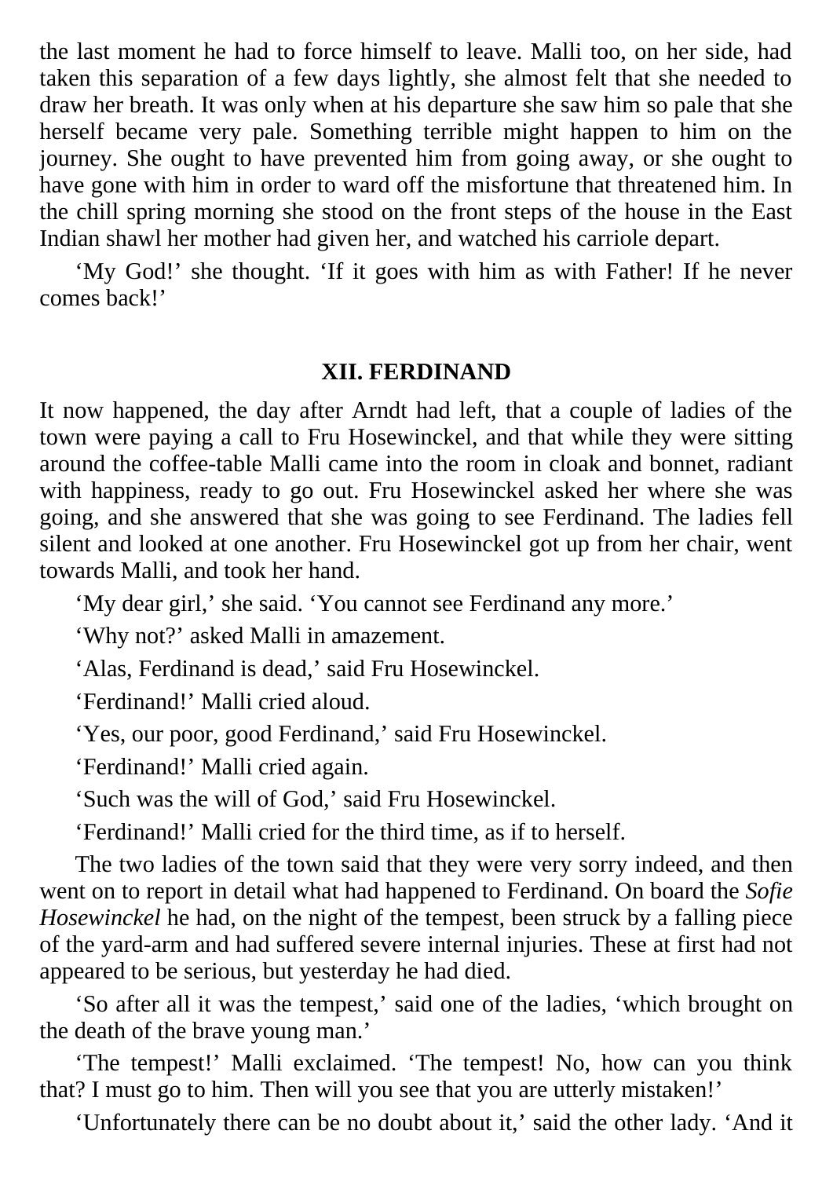the last moment he had to force himself to leave. Malli too, on her side, had taken this separation of a few days lightly, she almost felt that she needed to draw her breath. It was only when at his departure she saw him so pale that she herself became very pale. Something terrible might happen to him on the journey. She ought to have prevented him from going away, or she ought to have gone with him in order to ward off the misfortune that threatened him. In the chill spring morning she stood on the front steps of the house in the East Indian shawl her mother had given her, and watched his carriole depart.

'My God!' she thought. 'If it goes with him as with Father! If he never comes back!'

## XII. FERDINAND

It now happened, the day after Arndt had left, that a couple of ladies of the town were paying a call to Fru Hosewinckel, and that while they were sitting around the coffee-table Malli came into the room in cloak and bonnet, radiant with happiness, ready to go out. Fru Hosewinckel asked her where she was going, and she answered that she was going to see Ferdinand. The ladies fell silent and looked at one another. Fru Hosewinckel got up from her chair, went towards Malli, and took her hand.

'My dear girl,' she said. 'You cannot see Ferdinand any more.'

'Why not?' asked Malli in amazement.

'Alas, Ferdinand is dead,' said Fru Hosewinckel.

'Ferdinand!' Malli cried aloud.

'Yes, our poor, good Ferdinand,' said Fru Hosewinckel.

'Ferdinand!' Malli cried again.

'Such was the will of God,' said Fru Hosewinckel.

'Ferdinand!' Malli cried for the third time, as if to herself.

The two ladies of the town said that they were very sorry indeed, and then went on to report in detail what had happened to Ferdinand. On board the *Sofie Hosewinckel* he had, on the night of the tempest, been struck by a falling piece of the yard-arm and had suffered severe internal injuries. These at first had not appeared to be serious, but yesterday he had died.

'So after all it was the tempest,' said one of the ladies, 'which brought on the death of the brave young man.'

'The tempest!' Malli exclaimed. 'The tempest! No, how can you think that? I must go to him. Then will you see that you are utterly mistaken!'

'Unfortunately there can be no doubt about it,' said the other lady. 'And it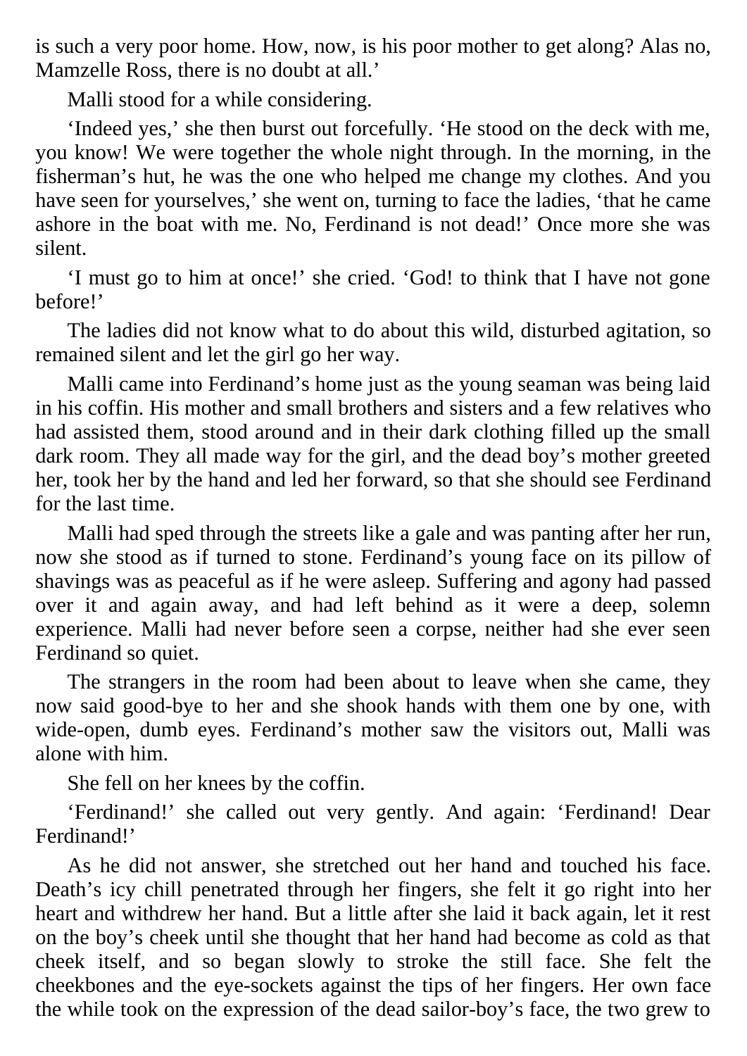is such a very poor home. How, now, is his poor mother to get along? Alas no, Mamzelle Ross, there is no doubt at all.'

Malli stood for a while considering.

'Indeed yes,' she then burst out forcefully. 'He stood on the deck with me, you know! We were together the whole night through. In the morning, in the fisherman's hut, he was the one who helped me change my clothes. And you have seen for yourselves,' she went on, turning to face the ladies, 'that he came ashore in the boat with me. No, Ferdinand is not dead!' Once more she was silent.

'I must go to him at once!' she cried. 'God! to think that I have not gone before!'

The ladies did not know what to do about this wild, disturbed agitation, so remained silent and let the girl go her way.

Malli came into Ferdinand's home just as the young seaman was being laid in his coffin. His mother and small brothers and sisters and a few relatives who had assisted them, stood around and in their dark clothing filled up the small dark room. They all made way for the girl, and the dead boy's mother greeted her, took her by the hand and led her forward, so that she should see Ferdinand for the last time.

Malli had sped through the streets like a gale and was panting after her run, now she stood as if turned to stone. Ferdinand's young face on its pillow of shavings was as peaceful as if he were asleep. Suffering and agony had passed over it and again away, and had left behind as it were a deep, solemn experience. Malli had never before seen a corpse, neither had she ever seen Ferdinand so quiet.

The strangers in the room had been about to leave when she came, they now said good-bye to her and she shook hands with them one by one, with wide-open, dumb eyes. Ferdinand's mother saw the visitors out, Malli was alone with him.

She fell on her knees by the coffin.

'Ferdinand!' she called out very gently. And again: 'Ferdinand! Dear Ferdinand!'

As he did not answer, she stretched out her hand and touched his face. Death's icy chill penetrated through her fingers, she felt it go right into her heart and withdrew her hand. But a little after she laid it back again, let it rest on the boy's cheek until she thought that her hand had become as cold as that cheek itself, and so began slowly to stroke the still face. She felt the cheekbones and the eye-sockets against the tips of her fingers. Her own face the while took on the expression of the dead sailor-boy's face, the two grew to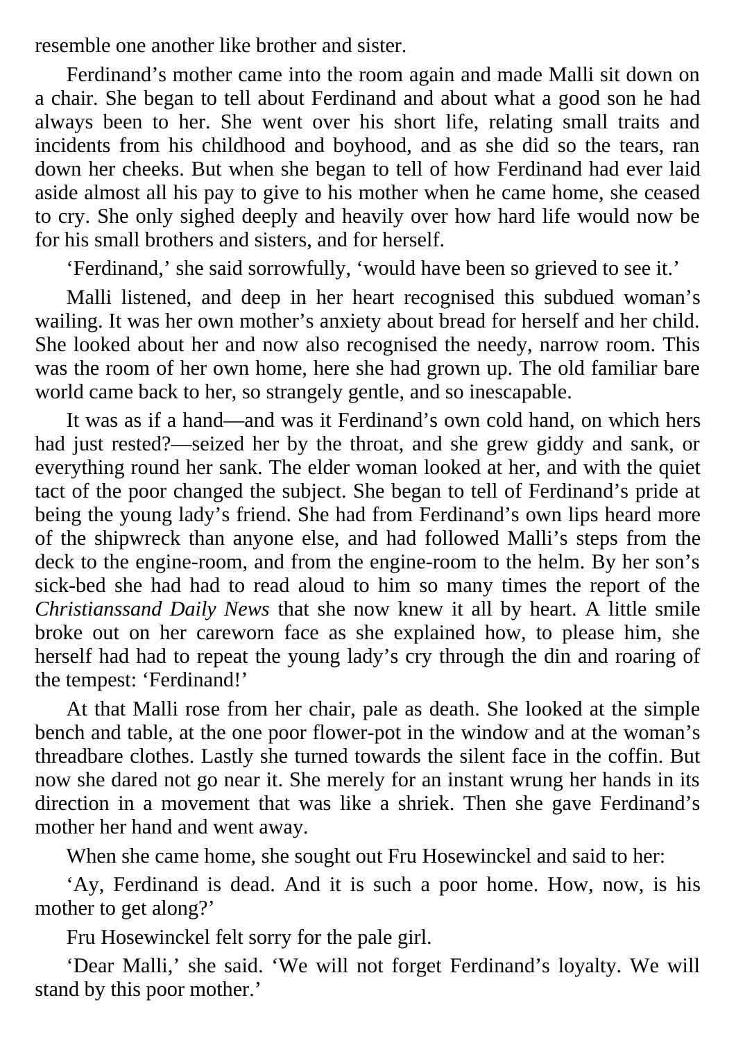resemble one another like brother and sister.

Ferdinand’s mother came into the room again and made Malli sit down on a chair. She began to tell about Ferdinand and about what a good son he had always been to her. She went over his short life, relating small traits and incidents from his childhood and boyhood, and as she did so the tears, ran down her cheeks. But when she began to tell of how Ferdinand had ever laid aside almost all his pay to give to his mother when he came home, she ceased to cry. She only sighed deeply and heavily over how hard life would now be for his small brothers and sisters, and for herself.

‘Ferdinand,’ she said sorrowfully, ‘would have been so grieved to see it.’

Malli listened, and deep in her heart recognised this subdued woman’s wailing. It was her own mother’s anxiety about bread for herself and her child. She looked about her and now also recognised the needy, narrow room. This was the room of her own home, here she had grown up. The old familiar bare world came back to her, so strangely gentle, and so inescapable.

It was as if a hand—and was it Ferdinand’s own cold hand, on which hers had just rested?—seized her by the throat, and she grew giddy and sank, or everything round her sank. The elder woman looked at her, and with the quiet tact of the poor changed the subject. She began to tell of Ferdinand’s pride at being the young lady’s friend. She had from Ferdinand’s own lips heard more of the shipwreck than anyone else, and had followed Malli’s steps from the deck to the engine-room, and from the engine-room to the helm. By her son’s sick-bed she had had to read aloud to him so many times the report of the *Christianssand Daily News* that she now knew it all by heart. A little smile broke out on her careworn face as she explained how, to please him, she herself had had to repeat the young lady’s cry through the din and roaring of the tempest: ‘Ferdinand!’

At that Malli rose from her chair, pale as death. She looked at the simple bench and table, at the one poor flower-pot in the window and at the woman’s threadbare clothes. Lastly she turned towards the silent face in the coffin. But now she dared not go near it. She merely for an instant wrung her hands in its direction in a movement that was like a shriek. Then she gave Ferdinand’s mother her hand and went away.

When she came home, she sought out Fru Hosewinckel and said to her:

‘Ay, Ferdinand is dead. And it is such a poor home. How, now, is his mother to get along?’

Fru Hosewinckel felt sorry for the pale girl.

‘Dear Malli,’ she said. ‘We will not forget Ferdinand’s loyalty. We will stand by this poor mother.’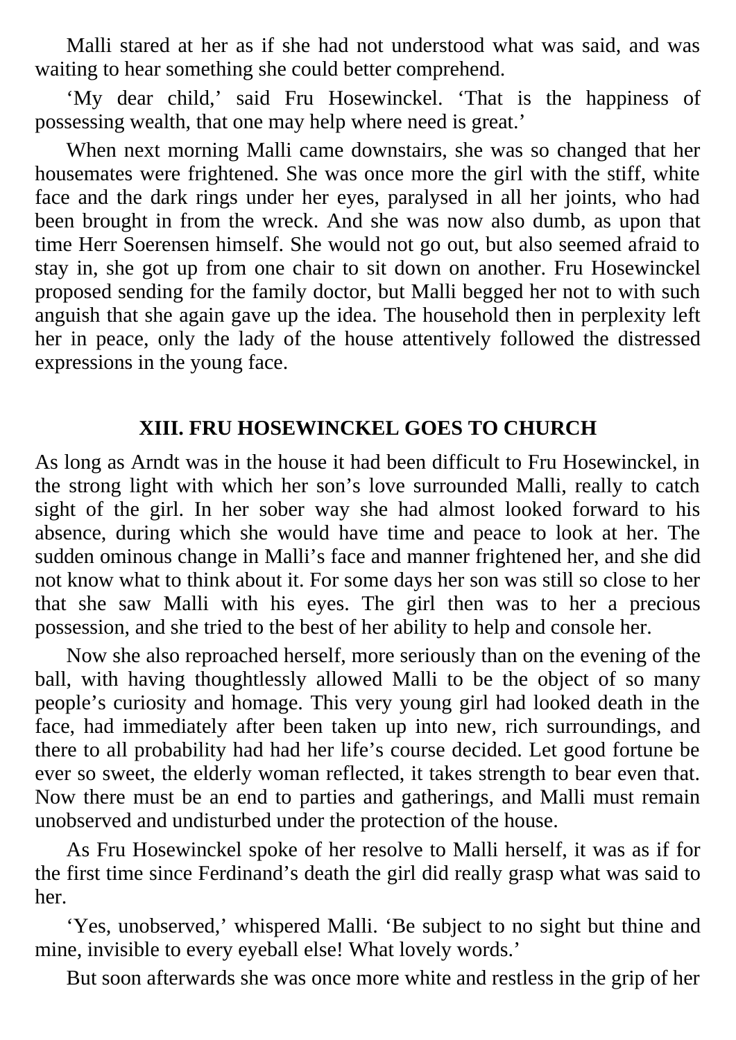Malli stared at her as if she had not understood what was said, and was waiting to hear something she could better comprehend.

‘My dear child,’ said Fru Hosewinckel. ‘That is the happiness of possessing wealth, that one may help where need is great.’

When next morning Malli came downstairs, she was so changed that her housemates were frightened. She was once more the girl with the stiff, white face and the dark rings under her eyes, paralysed in all her joints, who had been brought in from the wreck. And she was now also dumb, as upon that time Herr Soerensen himself. She would not go out, but also seemed afraid to stay in, she got up from one chair to sit down on another. Fru Hosewinckel proposed sending for the family doctor, but Malli begged her not to with such anguish that she again gave up the idea. The household then in perplexity left her in peace, only the lady of the house attentively followed the distressed expressions in the young face.

## XIII. FRU HOSEWINCKEL GOES TO CHURCH

As long as Arndt was in the house it had been difficult to Fru Hosewinckel, in the strong light with which her son’s love surrounded Malli, really to catch sight of the girl. In her sober way she had almost looked forward to his absence, during which she would have time and peace to look at her. The sudden ominous change in Malli’s face and manner frightened her, and she did not know what to think about it. For some days her son was still so close to her that she saw Malli with his eyes. The girl then was to her a precious possession, and she tried to the best of her ability to help and console her.

Now she also reproached herself, more seriously than on the evening of the ball, with having thoughtlessly allowed Malli to be the object of so many people’s curiosity and homage. This very young girl had looked death in the face, had immediately after been taken up into new, rich surroundings, and there to all probability had had her life’s course decided. Let good fortune be ever so sweet, the elderly woman reflected, it takes strength to bear even that. Now there must be an end to parties and gatherings, and Malli must remain unobserved and undisturbed under the protection of the house.

As Fru Hosewinckel spoke of her resolve to Malli herself, it was as if for the first time since Ferdinand’s death the girl did really grasp what was said to her.

‘Yes, unobserved,’ whispered Malli. ‘Be subject to no sight but thine and mine, invisible to every eyeball else! What lovely words.’

But soon afterwards she was once more white and restless in the grip of her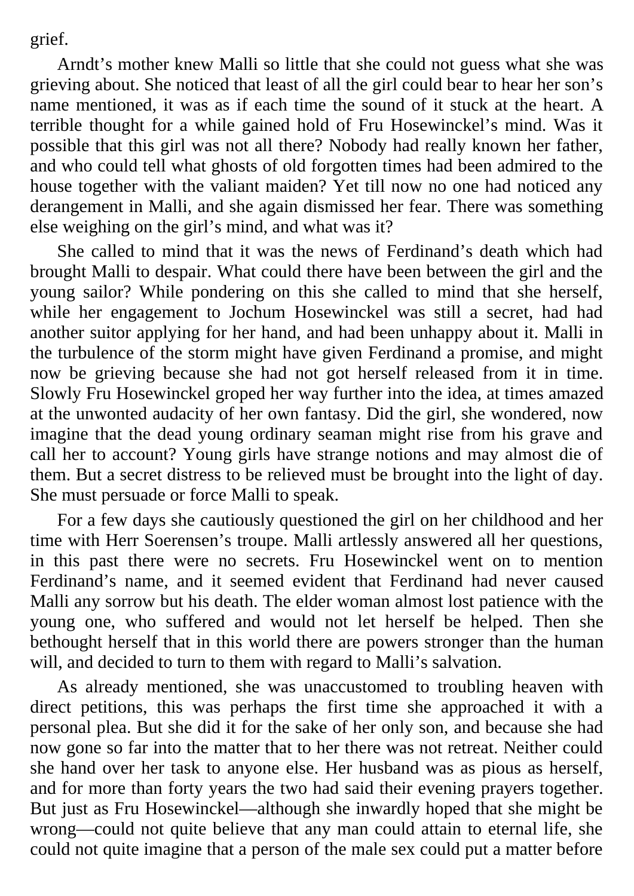grief.

Arndt's mother knew Malli so little that she could not guess what she was grieving about. She noticed that least of all the girl could bear to hear her son's name mentioned, it was as if each time the sound of it stuck at the heart. A terrible thought for a while gained hold of Fru Hosewinckel's mind. Was it possible that this girl was not all there? Nobody had really known her father, and who could tell what ghosts of old forgotten times had been admired to the house together with the valiant maiden? Yet till now no one had noticed any derangement in Malli, and she again dismissed her fear. There was something else weighing on the girl's mind, and what was it?

She called to mind that it was the news of Ferdinand's death which had brought Malli to despair. What could there have been between the girl and the young sailor? While pondering on this she called to mind that she herself, while her engagement to Jochum Hosewinckel was still a secret, had had another suitor applying for her hand, and had been unhappy about it. Malli in the turbulence of the storm might have given Ferdinand a promise, and might now be grieving because she had not got herself released from it in time. Slowly Fru Hosewinckel groped her way further into the idea, at times amazed at the unwonted audacity of her own fantasy. Did the girl, she wondered, now imagine that the dead young ordinary seaman might rise from his grave and call her to account? Young girls have strange notions and may almost die of them. But a secret distress to be relieved must be brought into the light of day. She must persuade or force Malli to speak.

For a few days she cautiously questioned the girl on her childhood and her time with Herr Soerensen's troupe. Malli artlessly answered all her questions, in this past there were no secrets. Fru Hosewinckel went on to mention Ferdinand's name, and it seemed evident that Ferdinand had never caused Malli any sorrow but his death. The elder woman almost lost patience with the young one, who suffered and would not let herself be helped. Then she bethought herself that in this world there are powers stronger than the human will, and decided to turn to them with regard to Malli's salvation.

As already mentioned, she was unaccustomed to troubling heaven with direct petitions, this was perhaps the first time she approached it with a personal plea. But she did it for the sake of her only son, and because she had now gone so far into the matter that to her there was not retreat. Neither could she hand over her task to anyone else. Her husband was as pious as herself, and for more than forty years the two had said their evening prayers together. But just as Fru Hosewinckel—although she inwardly hoped that she might be wrong—could not quite believe that any man could attain to eternal life, she could not quite imagine that a person of the male sex could put a matter before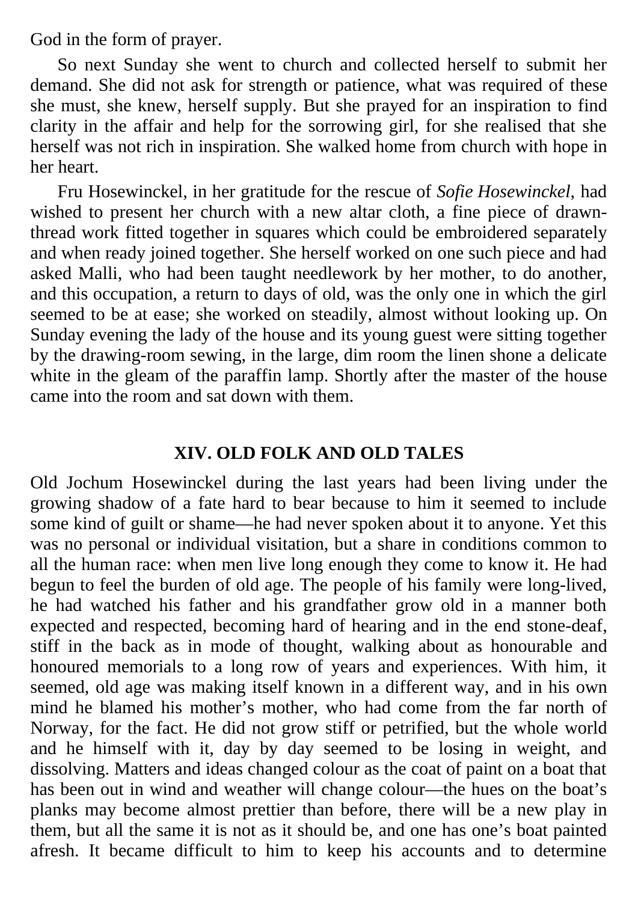God in the form of prayer.

So next Sunday she went to church and collected herself to submit her demand. She did not ask for strength or patience, what was required of these she must, she knew, herself supply. But she prayed for an inspiration to find clarity in the affair and help for the sorrowing girl, for she realised that she herself was not rich in inspiration. She walked home from church with hope in her heart.

Fru Hosewinckel, in her gratitude for the rescue of *Sofie Hosewinckel*, had wished to present her church with a new altar cloth, a fine piece of drawn-thread work fitted together in squares which could be embroidered separately and when ready joined together. She herself worked on one such piece and had asked Malli, who had been taught needlework by her mother, to do another, and this occupation, a return to days of old, was the only one in which the girl seemed to be at ease; she worked on steadily, almost without looking up. On Sunday evening the lady of the house and its young guest were sitting together by the drawing-room sewing, in the large, dim room the linen shone a delicate white in the gleam of the paraffin lamp. Shortly after the master of the house came into the room and sat down with them.

## XIV. OLD FOLK AND OLD TALES

Old Jochum Hosewinckel during the last years had been living under the growing shadow of a fate hard to bear because to him it seemed to include some kind of guilt or shame—he had never spoken about it to anyone. Yet this was no personal or individual visitation, but a share in conditions common to all the human race: when men live long enough they come to know it. He had begun to feel the burden of old age. The people of his family were long-lived, he had watched his father and his grandfather grow old in a manner both expected and respected, becoming hard of hearing and in the end stone-deaf, stiff in the back as in mode of thought, walking about as honourable and honoured memorials to a long row of years and experiences. With him, it seemed, old age was making itself known in a different way, and in his own mind he blamed his mother's mother, who had come from the far north of Norway, for the fact. He did not grow stiff or petrified, but the whole world and he himself with it, day by day seemed to be losing in weight, and dissolving. Matters and ideas changed colour as the coat of paint on a boat that has been out in wind and weather will change colour—the hues on the boat's planks may become almost prettier than before, there will be a new play in them, but all the same it is not as it should be, and one has one's boat painted afresh. It became difficult to him to keep his accounts and to determine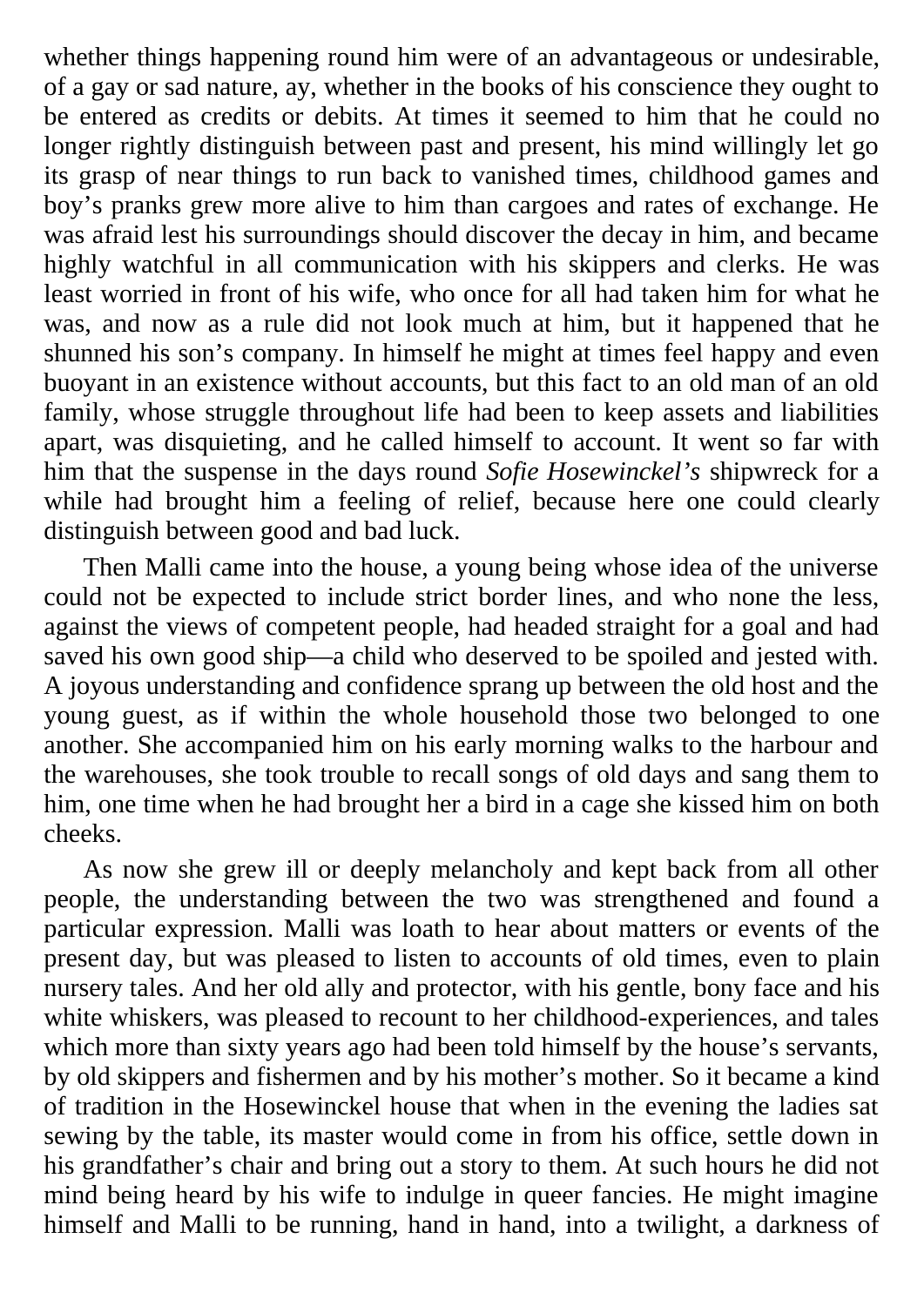whether things happening round him were of an advantageous or undesirable, of a gay or sad nature, ay, whether in the books of his conscience they ought to be entered as credits or debits. At times it seemed to him that he could no longer rightly distinguish between past and present, his mind willingly let go its grasp of near things to run back to vanished times, childhood games and boy's pranks grew more alive to him than cargoes and rates of exchange. He was afraid lest his surroundings should discover the decay in him, and became highly watchful in all communication with his skippers and clerks. He was least worried in front of his wife, who once for all had taken him for what he was, and now as a rule did not look much at him, but it happened that he shunned his son's company. In himself he might at times feel happy and even buoyant in an existence without accounts, but this fact to an old man of an old family, whose struggle throughout life had been to keep assets and liabilities apart, was disquieting, and he called himself to account. It went so far with him that the suspense in the days round *Sofie Hosewinckel's* shipwreck for a while had brought him a feeling of relief, because here one could clearly distinguish between good and bad luck.

Then Malli came into the house, a young being whose idea of the universe could not be expected to include strict border lines, and who none the less, against the views of competent people, had headed straight for a goal and had saved his own good ship—a child who deserved to be spoiled and jested with. A joyous understanding and confidence sprang up between the old host and the young guest, as if within the whole household those two belonged to one another. She accompanied him on his early morning walks to the harbour and the warehouses, she took trouble to recall songs of old days and sang them to him, one time when he had brought her a bird in a cage she kissed him on both cheeks.

As now she grew ill or deeply melancholy and kept back from all other people, the understanding between the two was strengthened and found a particular expression. Malli was loath to hear about matters or events of the present day, but was pleased to listen to accounts of old times, even to plain nursery tales. And her old ally and protector, with his gentle, bony face and his white whiskers, was pleased to recount to her childhood-experiences, and tales which more than sixty years ago had been told himself by the house's servants, by old skippers and fishermen and by his mother's mother. So it became a kind of tradition in the Hosewinckel house that when in the evening the ladies sat sewing by the table, its master would come in from his office, settle down in his grandfather's chair and bring out a story to them. At such hours he did not mind being heard by his wife to indulge in queer fancies. He might imagine himself and Malli to be running, hand in hand, into a twilight, a darkness of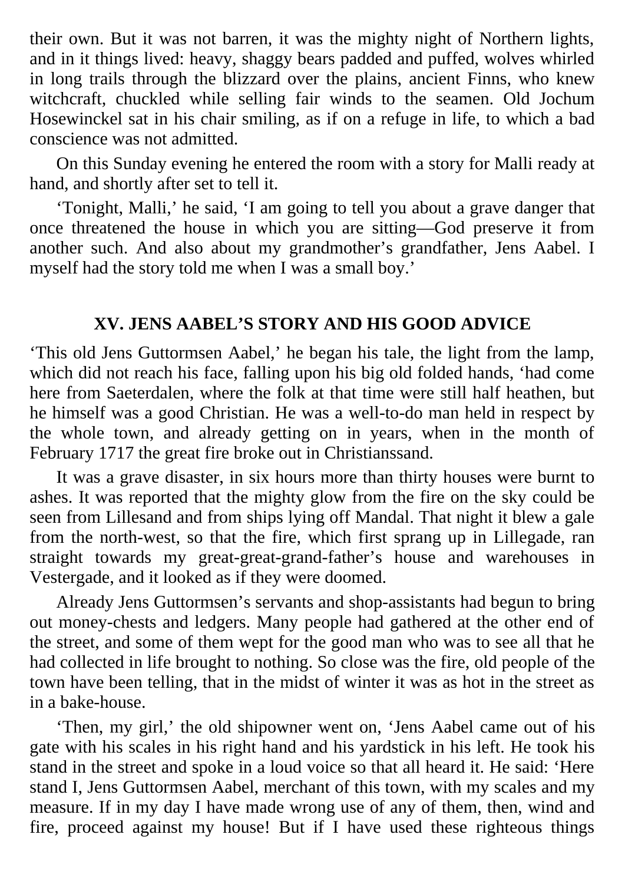their own. But it was not barren, it was the mighty night of Northern lights, and in it things lived: heavy, shaggy bears padded and puffed, wolves whirled in long trails through the blizzard over the plains, ancient Finns, who knew witchcraft, chuckled while selling fair winds to the seamen. Old Jochum Hosewinckel sat in his chair smiling, as if on a refuge in life, to which a bad conscience was not admitted.

On this Sunday evening he entered the room with a story for Malli ready at hand, and shortly after set to tell it.

'Tonight, Malli,' he said, 'I am going to tell you about a grave danger that once threatened the house in which you are sitting—God preserve it from another such. And also about my grandmother's grandfather, Jens Aabel. I myself had the story told me when I was a small boy.'

### XV. JENS AABEL'S STORY AND HIS GOOD ADVICE

'This old Jens Guttormsen Aabel,' he began his tale, the light from the lamp, which did not reach his face, falling upon his big old folded hands, 'had come here from Saeterdalen, where the folk at that time were still half heathen, but he himself was a good Christian. He was a well-to-do man held in respect by the whole town, and already getting on in years, when in the month of February 1717 the great fire broke out in Christianssand.

It was a grave disaster, in six hours more than thirty houses were burnt to ashes. It was reported that the mighty glow from the fire on the sky could be seen from Lillesand and from ships lying off Mandal. That night it blew a gale from the north-west, so that the fire, which first sprang up in Lillegade, ran straight towards my great-great-grand-father's house and warehouses in Vestergade, and it looked as if they were doomed.

Already Jens Guttormsen's servants and shop-assistants had begun to bring out money-chests and ledgers. Many people had gathered at the other end of the street, and some of them wept for the good man who was to see all that he had collected in life brought to nothing. So close was the fire, old people of the town have been telling, that in the midst of winter it was as hot in the street as in a bake-house.

'Then, my girl,' the old shipowner went on, 'Jens Aabel came out of his gate with his scales in his right hand and his yardstick in his left. He took his stand in the street and spoke in a loud voice so that all heard it. He said: 'Here stand I, Jens Guttormsen Aabel, merchant of this town, with my scales and my measure. If in my day I have made wrong use of any of them, then, wind and fire, proceed against my house! But if I have used these righteous things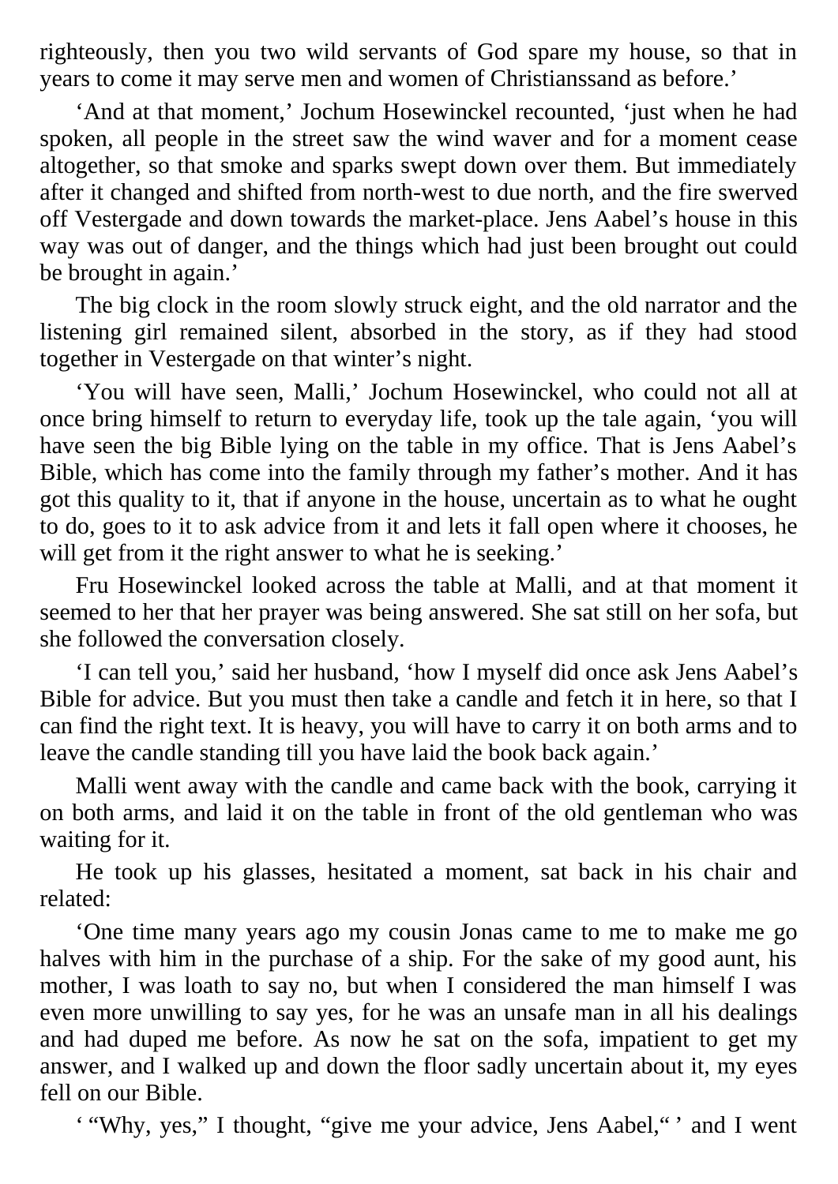righteously, then you two wild servants of God spare my house, so that in years to come it may serve men and women of Christianssand as before.'

'And at that moment,' Jochum Hosewinckel recounted, 'just when he had spoken, all people in the street saw the wind waver and for a moment cease altogether, so that smoke and sparks swept down over them. But immediately after it changed and shifted from north-west to due north, and the fire swerved off Vestergade and down towards the market-place. Jens Aabel's house in this way was out of danger, and the things which had just been brought out could be brought in again.'

The big clock in the room slowly struck eight, and the old narrator and the listening girl remained silent, absorbed in the story, as if they had stood together in Vestergade on that winter's night.

'You will have seen, Malli,' Jochum Hosewinckel, who could not all at once bring himself to return to everyday life, took up the tale again, 'you will have seen the big Bible lying on the table in my office. That is Jens Aabel's Bible, which has come into the family through my father's mother. And it has got this quality to it, that if anyone in the house, uncertain as to what he ought to do, goes to it to ask advice from it and lets it fall open where it chooses, he will get from it the right answer to what he is seeking.'

Fru Hosewinckel looked across the table at Malli, and at that moment it seemed to her that her prayer was being answered. She sat still on her sofa, but she followed the conversation closely.

'I can tell you,' said her husband, 'how I myself did once ask Jens Aabel's Bible for advice. But you must then take a candle and fetch it in here, so that I can find the right text. It is heavy, you will have to carry it on both arms and to leave the candle standing till you have laid the book back again.'

Malli went away with the candle and came back with the book, carrying it on both arms, and laid it on the table in front of the old gentleman who was waiting for it.

He took up his glasses, hesitated a moment, sat back in his chair and related:

'One time many years ago my cousin Jonas came to me to make me go halves with him in the purchase of a ship. For the sake of my good aunt, his mother, I was loath to say no, but when I considered the man himself I was even more unwilling to say yes, for he was an unsafe man in all his dealings and had duped me before. As now he sat on the sofa, impatient to get my answer, and I walked up and down the floor sadly uncertain about it, my eyes fell on our Bible.

' "Why, yes," I thought, "give me your advice, Jens Aabel," ' and I went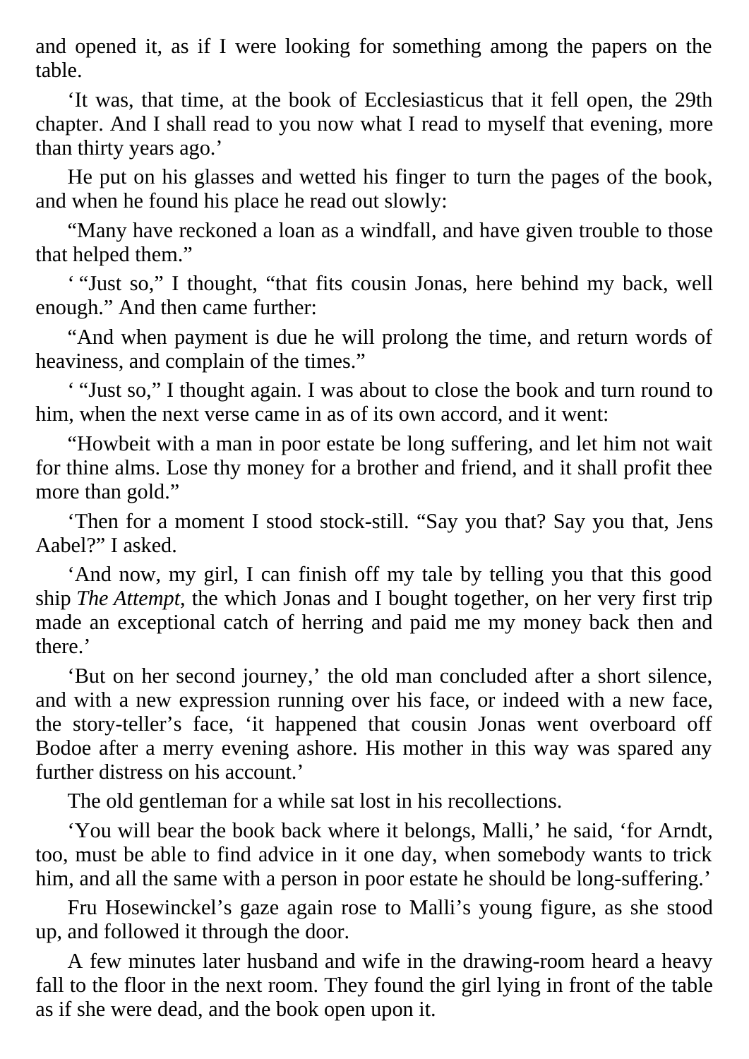and opened it, as if I were looking for something among the papers on the table.

‘It was, that time, at the book of Ecclesiasticus that it fell open, the 29th chapter. And I shall read to you now what I read to myself that evening, more than thirty years ago.’

He put on his glasses and wetted his finger to turn the pages of the book, and when he found his place he read out slowly:

“Many have reckoned a loan as a windfall, and have given trouble to those that helped them.”

‘ “Just so,” I thought, “that fits cousin Jonas, here behind my back, well enough.” And then came further:

“And when payment is due he will prolong the time, and return words of heaviness, and complain of the times.”

‘ “Just so,” I thought again. I was about to close the book and turn round to him, when the next verse came in as of its own accord, and it went:

“Howbeit with a man in poor estate be long suffering, and let him not wait for thine alms. Lose thy money for a brother and friend, and it shall profit thee more than gold.”

‘Then for a moment I stood stock-still. “Say you that? Say you that, Jens Aabel?” I asked.

‘And now, my girl, I can finish off my tale by telling you that this good ship *The Attempt*, the which Jonas and I bought together, on her very first trip made an exceptional catch of herring and paid me my money back then and there.’

‘But on her second journey,’ the old man concluded after a short silence, and with a new expression running over his face, or indeed with a new face, the story-teller’s face, ‘it happened that cousin Jonas went overboard off Bodoe after a merry evening ashore. His mother in this way was spared any further distress on his account.’

The old gentleman for a while sat lost in his recollections.

‘You will bear the book back where it belongs, Malli,’ he said, ‘for Arndt, too, must be able to find advice in it one day, when somebody wants to trick him, and all the same with a person in poor estate he should be long-suffering.’

Fru Hosewinckel’s gaze again rose to Malli’s young figure, as she stood up, and followed it through the door.

A few minutes later husband and wife in the drawing-room heard a heavy fall to the floor in the next room. They found the girl lying in front of the table as if she were dead, and the book open upon it.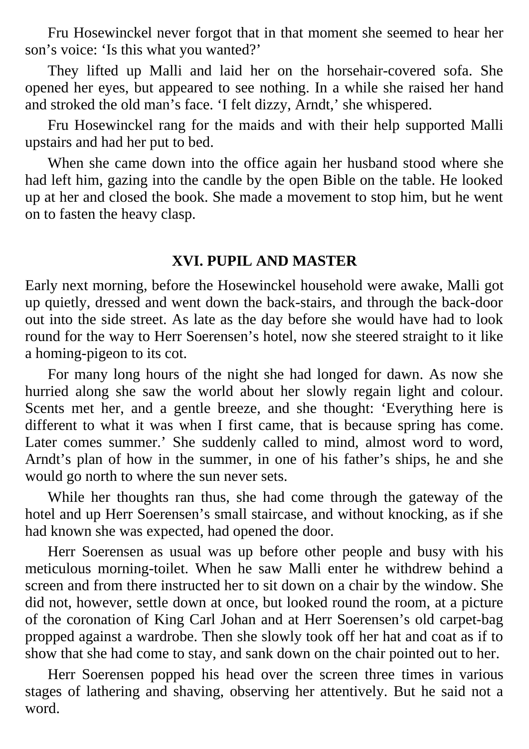Fru Hosewinckel never forgot that in that moment she seemed to hear her son's voice: 'Is this what you wanted?'

They lifted up Malli and laid her on the horsehair-covered sofa. She opened her eyes, but appeared to see nothing. In a while she raised her hand and stroked the old man's face. 'I felt dizzy, Arndt,' she whispered.

Fru Hosewinckel rang for the maids and with their help supported Malli upstairs and had her put to bed.

When she came down into the office again her husband stood where she had left him, gazing into the candle by the open Bible on the table. He looked up at her and closed the book. She made a movement to stop him, but he went on to fasten the heavy clasp.

## XVI. PUPIL AND MASTER

Early next morning, before the Hosewinckel household were awake, Malli got up quietly, dressed and went down the back-stairs, and through the back-door out into the side street. As late as the day before she would have had to look round for the way to Herr Soerensen's hotel, now she steered straight to it like a homing-pigeon to its cot.

For many long hours of the night she had longed for dawn. As now she hurried along she saw the world about her slowly regain light and colour. Scents met her, and a gentle breeze, and she thought: 'Everything here is different to what it was when I first came, that is because spring has come. Later comes summer.' She suddenly called to mind, almost word to word, Arndt's plan of how in the summer, in one of his father's ships, he and she would go north to where the sun never sets.

While her thoughts ran thus, she had come through the gateway of the hotel and up Herr Soerensen's small staircase, and without knocking, as if she had known she was expected, had opened the door.

Herr Soerensen as usual was up before other people and busy with his meticulous morning-toilet. When he saw Malli enter he withdrew behind a screen and from there instructed her to sit down on a chair by the window. She did not, however, settle down at once, but looked round the room, at a picture of the coronation of King Carl Johan and at Herr Soerensen's old carpet-bag propped against a wardrobe. Then she slowly took off her hat and coat as if to show that she had come to stay, and sank down on the chair pointed out to her.

Herr Soerensen popped his head over the screen three times in various stages of lathering and shaving, observing her attentively. But he said not a word.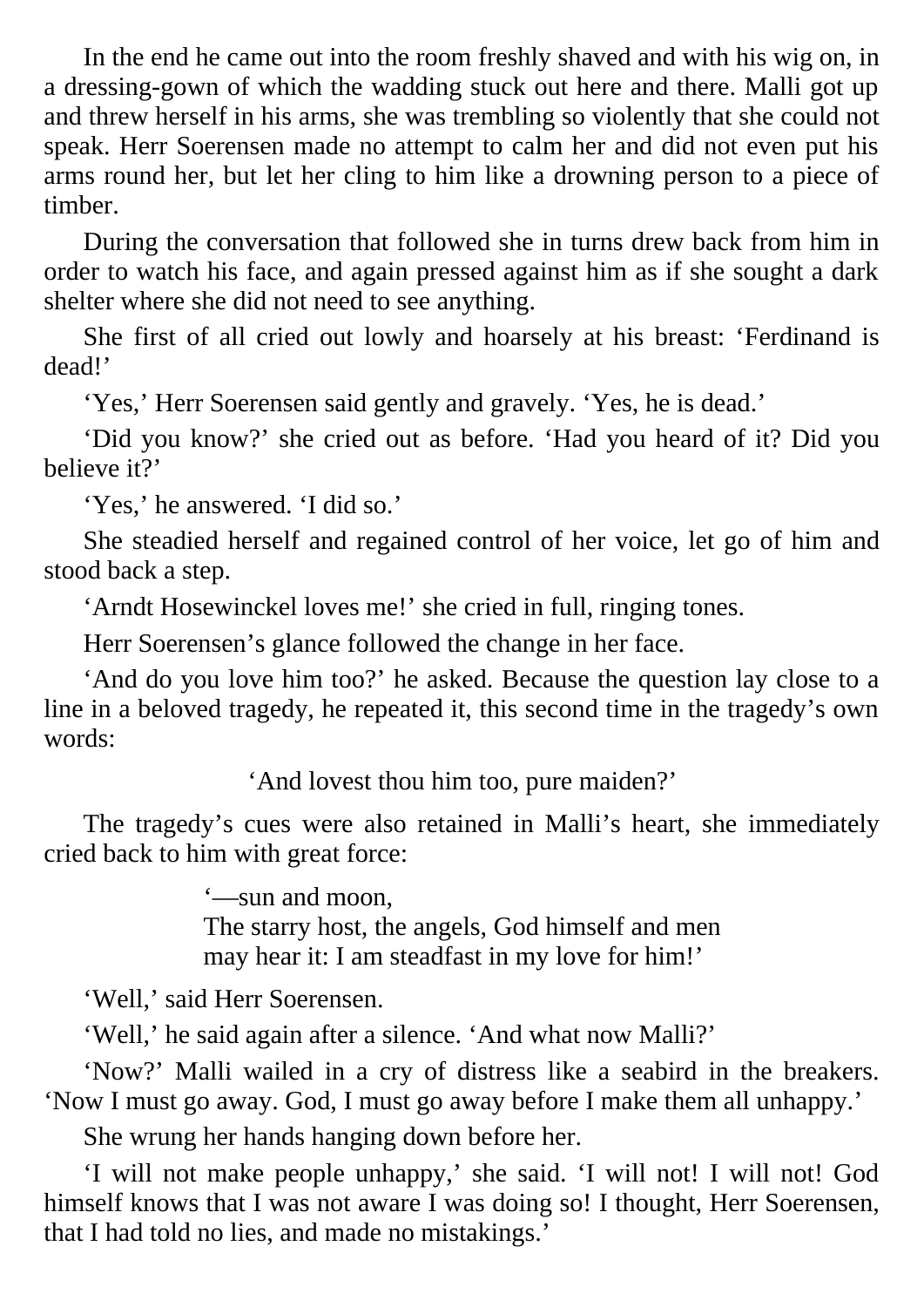In the end he came out into the room freshly shaved and with his wig on, in a dressing-gown of which the wadding stuck out here and there. Malli got up and threw herself in his arms, she was trembling so violently that she could not speak. Herr Soerensen made no attempt to calm her and did not even put his arms round her, but let her cling to him like a drowning person to a piece of timber.

During the conversation that followed she in turns drew back from him in order to watch his face, and again pressed against him as if she sought a dark shelter where she did not need to see anything.

She first of all cried out lowly and hoarsely at his breast: ‘Ferdinand is dead!’

‘Yes,’ Herr Soerensen said gently and gravely. ‘Yes, he is dead.’

‘Did you know?’ she cried out as before. ‘Had you heard of it? Did you believe it?’

‘Yes,’ he answered. ‘I did so.’

She steadied herself and regained control of her voice, let go of him and stood back a step.

‘Arndt Hosewinckel loves me!’ she cried in full, ringing tones.

Herr Soerensen’s glance followed the change in her face.

‘And do you love him too?’ he asked. Because the question lay close to a line in a beloved tragedy, he repeated it, this second time in the tragedy’s own words:

‘And lovest thou him too, pure maiden?’

The tragedy’s cues were also retained in Malli’s heart, she immediately cried back to him with great force:

‘—sun and moon,  
The starry host, the angels, God himself and men  
may hear it: I am steadfast in my love for him!’

‘Well,’ said Herr Soerensen.

‘Well,’ he said again after a silence. ‘And what now Malli?’

‘Now?’ Malli wailed in a cry of distress like a seabird in the breakers. ‘Now I must go away. God, I must go away before I make them all unhappy.’

She wrung her hands hanging down before her.

‘I will not make people unhappy,’ she said. ‘I will not! I will not! God himself knows that I was not aware I was doing so! I thought, Herr Soerensen, that I had told no lies, and made no mistakings.’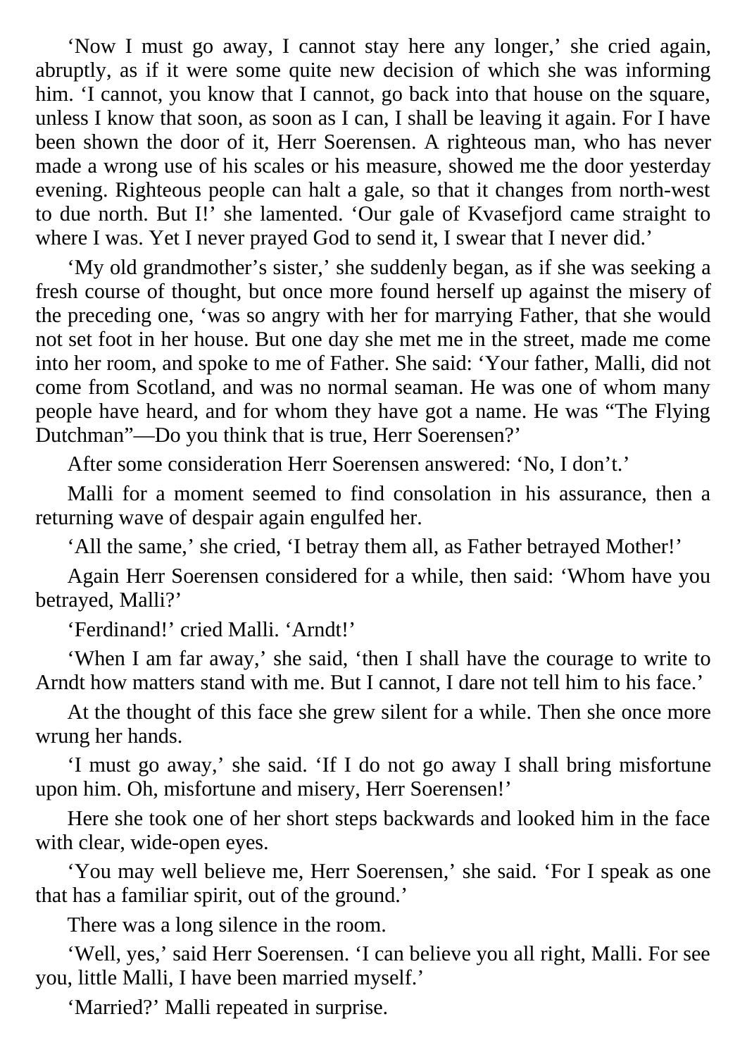'Now I must go away, I cannot stay here any longer,' she cried again, abruptly, as if it were some quite new decision of which she was informing him. 'I cannot, you know that I cannot, go back into that house on the square, unless I know that soon, as soon as I can, I shall be leaving it again. For I have been shown the door of it, Herr Soerensen. A righteous man, who has never made a wrong use of his scales or his measure, showed me the door yesterday evening. Righteous people can halt a gale, so that it changes from north-west to due north. But I!' she lamented. 'Our gale of Kvasefjord came straight to where I was. Yet I never prayed God to send it, I swear that I never did.'

'My old grandmother's sister,' she suddenly began, as if she was seeking a fresh course of thought, but once more found herself up against the misery of the preceding one, 'was so angry with her for marrying Father, that she would not set foot in her house. But one day she met me in the street, made me come into her room, and spoke to me of Father. She said: 'Your father, Malli, did not come from Scotland, and was no normal seaman. He was one of whom many people have heard, and for whom they have got a name. He was "The Flying Dutchman"—Do you think that is true, Herr Soerensen?'

After some consideration Herr Soerensen answered: 'No, I don't.'

Malli for a moment seemed to find consolation in his assurance, then a returning wave of despair again engulfed her.

'All the same,' she cried, 'I betray them all, as Father betrayed Mother!'

Again Herr Soerensen considered for a while, then said: 'Whom have you betrayed, Malli?'

'Ferdinand!' cried Malli. 'Arndt!'

'When I am far away,' she said, 'then I shall have the courage to write to Arndt how matters stand with me. But I cannot, I dare not tell him to his face.'

At the thought of this face she grew silent for a while. Then she once more wrung her hands.

'I must go away,' she said. 'If I do not go away I shall bring misfortune upon him. Oh, misfortune and misery, Herr Soerensen!'

Here she took one of her short steps backwards and looked him in the face with clear, wide-open eyes.

'You may well believe me, Herr Soerensen,' she said. 'For I speak as one that has a familiar spirit, out of the ground.'

There was a long silence in the room.

'Well, yes,' said Herr Soerensen. 'I can believe you all right, Malli. For see you, little Malli, I have been married myself.'

'Married?' Malli repeated in surprise.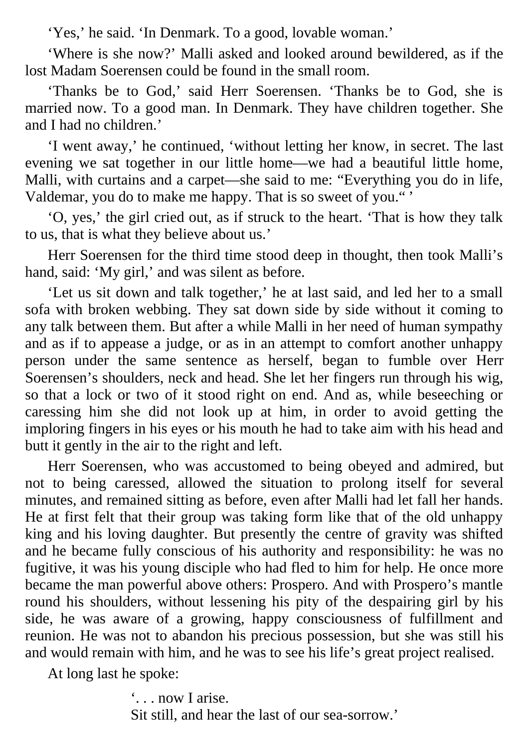‘Yes,’ he said. ‘In Denmark. To a good, lovable woman.’

‘Where is she now?’ Malli asked and looked around bewildered, as if the lost Madam Soerensen could be found in the small room.

‘Thanks be to God,’ said Herr Soerensen. ‘Thanks be to God, she is married now. To a good man. In Denmark. They have children together. She and I had no children.’

‘I went away,’ he continued, ‘without letting her know, in secret. The last evening we sat together in our little home—we had a beautiful little home, Malli, with curtains and a carpet—she said to me: “Everything you do in life, Valdemar, you do to make me happy. That is so sweet of you.“ ’

‘O, yes,’ the girl cried out, as if struck to the heart. ‘That is how they talk to us, that is what they believe about us.’

Herr Soerensen for the third time stood deep in thought, then took Malli’s hand, said: ‘My girl,’ and was silent as before.

‘Let us sit down and talk together,’ he at last said, and led her to a small sofa with broken webbing. They sat down side by side without it coming to any talk between them. But after a while Malli in her need of human sympathy and as if to appease a judge, or as in an attempt to comfort another unhappy person under the same sentence as herself, began to fumble over Herr Soerensen’s shoulders, neck and head. She let her fingers run through his wig, so that a lock or two of it stood right on end. And as, while beseeching or caressing him she did not look up at him, in order to avoid getting the imploring fingers in his eyes or his mouth he had to take aim with his head and butt it gently in the air to the right and left.

Herr Soerensen, who was accustomed to being obeyed and admired, but not to being caressed, allowed the situation to prolong itself for several minutes, and remained sitting as before, even after Malli had let fall her hands. He at first felt that their group was taking form like that of the old unhappy king and his loving daughter. But presently the centre of gravity was shifted and he became fully conscious of his authority and responsibility: he was no fugitive, it was his young disciple who had fled to him for help. He once more became the man powerful above others: Prospero. And with Prospero’s mantle round his shoulders, without lessening his pity of the despairing girl by his side, he was aware of a growing, happy consciousness of fulfillment and reunion. He was not to abandon his precious possession, but she was still his and would remain with him, and he was to see his life’s great project realised.

At long last he spoke:

> ‘. . . now I arise.
> Sit still, and hear the last of our sea-sorrow.’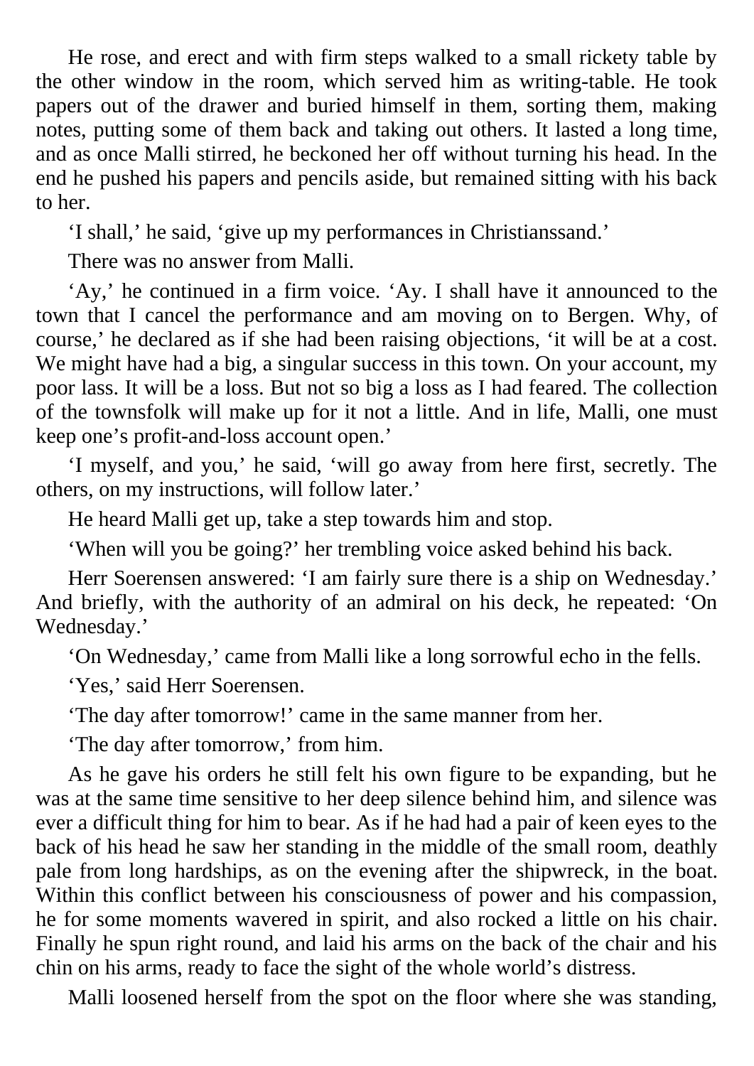He rose, and erect and with firm steps walked to a small rickety table by the other window in the room, which served him as writing-table. He took papers out of the drawer and buried himself in them, sorting them, making notes, putting some of them back and taking out others. It lasted a long time, and as once Malli stirred, he beckoned her off without turning his head. In the end he pushed his papers and pencils aside, but remained sitting with his back to her.

'I shall,' he said, 'give up my performances in Christianssand.'

There was no answer from Malli.

'Ay,' he continued in a firm voice. 'Ay. I shall have it announced to the town that I cancel the performance and am moving on to Bergen. Why, of course,' he declared as if she had been raising objections, 'it will be at a cost. We might have had a big, a singular success in this town. On your account, my poor lass. It will be a loss. But not so big a loss as I had feared. The collection of the townsfolk will make up for it not a little. And in life, Malli, one must keep one's profit-and-loss account open.'

'I myself, and you,' he said, 'will go away from here first, secretly. The others, on my instructions, will follow later.'

He heard Malli get up, take a step towards him and stop.

'When will you be going?' her trembling voice asked behind his back.

Herr Soerensen answered: 'I am fairly sure there is a ship on Wednesday.' And briefly, with the authority of an admiral on his deck, he repeated: 'On Wednesday.'

'On Wednesday,' came from Malli like a long sorrowful echo in the fells.

'Yes,' said Herr Soerensen.

'The day after tomorrow!' came in the same manner from her.

'The day after tomorrow,' from him.

As he gave his orders he still felt his own figure to be expanding, but he was at the same time sensitive to her deep silence behind him, and silence was ever a difficult thing for him to bear. As if he had had a pair of keen eyes to the back of his head he saw her standing in the middle of the small room, deathly pale from long hardships, as on the evening after the shipwreck, in the boat. Within this conflict between his consciousness of power and his compassion, he for some moments wavered in spirit, and also rocked a little on his chair. Finally he spun right round, and laid his arms on the back of the chair and his chin on his arms, ready to face the sight of the whole world's distress.

Malli loosened herself from the spot on the floor where she was standing,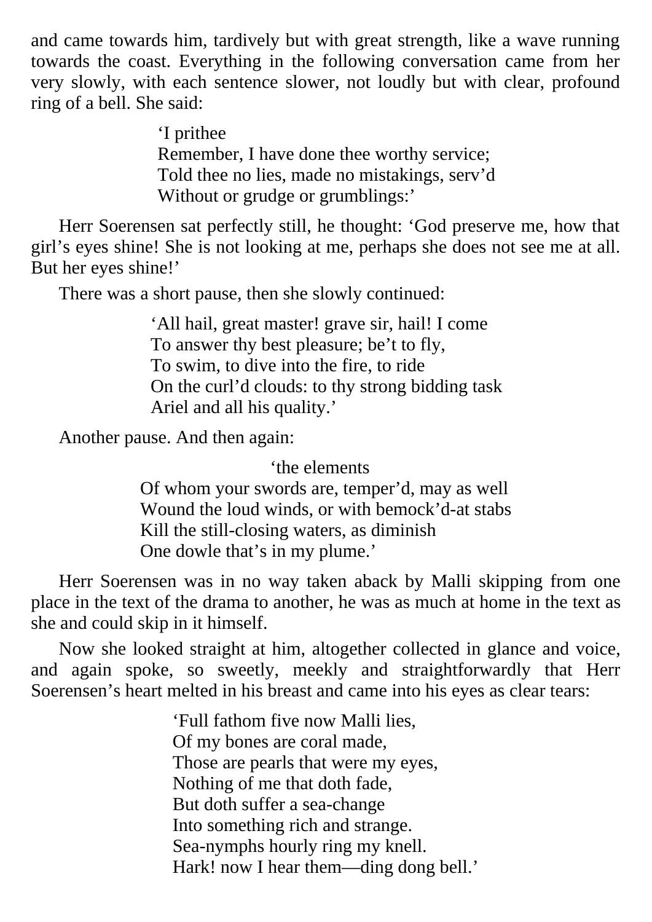and came towards him, tardively but with great strength, like a wave running towards the coast. Everything in the following conversation came from her very slowly, with each sentence slower, not loudly but with clear, profound ring of a bell. She said:

> ‘I prithee  
> Remember, I have done thee worthy service;  
> Told thee no lies, made no mistakings, serv’d  
> Without or grudge or grumblings:’

Herr Soerensen sat perfectly still, he thought: ‘God preserve me, how that girl’s eyes shine! She is not looking at me, perhaps she does not see me at all. But her eyes shine!’

There was a short pause, then she slowly continued:

> ‘All hail, great master! grave sir, hail! I come  
> To answer thy best pleasure; be’t to fly,  
> To swim, to dive into the fire, to ride  
> On the curl’d clouds: to thy strong bidding task  
> Ariel and all his quality.’

Another pause. And then again:

> ‘the elements  
> Of whom your swords are, temper’d, may as well  
> Wound the loud winds, or with bemock’d-at stabs  
> Kill the still-closing waters, as diminish  
> One dowle that’s in my plume.’

Herr Soerensen was in no way taken aback by Malli skipping from one place in the text of the drama to another, he was as much at home in the text as she and could skip in it himself.

Now she looked straight at him, altogether collected in glance and voice, and again spoke, so sweetly, meekly and straightforwardly that Herr Soerensen’s heart melted in his breast and came into his eyes as clear tears:

> ‘Full fathom five now Malli lies,  
> Of my bones are coral made,  
> Those are pearls that were my eyes,  
> Nothing of me that doth fade,  
> But doth suffer a sea-change  
> Into something rich and strange.  
> Sea-nymphs hourly ring my knell.  
> Hark! now I hear them—ding dong bell.’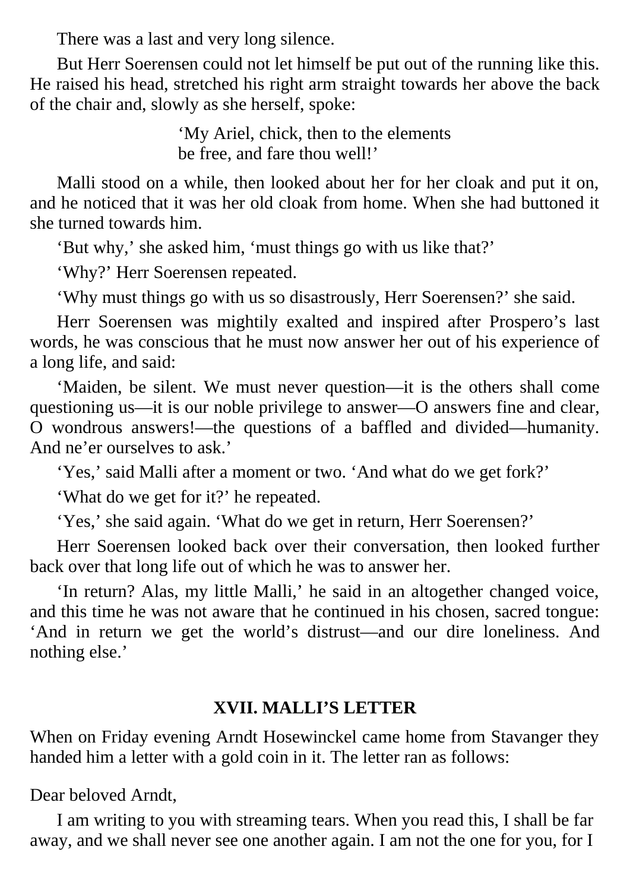There was a last and very long silence.

But Herr Soerensen could not let himself be put out of the running like this. He raised his head, stretched his right arm straight towards her above the back of the chair and, slowly as she herself, spoke:

> ‘My Ariel, chick, then to the elements
> be free, and fare thou well!’

Malli stood on a while, then looked about her for her cloak and put it on, and he noticed that it was her old cloak from home. When she had buttoned it she turned towards him.

‘But why,’ she asked him, ‘must things go with us like that?’

‘Why?’ Herr Soerensen repeated.

‘Why must things go with us so disastrously, Herr Soerensen?’ she said.

Herr Soerensen was mightily exalted and inspired after Prospero’s last words, he was conscious that he must now answer her out of his experience of a long life, and said:

‘Maiden, be silent. We must never question—it is the others shall come questioning us—it is our noble privilege to answer—O answers fine and clear, O wondrous answers!—the questions of a baffled and divided—humanity. And ne’er ourselves to ask.’

‘Yes,’ said Malli after a moment or two. ‘And what do we get fork?’

‘What do we get for it?’ he repeated.

‘Yes,’ she said again. ‘What do we get in return, Herr Soerensen?’

Herr Soerensen looked back over their conversation, then looked further back over that long life out of which he was to answer her.

‘In return? Alas, my little Malli,’ he said in an altogether changed voice, and this time he was not aware that he continued in his chosen, sacred tongue: ‘And in return we get the world’s distrust—and our dire loneliness. And nothing else.’

## XVII. MALLI’S LETTER

When on Friday evening Arndt Hosewinckel came home from Stavanger they handed him a letter with a gold coin in it. The letter ran as follows:

Dear beloved Arndt,

I am writing to you with streaming tears. When you read this, I shall be far away, and we shall never see one another again. I am not the one for you, for I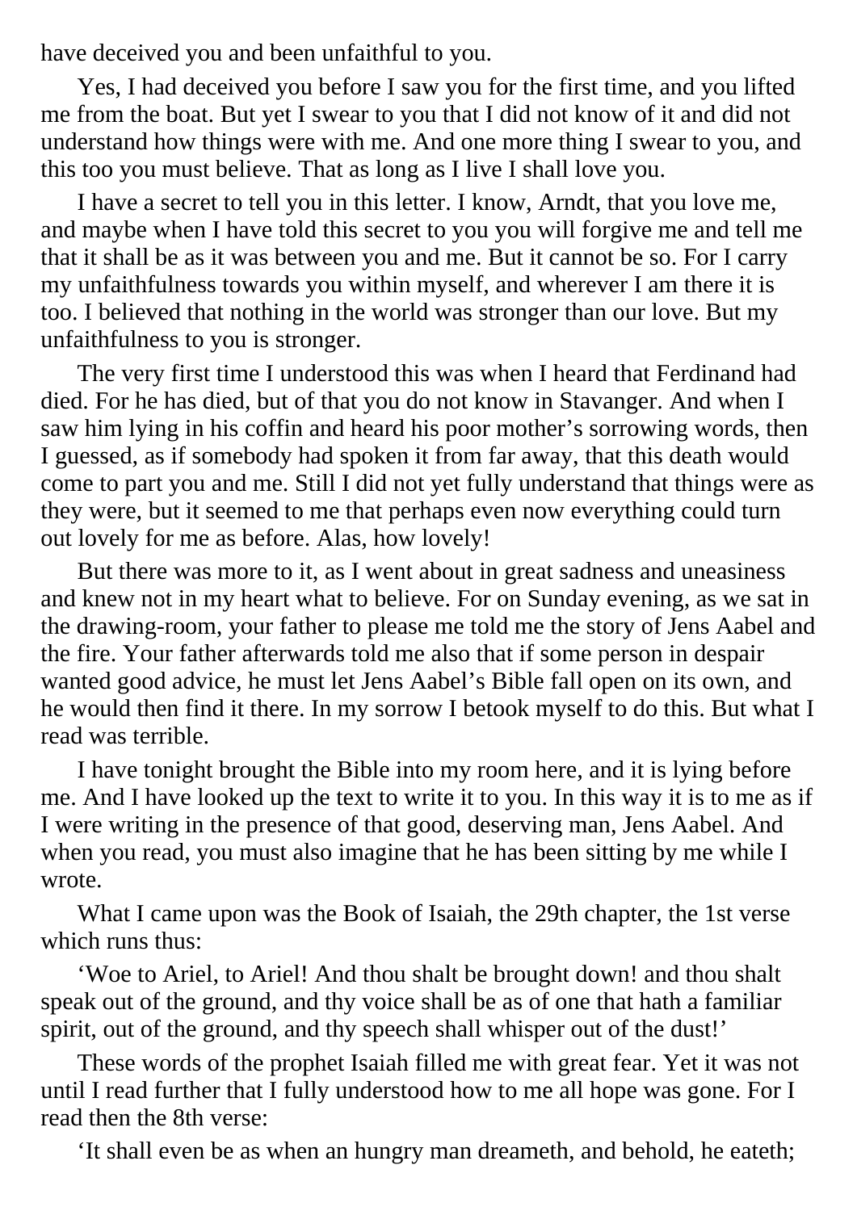have deceived you and been unfaithful to you.

Yes, I had deceived you before I saw you for the first time, and you lifted me from the boat. But yet I swear to you that I did not know of it and did not understand how things were with me. And one more thing I swear to you, and this too you must believe. That as long as I live I shall love you.

I have a secret to tell you in this letter. I know, Arndt, that you love me, and maybe when I have told this secret to you you will forgive me and tell me that it shall be as it was between you and me. But it cannot be so. For I carry my unfaithfulness towards you within myself, and wherever I am there it is too. I believed that nothing in the world was stronger than our love. But my unfaithfulness to you is stronger.

The very first time I understood this was when I heard that Ferdinand had died. For he has died, but of that you do not know in Stavanger. And when I saw him lying in his coffin and heard his poor mother's sorrowing words, then I guessed, as if somebody had spoken it from far away, that this death would come to part you and me. Still I did not yet fully understand that things were as they were, but it seemed to me that perhaps even now everything could turn out lovely for me as before. Alas, how lovely!

But there was more to it, as I went about in great sadness and uneasiness and knew not in my heart what to believe. For on Sunday evening, as we sat in the drawing-room, your father to please me told me the story of Jens Aabel and the fire. Your father afterwards told me also that if some person in despair wanted good advice, he must let Jens Aabel's Bible fall open on its own, and he would then find it there. In my sorrow I betook myself to do this. But what I read was terrible.

I have tonight brought the Bible into my room here, and it is lying before me. And I have looked up the text to write it to you. In this way it is to me as if I were writing in the presence of that good, deserving man, Jens Aabel. And when you read, you must also imagine that he has been sitting by me while I wrote.

What I came upon was the Book of Isaiah, the 29th chapter, the 1st verse which runs thus:

'Woe to Ariel, to Ariel! And thou shalt be brought down! and thou shalt speak out of the ground, and thy voice shall be as of one that hath a familiar spirit, out of the ground, and thy speech shall whisper out of the dust!'

These words of the prophet Isaiah filled me with great fear. Yet it was not until I read further that I fully understood how to me all hope was gone. For I read then the 8th verse:

'It shall even be as when an hungry man dreameth, and behold, he eateth;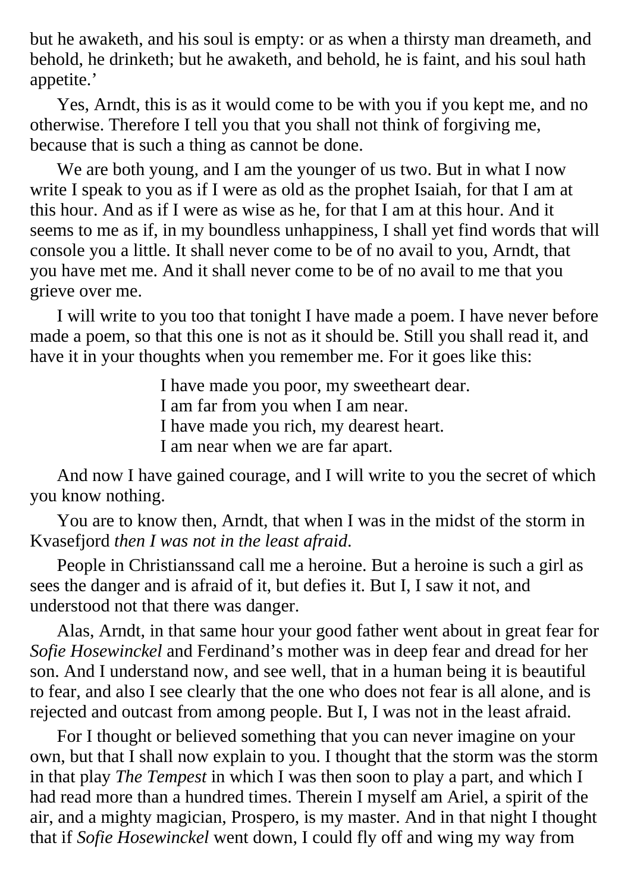but he awaketh, and his soul is empty: or as when a thirsty man dreameth, and behold, he drinketh; but he awaketh, and behold, he is faint, and his soul hath appetite.'

Yes, Arndt, this is as it would come to be with you if you kept me, and no otherwise. Therefore I tell you that you shall not think of forgiving me, because that is such a thing as cannot be done.

We are both young, and I am the younger of us two. But in what I now write I speak to you as if I were as old as the prophet Isaiah, for that I am at this hour. And as if I were as wise as he, for that I am at this hour. And it seems to me as if, in my boundless unhappiness, I shall yet find words that will console you a little. It shall never come to be of no avail to you, Arndt, that you have met me. And it shall never come to be of no avail to me that you grieve over me.

I will write to you too that tonight I have made a poem. I have never before made a poem, so that this one is not as it should be. Still you shall read it, and have it in your thoughts when you remember me. For it goes like this:

> I have made you poor, my sweetheart dear.
> I am far from you when I am near.
> I have made you rich, my dearest heart.
> I am near when we are far apart.

And now I have gained courage, and I will write to you the secret of which you know nothing.

You are to know then, Arndt, that when I was in the midst of the storm in Kvasefjord *then I was not in the least afraid*.

People in Christianssand call me a heroine. But a heroine is such a girl as sees the danger and is afraid of it, but defies it. But I, I saw it not, and understood not that there was danger.

Alas, Arndt, in that same hour your good father went about in great fear for *Sofie Hosewinckel* and Ferdinand's mother was in deep fear and dread for her son. And I understand now, and see well, that in a human being it is beautiful to fear, and also I see clearly that the one who does not fear is all alone, and is rejected and outcast from among people. But I, I was not in the least afraid.

For I thought or believed something that you can never imagine on your own, but that I shall now explain to you. I thought that the storm was the storm in that play *The Tempest* in which I was then soon to play a part, and which I had read more than a hundred times. Therein I myself am Ariel, a spirit of the air, and a mighty magician, Prospero, is my master. And in that night I thought that if *Sofie Hosewinckel* went down, I could fly off and wing my way from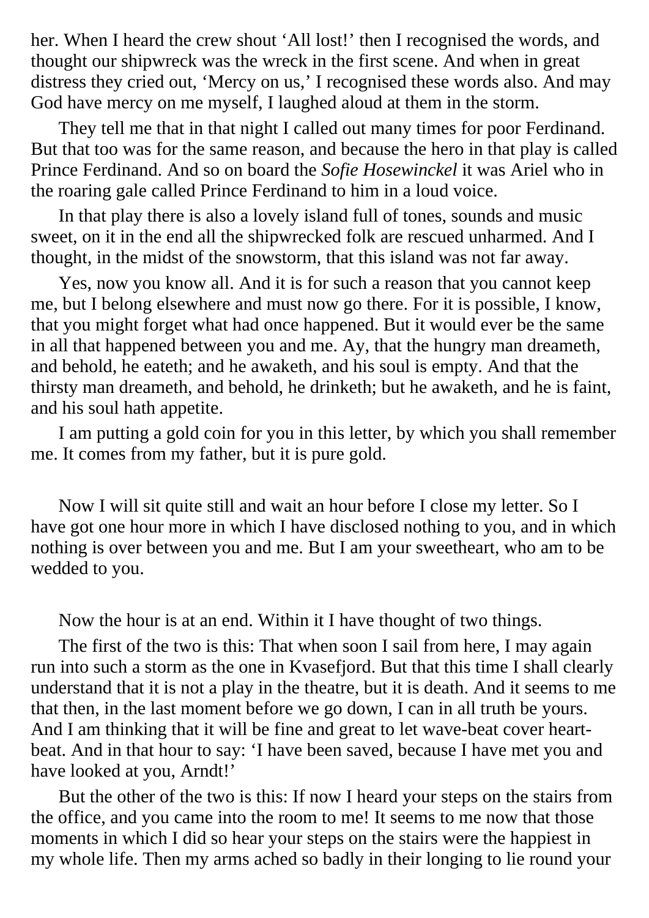her. When I heard the crew shout ‘All lost!’ then I recognised the words, and thought our shipwreck was the wreck in the first scene. And when in great distress they cried out, ‘Mercy on us,’ I recognised these words also. And may God have mercy on me myself, I laughed aloud at them in the storm.

They tell me that in that night I called out many times for poor Ferdinand. But that too was for the same reason, and because the hero in that play is called Prince Ferdinand. And so on board the *Sofie Hosewinckel* it was Ariel who in the roaring gale called Prince Ferdinand to him in a loud voice.

In that play there is also a lovely island full of tones, sounds and music sweet, on it in the end all the shipwrecked folk are rescued unharmed. And I thought, in the midst of the snowstorm, that this island was not far away.

Yes, now you know all. And it is for such a reason that you cannot keep me, but I belong elsewhere and must now go there. For it is possible, I know, that you might forget what had once happened. But it would ever be the same in all that happened between you and me. Ay, that the hungry man dreameth, and behold, he eateth; and he awaketh, and his soul is empty. And that the thirsty man dreameth, and behold, he drinketh; but he awaketh, and he is faint, and his soul hath appetite.

I am putting a gold coin for you in this letter, by which you shall remember me. It comes from my father, but it is pure gold.

Now I will sit quite still and wait an hour before I close my letter. So I have got one hour more in which I have disclosed nothing to you, and in which nothing is over between you and me. But I am your sweetheart, who am to be wedded to you.

Now the hour is at an end. Within it I have thought of two things.

The first of the two is this: That when soon I sail from here, I may again run into such a storm as the one in Kvasefjord. But that this time I shall clearly understand that it is not a play in the theatre, but it is death. And it seems to me that then, in the last moment before we go down, I can in all truth be yours. And I am thinking that it will be fine and great to let wave-beat cover heart-beat. And in that hour to say: ‘I have been saved, because I have met you and have looked at you, Arndt!’

But the other of the two is this: If now I heard your steps on the stairs from the office, and you came into the room to me! It seems to me now that those moments in which I did so hear your steps on the stairs were the happiest in my whole life. Then my arms ached so badly in their longing to lie round your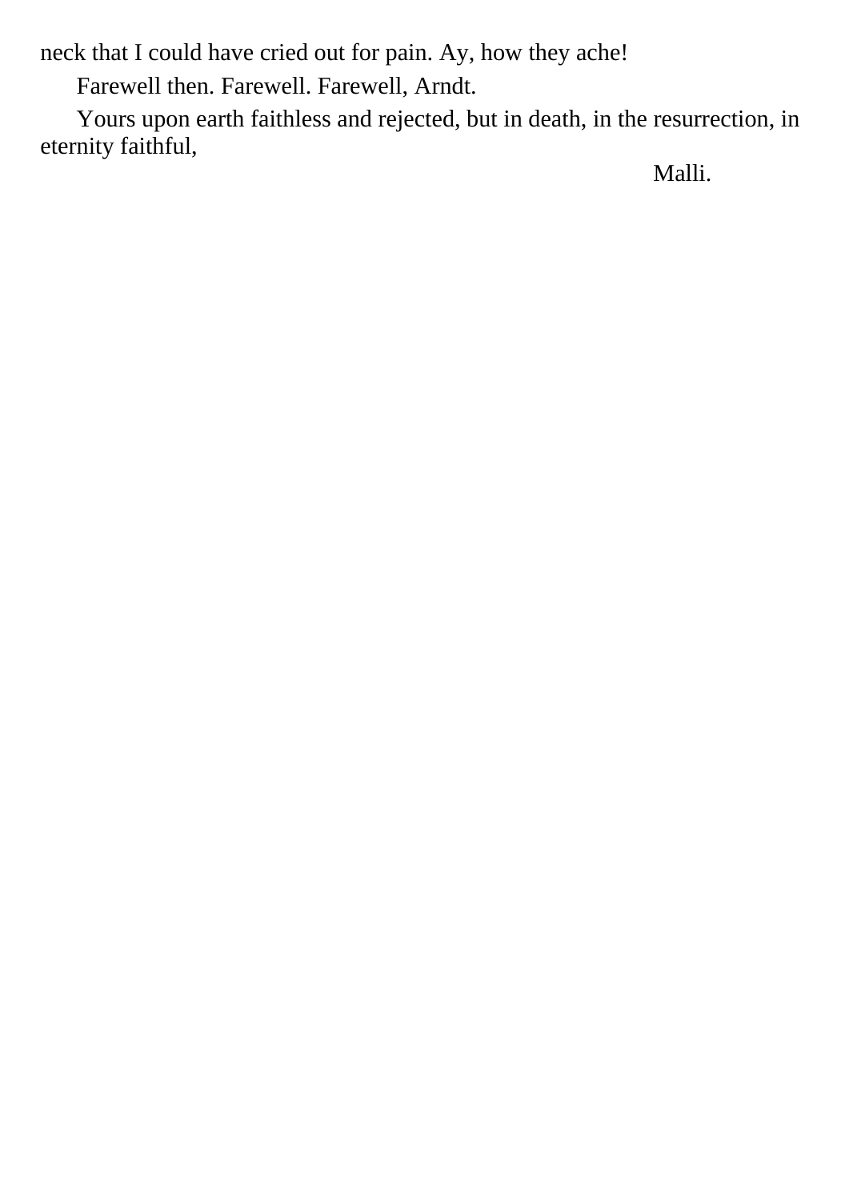neck that I could have cried out for pain. Ay, how they ache!

Farewell then. Farewell. Farewell, Arndt.

Yours upon earth faithless and rejected, but in death, in the resurrection, in eternity faithful,

Malli.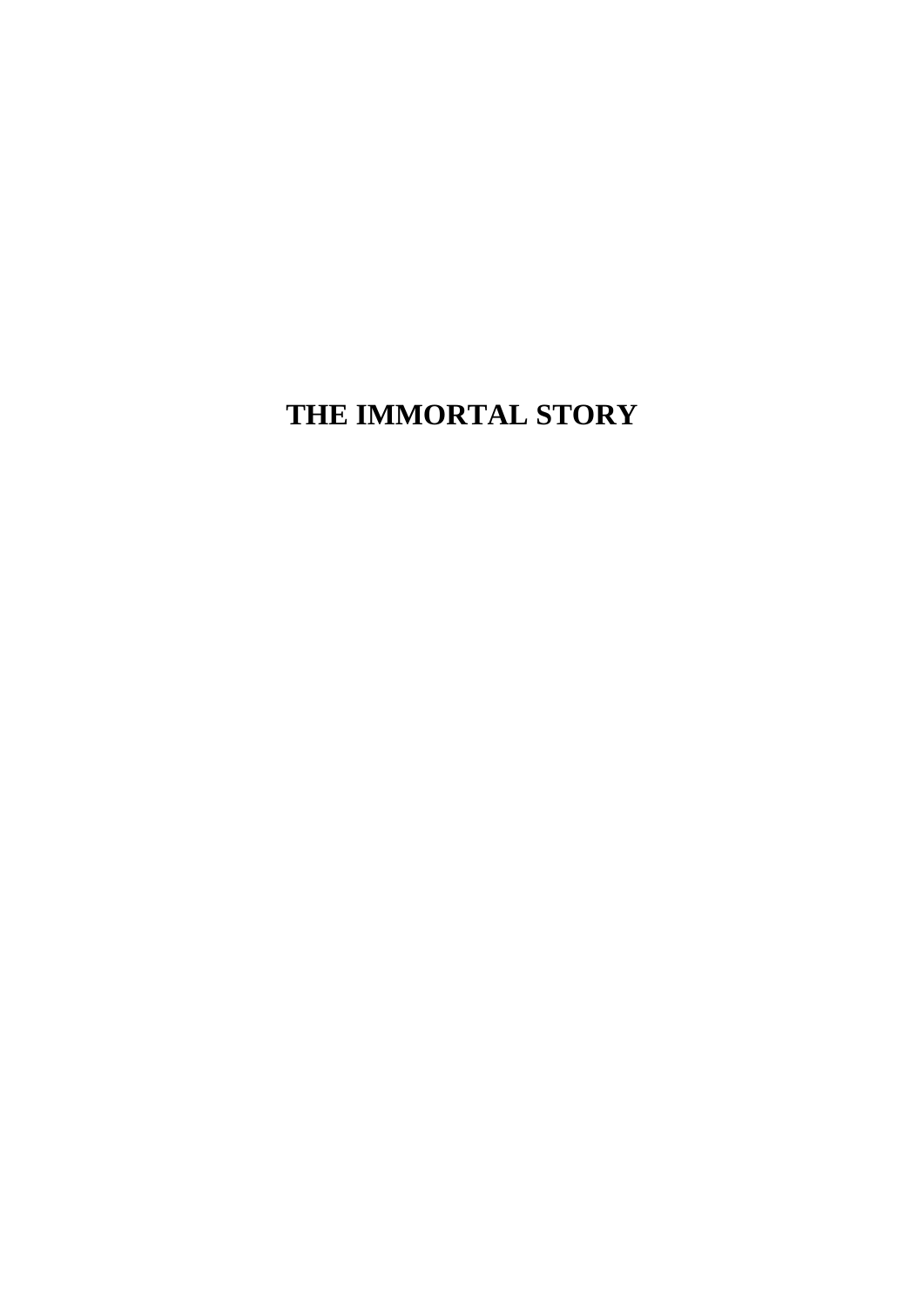# THE IMMORTAL STORY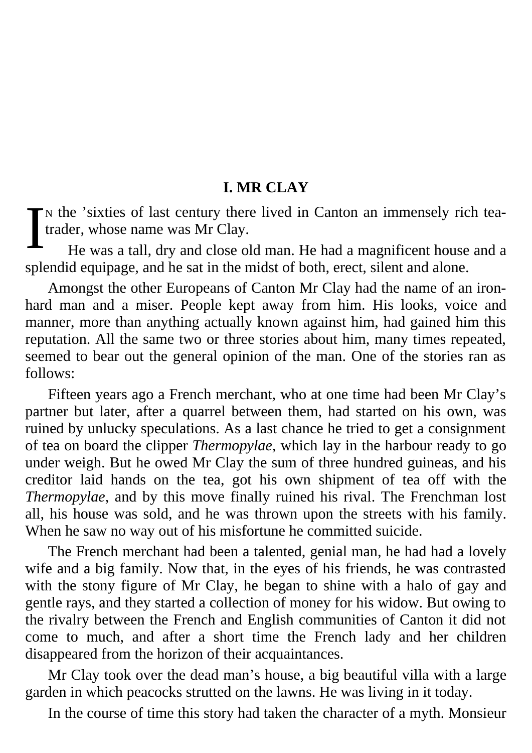## I. MR CLAY

In the ’sixties of last century there lived in Canton an immensely rich tea-trader, whose name was Mr Clay.

He was a tall, dry and close old man. He had a magnificent house and a splendid equipage, and he sat in the midst of both, erect, silent and alone.

Amongst the other Europeans of Canton Mr Clay had the name of an iron-hard man and a miser. People kept away from him. His looks, voice and manner, more than anything actually known against him, had gained him this reputation. All the same two or three stories about him, many times repeated, seemed to bear out the general opinion of the man. One of the stories ran as follows:

Fifteen years ago a French merchant, who at one time had been Mr Clay’s partner but later, after a quarrel between them, had started on his own, was ruined by unlucky speculations. As a last chance he tried to get a consignment of tea on board the clipper *Thermopylae*, which lay in the harbour ready to go under weigh. But he owed Mr Clay the sum of three hundred guineas, and his creditor laid hands on the tea, got his own shipment of tea off with the *Thermopylae*, and by this move finally ruined his rival. The Frenchman lost all, his house was sold, and he was thrown upon the streets with his family. When he saw no way out of his misfortune he committed suicide.

The French merchant had been a talented, genial man, he had had a lovely wife and a big family. Now that, in the eyes of his friends, he was contrasted with the stony figure of Mr Clay, he began to shine with a halo of gay and gentle rays, and they started a collection of money for his widow. But owing to the rivalry between the French and English communities of Canton it did not come to much, and after a short time the French lady and her children disappeared from the horizon of their acquaintances.

Mr Clay took over the dead man’s house, a big beautiful villa with a large garden in which peacocks strutted on the lawns. He was living in it today.

In the course of time this story had taken the character of a myth. Monsieur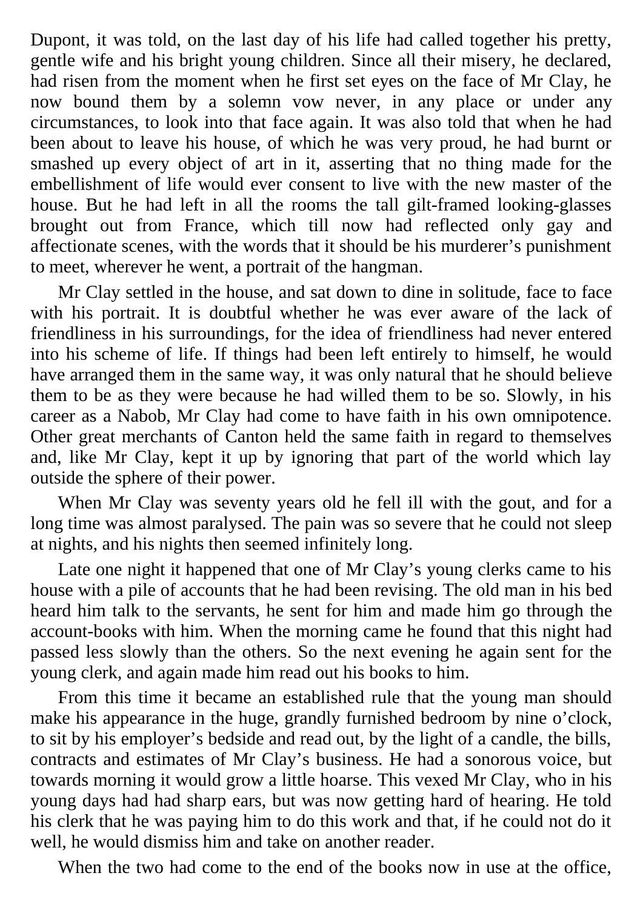Dupont, it was told, on the last day of his life had called together his pretty, gentle wife and his bright young children. Since all their misery, he declared, had risen from the moment when he first set eyes on the face of Mr Clay, he now bound them by a solemn vow never, in any place or under any circumstances, to look into that face again. It was also told that when he had been about to leave his house, of which he was very proud, he had burnt or smashed up every object of art in it, asserting that no thing made for the embellishment of life would ever consent to live with the new master of the house. But he had left in all the rooms the tall gilt-framed looking-glasses brought out from France, which till now had reflected only gay and affectionate scenes, with the words that it should be his murderer's punishment to meet, wherever he went, a portrait of the hangman.

Mr Clay settled in the house, and sat down to dine in solitude, face to face with his portrait. It is doubtful whether he was ever aware of the lack of friendliness in his surroundings, for the idea of friendliness had never entered into his scheme of life. If things had been left entirely to himself, he would have arranged them in the same way, it was only natural that he should believe them to be as they were because he had willed them to be so. Slowly, in his career as a Nabob, Mr Clay had come to have faith in his own omnipotence. Other great merchants of Canton held the same faith in regard to themselves and, like Mr Clay, kept it up by ignoring that part of the world which lay outside the sphere of their power.

When Mr Clay was seventy years old he fell ill with the gout, and for a long time was almost paralysed. The pain was so severe that he could not sleep at nights, and his nights then seemed infinitely long.

Late one night it happened that one of Mr Clay's young clerks came to his house with a pile of accounts that he had been revising. The old man in his bed heard him talk to the servants, he sent for him and made him go through the account-books with him. When the morning came he found that this night had passed less slowly than the others. So the next evening he again sent for the young clerk, and again made him read out his books to him.

From this time it became an established rule that the young man should make his appearance in the huge, grandly furnished bedroom by nine o'clock, to sit by his employer's bedside and read out, by the light of a candle, the bills, contracts and estimates of Mr Clay's business. He had a sonorous voice, but towards morning it would grow a little hoarse. This vexed Mr Clay, who in his young days had had sharp ears, but was now getting hard of hearing. He told his clerk that he was paying him to do this work and that, if he could not do it well, he would dismiss him and take on another reader.

When the two had come to the end of the books now in use at the office,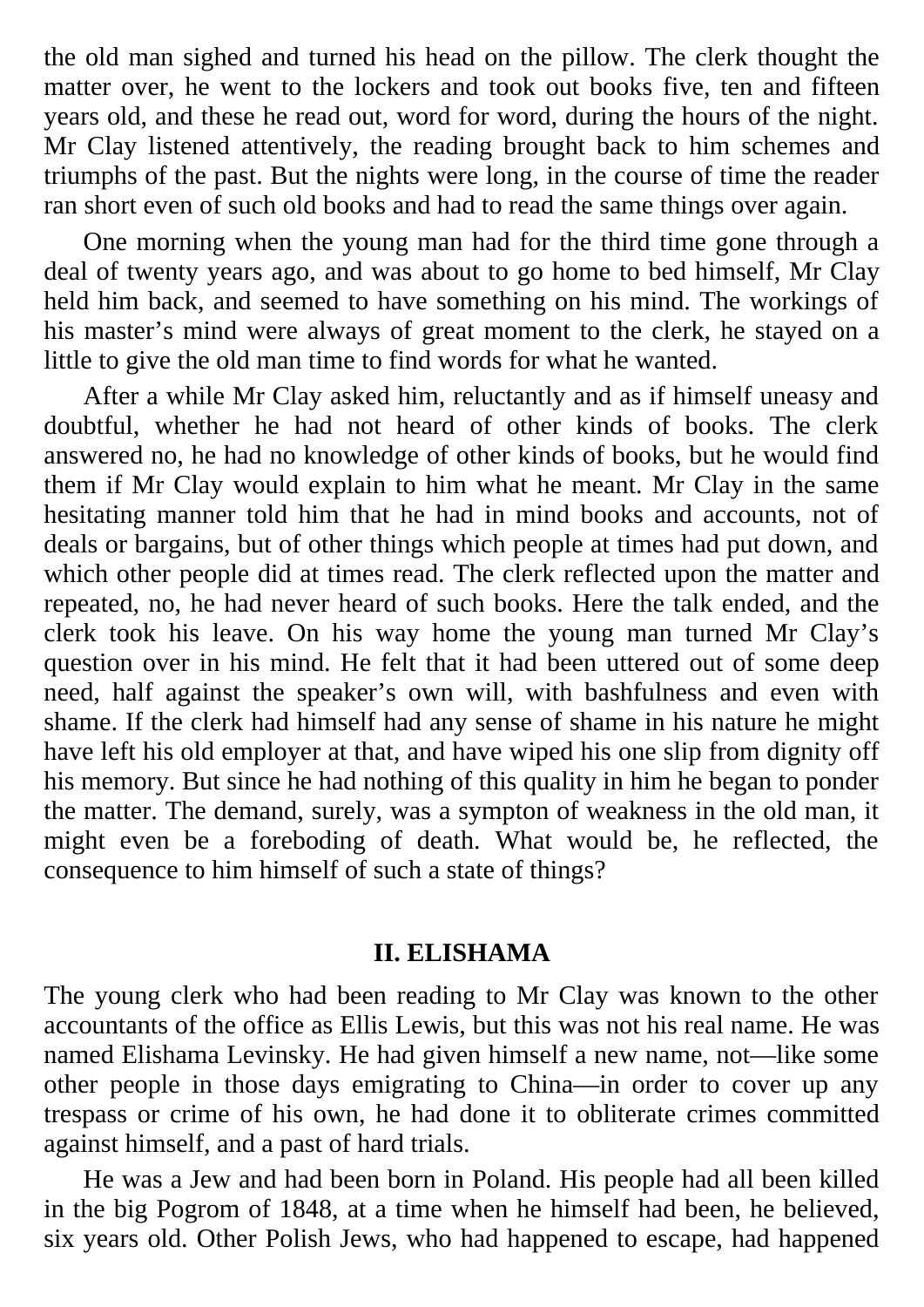the old man sighed and turned his head on the pillow. The clerk thought the matter over, he went to the lockers and took out books five, ten and fifteen years old, and these he read out, word for word, during the hours of the night. Mr Clay listened attentively, the reading brought back to him schemes and triumphs of the past. But the nights were long, in the course of time the reader ran short even of such old books and had to read the same things over again.

One morning when the young man had for the third time gone through a deal of twenty years ago, and was about to go home to bed himself, Mr Clay held him back, and seemed to have something on his mind. The workings of his master's mind were always of great moment to the clerk, he stayed on a little to give the old man time to find words for what he wanted.

After a while Mr Clay asked him, reluctantly and as if himself uneasy and doubtful, whether he had not heard of other kinds of books. The clerk answered no, he had no knowledge of other kinds of books, but he would find them if Mr Clay would explain to him what he meant. Mr Clay in the same hesitating manner told him that he had in mind books and accounts, not of deals or bargains, but of other things which people at times had put down, and which other people did at times read. The clerk reflected upon the matter and repeated, no, he had never heard of such books. Here the talk ended, and the clerk took his leave. On his way home the young man turned Mr Clay's question over in his mind. He felt that it had been uttered out of some deep need, half against the speaker's own will, with bashfulness and even with shame. If the clerk had himself had any sense of shame in his nature he might have left his old employer at that, and have wiped his one slip from dignity off his memory. But since he had nothing of this quality in him he began to ponder the matter. The demand, surely, was a sympton of weakness in the old man, it might even be a foreboding of death. What would be, he reflected, the consequence to him himself of such a state of things?

## II. ELISHAMA

The young clerk who had been reading to Mr Clay was known to the other accountants of the office as Ellis Lewis, but this was not his real name. He was named Elishama Levinsky. He had given himself a new name, not—like some other people in those days emigrating to China—in order to cover up any trespass or crime of his own, he had done it to obliterate crimes committed against himself, and a past of hard trials.

He was a Jew and had been born in Poland. His people had all been killed in the big Pogrom of 1848, at a time when he himself had been, he believed, six years old. Other Polish Jews, who had happened to escape, had happened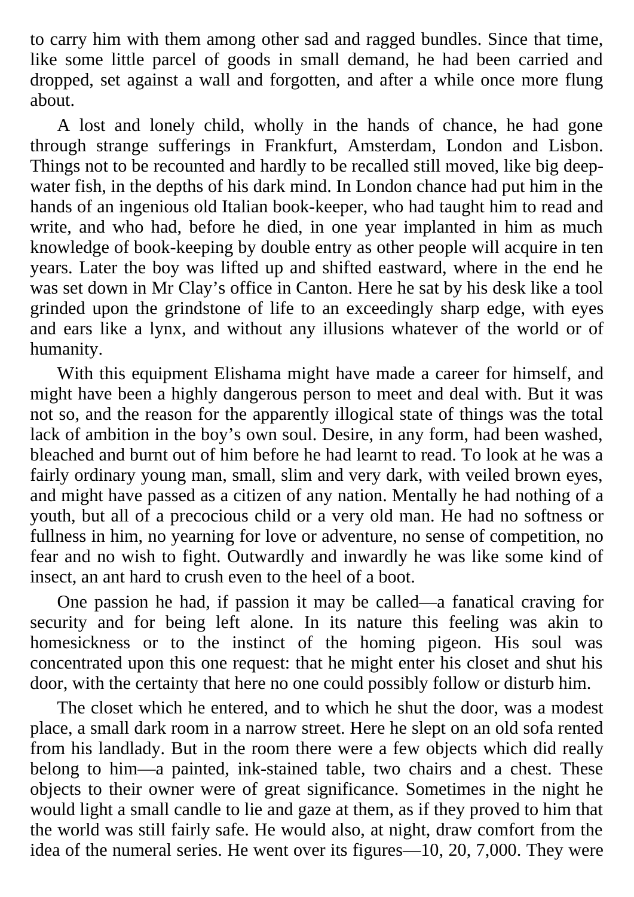to carry him with them among other sad and ragged bundles. Since that time, like some little parcel of goods in small demand, he had been carried and dropped, set against a wall and forgotten, and after a while once more flung about.

A lost and lonely child, wholly in the hands of chance, he had gone through strange sufferings in Frankfurt, Amsterdam, London and Lisbon. Things not to be recounted and hardly to be recalled still moved, like big deep-water fish, in the depths of his dark mind. In London chance had put him in the hands of an ingenious old Italian book-keeper, who had taught him to read and write, and who had, before he died, in one year implanted in him as much knowledge of book-keeping by double entry as other people will acquire in ten years. Later the boy was lifted up and shifted eastward, where in the end he was set down in Mr Clay's office in Canton. Here he sat by his desk like a tool grinded upon the grindstone of life to an exceedingly sharp edge, with eyes and ears like a lynx, and without any illusions whatever of the world or of humanity.

With this equipment Elishama might have made a career for himself, and might have been a highly dangerous person to meet and deal with. But it was not so, and the reason for the apparently illogical state of things was the total lack of ambition in the boy's own soul. Desire, in any form, had been washed, bleached and burnt out of him before he had learnt to read. To look at he was a fairly ordinary young man, small, slim and very dark, with veiled brown eyes, and might have passed as a citizen of any nation. Mentally he had nothing of a youth, but all of a precocious child or a very old man. He had no softness or fullness in him, no yearning for love or adventure, no sense of competition, no fear and no wish to fight. Outwardly and inwardly he was like some kind of insect, an ant hard to crush even to the heel of a boot.

One passion he had, if passion it may be called—a fanatical craving for security and for being left alone. In its nature this feeling was akin to homesickness or to the instinct of the homing pigeon. His soul was concentrated upon this one request: that he might enter his closet and shut his door, with the certainty that here no one could possibly follow or disturb him.

The closet which he entered, and to which he shut the door, was a modest place, a small dark room in a narrow street. Here he slept on an old sofa rented from his landlady. But in the room there were a few objects which did really belong to him—a painted, ink-stained table, two chairs and a chest. These objects to their owner were of great significance. Sometimes in the night he would light a small candle to lie and gaze at them, as if they proved to him that the world was still fairly safe. He would also, at night, draw comfort from the idea of the numeral series. He went over its figures—10, 20, 7,000. They were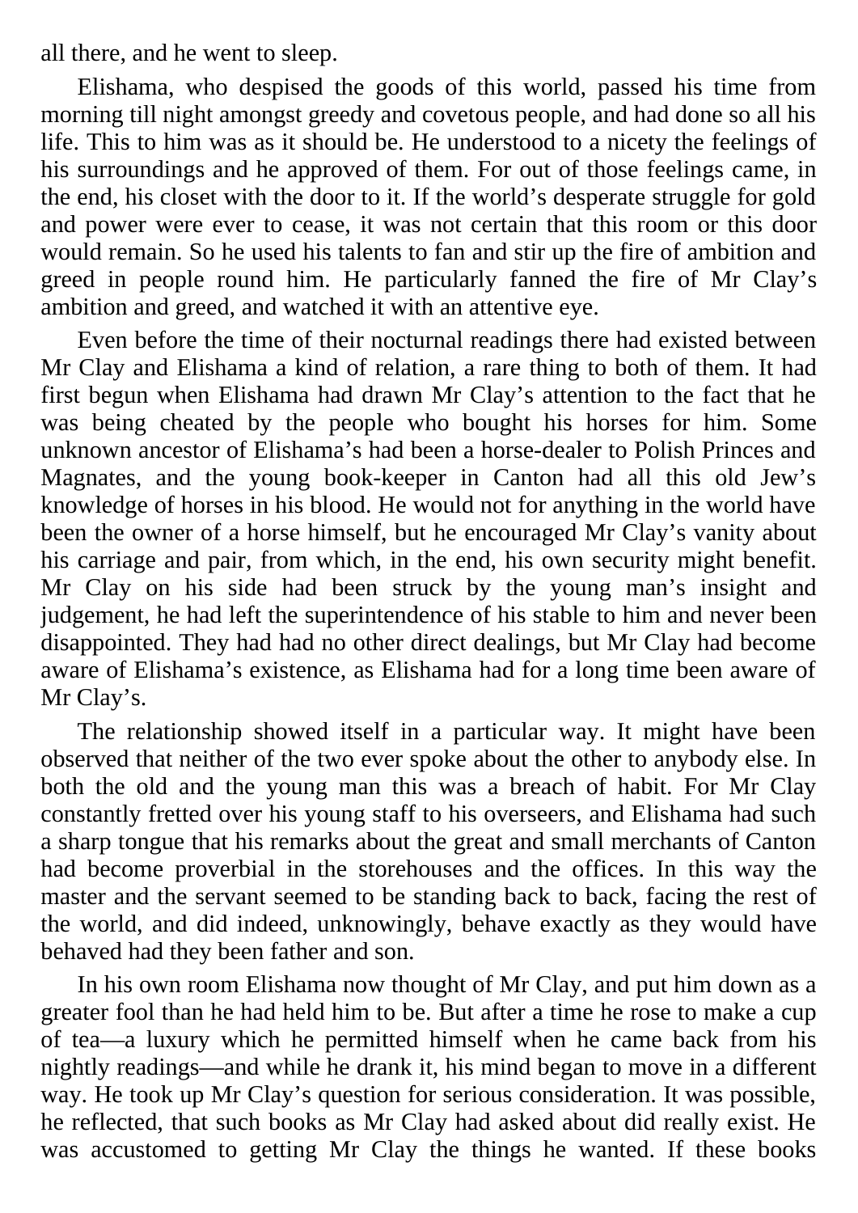all there, and he went to sleep.

Elishama, who despised the goods of this world, passed his time from morning till night amongst greedy and covetous people, and had done so all his life. This to him was as it should be. He understood to a nicety the feelings of his surroundings and he approved of them. For out of those feelings came, in the end, his closet with the door to it. If the world's desperate struggle for gold and power were ever to cease, it was not certain that this room or this door would remain. So he used his talents to fan and stir up the fire of ambition and greed in people round him. He particularly fanned the fire of Mr Clay's ambition and greed, and watched it with an attentive eye.

Even before the time of their nocturnal readings there had existed between Mr Clay and Elishama a kind of relation, a rare thing to both of them. It had first begun when Elishama had drawn Mr Clay's attention to the fact that he was being cheated by the people who bought his horses for him. Some unknown ancestor of Elishama's had been a horse-dealer to Polish Princes and Magnates, and the young book-keeper in Canton had all this old Jew's knowledge of horses in his blood. He would not for anything in the world have been the owner of a horse himself, but he encouraged Mr Clay's vanity about his carriage and pair, from which, in the end, his own security might benefit. Mr Clay on his side had been struck by the young man's insight and judgement, he had left the superintendence of his stable to him and never been disappointed. They had had no other direct dealings, but Mr Clay had become aware of Elishama's existence, as Elishama had for a long time been aware of Mr Clay's.

The relationship showed itself in a particular way. It might have been observed that neither of the two ever spoke about the other to anybody else. In both the old and the young man this was a breach of habit. For Mr Clay constantly fretted over his young staff to his overseers, and Elishama had such a sharp tongue that his remarks about the great and small merchants of Canton had become proverbial in the storehouses and the offices. In this way the master and the servant seemed to be standing back to back, facing the rest of the world, and did indeed, unknowingly, behave exactly as they would have behaved had they been father and son.

In his own room Elishama now thought of Mr Clay, and put him down as a greater fool than he had held him to be. But after a time he rose to make a cup of tea—a luxury which he permitted himself when he came back from his nightly readings—and while he drank it, his mind began to move in a different way. He took up Mr Clay's question for serious consideration. It was possible, he reflected, that such books as Mr Clay had asked about did really exist. He was accustomed to getting Mr Clay the things he wanted. If these books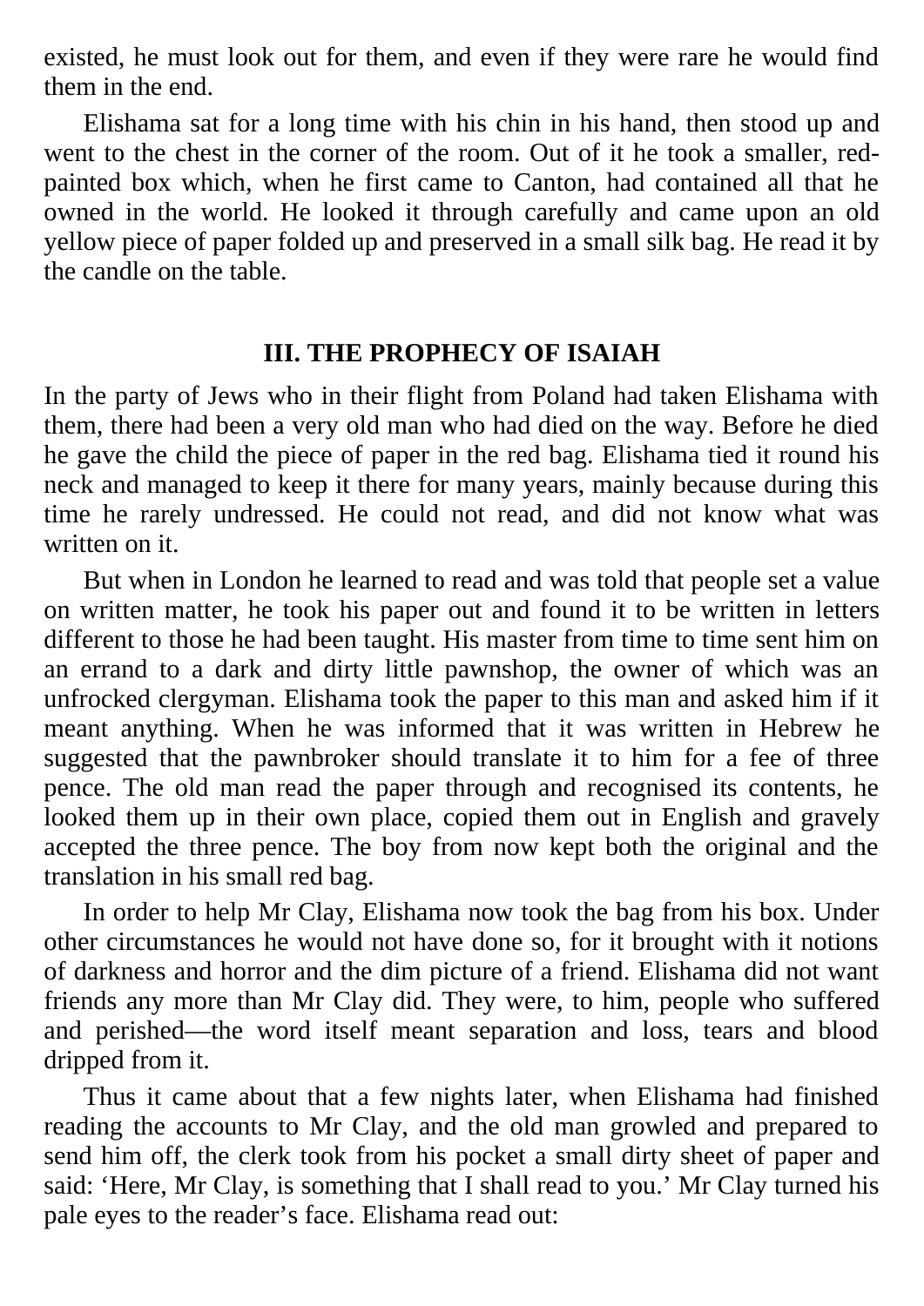existed, he must look out for them, and even if they were rare he would find them in the end.

Elishama sat for a long time with his chin in his hand, then stood up and went to the chest in the corner of the room. Out of it he took a smaller, red-painted box which, when he first came to Canton, had contained all that he owned in the world. He looked it through carefully and came upon an old yellow piece of paper folded up and preserved in a small silk bag. He read it by the candle on the table.

## III. THE PROPHECY OF ISAIAH

In the party of Jews who in their flight from Poland had taken Elishama with them, there had been a very old man who had died on the way. Before he died he gave the child the piece of paper in the red bag. Elishama tied it round his neck and managed to keep it there for many years, mainly because during this time he rarely undressed. He could not read, and did not know what was written on it.

But when in London he learned to read and was told that people set a value on written matter, he took his paper out and found it to be written in letters different to those he had been taught. His master from time to time sent him on an errand to a dark and dirty little pawnshop, the owner of which was an unfrocked clergyman. Elishama took the paper to this man and asked him if it meant anything. When he was informed that it was written in Hebrew he suggested that the pawnbroker should translate it to him for a fee of three pence. The old man read the paper through and recognised its contents, he looked them up in their own place, copied them out in English and gravely accepted the three pence. The boy from now kept both the original and the translation in his small red bag.

In order to help Mr Clay, Elishama now took the bag from his box. Under other circumstances he would not have done so, for it brought with it notions of darkness and horror and the dim picture of a friend. Elishama did not want friends any more than Mr Clay did. They were, to him, people who suffered and perished—the word itself meant separation and loss, tears and blood dripped from it.

Thus it came about that a few nights later, when Elishama had finished reading the accounts to Mr Clay, and the old man growled and prepared to send him off, the clerk took from his pocket a small dirty sheet of paper and said: ‘Here, Mr Clay, is something that I shall read to you.’ Mr Clay turned his pale eyes to the reader’s face. Elishama read out: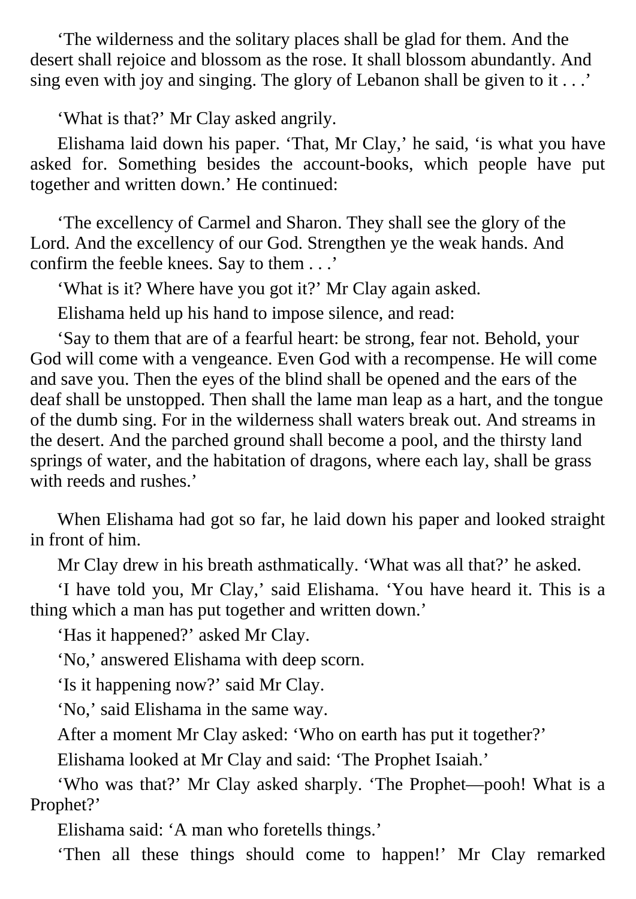‘The wilderness and the solitary places shall be glad for them. And the desert shall rejoice and blossom as the rose. It shall blossom abundantly. And sing even with joy and singing. The glory of Lebanon shall be given to it . . .’

‘What is that?’ Mr Clay asked angrily.

Elishama laid down his paper. ‘That, Mr Clay,’ he said, ‘is what you have asked for. Something besides the account-books, which people have put together and written down.’ He continued:

‘The excellency of Carmel and Sharon. They shall see the glory of the Lord. And the excellency of our God. Strengthen ye the weak hands. And confirm the feeble knees. Say to them . . .’

‘What is it? Where have you got it?’ Mr Clay again asked.

Elishama held up his hand to impose silence, and read:

‘Say to them that are of a fearful heart: be strong, fear not. Behold, your God will come with a vengeance. Even God with a recompense. He will come and save you. Then the eyes of the blind shall be opened and the ears of the deaf shall be unstopped. Then shall the lame man leap as a hart, and the tongue of the dumb sing. For in the wilderness shall waters break out. And streams in the desert. And the parched ground shall become a pool, and the thirsty land springs of water, and the habitation of dragons, where each lay, shall be grass with reeds and rushes.’

When Elishama had got so far, he laid down his paper and looked straight in front of him.

Mr Clay drew in his breath asthmatically. ‘What was all that?’ he asked.

‘I have told you, Mr Clay,’ said Elishama. ‘You have heard it. This is a thing which a man has put together and written down.’

‘Has it happened?’ asked Mr Clay.

‘No,’ answered Elishama with deep scorn.

‘Is it happening now?’ said Mr Clay.

‘No,’ said Elishama in the same way.

After a moment Mr Clay asked: ‘Who on earth has put it together?’

Elishama looked at Mr Clay and said: ‘The Prophet Isaiah.’

‘Who was that?’ Mr Clay asked sharply. ‘The Prophet—pooh! What is a Prophet?’

Elishama said: ‘A man who foretells things.’

‘Then all these things should come to happen!’ Mr Clay remarked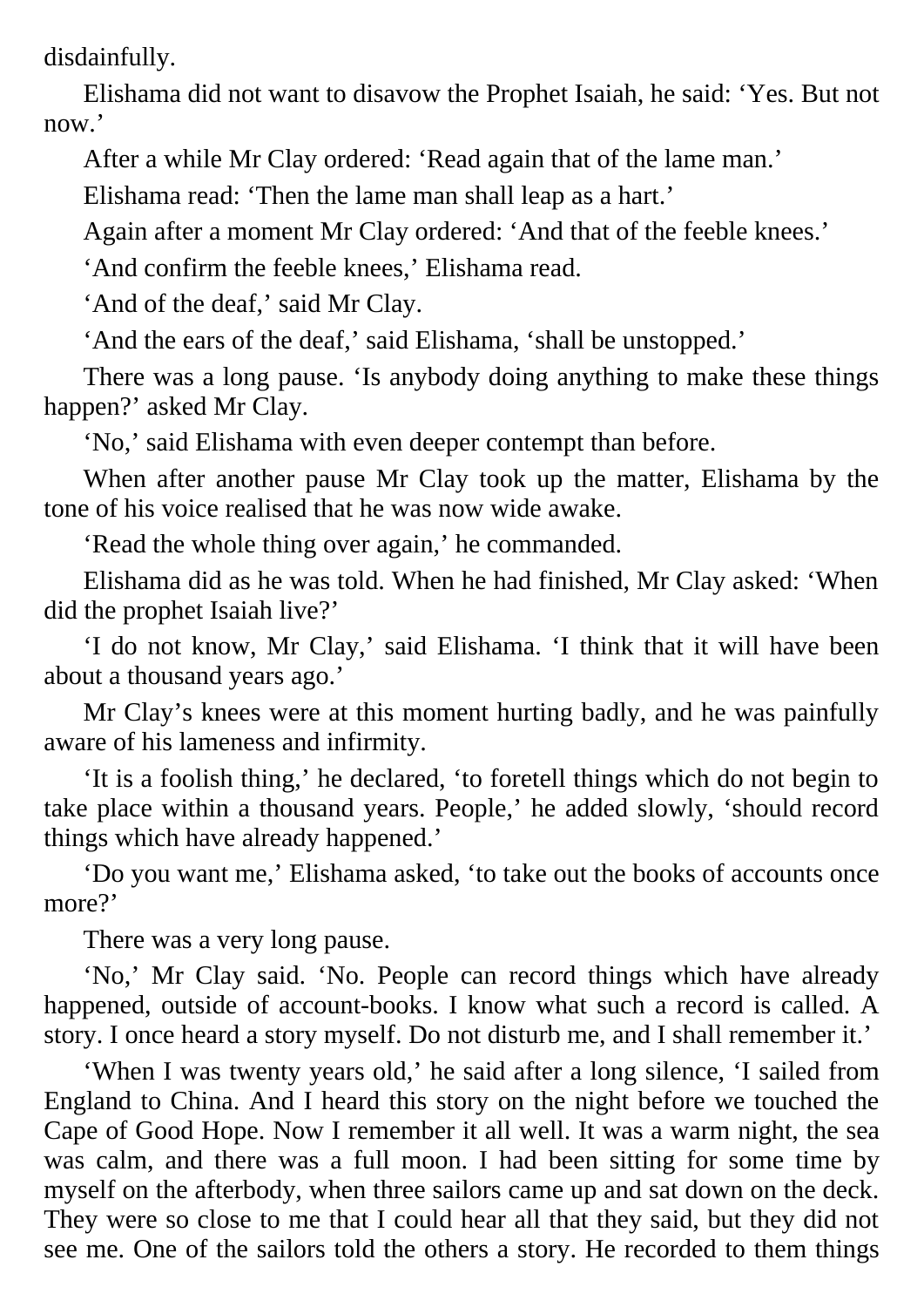disdainfully.

Elishama did not want to disavow the Prophet Isaiah, he said: ‘Yes. But not now.’

After a while Mr Clay ordered: ‘Read again that of the lame man.’

Elishama read: ‘Then the lame man shall leap as a hart.’

Again after a moment Mr Clay ordered: ‘And that of the feeble knees.’

‘And confirm the feeble knees,’ Elishama read.

‘And of the deaf,’ said Mr Clay.

‘And the ears of the deaf,’ said Elishama, ‘shall be unstopped.’

There was a long pause. ‘Is anybody doing anything to make these things happen?’ asked Mr Clay.

‘No,’ said Elishama with even deeper contempt than before.

When after another pause Mr Clay took up the matter, Elishama by the tone of his voice realised that he was now wide awake.

‘Read the whole thing over again,’ he commanded.

Elishama did as he was told. When he had finished, Mr Clay asked: ‘When did the prophet Isaiah live?’

‘I do not know, Mr Clay,’ said Elishama. ‘I think that it will have been about a thousand years ago.’

Mr Clay’s knees were at this moment hurting badly, and he was painfully aware of his lameness and infirmity.

‘It is a foolish thing,’ he declared, ‘to foretell things which do not begin to take place within a thousand years. People,’ he added slowly, ‘should record things which have already happened.’

‘Do you want me,’ Elishama asked, ‘to take out the books of accounts once more?’

There was a very long pause.

‘No,’ Mr Clay said. ‘No. People can record things which have already happened, outside of account-books. I know what such a record is called. A story. I once heard a story myself. Do not disturb me, and I shall remember it.’

‘When I was twenty years old,’ he said after a long silence, ‘I sailed from England to China. And I heard this story on the night before we touched the Cape of Good Hope. Now I remember it all well. It was a warm night, the sea was calm, and there was a full moon. I had been sitting for some time by myself on the afterbody, when three sailors came up and sat down on the deck. They were so close to me that I could hear all that they said, but they did not see me. One of the sailors told the others a story. He recorded to them things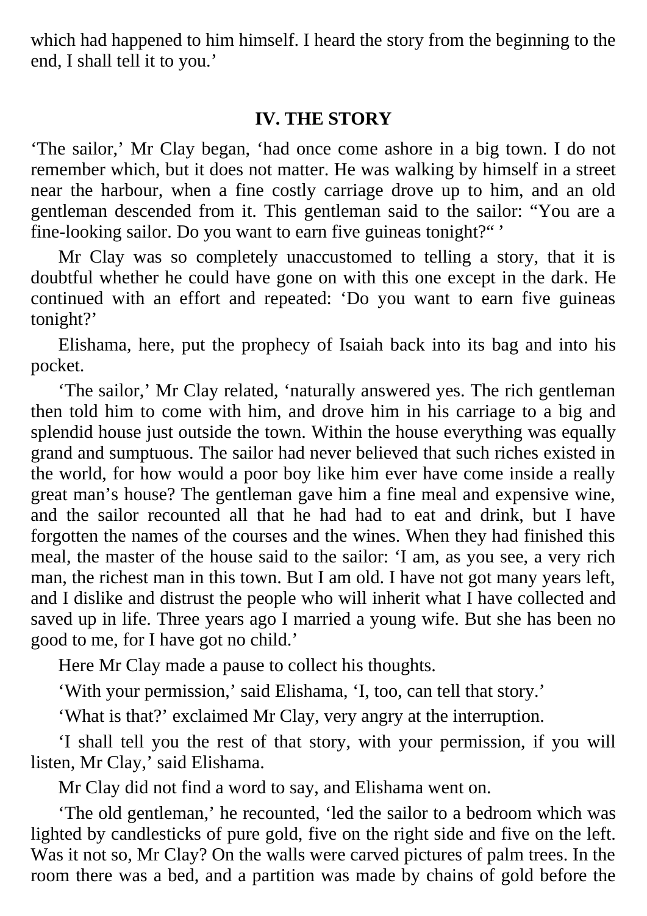which had happened to him himself. I heard the story from the beginning to the end, I shall tell it to you.'

## IV. THE STORY

'The sailor,' Mr Clay began, 'had once come ashore in a big town. I do not remember which, but it does not matter. He was walking by himself in a street near the harbour, when a fine costly carriage drove up to him, and an old gentleman descended from it. This gentleman said to the sailor: "You are a fine-looking sailor. Do you want to earn five guineas tonight?" '

Mr Clay was so completely unaccustomed to telling a story, that it is doubtful whether he could have gone on with this one except in the dark. He continued with an effort and repeated: 'Do you want to earn five guineas tonight?'

Elishama, here, put the prophecy of Isaiah back into its bag and into his pocket.

'The sailor,' Mr Clay related, 'naturally answered yes. The rich gentleman then told him to come with him, and drove him in his carriage to a big and splendid house just outside the town. Within the house everything was equally grand and sumptuous. The sailor had never believed that such riches existed in the world, for how would a poor boy like him ever have come inside a really great man's house? The gentleman gave him a fine meal and expensive wine, and the sailor recounted all that he had had to eat and drink, but I have forgotten the names of the courses and the wines. When they had finished this meal, the master of the house said to the sailor: 'I am, as you see, a very rich man, the richest man in this town. But I am old. I have not got many years left, and I dislike and distrust the people who will inherit what I have collected and saved up in life. Three years ago I married a young wife. But she has been no good to me, for I have got no child.'

Here Mr Clay made a pause to collect his thoughts.

'With your permission,' said Elishama, 'I, too, can tell that story.'

'What is that?' exclaimed Mr Clay, very angry at the interruption.

'I shall tell you the rest of that story, with your permission, if you will listen, Mr Clay,' said Elishama.

Mr Clay did not find a word to say, and Elishama went on.

'The old gentleman,' he recounted, 'led the sailor to a bedroom which was lighted by candlesticks of pure gold, five on the right side and five on the left. Was it not so, Mr Clay? On the walls were carved pictures of palm trees. In the room there was a bed, and a partition was made by chains of gold before the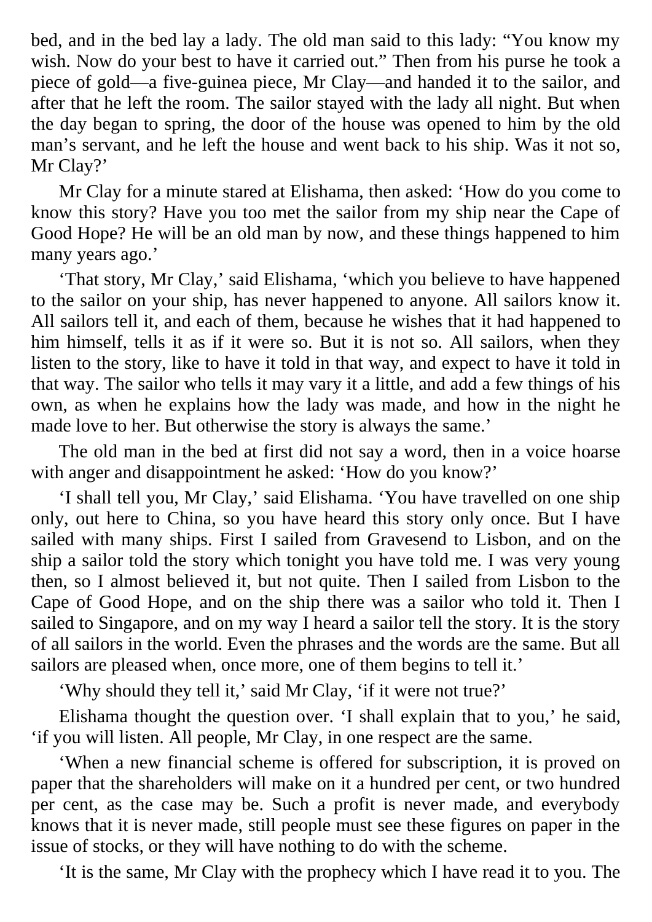bed, and in the bed lay a lady. The old man said to this lady: “You know my wish. Now do your best to have it carried out.” Then from his purse he took a piece of gold—a five-guinea piece, Mr Clay—and handed it to the sailor, and after that he left the room. The sailor stayed with the lady all night. But when the day began to spring, the door of the house was opened to him by the old man’s servant, and he left the house and went back to his ship. Was it not so, Mr Clay?’

Mr Clay for a minute stared at Elishama, then asked: ‘How do you come to know this story? Have you too met the sailor from my ship near the Cape of Good Hope? He will be an old man by now, and these things happened to him many years ago.’

‘That story, Mr Clay,’ said Elishama, ‘which you believe to have happened to the sailor on your ship, has never happened to anyone. All sailors know it. All sailors tell it, and each of them, because he wishes that it had happened to him himself, tells it as if it were so. But it is not so. All sailors, when they listen to the story, like to have it told in that way, and expect to have it told in that way. The sailor who tells it may vary it a little, and add a few things of his own, as when he explains how the lady was made, and how in the night he made love to her. But otherwise the story is always the same.’

The old man in the bed at first did not say a word, then in a voice hoarse with anger and disappointment he asked: ‘How do you know?’

‘I shall tell you, Mr Clay,’ said Elishama. ‘You have travelled on one ship only, out here to China, so you have heard this story only once. But I have sailed with many ships. First I sailed from Gravesend to Lisbon, and on the ship a sailor told the story which tonight you have told me. I was very young then, so I almost believed it, but not quite. Then I sailed from Lisbon to the Cape of Good Hope, and on the ship there was a sailor who told it. Then I sailed to Singapore, and on my way I heard a sailor tell the story. It is the story of all sailors in the world. Even the phrases and the words are the same. But all sailors are pleased when, once more, one of them begins to tell it.’

‘Why should they tell it,’ said Mr Clay, ‘if it were not true?’

Elishama thought the question over. ‘I shall explain that to you,’ he said, ‘if you will listen. All people, Mr Clay, in one respect are the same.

‘When a new financial scheme is offered for subscription, it is proved on paper that the shareholders will make on it a hundred per cent, or two hundred per cent, as the case may be. Such a profit is never made, and everybody knows that it is never made, still people must see these figures on paper in the issue of stocks, or they will have nothing to do with the scheme.

‘It is the same, Mr Clay with the prophecy which I have read it to you. The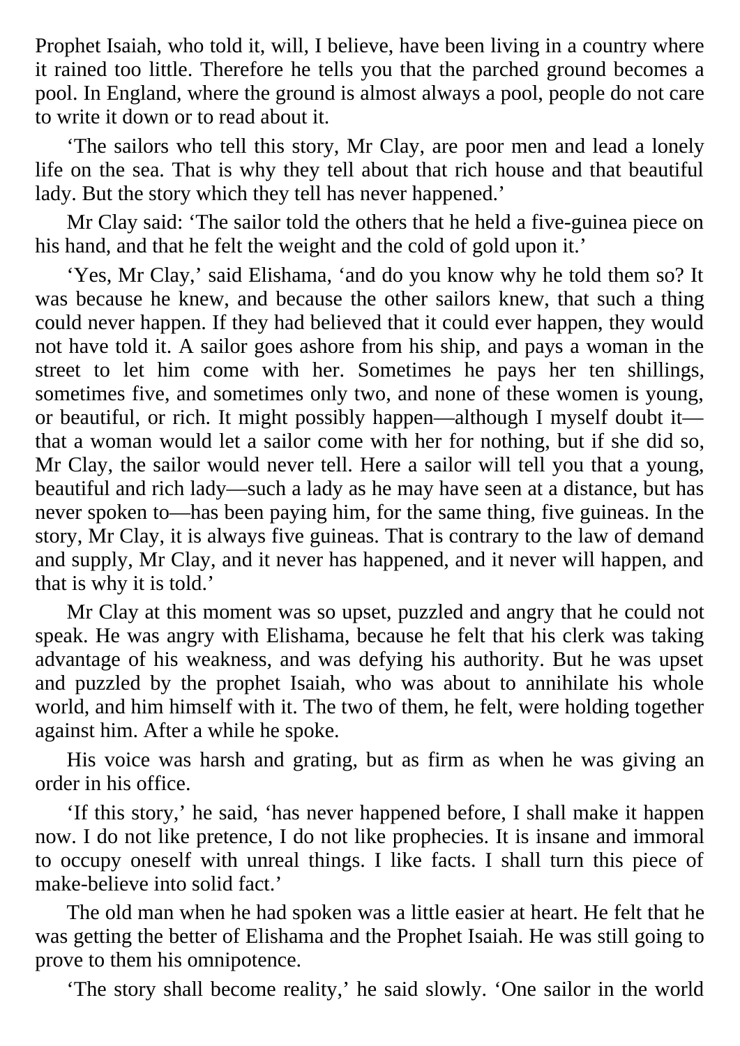Prophet Isaiah, who told it, will, I believe, have been living in a country where it rained too little. Therefore he tells you that the parched ground becomes a pool. In England, where the ground is almost always a pool, people do not care to write it down or to read about it.

‘The sailors who tell this story, Mr Clay, are poor men and lead a lonely life on the sea. That is why they tell about that rich house and that beautiful lady. But the story which they tell has never happened.’

Mr Clay said: ‘The sailor told the others that he held a five-guinea piece on his hand, and that he felt the weight and the cold of gold upon it.’

‘Yes, Mr Clay,’ said Elishama, ‘and do you know why he told them so? It was because he knew, and because the other sailors knew, that such a thing could never happen. If they had believed that it could ever happen, they would not have told it. A sailor goes ashore from his ship, and pays a woman in the street to let him come with her. Sometimes he pays her ten shillings, sometimes five, and sometimes only two, and none of these women is young, or beautiful, or rich. It might possibly happen—although I myself doubt it—that a woman would let a sailor come with her for nothing, but if she did so, Mr Clay, the sailor would never tell. Here a sailor will tell you that a young, beautiful and rich lady—such a lady as he may have seen at a distance, but has never spoken to—has been paying him, for the same thing, five guineas. In the story, Mr Clay, it is always five guineas. That is contrary to the law of demand and supply, Mr Clay, and it never has happened, and it never will happen, and that is why it is told.’

Mr Clay at this moment was so upset, puzzled and angry that he could not speak. He was angry with Elishama, because he felt that his clerk was taking advantage of his weakness, and was defying his authority. But he was upset and puzzled by the prophet Isaiah, who was about to annihilate his whole world, and him himself with it. The two of them, he felt, were holding together against him. After a while he spoke.

His voice was harsh and grating, but as firm as when he was giving an order in his office.

‘If this story,’ he said, ‘has never happened before, I shall make it happen now. I do not like pretence, I do not like prophecies. It is insane and immoral to occupy oneself with unreal things. I like facts. I shall turn this piece of make-believe into solid fact.’

The old man when he had spoken was a little easier at heart. He felt that he was getting the better of Elishama and the Prophet Isaiah. He was still going to prove to them his omnipotence.

‘The story shall become reality,’ he said slowly. ‘One sailor in the world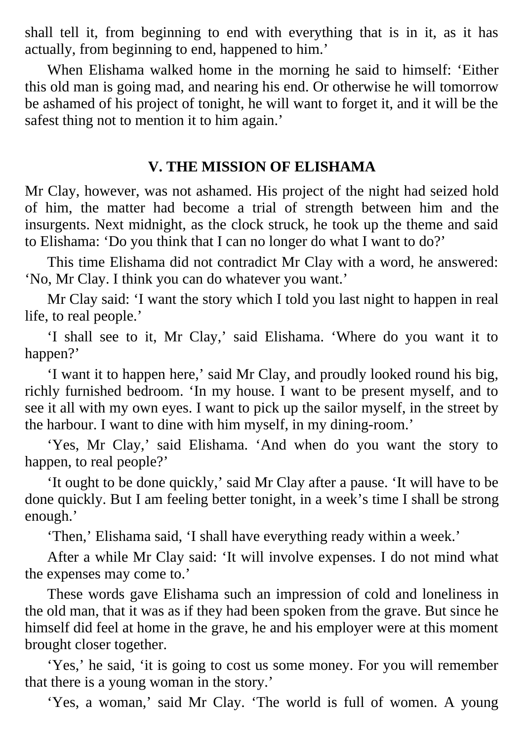shall tell it, from beginning to end with everything that is in it, as it has actually, from beginning to end, happened to him.’

When Elishama walked home in the morning he said to himself: ‘Either this old man is going mad, and nearing his end. Or otherwise he will tomorrow be ashamed of his project of tonight, he will want to forget it, and it will be the safest thing not to mention it to him again.’

## V. THE MISSION OF ELISHAMA

Mr Clay, however, was not ashamed. His project of the night had seized hold of him, the matter had become a trial of strength between him and the insurgents. Next midnight, as the clock struck, he took up the theme and said to Elishama: ‘Do you think that I can no longer do what I want to do?’

This time Elishama did not contradict Mr Clay with a word, he answered: ‘No, Mr Clay. I think you can do whatever you want.’

Mr Clay said: ‘I want the story which I told you last night to happen in real life, to real people.’

‘I shall see to it, Mr Clay,’ said Elishama. ‘Where do you want it to happen?’

‘I want it to happen here,’ said Mr Clay, and proudly looked round his big, richly furnished bedroom. ‘In my house. I want to be present myself, and to see it all with my own eyes. I want to pick up the sailor myself, in the street by the harbour. I want to dine with him myself, in my dining-room.’

‘Yes, Mr Clay,’ said Elishama. ‘And when do you want the story to happen, to real people?’

‘It ought to be done quickly,’ said Mr Clay after a pause. ‘It will have to be done quickly. But I am feeling better tonight, in a week’s time I shall be strong enough.’

‘Then,’ Elishama said, ‘I shall have everything ready within a week.’

After a while Mr Clay said: ‘It will involve expenses. I do not mind what the expenses may come to.’

These words gave Elishama such an impression of cold and loneliness in the old man, that it was as if they had been spoken from the grave. But since he himself did feel at home in the grave, he and his employer were at this moment brought closer together.

‘Yes,’ he said, ‘it is going to cost us some money. For you will remember that there is a young woman in the story.’

‘Yes, a woman,’ said Mr Clay. ‘The world is full of women. A young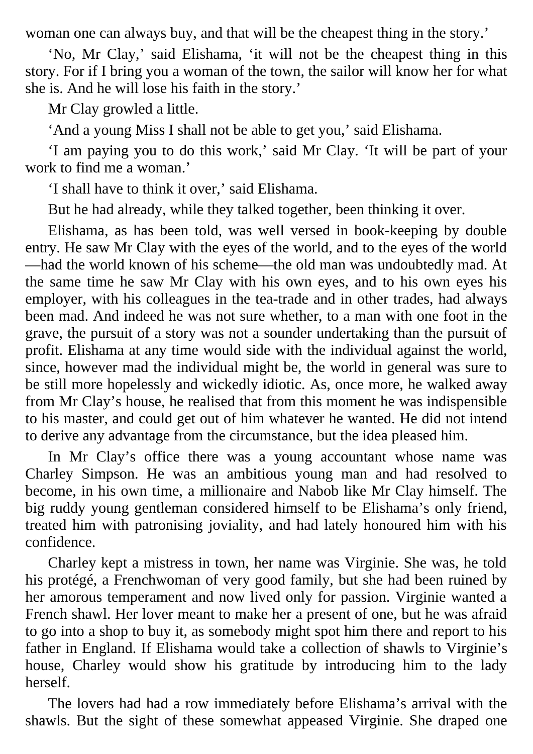woman one can always buy, and that will be the cheapest thing in the story.'

'No, Mr Clay,' said Elishama, 'it will not be the cheapest thing in this story. For if I bring you a woman of the town, the sailor will know her for what she is. And he will lose his faith in the story.'

Mr Clay growled a little.

'And a young Miss I shall not be able to get you,' said Elishama.

'I am paying you to do this work,' said Mr Clay. 'It will be part of your work to find me a woman.'

'I shall have to think it over,' said Elishama.

But he had already, while they talked together, been thinking it over.

Elishama, as has been told, was well versed in book-keeping by double entry. He saw Mr Clay with the eyes of the world, and to the eyes of the world—had the world known of his scheme—the old man was undoubtedly mad. At the same time he saw Mr Clay with his own eyes, and to his own eyes his employer, with his colleagues in the tea-trade and in other trades, had always been mad. And indeed he was not sure whether, to a man with one foot in the grave, the pursuit of a story was not a sounder undertaking than the pursuit of profit. Elishama at any time would side with the individual against the world, since, however mad the individual might be, the world in general was sure to be still more hopelessly and wickedly idiotic. As, once more, he walked away from Mr Clay's house, he realised that from this moment he was indispensible to his master, and could get out of him whatever he wanted. He did not intend to derive any advantage from the circumstance, but the idea pleased him.

In Mr Clay's office there was a young accountant whose name was Charley Simpson. He was an ambitious young man and had resolved to become, in his own time, a millionaire and Nabob like Mr Clay himself. The big ruddy young gentleman considered himself to be Elishama's only friend, treated him with patronising joviality, and had lately honoured him with his confidence.

Charley kept a mistress in town, her name was Virginie. She was, he told his protégé, a Frenchwoman of very good family, but she had been ruined by her amorous temperament and now lived only for passion. Virginie wanted a French shawl. Her lover meant to make her a present of one, but he was afraid to go into a shop to buy it, as somebody might spot him there and report to his father in England. If Elishama would take a collection of shawls to Virginie's house, Charley would show his gratitude by introducing him to the lady herself.

The lovers had had a row immediately before Elishama's arrival with the shawls. But the sight of these somewhat appeased Virginie. She draped one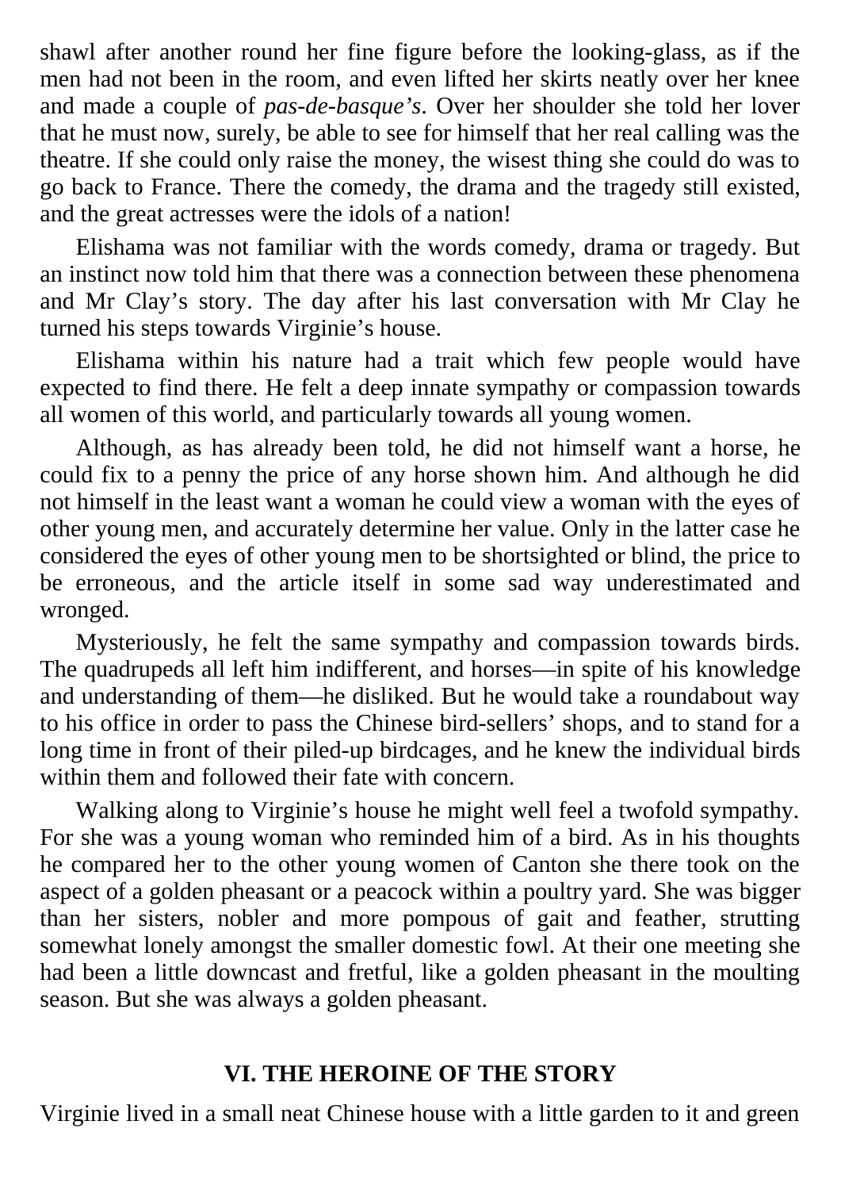shawl after another round her fine figure before the looking-glass, as if the men had not been in the room, and even lifted her skirts neatly over her knee and made a couple of *pas-de-basque’s*. Over her shoulder she told her lover that he must now, surely, be able to see for himself that her real calling was the theatre. If she could only raise the money, the wisest thing she could do was to go back to France. There the comedy, the drama and the tragedy still existed, and the great actresses were the idols of a nation!

Elishama was not familiar with the words comedy, drama or tragedy. But an instinct now told him that there was a connection between these phenomena and Mr Clay’s story. The day after his last conversation with Mr Clay he turned his steps towards Virginie’s house.

Elishama within his nature had a trait which few people would have expected to find there. He felt a deep innate sympathy or compassion towards all women of this world, and particularly towards all young women.

Although, as has already been told, he did not himself want a horse, he could fix to a penny the price of any horse shown him. And although he did not himself in the least want a woman he could view a woman with the eyes of other young men, and accurately determine her value. Only in the latter case he considered the eyes of other young men to be shortsighted or blind, the price to be erroneous, and the article itself in some sad way underestimated and wronged.

Mysteriously, he felt the same sympathy and compassion towards birds. The quadrupeds all left him indifferent, and horses—in spite of his knowledge and understanding of them—he disliked. But he would take a roundabout way to his office in order to pass the Chinese bird-sellers’ shops, and to stand for a long time in front of their piled-up birdcages, and he knew the individual birds within them and followed their fate with concern.

Walking along to Virginie’s house he might well feel a twofold sympathy. For she was a young woman who reminded him of a bird. As in his thoughts he compared her to the other young women of Canton she there took on the aspect of a golden pheasant or a peacock within a poultry yard. She was bigger than her sisters, nobler and more pompous of gait and feather, strutting somewhat lonely amongst the smaller domestic fowl. At their one meeting she had been a little downcast and fretful, like a golden pheasant in the moulting season. But she was always a golden pheasant.

## VI. THE HEROINE OF THE STORY

Virginie lived in a small neat Chinese house with a little garden to it and green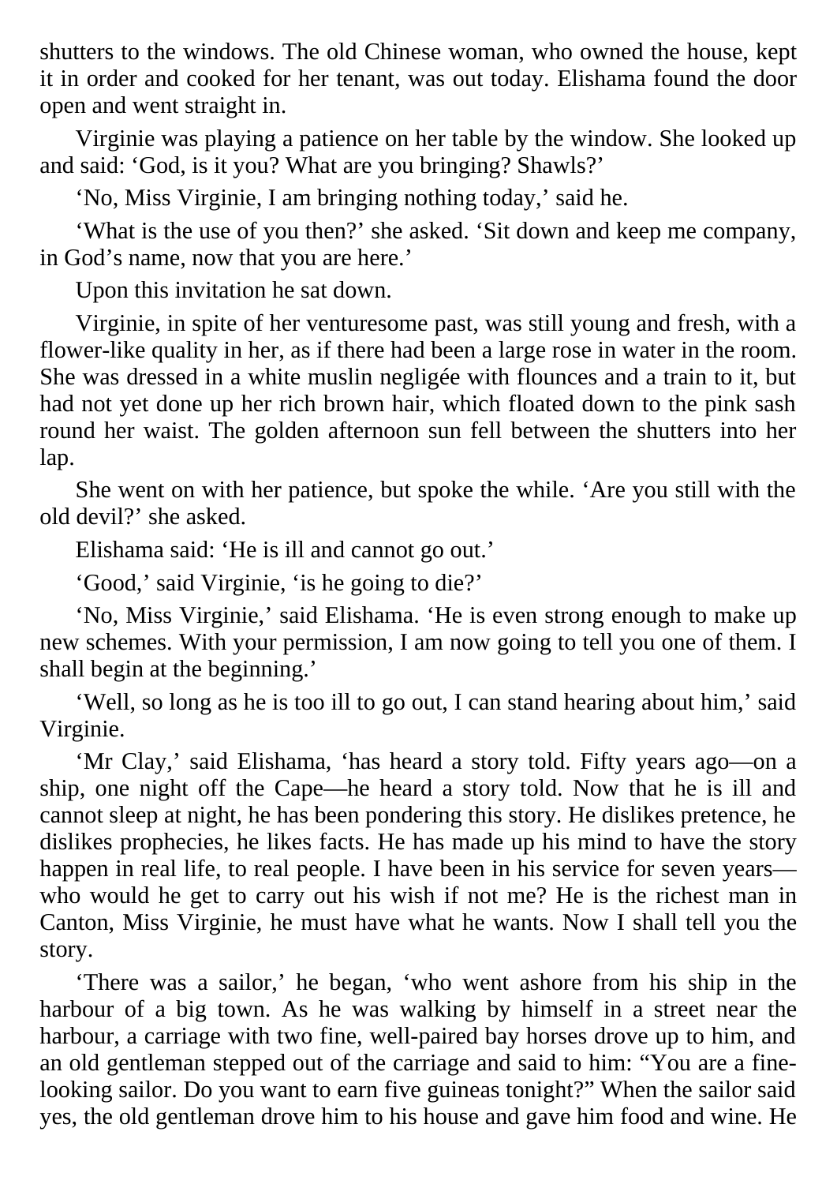shutters to the windows. The old Chinese woman, who owned the house, kept it in order and cooked for her tenant, was out today. Elishama found the door open and went straight in.

Virginie was playing a patience on her table by the window. She looked up and said: 'God, is it you? What are you bringing? Shawls?'

'No, Miss Virginie, I am bringing nothing today,' said he.

'What is the use of you then?' she asked. 'Sit down and keep me company, in God's name, now that you are here.'

Upon this invitation he sat down.

Virginie, in spite of her venturesome past, was still young and fresh, with a flower-like quality in her, as if there had been a large rose in water in the room. She was dressed in a white muslin negligée with flounces and a train to it, but had not yet done up her rich brown hair, which floated down to the pink sash round her waist. The golden afternoon sun fell between the shutters into her lap.

She went on with her patience, but spoke the while. 'Are you still with the old devil?' she asked.

Elishama said: 'He is ill and cannot go out.'

'Good,' said Virginie, 'is he going to die?'

'No, Miss Virginie,' said Elishama. 'He is even strong enough to make up new schemes. With your permission, I am now going to tell you one of them. I shall begin at the beginning.'

'Well, so long as he is too ill to go out, I can stand hearing about him,' said Virginie.

'Mr Clay,' said Elishama, 'has heard a story told. Fifty years ago—on a ship, one night off the Cape—he heard a story told. Now that he is ill and cannot sleep at night, he has been pondering this story. He dislikes pretence, he dislikes prophecies, he likes facts. He has made up his mind to have the story happen in real life, to real people. I have been in his service for seven years—who would he get to carry out his wish if not me? He is the richest man in Canton, Miss Virginie, he must have what he wants. Now I shall tell you the story.

'There was a sailor,' he began, 'who went ashore from his ship in the harbour of a big town. As he was walking by himself in a street near the harbour, a carriage with two fine, well-paired bay horses drove up to him, and an old gentleman stepped out of the carriage and said to him: "You are a fine-looking sailor. Do you want to earn five guineas tonight?" When the sailor said yes, the old gentleman drove him to his house and gave him food and wine. He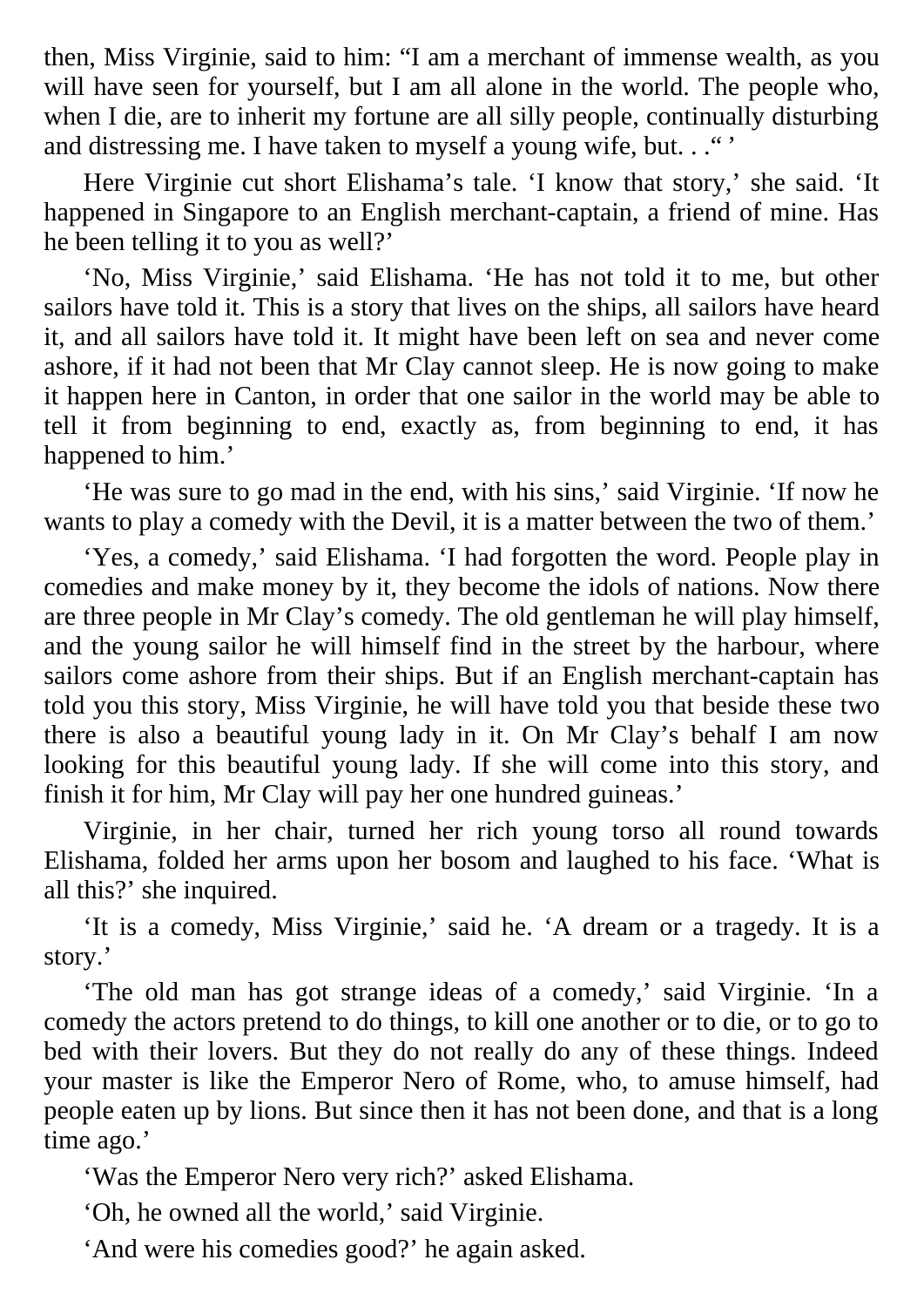then, Miss Virginie, said to him: “I am a merchant of immense wealth, as you will have seen for yourself, but I am all alone in the world. The people who, when I die, are to inherit my fortune are all silly people, continually disturbing and distressing me. I have taken to myself a young wife, but. . .“ ’

Here Virginie cut short Elishama’s tale. ‘I know that story,’ she said. ‘It happened in Singapore to an English merchant-captain, a friend of mine. Has he been telling it to you as well?’

‘No, Miss Virginie,’ said Elishama. ‘He has not told it to me, but other sailors have told it. This is a story that lives on the ships, all sailors have heard it, and all sailors have told it. It might have been left on sea and never come ashore, if it had not been that Mr Clay cannot sleep. He is now going to make it happen here in Canton, in order that one sailor in the world may be able to tell it from beginning to end, exactly as, from beginning to end, it has happened to him.’

‘He was sure to go mad in the end, with his sins,’ said Virginie. ‘If now he wants to play a comedy with the Devil, it is a matter between the two of them.’

‘Yes, a comedy,’ said Elishama. ‘I had forgotten the word. People play in comedies and make money by it, they become the idols of nations. Now there are three people in Mr Clay’s comedy. The old gentleman he will play himself, and the young sailor he will himself find in the street by the harbour, where sailors come ashore from their ships. But if an English merchant-captain has told you this story, Miss Virginie, he will have told you that beside these two there is also a beautiful young lady in it. On Mr Clay’s behalf I am now looking for this beautiful young lady. If she will come into this story, and finish it for him, Mr Clay will pay her one hundred guineas.’

Virginie, in her chair, turned her rich young torso all round towards Elishama, folded her arms upon her bosom and laughed to his face. ‘What is all this?’ she inquired.

‘It is a comedy, Miss Virginie,’ said he. ‘A dream or a tragedy. It is a story.’

‘The old man has got strange ideas of a comedy,’ said Virginie. ‘In a comedy the actors pretend to do things, to kill one another or to die, or to go to bed with their lovers. But they do not really do any of these things. Indeed your master is like the Emperor Nero of Rome, who, to amuse himself, had people eaten up by lions. But since then it has not been done, and that is a long time ago.’

‘Was the Emperor Nero very rich?’ asked Elishama.

‘Oh, he owned all the world,’ said Virginie.

‘And were his comedies good?’ he again asked.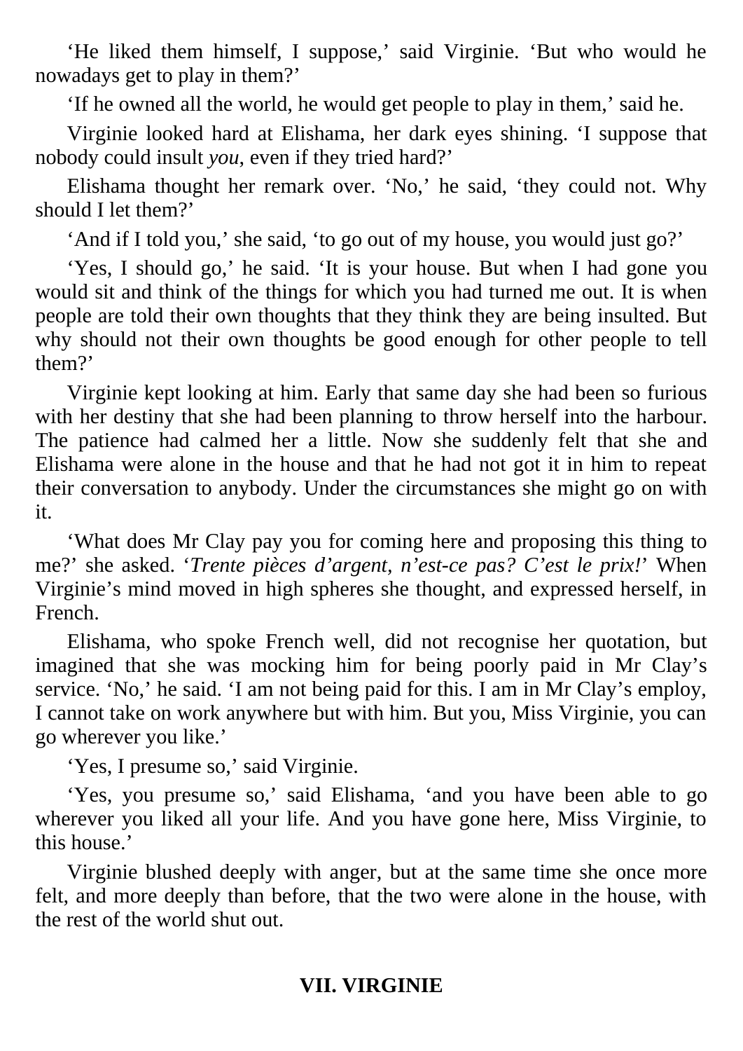'He liked them himself, I suppose,' said Virginie. 'But who would he nowadays get to play in them?'

'If he owned all the world, he would get people to play in them,' said he.

Virginie looked hard at Elishama, her dark eyes shining. 'I suppose that nobody could insult *you*, even if they tried hard?'

Elishama thought her remark over. 'No,' he said, 'they could not. Why should I let them?'

'And if I told you,' she said, 'to go out of my house, you would just go?'

'Yes, I should go,' he said. 'It is your house. But when I had gone you would sit and think of the things for which you had turned me out. It is when people are told their own thoughts that they think they are being insulted. But why should not their own thoughts be good enough for other people to tell them?'

Virginie kept looking at him. Early that same day she had been so furious with her destiny that she had been planning to throw herself into the harbour. The patience had calmed her a little. Now she suddenly felt that she and Elishama were alone in the house and that he had not got it in him to repeat their conversation to anybody. Under the circumstances she might go on with it.

'What does Mr Clay pay you for coming here and proposing this thing to me?' she asked. '*Trente pièces d'argent, n'est-ce pas? C'est le prix!*' When Virginie's mind moved in high spheres she thought, and expressed herself, in French.

Elishama, who spoke French well, did not recognise her quotation, but imagined that she was mocking him for being poorly paid in Mr Clay's service. 'No,' he said. 'I am not being paid for this. I am in Mr Clay's employ, I cannot take on work anywhere but with him. But you, Miss Virginie, you can go wherever you like.'

'Yes, I presume so,' said Virginie.

'Yes, you presume so,' said Elishama, 'and you have been able to go wherever you liked all your life. And you have gone here, Miss Virginie, to this house.'

Virginie blushed deeply with anger, but at the same time she once more felt, and more deeply than before, that the two were alone in the house, with the rest of the world shut out.

## VII. VIRGINIE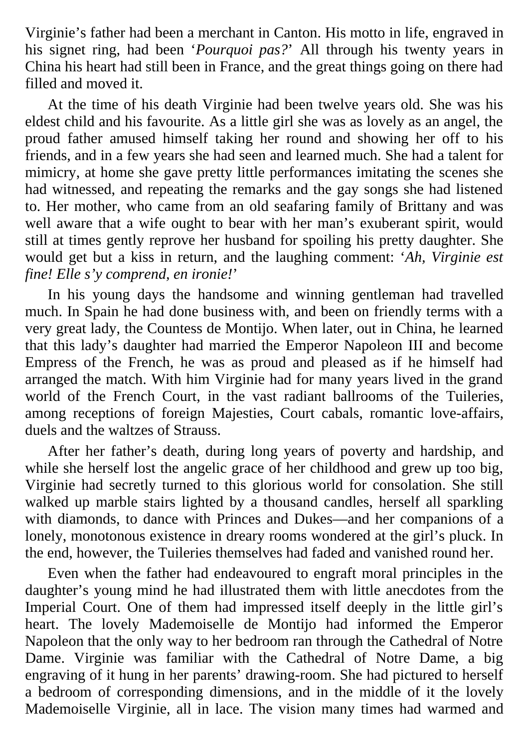Virginie's father had been a merchant in Canton. His motto in life, engraved in his signet ring, had been '*Pourquoi pas?*' All through his twenty years in China his heart had still been in France, and the great things going on there had filled and moved it.

At the time of his death Virginie had been twelve years old. She was his eldest child and his favourite. As a little girl she was as lovely as an angel, the proud father amused himself taking her round and showing her off to his friends, and in a few years she had seen and learned much. She had a talent for mimicry, at home she gave pretty little performances imitating the scenes she had witnessed, and repeating the remarks and the gay songs she had listened to. Her mother, who came from an old seafaring family of Brittany and was well aware that a wife ought to bear with her man's exuberant spirit, would still at times gently reprove her husband for spoiling his pretty daughter. She would get but a kiss in return, and the laughing comment: '*Ah, Virginie est fine! Elle s'y comprend, en ironie!*'

In his young days the handsome and winning gentleman had travelled much. In Spain he had done business with, and been on friendly terms with a very great lady, the Countess de Montijo. When later, out in China, he learned that this lady's daughter had married the Emperor Napoleon III and become Empress of the French, he was as proud and pleased as if he himself had arranged the match. With him Virginie had for many years lived in the grand world of the French Court, in the vast radiant ballrooms of the Tuileries, among receptions of foreign Majesties, Court cabals, romantic love-affairs, duels and the waltzes of Strauss.

After her father's death, during long years of poverty and hardship, and while she herself lost the angelic grace of her childhood and grew up too big, Virginie had secretly turned to this glorious world for consolation. She still walked up marble stairs lighted by a thousand candles, herself all sparkling with diamonds, to dance with Princes and Dukes—and her companions of a lonely, monotonous existence in dreary rooms wondered at the girl's pluck. In the end, however, the Tuileries themselves had faded and vanished round her.

Even when the father had endeavoured to engraft moral principles in the daughter's young mind he had illustrated them with little anecdotes from the Imperial Court. One of them had impressed itself deeply in the little girl's heart. The lovely Mademoiselle de Montijo had informed the Emperor Napoleon that the only way to her bedroom ran through the Cathedral of Notre Dame. Virginie was familiar with the Cathedral of Notre Dame, a big engraving of it hung in her parents' drawing-room. She had pictured to herself a bedroom of corresponding dimensions, and in the middle of it the lovely Mademoiselle Virginie, all in lace. The vision many times had warmed and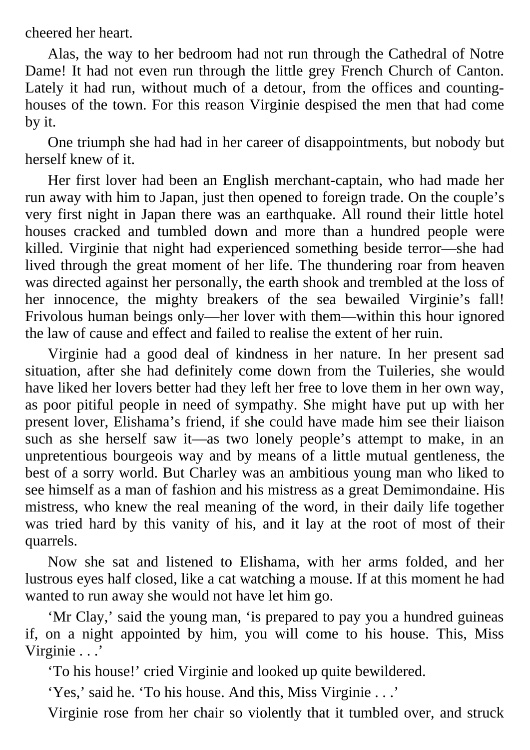cheered her heart.

Alas, the way to her bedroom had not run through the Cathedral of Notre Dame! It had not even run through the little grey French Church of Canton. Lately it had run, without much of a detour, from the offices and counting-houses of the town. For this reason Virginie despised the men that had come by it.

One triumph she had had in her career of disappointments, but nobody but herself knew of it.

Her first lover had been an English merchant-captain, who had made her run away with him to Japan, just then opened to foreign trade. On the couple's very first night in Japan there was an earthquake. All round their little hotel houses cracked and tumbled down and more than a hundred people were killed. Virginie that night had experienced something beside terror—she had lived through the great moment of her life. The thundering roar from heaven was directed against her personally, the earth shook and trembled at the loss of her innocence, the mighty breakers of the sea bewailed Virginie's fall! Frivolous human beings only—her lover with them—within this hour ignored the law of cause and effect and failed to realise the extent of her ruin.

Virginie had a good deal of kindness in her nature. In her present sad situation, after she had definitely come down from the Tuileries, she would have liked her lovers better had they left her free to love them in her own way, as poor pitiful people in need of sympathy. She might have put up with her present lover, Elishama's friend, if she could have made him see their liaison such as she herself saw it—as two lonely people's attempt to make, in an unpretentious bourgeois way and by means of a little mutual gentleness, the best of a sorry world. But Charley was an ambitious young man who liked to see himself as a man of fashion and his mistress as a great Demimondaine. His mistress, who knew the real meaning of the word, in their daily life together was tried hard by this vanity of his, and it lay at the root of most of their quarrels.

Now she sat and listened to Elishama, with her arms folded, and her lustrous eyes half closed, like a cat watching a mouse. If at this moment he had wanted to run away she would not have let him go.

'Mr Clay,' said the young man, 'is prepared to pay you a hundred guineas if, on a night appointed by him, you will come to his house. This, Miss Virginie . . .'

'To his house!' cried Virginie and looked up quite bewildered.

'Yes,' said he. 'To his house. And this, Miss Virginie . . .'

Virginie rose from her chair so violently that it tumbled over, and struck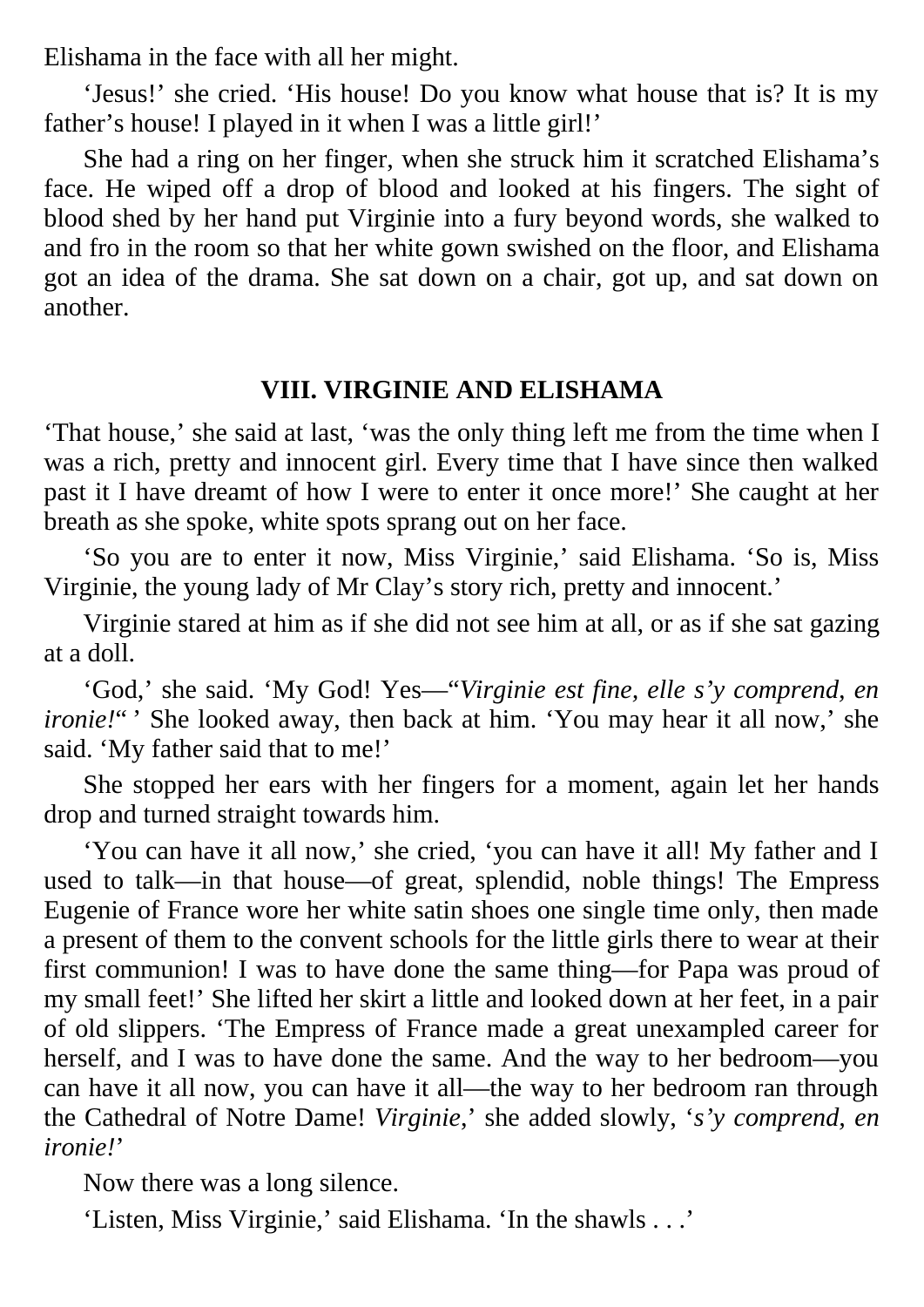Elishama in the face with all her might.

'Jesus!' she cried. 'His house! Do you know what house that is? It is my father's house! I played in it when I was a little girl!'

She had a ring on her finger, when she struck him it scratched Elishama's face. He wiped off a drop of blood and looked at his fingers. The sight of blood shed by her hand put Virginie into a fury beyond words, she walked to and fro in the room so that her white gown swished on the floor, and Elishama got an idea of the drama. She sat down on a chair, got up, and sat down on another.

## VIII. VIRGINIE AND ELISHAMA

'That house,' she said at last, 'was the only thing left me from the time when I was a rich, pretty and innocent girl. Every time that I have since then walked past it I have dreamt of how I were to enter it once more!' She caught at her breath as she spoke, white spots sprang out on her face.

'So you are to enter it now, Miss Virginie,' said Elishama. 'So is, Miss Virginie, the young lady of Mr Clay's story rich, pretty and innocent.'

Virginie stared at him as if she did not see him at all, or as if she sat gazing at a doll.

'God,' she said. 'My God! Yes—"*Virginie est fine, elle s'y comprend, en ironie!*" ' She looked away, then back at him. 'You may hear it all now,' she said. 'My father said that to me!'

She stopped her ears with her fingers for a moment, again let her hands drop and turned straight towards him.

'You can have it all now,' she cried, 'you can have it all! My father and I used to talk—in that house—of great, splendid, noble things! The Empress Eugenie of France wore her white satin shoes one single time only, then made a present of them to the convent schools for the little girls there to wear at their first communion! I was to have done the same thing—for Papa was proud of my small feet!' She lifted her skirt a little and looked down at her feet, in a pair of old slippers. 'The Empress of France made a great unexampled career for herself, and I was to have done the same. And the way to her bedroom—you can have it all now, you can have it all—the way to her bedroom ran through the Cathedral of Notre Dame! *Virginie*,' she added slowly, '*s'y comprend, en ironie!*'

Now there was a long silence.

'Listen, Miss Virginie,' said Elishama. 'In the shawls . . .'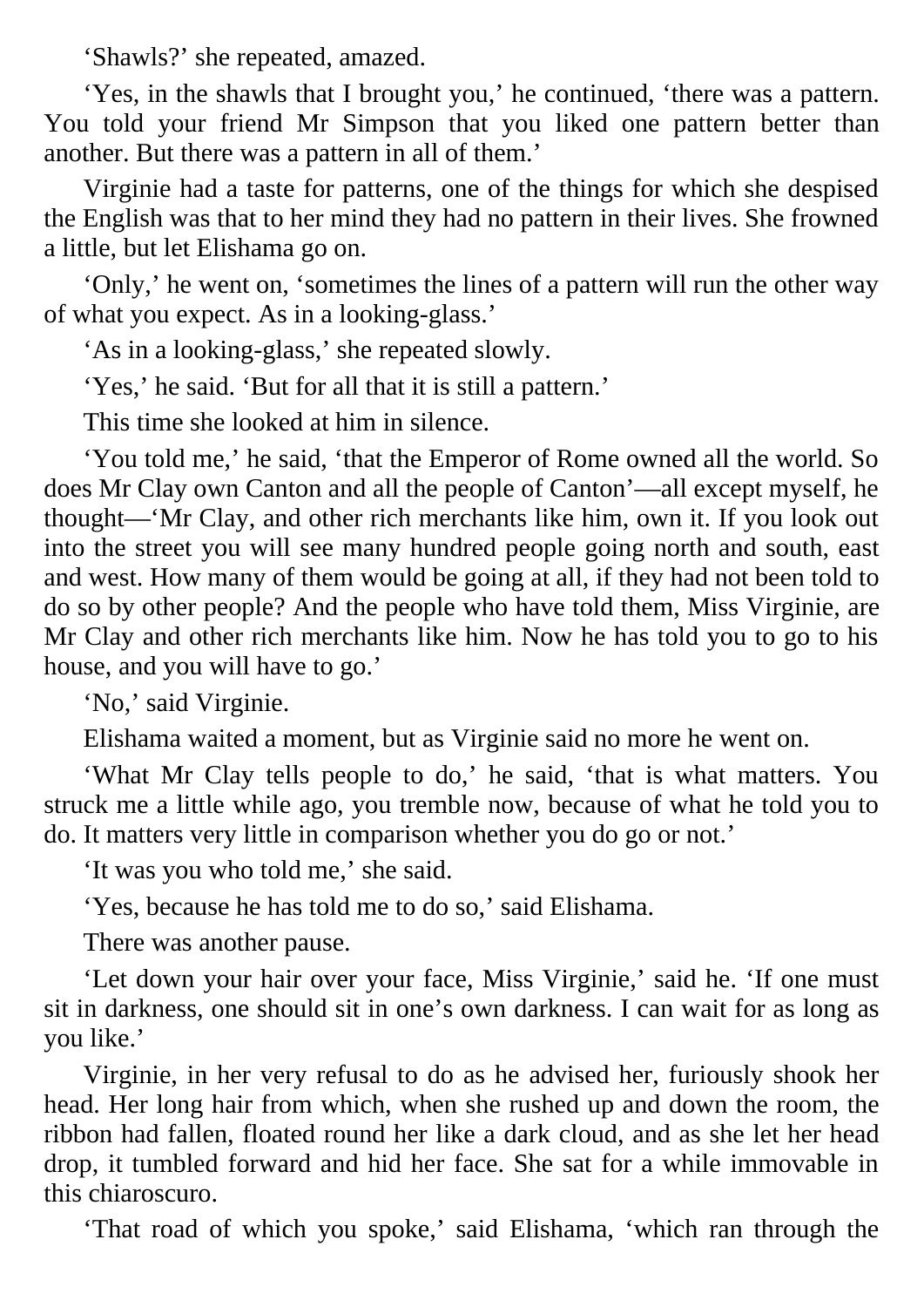‘Shawls?’ she repeated, amazed.

‘Yes, in the shawls that I brought you,’ he continued, ‘there was a pattern. You told your friend Mr Simpson that you liked one pattern better than another. But there was a pattern in all of them.’

Virginie had a taste for patterns, one of the things for which she despised the English was that to her mind they had no pattern in their lives. She frowned a little, but let Elishama go on.

‘Only,’ he went on, ‘sometimes the lines of a pattern will run the other way of what you expect. As in a looking-glass.’

‘As in a looking-glass,’ she repeated slowly.

‘Yes,’ he said. ‘But for all that it is still a pattern.’

This time she looked at him in silence.

‘You told me,’ he said, ‘that the Emperor of Rome owned all the world. So does Mr Clay own Canton and all the people of Canton’—all except myself, he thought—‘Mr Clay, and other rich merchants like him, own it. If you look out into the street you will see many hundred people going north and south, east and west. How many of them would be going at all, if they had not been told to do so by other people? And the people who have told them, Miss Virginie, are Mr Clay and other rich merchants like him. Now he has told you to go to his house, and you will have to go.’

‘No,’ said Virginie.

Elishama waited a moment, but as Virginie said no more he went on.

‘What Mr Clay tells people to do,’ he said, ‘that is what matters. You struck me a little while ago, you tremble now, because of what he told you to do. It matters very little in comparison whether you do go or not.’

‘It was you who told me,’ she said.

‘Yes, because he has told me to do so,’ said Elishama.

There was another pause.

‘Let down your hair over your face, Miss Virginie,’ said he. ‘If one must sit in darkness, one should sit in one’s own darkness. I can wait for as long as you like.’

Virginie, in her very refusal to do as he advised her, furiously shook her head. Her long hair from which, when she rushed up and down the room, the ribbon had fallen, floated round her like a dark cloud, and as she let her head drop, it tumbled forward and hid her face. She sat for a while immovable in this chiaroscuro.

‘That road of which you spoke,’ said Elishama, ‘which ran through the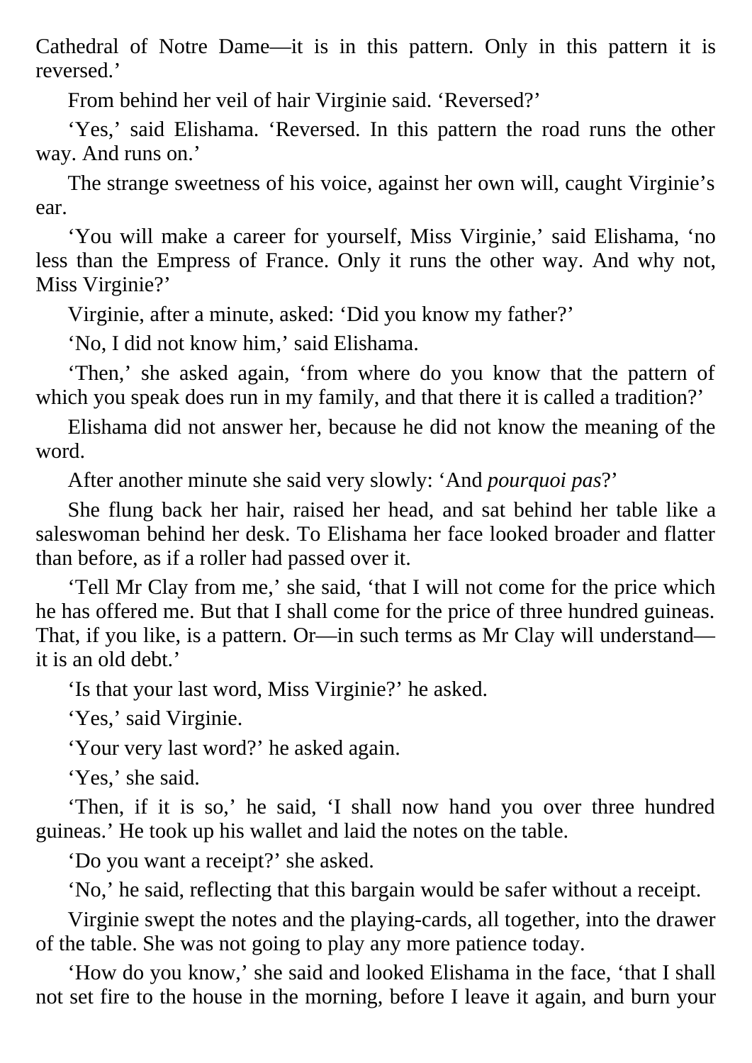Cathedral of Notre Dame—it is in this pattern. Only in this pattern it is reversed.'

From behind her veil of hair Virginie said. 'Reversed?'

'Yes,' said Elishama. 'Reversed. In this pattern the road runs the other way. And runs on.'

The strange sweetness of his voice, against her own will, caught Virginie's ear.

'You will make a career for yourself, Miss Virginie,' said Elishama, 'no less than the Empress of France. Only it runs the other way. And why not, Miss Virginie?'

Virginie, after a minute, asked: 'Did you know my father?'

'No, I did not know him,' said Elishama.

'Then,' she asked again, 'from where do you know that the pattern of which you speak does run in my family, and that there it is called a tradition?'

Elishama did not answer her, because he did not know the meaning of the word.

After another minute she said very slowly: 'And *pourquoi pas*?'

She flung back her hair, raised her head, and sat behind her table like a saleswoman behind her desk. To Elishama her face looked broader and flatter than before, as if a roller had passed over it.

'Tell Mr Clay from me,' she said, 'that I will not come for the price which he has offered me. But that I shall come for the price of three hundred guineas. That, if you like, is a pattern. Or—in such terms as Mr Clay will understand—it is an old debt.'

'Is that your last word, Miss Virginie?' he asked.

'Yes,' said Virginie.

'Your very last word?' he asked again.

'Yes,' she said.

'Then, if it is so,' he said, 'I shall now hand you over three hundred guineas.' He took up his wallet and laid the notes on the table.

'Do you want a receipt?' she asked.

'No,' he said, reflecting that this bargain would be safer without a receipt.

Virginie swept the notes and the playing-cards, all together, into the drawer of the table. She was not going to play any more patience today.

'How do you know,' she said and looked Elishama in the face, 'that I shall not set fire to the house in the morning, before I leave it again, and burn your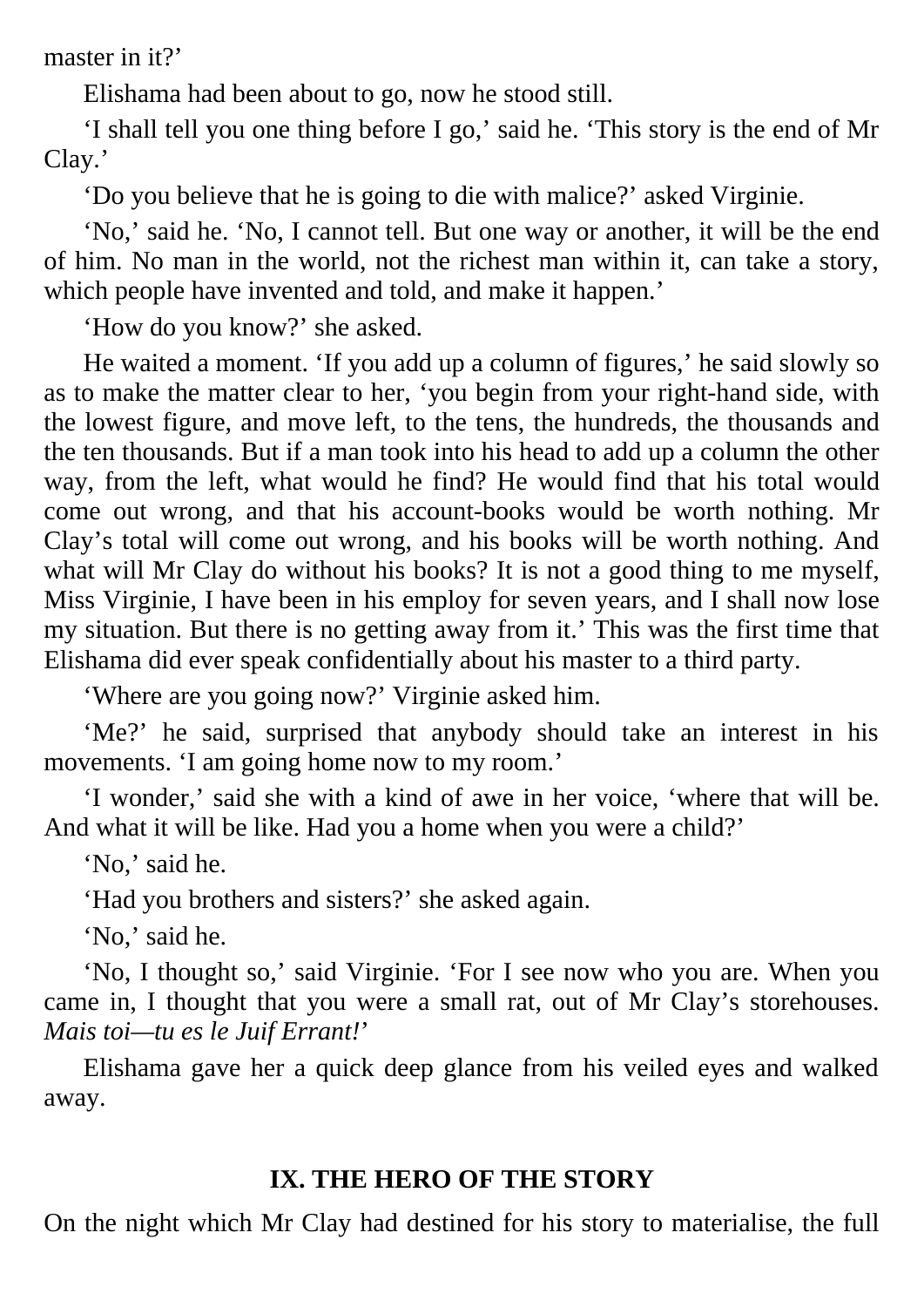master in it?'

Elishama had been about to go, now he stood still.

'I shall tell you one thing before I go,' said he. 'This story is the end of Mr Clay.'

'Do you believe that he is going to die with malice?' asked Virginie.

'No,' said he. 'No, I cannot tell. But one way or another, it will be the end of him. No man in the world, not the richest man within it, can take a story, which people have invented and told, and make it happen.'

'How do you know?' she asked.

He waited a moment. 'If you add up a column of figures,' he said slowly so as to make the matter clear to her, 'you begin from your right-hand side, with the lowest figure, and move left, to the tens, the hundreds, the thousands and the ten thousands. But if a man took into his head to add up a column the other way, from the left, what would he find? He would find that his total would come out wrong, and that his account-books would be worth nothing. Mr Clay's total will come out wrong, and his books will be worth nothing. And what will Mr Clay do without his books? It is not a good thing to me myself, Miss Virginie, I have been in his employ for seven years, and I shall now lose my situation. But there is no getting away from it.' This was the first time that Elishama did ever speak confidentially about his master to a third party.

'Where are you going now?' Virginie asked him.

'Me?' he said, surprised that anybody should take an interest in his movements. 'I am going home now to my room.'

'I wonder,' said she with a kind of awe in her voice, 'where that will be. And what it will be like. Had you a home when you were a child?'

'No,' said he.

'Had you brothers and sisters?' she asked again.

'No,' said he.

'No, I thought so,' said Virginie. 'For I see now who you are. When you came in, I thought that you were a small rat, out of Mr Clay's storehouses. *Mais toi—tu es le Juif Errant!*'

Elishama gave her a quick deep glance from his veiled eyes and walked away.

## IX. THE HERO OF THE STORY

On the night which Mr Clay had destined for his story to materialise, the full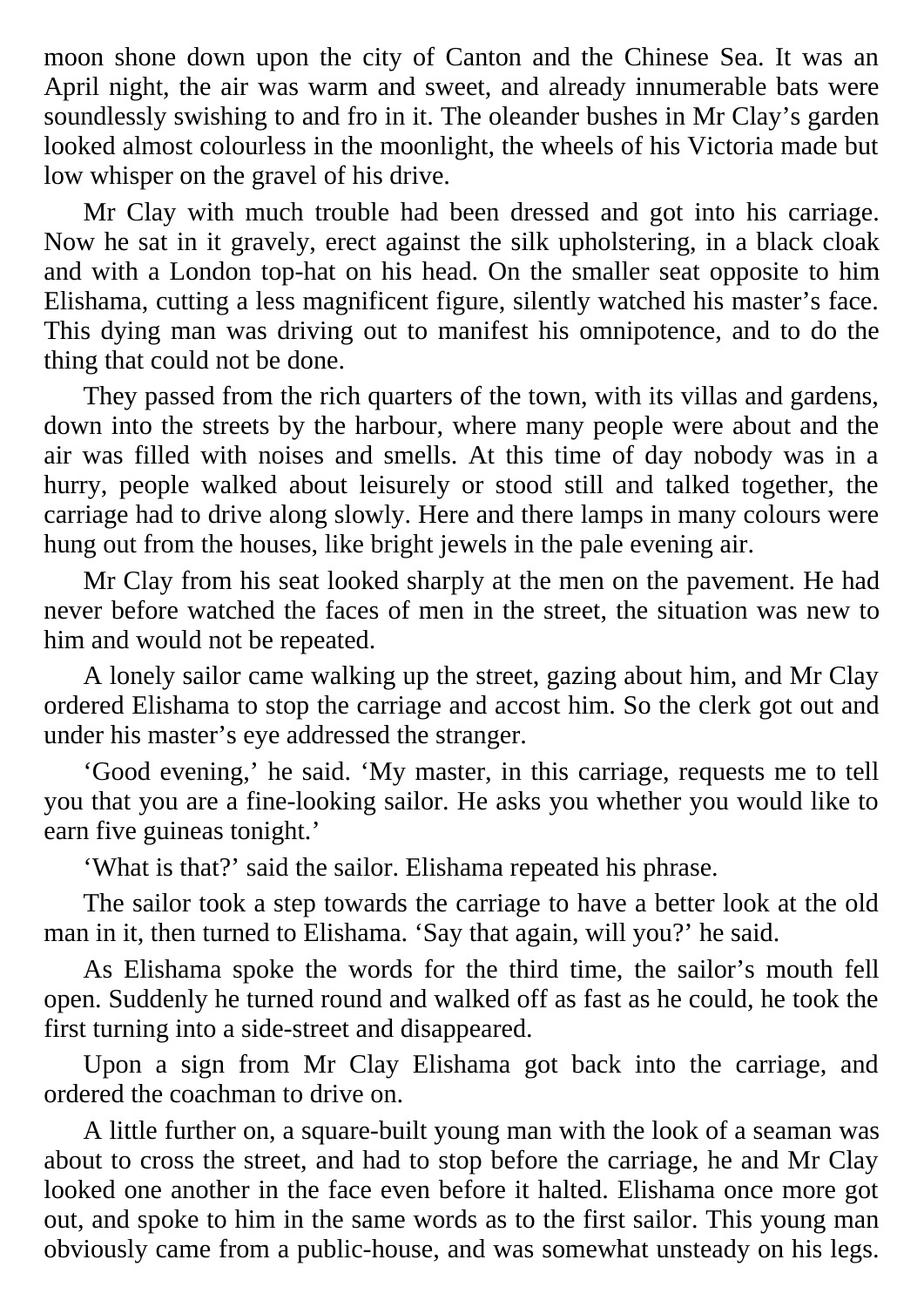moon shone down upon the city of Canton and the Chinese Sea. It was an April night, the air was warm and sweet, and already innumerable bats were soundlessly swishing to and fro in it. The oleander bushes in Mr Clay's garden looked almost colourless in the moonlight, the wheels of his Victoria made but low whisper on the gravel of his drive.

Mr Clay with much trouble had been dressed and got into his carriage. Now he sat in it gravely, erect against the silk upholstering, in a black cloak and with a London top-hat on his head. On the smaller seat opposite to him Elishama, cutting a less magnificent figure, silently watched his master's face. This dying man was driving out to manifest his omnipotence, and to do the thing that could not be done.

They passed from the rich quarters of the town, with its villas and gardens, down into the streets by the harbour, where many people were about and the air was filled with noises and smells. At this time of day nobody was in a hurry, people walked about leisurely or stood still and talked together, the carriage had to drive along slowly. Here and there lamps in many colours were hung out from the houses, like bright jewels in the pale evening air.

Mr Clay from his seat looked sharply at the men on the pavement. He had never before watched the faces of men in the street, the situation was new to him and would not be repeated.

A lonely sailor came walking up the street, gazing about him, and Mr Clay ordered Elishama to stop the carriage and accost him. So the clerk got out and under his master's eye addressed the stranger.

'Good evening,' he said. 'My master, in this carriage, requests me to tell you that you are a fine-looking sailor. He asks you whether you would like to earn five guineas tonight.'

'What is that?' said the sailor. Elishama repeated his phrase.

The sailor took a step towards the carriage to have a better look at the old man in it, then turned to Elishama. 'Say that again, will you?' he said.

As Elishama spoke the words for the third time, the sailor's mouth fell open. Suddenly he turned round and walked off as fast as he could, he took the first turning into a side-street and disappeared.

Upon a sign from Mr Clay Elishama got back into the carriage, and ordered the coachman to drive on.

A little further on, a square-built young man with the look of a seaman was about to cross the street, and had to stop before the carriage, he and Mr Clay looked one another in the face even before it halted. Elishama once more got out, and spoke to him in the same words as to the first sailor. This young man obviously came from a public-house, and was somewhat unsteady on his legs.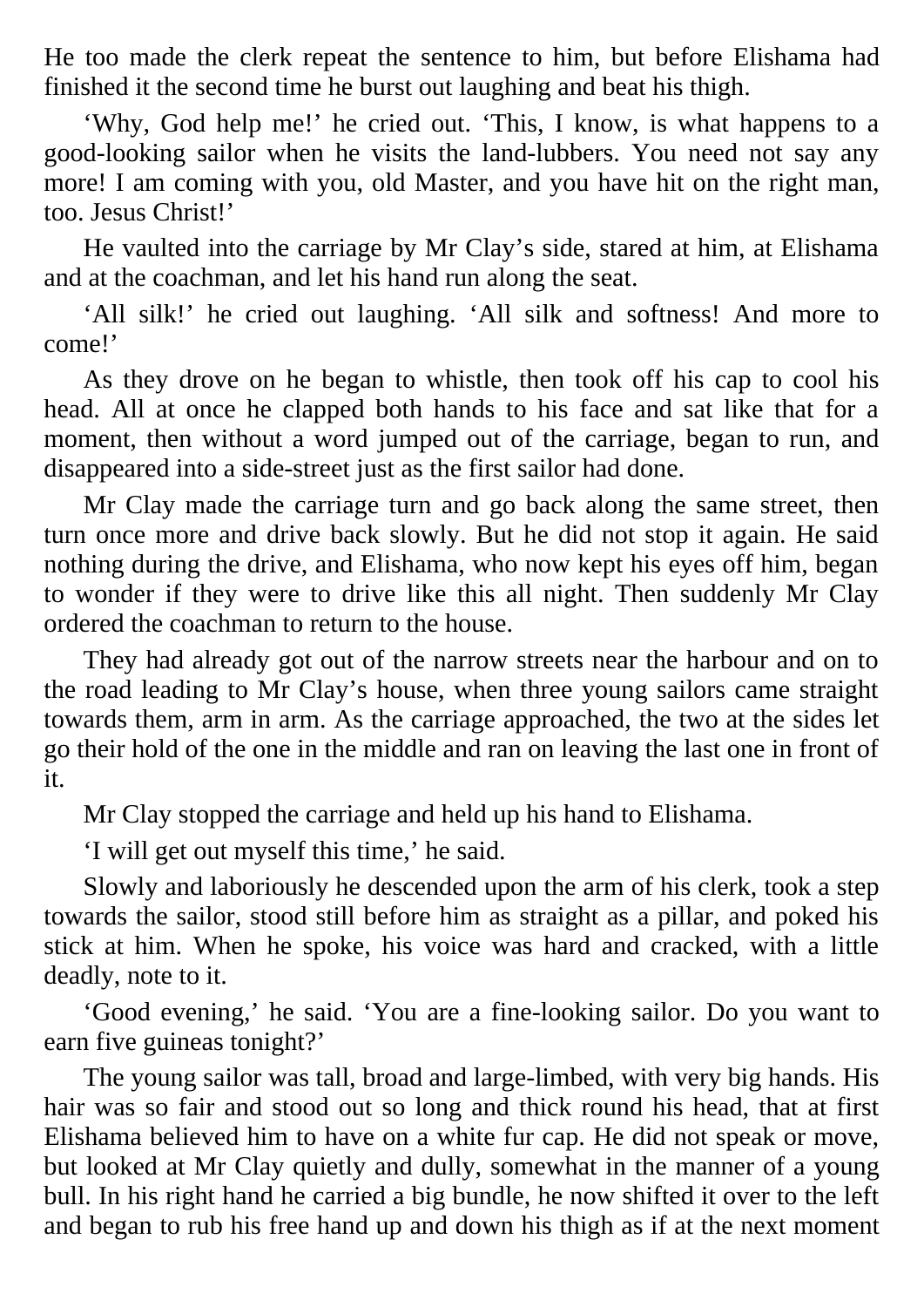He too made the clerk repeat the sentence to him, but before Elishama had finished it the second time he burst out laughing and beat his thigh.

‘Why, God help me!’ he cried out. ‘This, I know, is what happens to a good-looking sailor when he visits the land-lubbers. You need not say any more! I am coming with you, old Master, and you have hit on the right man, too. Jesus Christ!’

He vaulted into the carriage by Mr Clay’s side, stared at him, at Elishama and at the coachman, and let his hand run along the seat.

‘All silk!’ he cried out laughing. ‘All silk and softness! And more to come!’

As they drove on he began to whistle, then took off his cap to cool his head. All at once he clapped both hands to his face and sat like that for a moment, then without a word jumped out of the carriage, began to run, and disappeared into a side-street just as the first sailor had done.

Mr Clay made the carriage turn and go back along the same street, then turn once more and drive back slowly. But he did not stop it again. He said nothing during the drive, and Elishama, who now kept his eyes off him, began to wonder if they were to drive like this all night. Then suddenly Mr Clay ordered the coachman to return to the house.

They had already got out of the narrow streets near the harbour and on to the road leading to Mr Clay’s house, when three young sailors came straight towards them, arm in arm. As the carriage approached, the two at the sides let go their hold of the one in the middle and ran on leaving the last one in front of it.

Mr Clay stopped the carriage and held up his hand to Elishama.

‘I will get out myself this time,’ he said.

Slowly and laboriously he descended upon the arm of his clerk, took a step towards the sailor, stood still before him as straight as a pillar, and poked his stick at him. When he spoke, his voice was hard and cracked, with a little deadly, note to it.

‘Good evening,’ he said. ‘You are a fine-looking sailor. Do you want to earn five guineas tonight?’

The young sailor was tall, broad and large-limbed, with very big hands. His hair was so fair and stood out so long and thick round his head, that at first Elishama believed him to have on a white fur cap. He did not speak or move, but looked at Mr Clay quietly and dully, somewhat in the manner of a young bull. In his right hand he carried a big bundle, he now shifted it over to the left and began to rub his free hand up and down his thigh as if at the next moment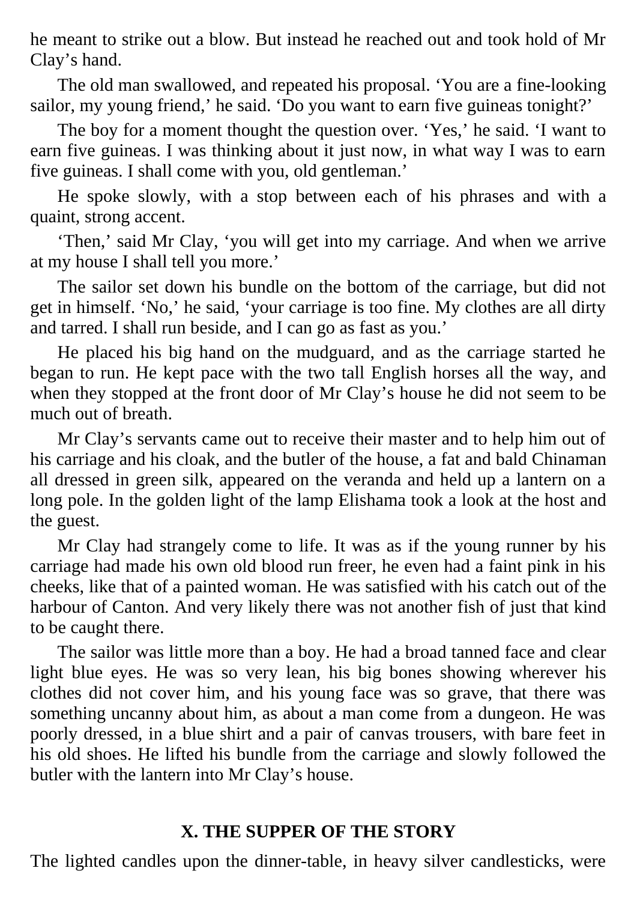he meant to strike out a blow. But instead he reached out and took hold of Mr Clay's hand.

The old man swallowed, and repeated his proposal. 'You are a fine-looking sailor, my young friend,' he said. 'Do you want to earn five guineas tonight?'

The boy for a moment thought the question over. 'Yes,' he said. 'I want to earn five guineas. I was thinking about it just now, in what way I was to earn five guineas. I shall come with you, old gentleman.'

He spoke slowly, with a stop between each of his phrases and with a quaint, strong accent.

'Then,' said Mr Clay, 'you will get into my carriage. And when we arrive at my house I shall tell you more.'

The sailor set down his bundle on the bottom of the carriage, but did not get in himself. 'No,' he said, 'your carriage is too fine. My clothes are all dirty and tarred. I shall run beside, and I can go as fast as you.'

He placed his big hand on the mudguard, and as the carriage started he began to run. He kept pace with the two tall English horses all the way, and when they stopped at the front door of Mr Clay's house he did not seem to be much out of breath.

Mr Clay's servants came out to receive their master and to help him out of his carriage and his cloak, and the butler of the house, a fat and bald Chinaman all dressed in green silk, appeared on the veranda and held up a lantern on a long pole. In the golden light of the lamp Elishama took a look at the host and the guest.

Mr Clay had strangely come to life. It was as if the young runner by his carriage had made his own old blood run freer, he even had a faint pink in his cheeks, like that of a painted woman. He was satisfied with his catch out of the harbour of Canton. And very likely there was not another fish of just that kind to be caught there.

The sailor was little more than a boy. He had a broad tanned face and clear light blue eyes. He was so very lean, his big bones showing wherever his clothes did not cover him, and his young face was so grave, that there was something uncanny about him, as about a man come from a dungeon. He was poorly dressed, in a blue shirt and a pair of canvas trousers, with bare feet in his old shoes. He lifted his bundle from the carriage and slowly followed the butler with the lantern into Mr Clay's house.

## X. THE SUPPER OF THE STORY

The lighted candles upon the dinner-table, in heavy silver candlesticks, were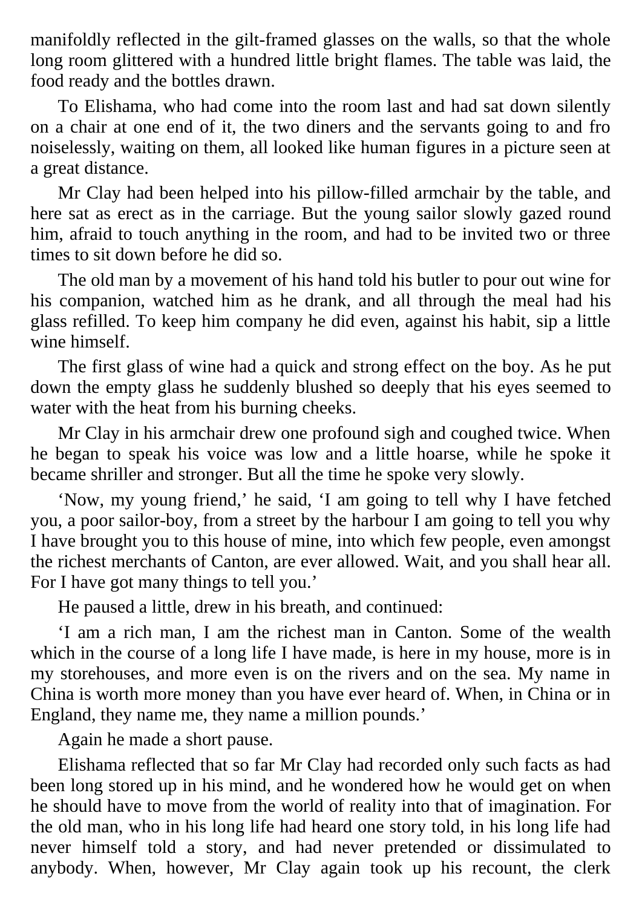manifoldly reflected in the gilt-framed glasses on the walls, so that the whole long room glittered with a hundred little bright flames. The table was laid, the food ready and the bottles drawn.

To Elishama, who had come into the room last and had sat down silently on a chair at one end of it, the two diners and the servants going to and fro noiselessly, waiting on them, all looked like human figures in a picture seen at a great distance.

Mr Clay had been helped into his pillow-filled armchair by the table, and here sat as erect as in the carriage. But the young sailor slowly gazed round him, afraid to touch anything in the room, and had to be invited two or three times to sit down before he did so.

The old man by a movement of his hand told his butler to pour out wine for his companion, watched him as he drank, and all through the meal had his glass refilled. To keep him company he did even, against his habit, sip a little wine himself.

The first glass of wine had a quick and strong effect on the boy. As he put down the empty glass he suddenly blushed so deeply that his eyes seemed to water with the heat from his burning cheeks.

Mr Clay in his armchair drew one profound sigh and coughed twice. When he began to speak his voice was low and a little hoarse, while he spoke it became shriller and stronger. But all the time he spoke very slowly.

'Now, my young friend,' he said, 'I am going to tell why I have fetched you, a poor sailor-boy, from a street by the harbour I am going to tell you why I have brought you to this house of mine, into which few people, even amongst the richest merchants of Canton, are ever allowed. Wait, and you shall hear all. For I have got many things to tell you.'

He paused a little, drew in his breath, and continued:

'I am a rich man, I am the richest man in Canton. Some of the wealth which in the course of a long life I have made, is here in my house, more is in my storehouses, and more even is on the rivers and on the sea. My name in China is worth more money than you have ever heard of. When, in China or in England, they name me, they name a million pounds.'

Again he made a short pause.

Elishama reflected that so far Mr Clay had recorded only such facts as had been long stored up in his mind, and he wondered how he would get on when he should have to move from the world of reality into that of imagination. For the old man, who in his long life had heard one story told, in his long life had never himself told a story, and had never pretended or dissimulated to anybody. When, however, Mr Clay again took up his recount, the clerk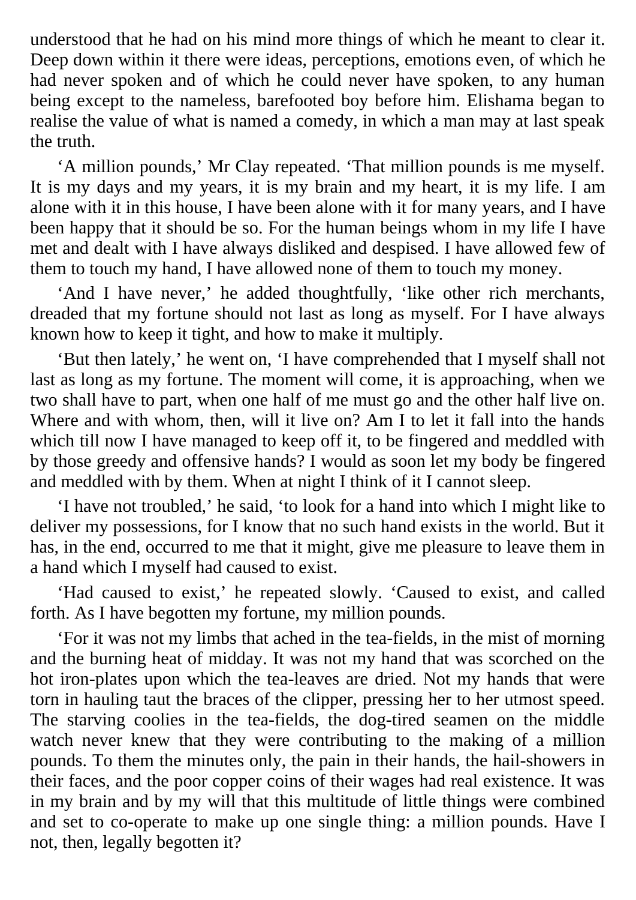understood that he had on his mind more things of which he meant to clear it. Deep down within it there were ideas, perceptions, emotions even, of which he had never spoken and of which he could never have spoken, to any human being except to the nameless, barefooted boy before him. Elishama began to realise the value of what is named a comedy, in which a man may at last speak the truth.

‘A million pounds,’ Mr Clay repeated. ‘That million pounds is me myself. It is my days and my years, it is my brain and my heart, it is my life. I am alone with it in this house, I have been alone with it for many years, and I have been happy that it should be so. For the human beings whom in my life I have met and dealt with I have always disliked and despised. I have allowed few of them to touch my hand, I have allowed none of them to touch my money.

‘And I have never,’ he added thoughtfully, ‘like other rich merchants, dreaded that my fortune should not last as long as myself. For I have always known how to keep it tight, and how to make it multiply.

‘But then lately,’ he went on, ‘I have comprehended that I myself shall not last as long as my fortune. The moment will come, it is approaching, when we two shall have to part, when one half of me must go and the other half live on. Where and with whom, then, will it live on? Am I to let it fall into the hands which till now I have managed to keep off it, to be fingered and meddled with by those greedy and offensive hands? I would as soon let my body be fingered and meddled with by them. When at night I think of it I cannot sleep.

‘I have not troubled,’ he said, ‘to look for a hand into which I might like to deliver my possessions, for I know that no such hand exists in the world. But it has, in the end, occurred to me that it might, give me pleasure to leave them in a hand which I myself had caused to exist.

‘Had caused to exist,’ he repeated slowly. ‘Caused to exist, and called forth. As I have begotten my fortune, my million pounds.

‘For it was not my limbs that ached in the tea-fields, in the mist of morning and the burning heat of midday. It was not my hand that was scorched on the hot iron-plates upon which the tea-leaves are dried. Not my hands that were torn in hauling taut the braces of the clipper, pressing her to her utmost speed. The starving coolies in the tea-fields, the dog-tired seamen on the middle watch never knew that they were contributing to the making of a million pounds. To them the minutes only, the pain in their hands, the hail-showers in their faces, and the poor copper coins of their wages had real existence. It was in my brain and by my will that this multitude of little things were combined and set to co-operate to make up one single thing: a million pounds. Have I not, then, legally begotten it?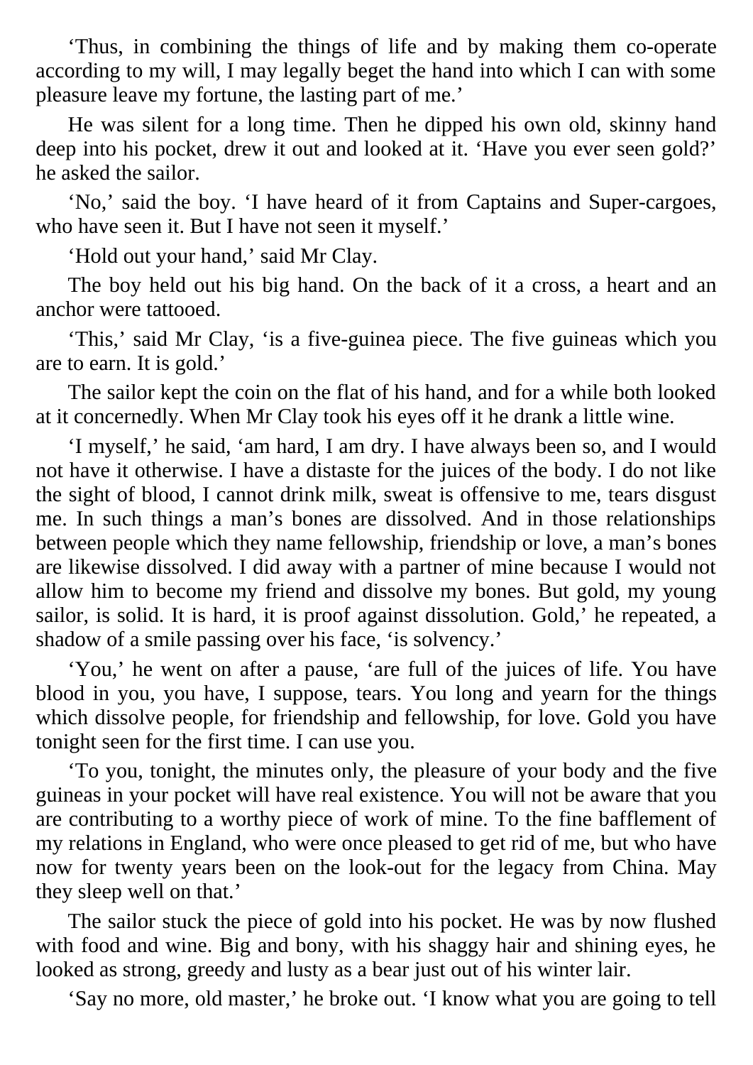'Thus, in combining the things of life and by making them co-operate according to my will, I may legally beget the hand into which I can with some pleasure leave my fortune, the lasting part of me.'

He was silent for a long time. Then he dipped his own old, skinny hand deep into his pocket, drew it out and looked at it. 'Have you ever seen gold?' he asked the sailor.

'No,' said the boy. 'I have heard of it from Captains and Super-cargoes, who have seen it. But I have not seen it myself.'

'Hold out your hand,' said Mr Clay.

The boy held out his big hand. On the back of it a cross, a heart and an anchor were tattooed.

'This,' said Mr Clay, 'is a five-guinea piece. The five guineas which you are to earn. It is gold.'

The sailor kept the coin on the flat of his hand, and for a while both looked at it concernedly. When Mr Clay took his eyes off it he drank a little wine.

'I myself,' he said, 'am hard, I am dry. I have always been so, and I would not have it otherwise. I have a distaste for the juices of the body. I do not like the sight of blood, I cannot drink milk, sweat is offensive to me, tears disgust me. In such things a man's bones are dissolved. And in those relationships between people which they name fellowship, friendship or love, a man's bones are likewise dissolved. I did away with a partner of mine because I would not allow him to become my friend and dissolve my bones. But gold, my young sailor, is solid. It is hard, it is proof against dissolution. Gold,' he repeated, a shadow of a smile passing over his face, 'is solvency.'

'You,' he went on after a pause, 'are full of the juices of life. You have blood in you, you have, I suppose, tears. You long and yearn for the things which dissolve people, for friendship and fellowship, for love. Gold you have tonight seen for the first time. I can use you.

'To you, tonight, the minutes only, the pleasure of your body and the five guineas in your pocket will have real existence. You will not be aware that you are contributing to a worthy piece of work of mine. To the fine bafflement of my relations in England, who were once pleased to get rid of me, but who have now for twenty years been on the look-out for the legacy from China. May they sleep well on that.'

The sailor stuck the piece of gold into his pocket. He was by now flushed with food and wine. Big and bony, with his shaggy hair and shining eyes, he looked as strong, greedy and lusty as a bear just out of his winter lair.

'Say no more, old master,' he broke out. 'I know what you are going to tell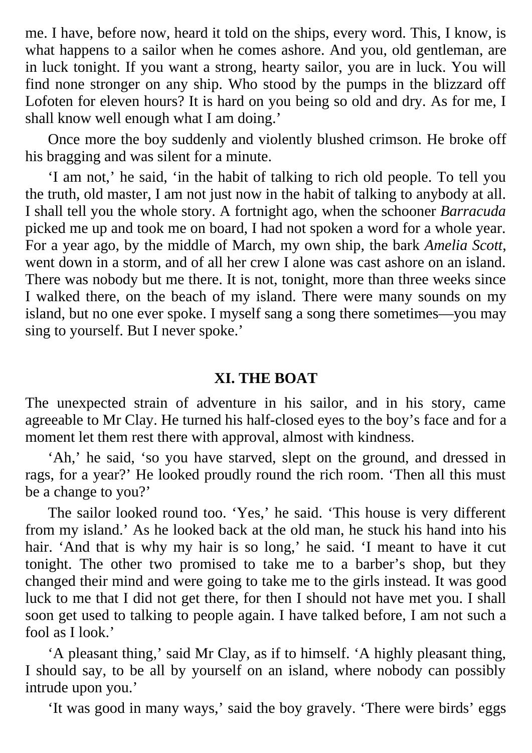me. I have, before now, heard it told on the ships, every word. This, I know, is what happens to a sailor when he comes ashore. And you, old gentleman, are in luck tonight. If you want a strong, hearty sailor, you are in luck. You will find none stronger on any ship. Who stood by the pumps in the blizzard off Lofoten for eleven hours? It is hard on you being so old and dry. As for me, I shall know well enough what I am doing.'

Once more the boy suddenly and violently blushed crimson. He broke off his bragging and was silent for a minute.

'I am not,' he said, 'in the habit of talking to rich old people. To tell you the truth, old master, I am not just now in the habit of talking to anybody at all. I shall tell you the whole story. A fortnight ago, when the schooner *Barracuda* picked me up and took me on board, I had not spoken a word for a whole year. For a year ago, by the middle of March, my own ship, the bark *Amelia Scott*, went down in a storm, and of all her crew I alone was cast ashore on an island. There was nobody but me there. It is not, tonight, more than three weeks since I walked there, on the beach of my island. There were many sounds on my island, but no one ever spoke. I myself sang a song there sometimes—you may sing to yourself. But I never spoke.'

## XI. THE BOAT

The unexpected strain of adventure in his sailor, and in his story, came agreeable to Mr Clay. He turned his half-closed eyes to the boy's face and for a moment let them rest there with approval, almost with kindness.

'Ah,' he said, 'so you have starved, slept on the ground, and dressed in rags, for a year?' He looked proudly round the rich room. 'Then all this must be a change to you?'

The sailor looked round too. 'Yes,' he said. 'This house is very different from my island.' As he looked back at the old man, he stuck his hand into his hair. 'And that is why my hair is so long,' he said. 'I meant to have it cut tonight. The other two promised to take me to a barber's shop, but they changed their mind and were going to take me to the girls instead. It was good luck to me that I did not get there, for then I should not have met you. I shall soon get used to talking to people again. I have talked before, I am not such a fool as I look.'

'A pleasant thing,' said Mr Clay, as if to himself. 'A highly pleasant thing, I should say, to be all by yourself on an island, where nobody can possibly intrude upon you.'

'It was good in many ways,' said the boy gravely. 'There were birds' eggs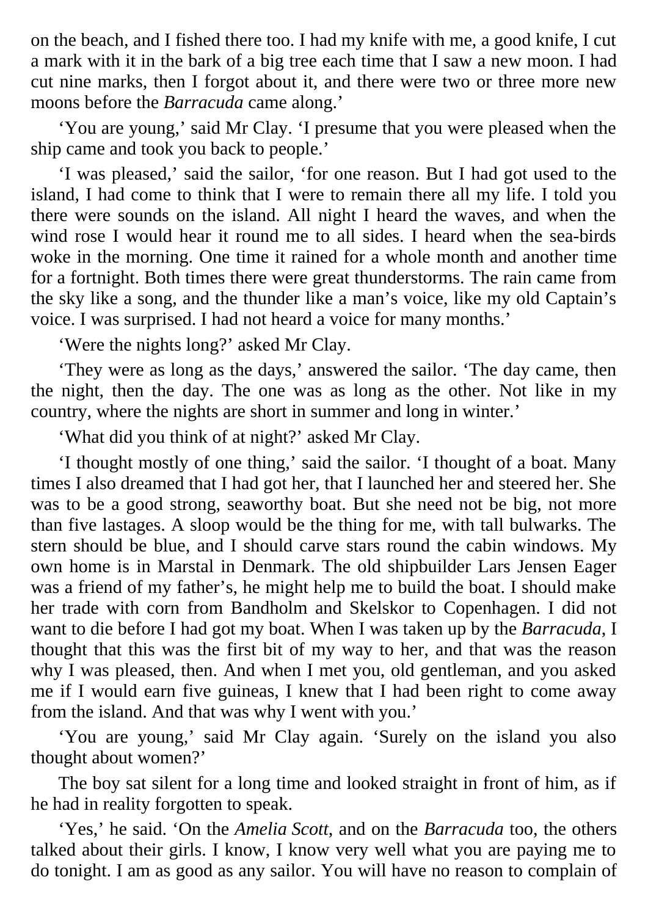on the beach, and I fished there too. I had my knife with me, a good knife, I cut a mark with it in the bark of a big tree each time that I saw a new moon. I had cut nine marks, then I forgot about it, and there were two or three more new moons before the *Barracuda* came along.'

'You are young,' said Mr Clay. 'I presume that you were pleased when the ship came and took you back to people.'

'I was pleased,' said the sailor, 'for one reason. But I had got used to the island, I had come to think that I were to remain there all my life. I told you there were sounds on the island. All night I heard the waves, and when the wind rose I would hear it round me to all sides. I heard when the sea-birds woke in the morning. One time it rained for a whole month and another time for a fortnight. Both times there were great thunderstorms. The rain came from the sky like a song, and the thunder like a man's voice, like my old Captain's voice. I was surprised. I had not heard a voice for many months.'

'Were the nights long?' asked Mr Clay.

'They were as long as the days,' answered the sailor. 'The day came, then the night, then the day. The one was as long as the other. Not like in my country, where the nights are short in summer and long in winter.'

'What did you think of at night?' asked Mr Clay.

'I thought mostly of one thing,' said the sailor. 'I thought of a boat. Many times I also dreamed that I had got her, that I launched her and steered her. She was to be a good strong, seaworthy boat. But she need not be big, not more than five lastages. A sloop would be the thing for me, with tall bulwarks. The stern should be blue, and I should carve stars round the cabin windows. My own home is in Marstal in Denmark. The old shipbuilder Lars Jensen Eager was a friend of my father's, he might help me to build the boat. I should make her trade with corn from Bandholm and Skelskor to Copenhagen. I did not want to die before I had got my boat. When I was taken up by the *Barracuda*, I thought that this was the first bit of my way to her, and that was the reason why I was pleased, then. And when I met you, old gentleman, and you asked me if I would earn five guineas, I knew that I had been right to come away from the island. And that was why I went with you.'

'You are young,' said Mr Clay again. 'Surely on the island you also thought about women?'

The boy sat silent for a long time and looked straight in front of him, as if he had in reality forgotten to speak.

'Yes,' he said. 'On the *Amelia Scott*, and on the *Barracuda* too, the others talked about their girls. I know, I know very well what you are paying me to do tonight. I am as good as any sailor. You will have no reason to complain of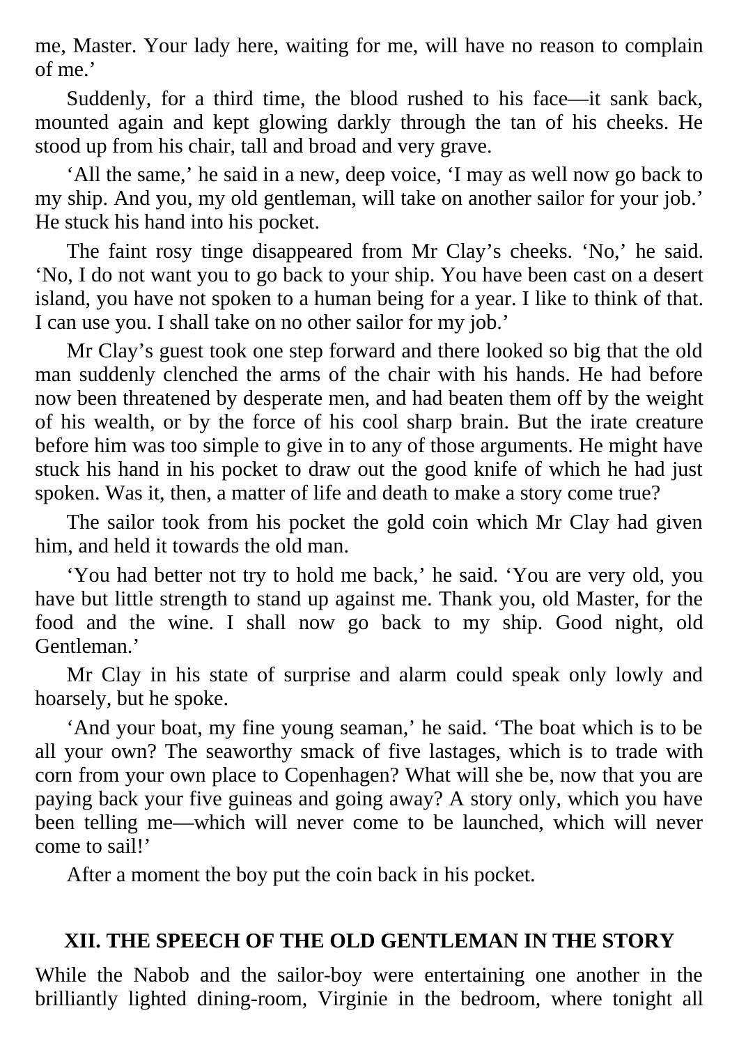me, Master. Your lady here, waiting for me, will have no reason to complain of me.'

Suddenly, for a third time, the blood rushed to his face—it sank back, mounted again and kept glowing darkly through the tan of his cheeks. He stood up from his chair, tall and broad and very grave.

'All the same,' he said in a new, deep voice, 'I may as well now go back to my ship. And you, my old gentleman, will take on another sailor for your job.' He stuck his hand into his pocket.

The faint rosy tinge disappeared from Mr Clay's cheeks. 'No,' he said. 'No, I do not want you to go back to your ship. You have been cast on a desert island, you have not spoken to a human being for a year. I like to think of that. I can use you. I shall take on no other sailor for my job.'

Mr Clay's guest took one step forward and there looked so big that the old man suddenly clenched the arms of the chair with his hands. He had before now been threatened by desperate men, and had beaten them off by the weight of his wealth, or by the force of his cool sharp brain. But the irate creature before him was too simple to give in to any of those arguments. He might have stuck his hand in his pocket to draw out the good knife of which he had just spoken. Was it, then, a matter of life and death to make a story come true?

The sailor took from his pocket the gold coin which Mr Clay had given him, and held it towards the old man.

'You had better not try to hold me back,' he said. 'You are very old, you have but little strength to stand up against me. Thank you, old Master, for the food and the wine. I shall now go back to my ship. Good night, old Gentleman.'

Mr Clay in his state of surprise and alarm could speak only lowly and hoarsely, but he spoke.

'And your boat, my fine young seaman,' he said. 'The boat which is to be all your own? The seaworthy smack of five lastages, which is to trade with corn from your own place to Copenhagen? What will she be, now that you are paying back your five guineas and going away? A story only, which you have been telling me—which will never come to be launched, which will never come to sail!'

After a moment the boy put the coin back in his pocket.

## XII. THE SPEECH OF THE OLD GENTLEMAN IN THE STORY

While the Nabob and the sailor-boy were entertaining one another in the brilliantly lighted dining-room, Virginie in the bedroom, where tonight all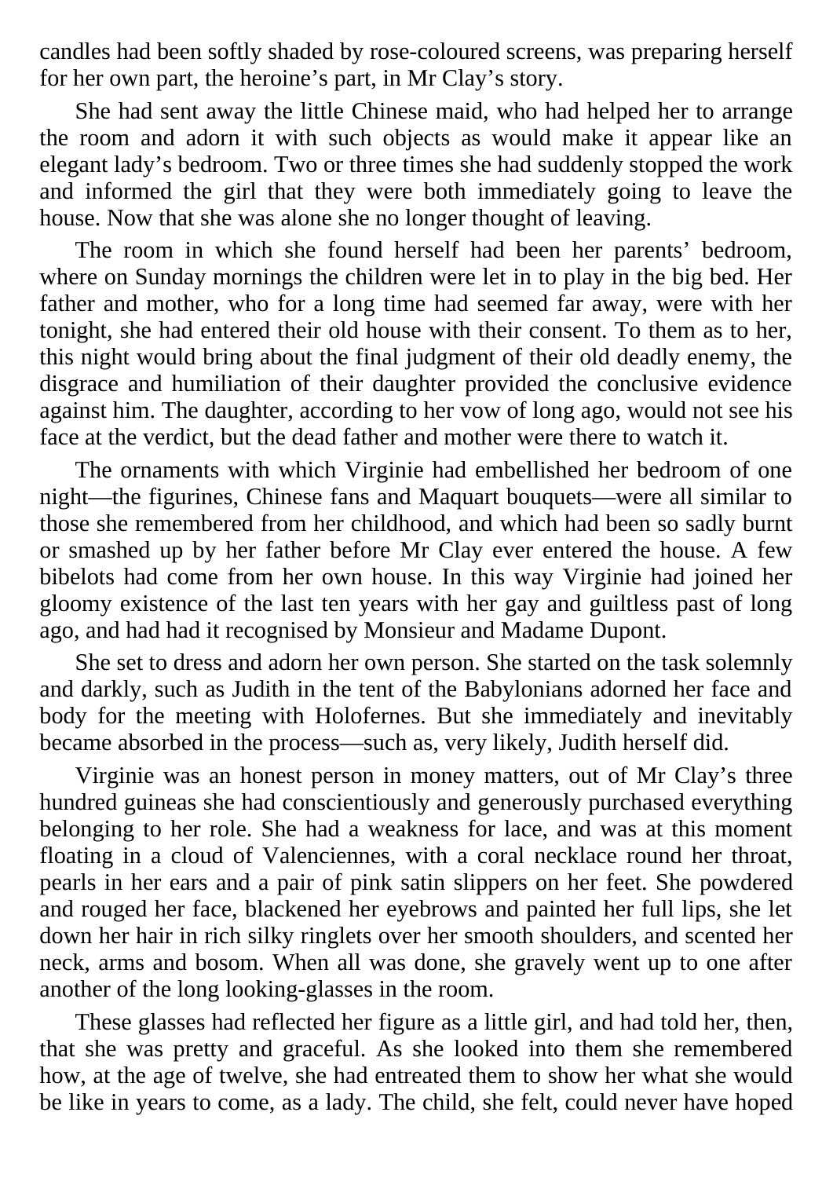candles had been softly shaded by rose-coloured screens, was preparing herself for her own part, the heroine's part, in Mr Clay's story.

She had sent away the little Chinese maid, who had helped her to arrange the room and adorn it with such objects as would make it appear like an elegant lady's bedroom. Two or three times she had suddenly stopped the work and informed the girl that they were both immediately going to leave the house. Now that she was alone she no longer thought of leaving.

The room in which she found herself had been her parents' bedroom, where on Sunday mornings the children were let in to play in the big bed. Her father and mother, who for a long time had seemed far away, were with her tonight, she had entered their old house with their consent. To them as to her, this night would bring about the final judgment of their old deadly enemy, the disgrace and humiliation of their daughter provided the conclusive evidence against him. The daughter, according to her vow of long ago, would not see his face at the verdict, but the dead father and mother were there to watch it.

The ornaments with which Virginie had embellished her bedroom of one night—the figurines, Chinese fans and Maquart bouquets—were all similar to those she remembered from her childhood, and which had been so sadly burnt or smashed up by her father before Mr Clay ever entered the house. A few bibelots had come from her own house. In this way Virginie had joined her gloomy existence of the last ten years with her gay and guiltless past of long ago, and had had it recognised by Monsieur and Madame Dupont.

She set to dress and adorn her own person. She started on the task solemnly and darkly, such as Judith in the tent of the Babylonians adorned her face and body for the meeting with Holofernes. But she immediately and inevitably became absorbed in the process—such as, very likely, Judith herself did.

Virginie was an honest person in money matters, out of Mr Clay's three hundred guineas she had conscientiously and generously purchased everything belonging to her role. She had a weakness for lace, and was at this moment floating in a cloud of Valenciennes, with a coral necklace round her throat, pearls in her ears and a pair of pink satin slippers on her feet. She powdered and rouged her face, blackened her eyebrows and painted her full lips, she let down her hair in rich silky ringlets over her smooth shoulders, and scented her neck, arms and bosom. When all was done, she gravely went up to one after another of the long looking-glasses in the room.

These glasses had reflected her figure as a little girl, and had told her, then, that she was pretty and graceful. As she looked into them she remembered how, at the age of twelve, she had entreated them to show her what she would be like in years to come, as a lady. The child, she felt, could never have hoped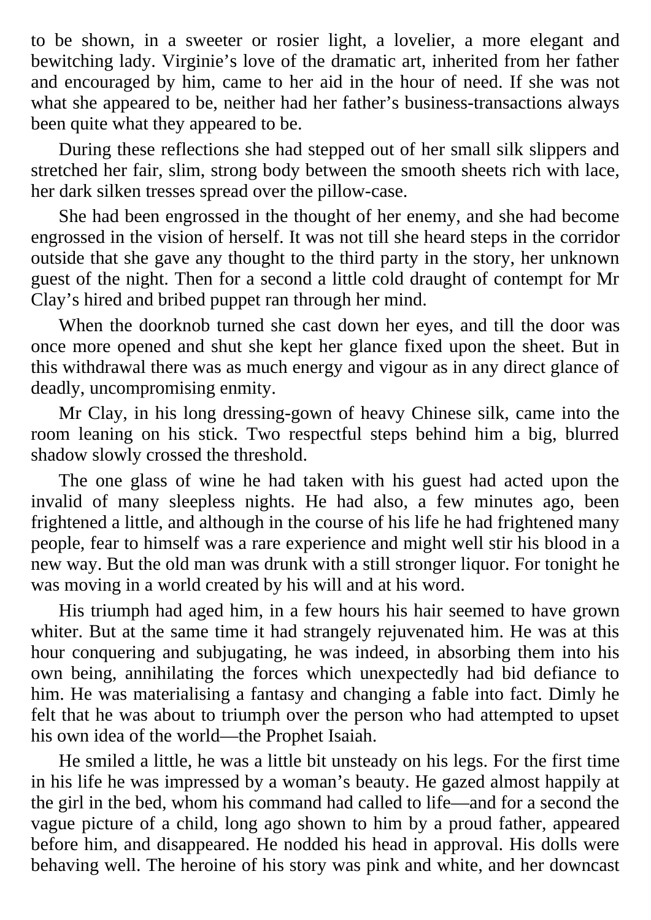to be shown, in a sweeter or rosier light, a lovelier, a more elegant and bewitching lady. Virginie’s love of the dramatic art, inherited from her father and encouraged by him, came to her aid in the hour of need. If she was not what she appeared to be, neither had her father’s business-transactions always been quite what they appeared to be.

During these reflections she had stepped out of her small silk slippers and stretched her fair, slim, strong body between the smooth sheets rich with lace, her dark silken tresses spread over the pillow-case.

She had been engrossed in the thought of her enemy, and she had become engrossed in the vision of herself. It was not till she heard steps in the corridor outside that she gave any thought to the third party in the story, her unknown guest of the night. Then for a second a little cold draught of contempt for Mr Clay’s hired and bribed puppet ran through her mind.

When the doorknob turned she cast down her eyes, and till the door was once more opened and shut she kept her glance fixed upon the sheet. But in this withdrawal there was as much energy and vigour as in any direct glance of deadly, uncompromising enmity.

Mr Clay, in his long dressing-gown of heavy Chinese silk, came into the room leaning on his stick. Two respectful steps behind him a big, blurred shadow slowly crossed the threshold.

The one glass of wine he had taken with his guest had acted upon the invalid of many sleepless nights. He had also, a few minutes ago, been frightened a little, and although in the course of his life he had frightened many people, fear to himself was a rare experience and might well stir his blood in a new way. But the old man was drunk with a still stronger liquor. For tonight he was moving in a world created by his will and at his word.

His triumph had aged him, in a few hours his hair seemed to have grown whiter. But at the same time it had strangely rejuvenated him. He was at this hour conquering and subjugating, he was indeed, in absorbing them into his own being, annihilating the forces which unexpectedly had bid defiance to him. He was materialising a fantasy and changing a fable into fact. Dimly he felt that he was about to triumph over the person who had attempted to upset his own idea of the world—the Prophet Isaiah.

He smiled a little, he was a little bit unsteady on his legs. For the first time in his life he was impressed by a woman’s beauty. He gazed almost happily at the girl in the bed, whom his command had called to life—and for a second the vague picture of a child, long ago shown to him by a proud father, appeared before him, and disappeared. He nodded his head in approval. His dolls were behaving well. The heroine of his story was pink and white, and her downcast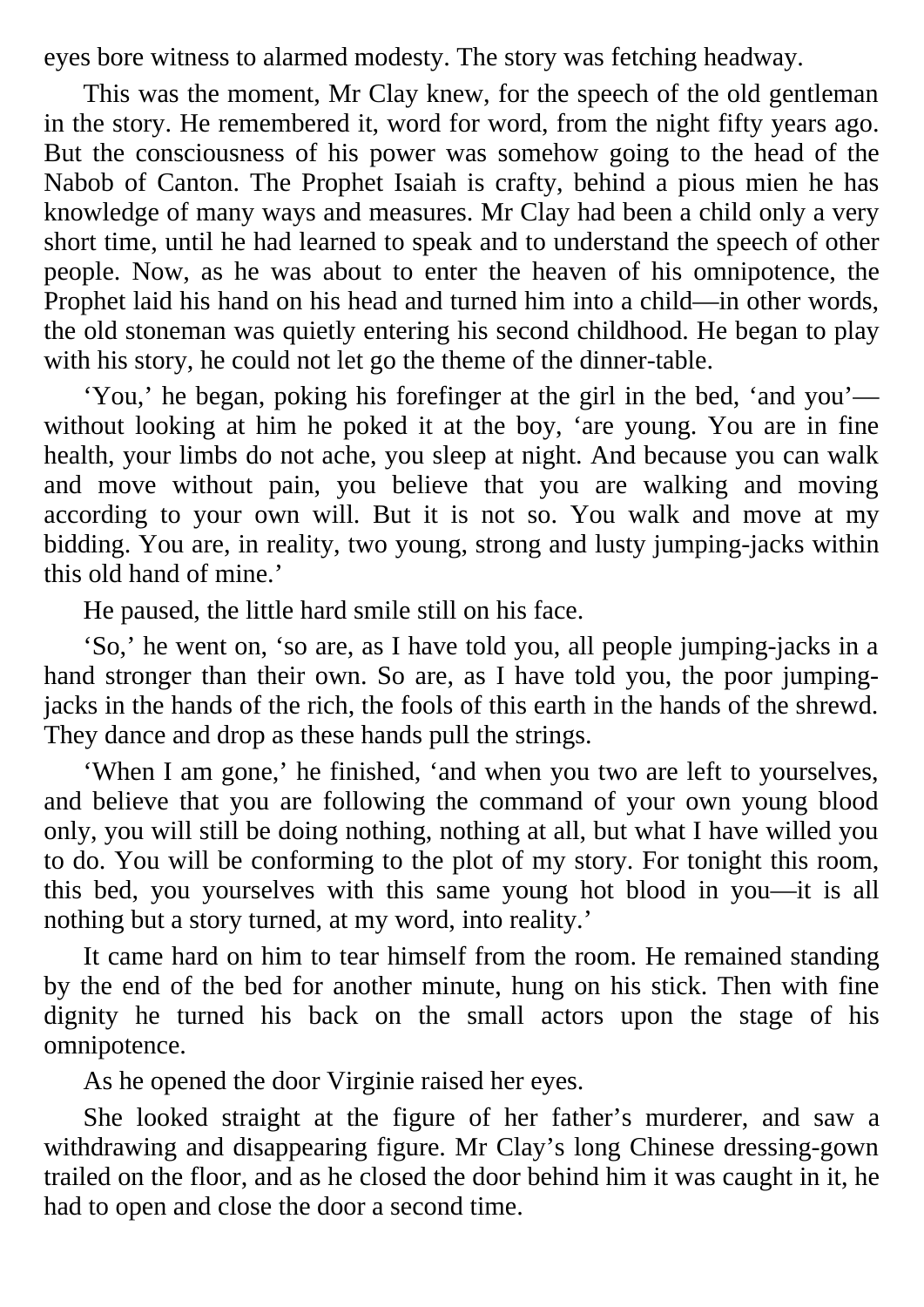eyes bore witness to alarmed modesty. The story was fetching headway.

This was the moment, Mr Clay knew, for the speech of the old gentleman in the story. He remembered it, word for word, from the night fifty years ago. But the consciousness of his power was somehow going to the head of the Nabob of Canton. The Prophet Isaiah is crafty, behind a pious mien he has knowledge of many ways and measures. Mr Clay had been a child only a very short time, until he had learned to speak and to understand the speech of other people. Now, as he was about to enter the heaven of his omnipotence, the Prophet laid his hand on his head and turned him into a child—in other words, the old stoneman was quietly entering his second childhood. He began to play with his story, he could not let go the theme of the dinner-table.

‘You,’ he began, poking his forefinger at the girl in the bed, ‘and you’—without looking at him he poked it at the boy, ‘are young. You are in fine health, your limbs do not ache, you sleep at night. And because you can walk and move without pain, you believe that you are walking and moving according to your own will. But it is not so. You walk and move at my bidding. You are, in reality, two young, strong and lusty jumping-jacks within this old hand of mine.’

He paused, the little hard smile still on his face.

‘So,’ he went on, ‘so are, as I have told you, all people jumping-jacks in a hand stronger than their own. So are, as I have told you, the poor jumping-jacks in the hands of the rich, the fools of this earth in the hands of the shrewd. They dance and drop as these hands pull the strings.

‘When I am gone,’ he finished, ‘and when you two are left to yourselves, and believe that you are following the command of your own young blood only, you will still be doing nothing, nothing at all, but what I have willed you to do. You will be conforming to the plot of my story. For tonight this room, this bed, you yourselves with this same young hot blood in you—it is all nothing but a story turned, at my word, into reality.’

It came hard on him to tear himself from the room. He remained standing by the end of the bed for another minute, hung on his stick. Then with fine dignity he turned his back on the small actors upon the stage of his omnipotence.

As he opened the door Virginie raised her eyes.

She looked straight at the figure of her father’s murderer, and saw a withdrawing and disappearing figure. Mr Clay’s long Chinese dressing-gown trailed on the floor, and as he closed the door behind him it was caught in it, he had to open and close the door a second time.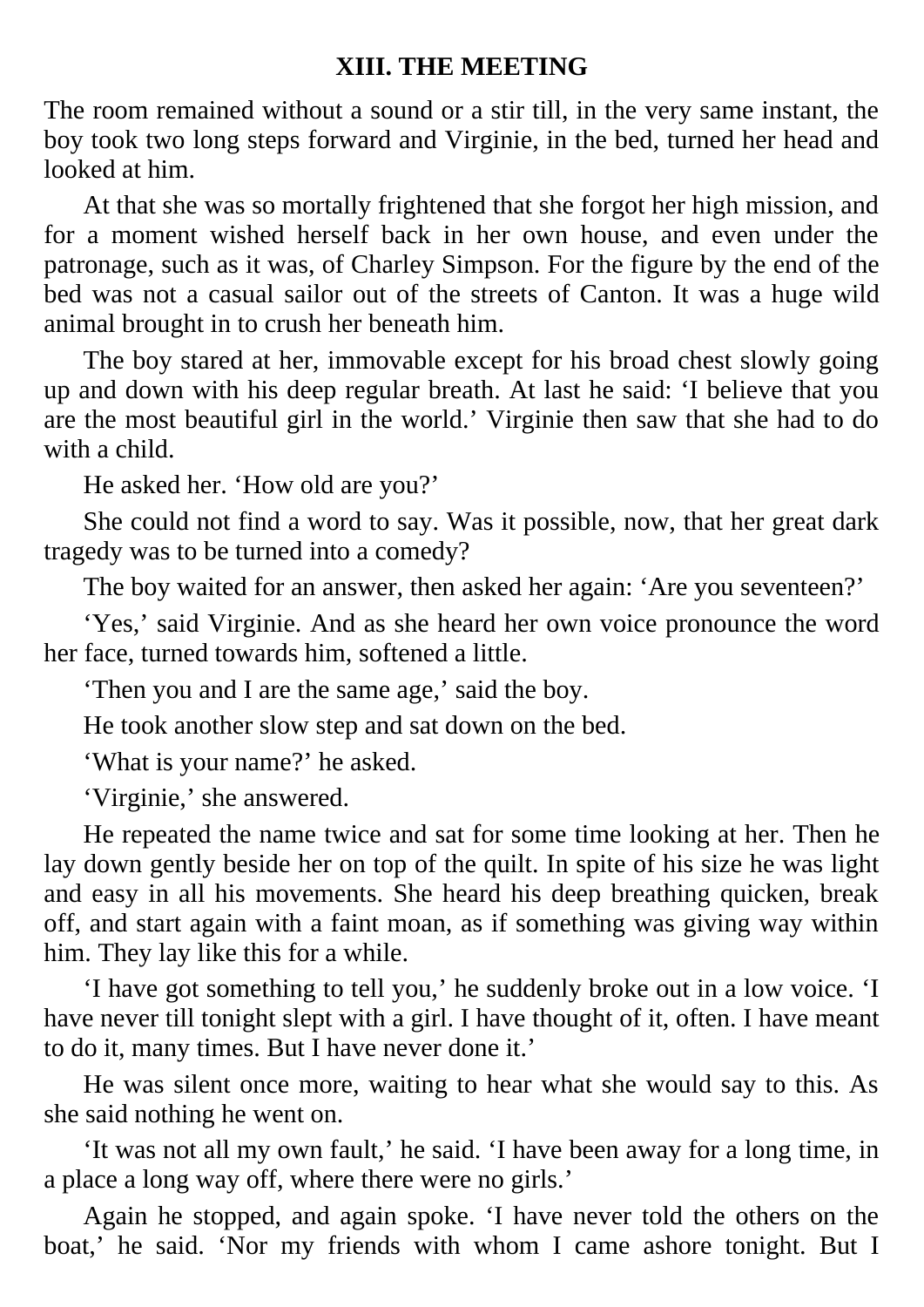## XIII. THE MEETING

The room remained without a sound or a stir till, in the very same instant, the boy took two long steps forward and Virginie, in the bed, turned her head and looked at him.

At that she was so mortally frightened that she forgot her high mission, and for a moment wished herself back in her own house, and even under the patronage, such as it was, of Charley Simpson. For the figure by the end of the bed was not a casual sailor out of the streets of Canton. It was a huge wild animal brought in to crush her beneath him.

The boy stared at her, immovable except for his broad chest slowly going up and down with his deep regular breath. At last he said: ‘I believe that you are the most beautiful girl in the world.’ Virginie then saw that she had to do with a child.

He asked her. ‘How old are you?’

She could not find a word to say. Was it possible, now, that her great dark tragedy was to be turned into a comedy?

The boy waited for an answer, then asked her again: ‘Are you seventeen?’

‘Yes,’ said Virginie. And as she heard her own voice pronounce the word her face, turned towards him, softened a little.

‘Then you and I are the same age,’ said the boy.

He took another slow step and sat down on the bed.

‘What is your name?’ he asked.

‘Virginie,’ she answered.

He repeated the name twice and sat for some time looking at her. Then he lay down gently beside her on top of the quilt. In spite of his size he was light and easy in all his movements. She heard his deep breathing quicken, break off, and start again with a faint moan, as if something was giving way within him. They lay like this for a while.

‘I have got something to tell you,’ he suddenly broke out in a low voice. ‘I have never till tonight slept with a girl. I have thought of it, often. I have meant to do it, many times. But I have never done it.’

He was silent once more, waiting to hear what she would say to this. As she said nothing he went on.

‘It was not all my own fault,’ he said. ‘I have been away for a long time, in a place a long way off, where there were no girls.’

Again he stopped, and again spoke. ‘I have never told the others on the boat,’ he said. ‘Nor my friends with whom I came ashore tonight. But I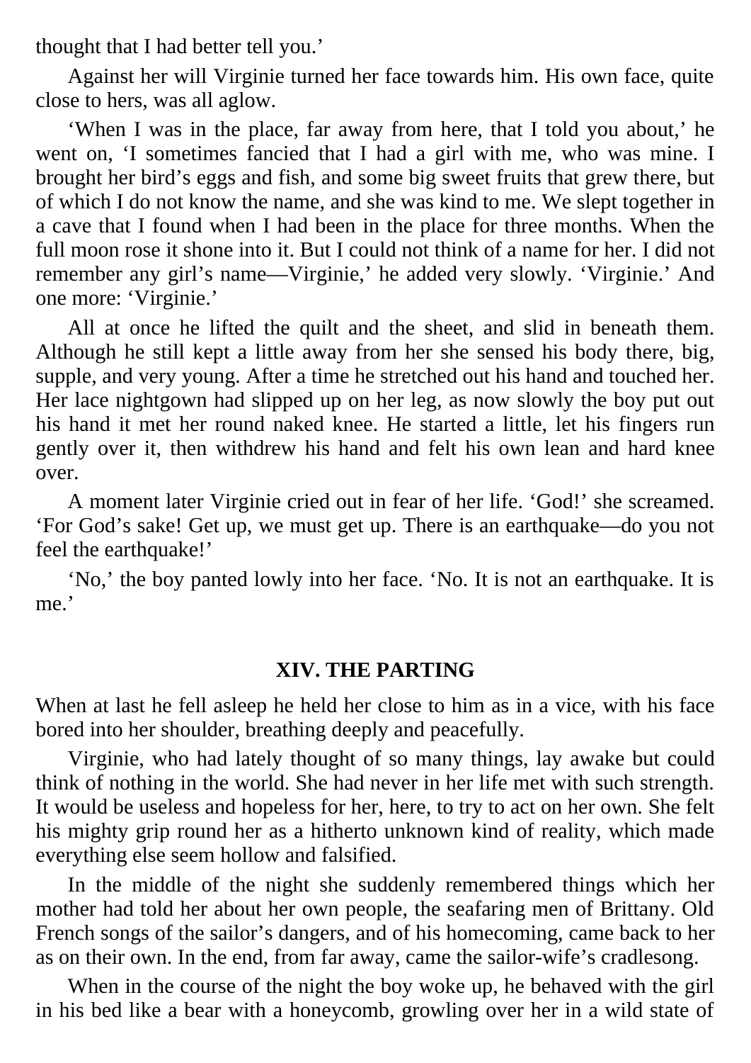thought that I had better tell you.'

Against her will Virginie turned her face towards him. His own face, quite close to hers, was all aglow.

'When I was in the place, far away from here, that I told you about,' he went on, 'I sometimes fancied that I had a girl with me, who was mine. I brought her bird's eggs and fish, and some big sweet fruits that grew there, but of which I do not know the name, and she was kind to me. We slept together in a cave that I found when I had been in the place for three months. When the full moon rose it shone into it. But I could not think of a name for her. I did not remember any girl's name—Virginie,' he added very slowly. 'Virginie.' And one more: 'Virginie.'

All at once he lifted the quilt and the sheet, and slid in beneath them. Although he still kept a little away from her she sensed his body there, big, supple, and very young. After a time he stretched out his hand and touched her. Her lace nightgown had slipped up on her leg, as now slowly the boy put out his hand it met her round naked knee. He started a little, let his fingers run gently over it, then withdrew his hand and felt his own lean and hard knee over.

A moment later Virginie cried out in fear of her life. 'God!' she screamed. 'For God's sake! Get up, we must get up. There is an earthquake—do you not feel the earthquake!'

'No,' the boy panted lowly into her face. 'No. It is not an earthquake. It is me.'

## XIV. THE PARTING

When at last he fell asleep he held her close to him as in a vice, with his face bored into her shoulder, breathing deeply and peacefully.

Virginie, who had lately thought of so many things, lay awake but could think of nothing in the world. She had never in her life met with such strength. It would be useless and hopeless for her, here, to try to act on her own. She felt his mighty grip round her as a hitherto unknown kind of reality, which made everything else seem hollow and falsified.

In the middle of the night she suddenly remembered things which her mother had told her about her own people, the seafaring men of Brittany. Old French songs of the sailor's dangers, and of his homecoming, came back to her as on their own. In the end, from far away, came the sailor-wife's cradlesong.

When in the course of the night the boy woke up, he behaved with the girl in his bed like a bear with a honeycomb, growling over her in a wild state of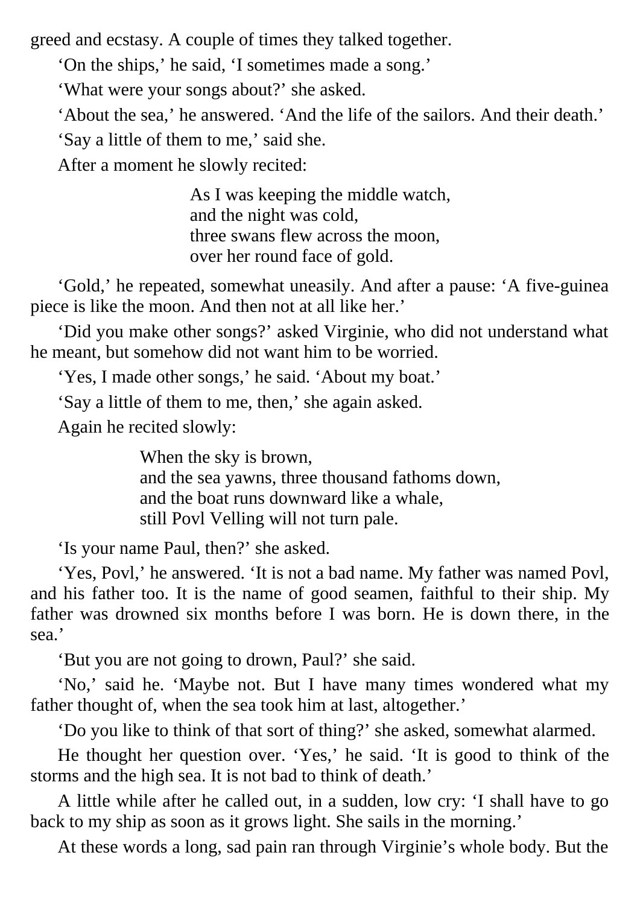greed and ecstasy. A couple of times they talked together.

'On the ships,' he said, 'I sometimes made a song.'

'What were your songs about?' she asked.

'About the sea,' he answered. 'And the life of the sailors. And their death.'

'Say a little of them to me,' said she.

After a moment he slowly recited:

> As I was keeping the middle watch,
> and the night was cold,
> three swans flew across the moon,
> over her round face of gold.

'Gold,' he repeated, somewhat uneasily. And after a pause: 'A five-guinea piece is like the moon. And then not at all like her.'

'Did you make other songs?' asked Virginie, who did not understand what he meant, but somehow did not want him to be worried.

'Yes, I made other songs,' he said. 'About my boat.'

'Say a little of them to me, then,' she again asked.

Again he recited slowly:

> When the sky is brown,
> and the sea yawns, three thousand fathoms down,
> and the boat runs downward like a whale,
> still Povl Velling will not turn pale.

'Is your name Paul, then?' she asked.

'Yes, Povl,' he answered. 'It is not a bad name. My father was named Povl, and his father too. It is the name of good seamen, faithful to their ship. My father was drowned six months before I was born. He is down there, in the sea.'

'But you are not going to drown, Paul?' she said.

'No,' said he. 'Maybe not. But I have many times wondered what my father thought of, when the sea took him at last, altogether.'

'Do you like to think of that sort of thing?' she asked, somewhat alarmed.

He thought her question over. 'Yes,' he said. 'It is good to think of the storms and the high sea. It is not bad to think of death.'

A little while after he called out, in a sudden, low cry: 'I shall have to go back to my ship as soon as it grows light. She sails in the morning.'

At these words a long, sad pain ran through Virginie's whole body. But the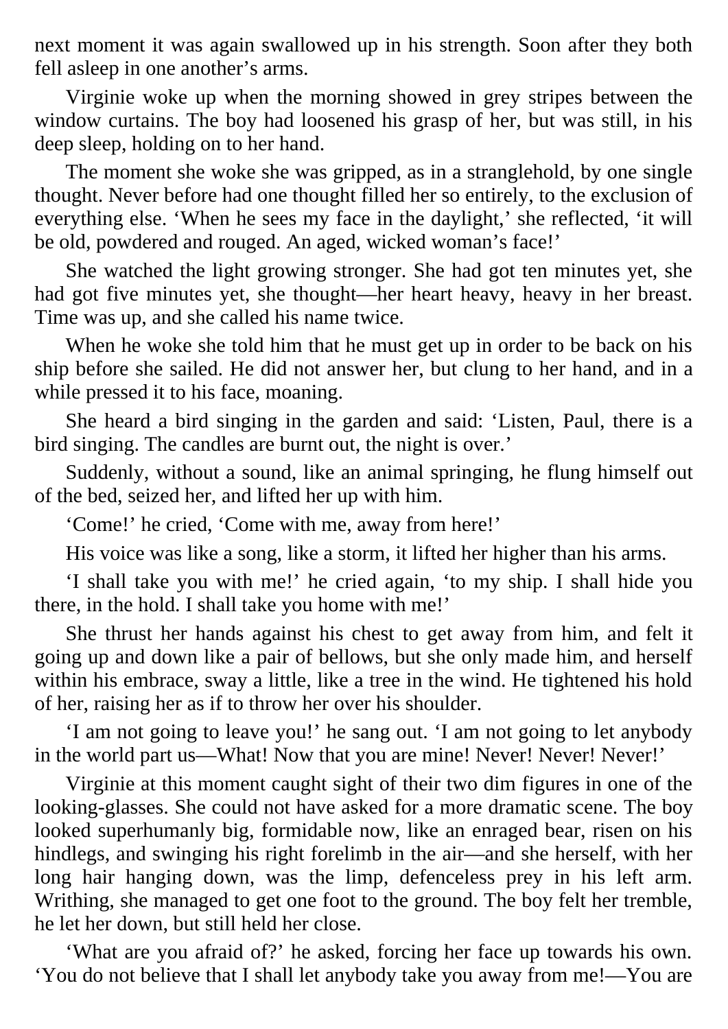next moment it was again swallowed up in his strength. Soon after they both fell asleep in one another's arms.

Virginie woke up when the morning showed in grey stripes between the window curtains. The boy had loosened his grasp of her, but was still, in his deep sleep, holding on to her hand.

The moment she woke she was gripped, as in a stranglehold, by one single thought. Never before had one thought filled her so entirely, to the exclusion of everything else. 'When he sees my face in the daylight,' she reflected, 'it will be old, powdered and rouged. An aged, wicked woman's face!'

She watched the light growing stronger. She had got ten minutes yet, she had got five minutes yet, she thought—her heart heavy, heavy in her breast. Time was up, and she called his name twice.

When he woke she told him that he must get up in order to be back on his ship before she sailed. He did not answer her, but clung to her hand, and in a while pressed it to his face, moaning.

She heard a bird singing in the garden and said: 'Listen, Paul, there is a bird singing. The candles are burnt out, the night is over.'

Suddenly, without a sound, like an animal springing, he flung himself out of the bed, seized her, and lifted her up with him.

'Come!' he cried, 'Come with me, away from here!'

His voice was like a song, like a storm, it lifted her higher than his arms.

'I shall take you with me!' he cried again, 'to my ship. I shall hide you there, in the hold. I shall take you home with me!'

She thrust her hands against his chest to get away from him, and felt it going up and down like a pair of bellows, but she only made him, and herself within his embrace, sway a little, like a tree in the wind. He tightened his hold of her, raising her as if to throw her over his shoulder.

'I am not going to leave you!' he sang out. 'I am not going to let anybody in the world part us—What! Now that you are mine! Never! Never! Never!'

Virginie at this moment caught sight of their two dim figures in one of the looking-glasses. She could not have asked for a more dramatic scene. The boy looked superhumanly big, formidable now, like an enraged bear, risen on his hindlegs, and swinging his right forelimb in the air—and she herself, with her long hair hanging down, was the limp, defenceless prey in his left arm. Writhing, she managed to get one foot to the ground. The boy felt her tremble, he let her down, but still held her close.

'What are you afraid of?' he asked, forcing her face up towards his own. 'You do not believe that I shall let anybody take you away from me!—You are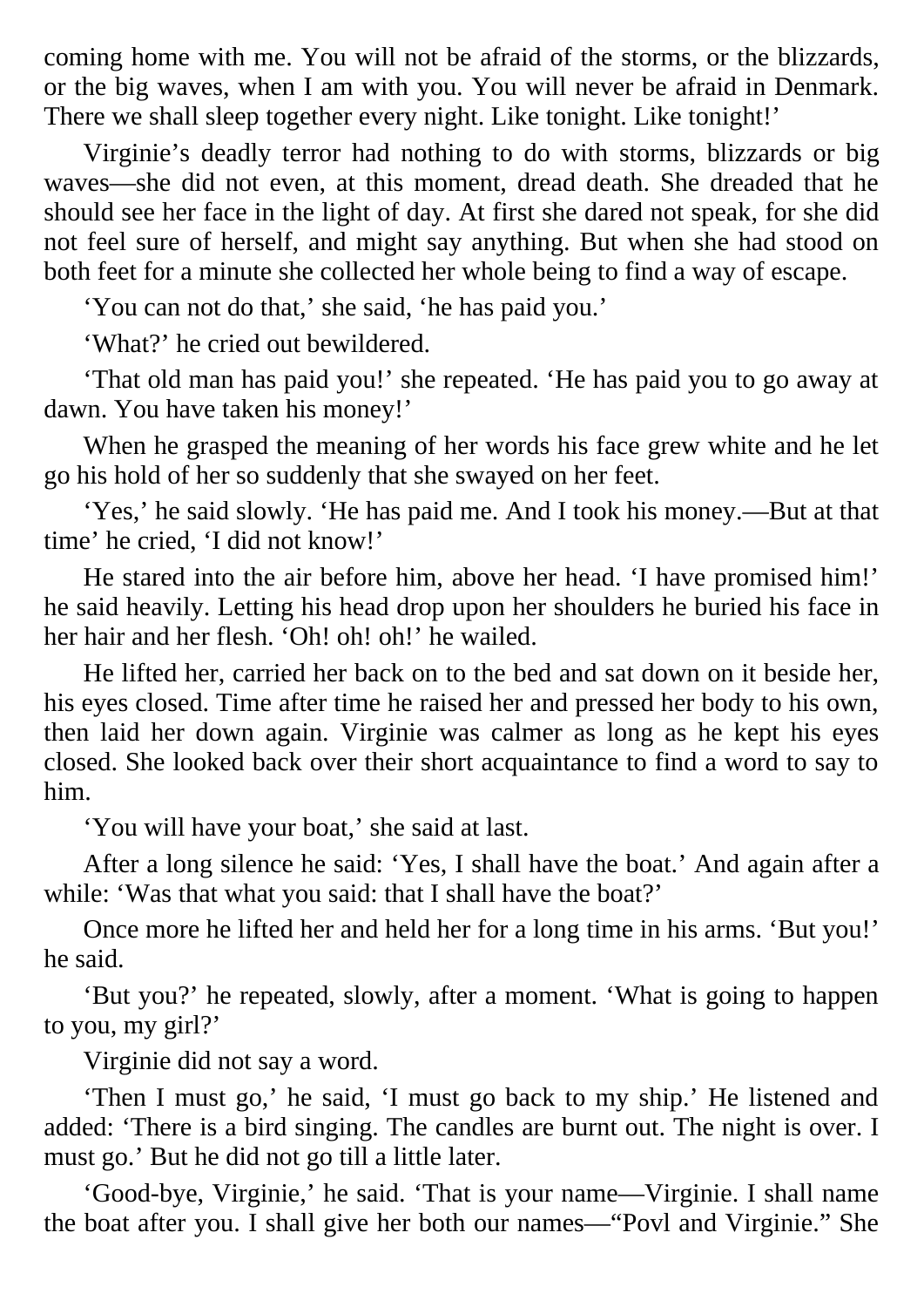coming home with me. You will not be afraid of the storms, or the blizzards, or the big waves, when I am with you. You will never be afraid in Denmark. There we shall sleep together every night. Like tonight. Like tonight!'

Virginie's deadly terror had nothing to do with storms, blizzards or big waves—she did not even, at this moment, dread death. She dreaded that he should see her face in the light of day. At first she dared not speak, for she did not feel sure of herself, and might say anything. But when she had stood on both feet for a minute she collected her whole being to find a way of escape.

'You can not do that,' she said, 'he has paid you.'

'What?' he cried out bewildered.

'That old man has paid you!' she repeated. 'He has paid you to go away at dawn. You have taken his money!'

When he grasped the meaning of her words his face grew white and he let go his hold of her so suddenly that she swayed on her feet.

'Yes,' he said slowly. 'He has paid me. And I took his money.—But at that time' he cried, 'I did not know!'

He stared into the air before him, above her head. 'I have promised him!' he said heavily. Letting his head drop upon her shoulders he buried his face in her hair and her flesh. 'Oh! oh! oh!' he wailed.

He lifted her, carried her back on to the bed and sat down on it beside her, his eyes closed. Time after time he raised her and pressed her body to his own, then laid her down again. Virginie was calmer as long as he kept his eyes closed. She looked back over their short acquaintance to find a word to say to him.

'You will have your boat,' she said at last.

After a long silence he said: 'Yes, I shall have the boat.' And again after a while: 'Was that what you said: that I shall have the boat?'

Once more he lifted her and held her for a long time in his arms. 'But you!' he said.

'But you?' he repeated, slowly, after a moment. 'What is going to happen to you, my girl?'

Virginie did not say a word.

'Then I must go,' he said, 'I must go back to my ship.' He listened and added: 'There is a bird singing. The candles are burnt out. The night is over. I must go.' But he did not go till a little later.

'Good-bye, Virginie,' he said. 'That is your name—Virginie. I shall name the boat after you. I shall give her both our names—"Povl and Virginie." She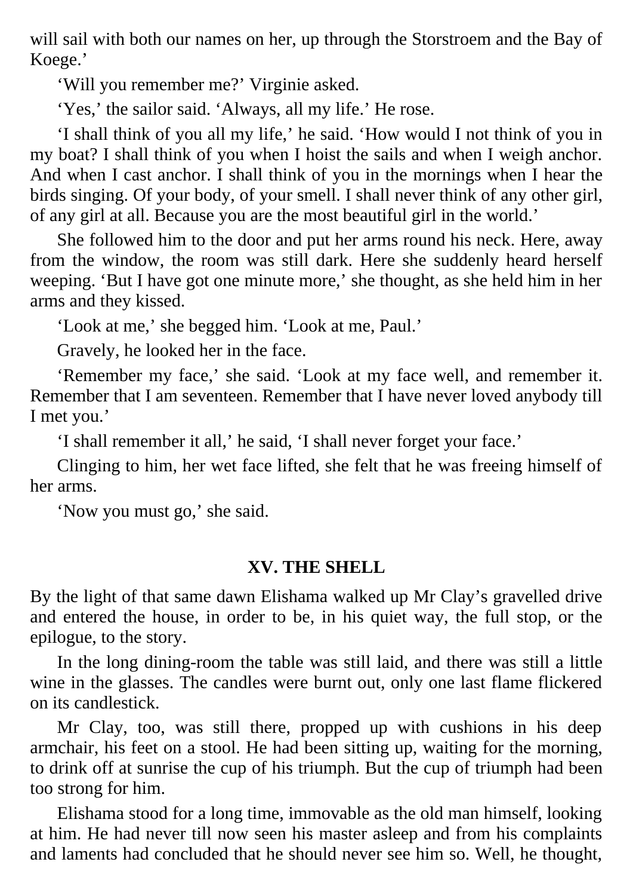will sail with both our names on her, up through the Storstroem and the Bay of Koege.'

'Will you remember me?' Virginie asked.

'Yes,' the sailor said. 'Always, all my life.' He rose.

'I shall think of you all my life,' he said. 'How would I not think of you in my boat? I shall think of you when I hoist the sails and when I weigh anchor. And when I cast anchor. I shall think of you in the mornings when I hear the birds singing. Of your body, of your smell. I shall never think of any other girl, of any girl at all. Because you are the most beautiful girl in the world.'

She followed him to the door and put her arms round his neck. Here, away from the window, the room was still dark. Here she suddenly heard herself weeping. 'But I have got one minute more,' she thought, as she held him in her arms and they kissed.

'Look at me,' she begged him. 'Look at me, Paul.'

Gravely, he looked her in the face.

'Remember my face,' she said. 'Look at my face well, and remember it. Remember that I am seventeen. Remember that I have never loved anybody till I met you.'

'I shall remember it all,' he said, 'I shall never forget your face.'

Clinging to him, her wet face lifted, she felt that he was freeing himself of her arms.

'Now you must go,' she said.

## XV. THE SHELL

By the light of that same dawn Elishama walked up Mr Clay's gravelled drive and entered the house, in order to be, in his quiet way, the full stop, or the epilogue, to the story.

In the long dining-room the table was still laid, and there was still a little wine in the glasses. The candles were burnt out, only one last flame flickered on its candlestick.

Mr Clay, too, was still there, propped up with cushions in his deep armchair, his feet on a stool. He had been sitting up, waiting for the morning, to drink off at sunrise the cup of his triumph. But the cup of triumph had been too strong for him.

Elishama stood for a long time, immovable as the old man himself, looking at him. He had never till now seen his master asleep and from his complaints and laments had concluded that he should never see him so. Well, he thought,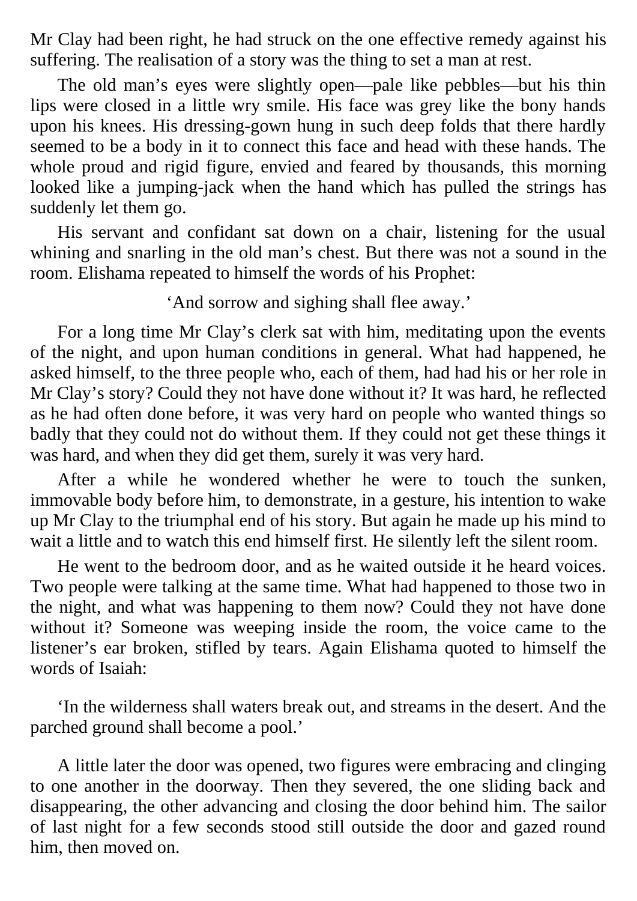Mr Clay had been right, he had struck on the one effective remedy against his suffering. The realisation of a story was the thing to set a man at rest.

The old man's eyes were slightly open—pale like pebbles—but his thin lips were closed in a little wry smile. His face was grey like the bony hands upon his knees. His dressing-gown hung in such deep folds that there hardly seemed to be a body in it to connect this face and head with these hands. The whole proud and rigid figure, envied and feared by thousands, this morning looked like a jumping-jack when the hand which has pulled the strings has suddenly let them go.

His servant and confidant sat down on a chair, listening for the usual whining and snarling in the old man's chest. But there was not a sound in the room. Elishama repeated to himself the words of his Prophet:

'And sorrow and sighing shall flee away.'

For a long time Mr Clay's clerk sat with him, meditating upon the events of the night, and upon human conditions in general. What had happened, he asked himself, to the three people who, each of them, had had his or her role in Mr Clay's story? Could they not have done without it? It was hard, he reflected as he had often done before, it was very hard on people who wanted things so badly that they could not do without them. If they could not get these things it was hard, and when they did get them, surely it was very hard.

After a while he wondered whether he were to touch the sunken, immovable body before him, to demonstrate, in a gesture, his intention to wake up Mr Clay to the triumphal end of his story. But again he made up his mind to wait a little and to watch this end himself first. He silently left the silent room.

He went to the bedroom door, and as he waited outside it he heard voices. Two people were talking at the same time. What had happened to those two in the night, and what was happening to them now? Could they not have done without it? Someone was weeping inside the room, the voice came to the listener's ear broken, stifled by tears. Again Elishama quoted to himself the words of Isaiah:

'In the wilderness shall waters break out, and streams in the desert. And the parched ground shall become a pool.'

A little later the door was opened, two figures were embracing and clinging to one another in the doorway. Then they severed, the one sliding back and disappearing, the other advancing and closing the door behind him. The sailor of last night for a few seconds stood still outside the door and gazed round him, then moved on.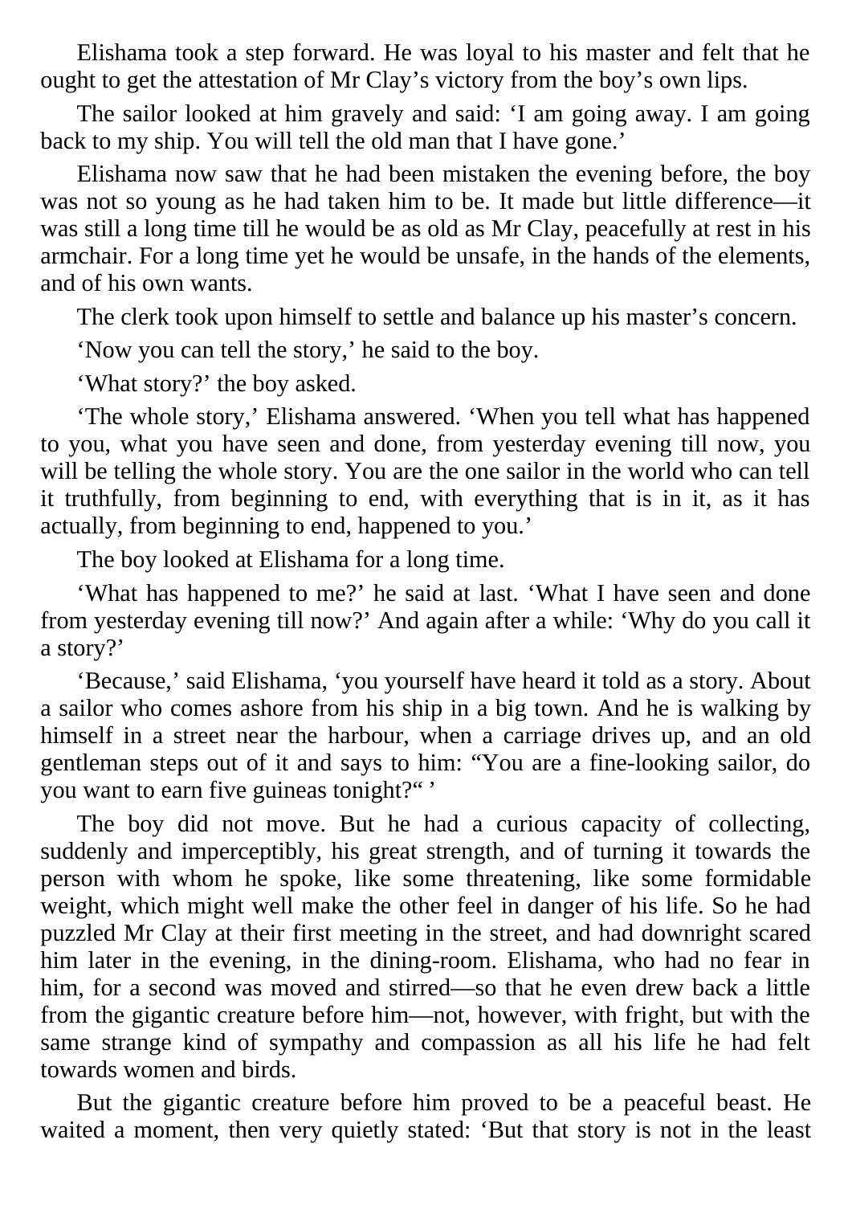Elishama took a step forward. He was loyal to his master and felt that he ought to get the attestation of Mr Clay's victory from the boy's own lips.

The sailor looked at him gravely and said: 'I am going away. I am going back to my ship. You will tell the old man that I have gone.'

Elishama now saw that he had been mistaken the evening before, the boy was not so young as he had taken him to be. It made but little difference—it was still a long time till he would be as old as Mr Clay, peacefully at rest in his armchair. For a long time yet he would be unsafe, in the hands of the elements, and of his own wants.

The clerk took upon himself to settle and balance up his master's concern.

'Now you can tell the story,' he said to the boy.

'What story?' the boy asked.

'The whole story,' Elishama answered. 'When you tell what has happened to you, what you have seen and done, from yesterday evening till now, you will be telling the whole story. You are the one sailor in the world who can tell it truthfully, from beginning to end, with everything that is in it, as it has actually, from beginning to end, happened to you.'

The boy looked at Elishama for a long time.

'What has happened to me?' he said at last. 'What I have seen and done from yesterday evening till now?' And again after a while: 'Why do you call it a story?'

'Because,' said Elishama, 'you yourself have heard it told as a story. About a sailor who comes ashore from his ship in a big town. And he is walking by himself in a street near the harbour, when a carriage drives up, and an old gentleman steps out of it and says to him: "You are a fine-looking sailor, do you want to earn five guineas tonight?" '

The boy did not move. But he had a curious capacity of collecting, suddenly and imperceptibly, his great strength, and of turning it towards the person with whom he spoke, like some threatening, like some formidable weight, which might well make the other feel in danger of his life. So he had puzzled Mr Clay at their first meeting in the street, and had downright scared him later in the evening, in the dining-room. Elishama, who had no fear in him, for a second was moved and stirred—so that he even drew back a little from the gigantic creature before him—not, however, with fright, but with the same strange kind of sympathy and compassion as all his life he had felt towards women and birds.

But the gigantic creature before him proved to be a peaceful beast. He waited a moment, then very quietly stated: 'But that story is not in the least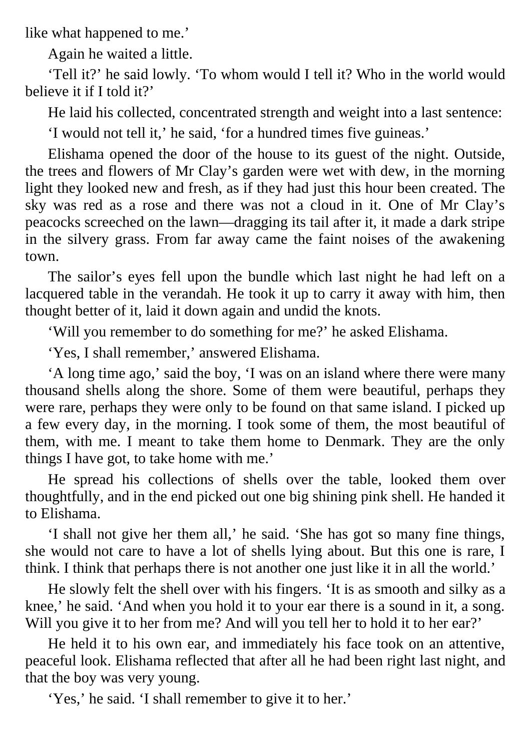like what happened to me.'

Again he waited a little.

'Tell it?' he said lowly. 'To whom would I tell it? Who in the world would believe it if I told it?'

He laid his collected, concentrated strength and weight into a last sentence:

'I would not tell it,' he said, 'for a hundred times five guineas.'

Elishama opened the door of the house to its guest of the night. Outside, the trees and flowers of Mr Clay's garden were wet with dew, in the morning light they looked new and fresh, as if they had just this hour been created. The sky was red as a rose and there was not a cloud in it. One of Mr Clay's peacocks screeched on the lawn—dragging its tail after it, it made a dark stripe in the silvery grass. From far away came the faint noises of the awakening town.

The sailor's eyes fell upon the bundle which last night he had left on a lacquered table in the verandah. He took it up to carry it away with him, then thought better of it, laid it down again and undid the knots.

'Will you remember to do something for me?' he asked Elishama.

'Yes, I shall remember,' answered Elishama.

'A long time ago,' said the boy, 'I was on an island where there were many thousand shells along the shore. Some of them were beautiful, perhaps they were rare, perhaps they were only to be found on that same island. I picked up a few every day, in the morning. I took some of them, the most beautiful of them, with me. I meant to take them home to Denmark. They are the only things I have got, to take home with me.'

He spread his collections of shells over the table, looked them over thoughtfully, and in the end picked out one big shining pink shell. He handed it to Elishama.

'I shall not give her them all,' he said. 'She has got so many fine things, she would not care to have a lot of shells lying about. But this one is rare, I think. I think that perhaps there is not another one just like it in all the world.'

He slowly felt the shell over with his fingers. 'It is as smooth and silky as a knee,' he said. 'And when you hold it to your ear there is a sound in it, a song. Will you give it to her from me? And will you tell her to hold it to her ear?'

He held it to his own ear, and immediately his face took on an attentive, peaceful look. Elishama reflected that after all he had been right last night, and that the boy was very young.

'Yes,' he said. 'I shall remember to give it to her.'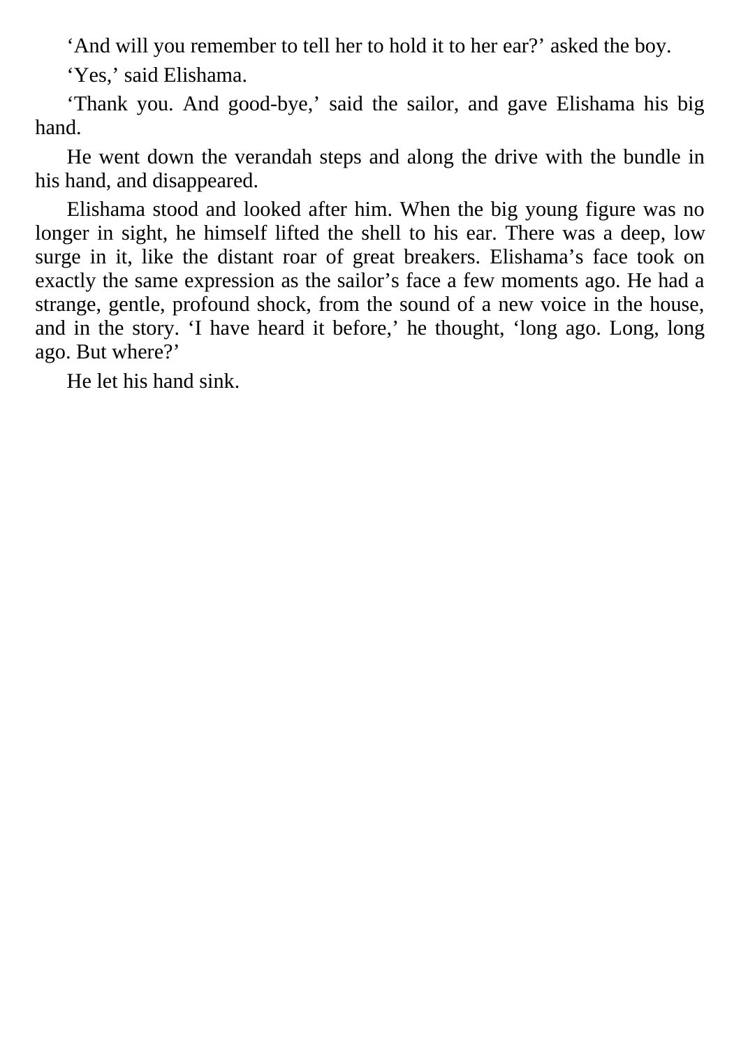'And will you remember to tell her to hold it to her ear?' asked the boy.

'Yes,' said Elishama.

'Thank you. And good-bye,' said the sailor, and gave Elishama his big hand.

He went down the verandah steps and along the drive with the bundle in his hand, and disappeared.

Elishama stood and looked after him. When the big young figure was no longer in sight, he himself lifted the shell to his ear. There was a deep, low surge in it, like the distant roar of great breakers. Elishama's face took on exactly the same expression as the sailor's face a few moments ago. He had a strange, gentle, profound shock, from the sound of a new voice in the house, and in the story. 'I have heard it before,' he thought, 'long ago. Long, long ago. But where?'

He let his hand sink.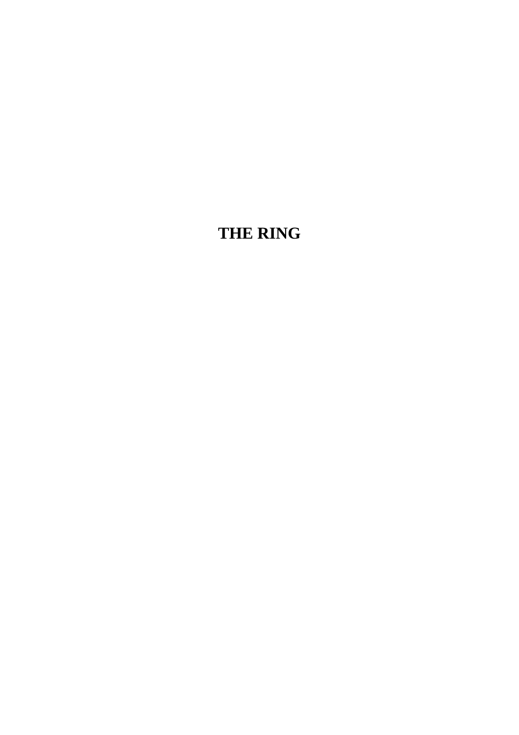# THE RING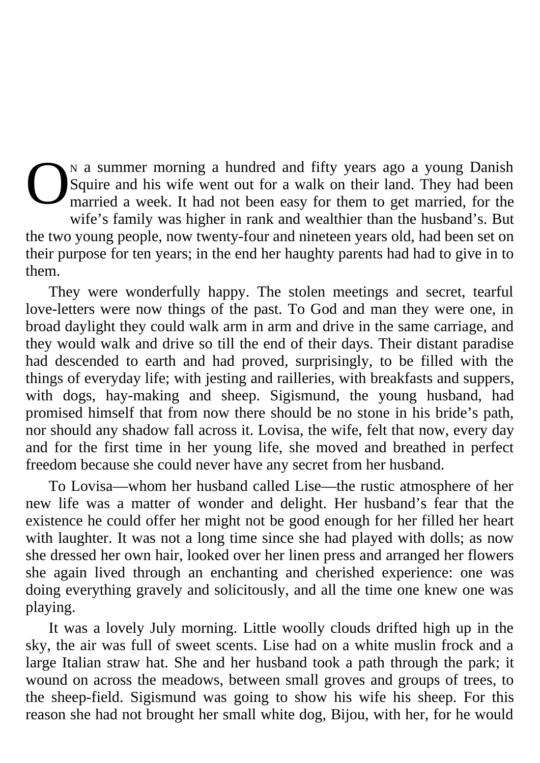On a summer morning a hundred and fifty years ago a young Danish Squire and his wife went out for a walk on their land. They had been married a week. It had not been easy for them to get married, for the wife's family was higher in rank and wealthier than the husband's. But the two young people, now twenty-four and nineteen years old, had been set on their purpose for ten years; in the end her haughty parents had had to give in to them.

They were wonderfully happy. The stolen meetings and secret, tearful love-letters were now things of the past. To God and man they were one, in broad daylight they could walk arm in arm and drive in the same carriage, and they would walk and drive so till the end of their days. Their distant paradise had descended to earth and had proved, surprisingly, to be filled with the things of everyday life; with jesting and railleries, with breakfasts and suppers, with dogs, hay-making and sheep. Sigismund, the young husband, had promised himself that from now there should be no stone in his bride's path, nor should any shadow fall across it. Lovisa, the wife, felt that now, every day and for the first time in her young life, she moved and breathed in perfect freedom because she could never have any secret from her husband.

To Lovisa—whom her husband called Lise—the rustic atmosphere of her new life was a matter of wonder and delight. Her husband's fear that the existence he could offer her might not be good enough for her filled her heart with laughter. It was not a long time since she had played with dolls; as now she dressed her own hair, looked over her linen press and arranged her flowers she again lived through an enchanting and cherished experience: one was doing everything gravely and solicitously, and all the time one knew one was playing.

It was a lovely July morning. Little woolly clouds drifted high up in the sky, the air was full of sweet scents. Lise had on a white muslin frock and a large Italian straw hat. She and her husband took a path through the park; it wound on across the meadows, between small groves and groups of trees, to the sheep-field. Sigismund was going to show his wife his sheep. For this reason she had not brought her small white dog, Bijou, with her, for he would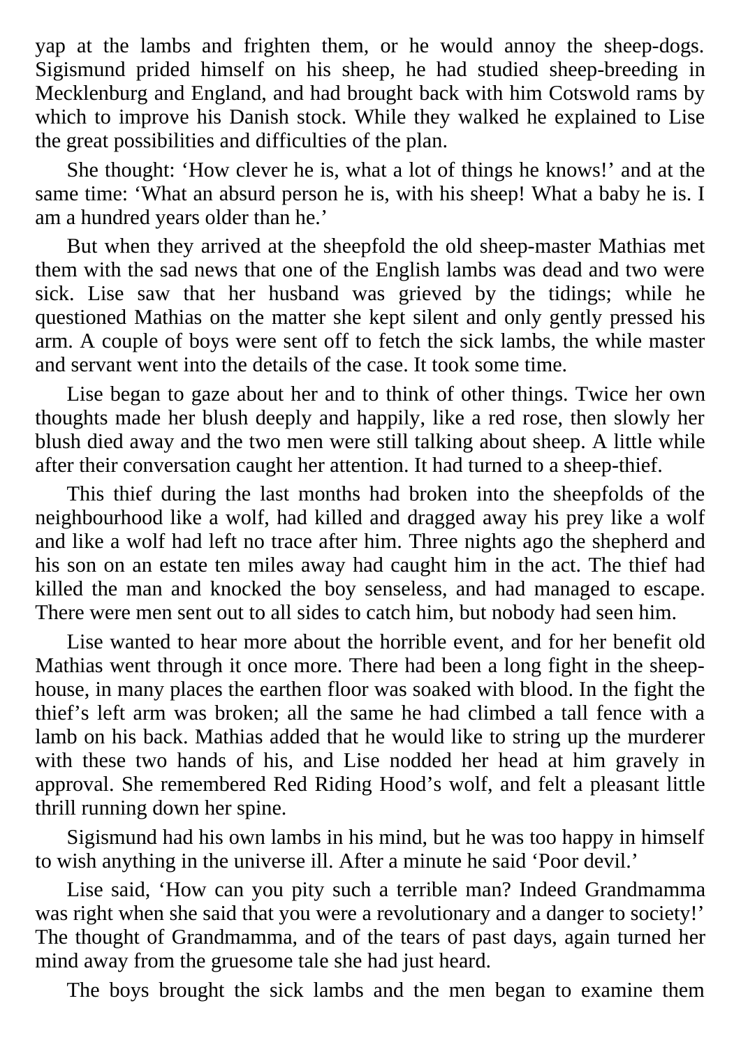yap at the lambs and frighten them, or he would annoy the sheep-dogs. Sigismund prided himself on his sheep, he had studied sheep-breeding in Mecklenburg and England, and had brought back with him Cotswold rams by which to improve his Danish stock. While they walked he explained to Lise the great possibilities and difficulties of the plan.

She thought: 'How clever he is, what a lot of things he knows!' and at the same time: 'What an absurd person he is, with his sheep! What a baby he is. I am a hundred years older than he.'

But when they arrived at the sheepfold the old sheep-master Mathias met them with the sad news that one of the English lambs was dead and two were sick. Lise saw that her husband was grieved by the tidings; while he questioned Mathias on the matter she kept silent and only gently pressed his arm. A couple of boys were sent off to fetch the sick lambs, the while master and servant went into the details of the case. It took some time.

Lise began to gaze about her and to think of other things. Twice her own thoughts made her blush deeply and happily, like a red rose, then slowly her blush died away and the two men were still talking about sheep. A little while after their conversation caught her attention. It had turned to a sheep-thief.

This thief during the last months had broken into the sheepfolds of the neighbourhood like a wolf, had killed and dragged away his prey like a wolf and like a wolf had left no trace after him. Three nights ago the shepherd and his son on an estate ten miles away had caught him in the act. The thief had killed the man and knocked the boy senseless, and had managed to escape. There were men sent out to all sides to catch him, but nobody had seen him.

Lise wanted to hear more about the horrible event, and for her benefit old Mathias went through it once more. There had been a long fight in the sheep-house, in many places the earthen floor was soaked with blood. In the fight the thief's left arm was broken; all the same he had climbed a tall fence with a lamb on his back. Mathias added that he would like to string up the murderer with these two hands of his, and Lise nodded her head at him gravely in approval. She remembered Red Riding Hood's wolf, and felt a pleasant little thrill running down her spine.

Sigismund had his own lambs in his mind, but he was too happy in himself to wish anything in the universe ill. After a minute he said 'Poor devil.'

Lise said, 'How can you pity such a terrible man? Indeed Grandmamma was right when she said that you were a revolutionary and a danger to society!' The thought of Grandmamma, and of the tears of past days, again turned her mind away from the gruesome tale she had just heard.

The boys brought the sick lambs and the men began to examine them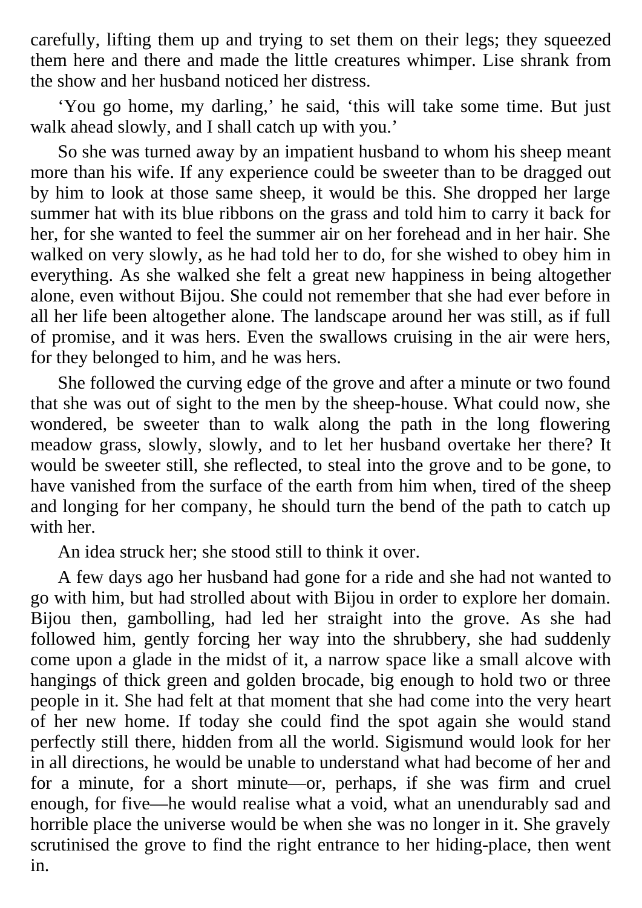carefully, lifting them up and trying to set them on their legs; they squeezed them here and there and made the little creatures whimper. Lise shrank from the show and her husband noticed her distress.

‘You go home, my darling,’ he said, ‘this will take some time. But just walk ahead slowly, and I shall catch up with you.’

So she was turned away by an impatient husband to whom his sheep meant more than his wife. If any experience could be sweeter than to be dragged out by him to look at those same sheep, it would be this. She dropped her large summer hat with its blue ribbons on the grass and told him to carry it back for her, for she wanted to feel the summer air on her forehead and in her hair. She walked on very slowly, as he had told her to do, for she wished to obey him in everything. As she walked she felt a great new happiness in being altogether alone, even without Bijou. She could not remember that she had ever before in all her life been altogether alone. The landscape around her was still, as if full of promise, and it was hers. Even the swallows cruising in the air were hers, for they belonged to him, and he was hers.

She followed the curving edge of the grove and after a minute or two found that she was out of sight to the men by the sheep-house. What could now, she wondered, be sweeter than to walk along the path in the long flowering meadow grass, slowly, slowly, and to let her husband overtake her there? It would be sweeter still, she reflected, to steal into the grove and to be gone, to have vanished from the surface of the earth from him when, tired of the sheep and longing for her company, he should turn the bend of the path to catch up with her.

An idea struck her; she stood still to think it over.

A few days ago her husband had gone for a ride and she had not wanted to go with him, but had strolled about with Bijou in order to explore her domain. Bijou then, gambolling, had led her straight into the grove. As she had followed him, gently forcing her way into the shrubbery, she had suddenly come upon a glade in the midst of it, a narrow space like a small alcove with hangings of thick green and golden brocade, big enough to hold two or three people in it. She had felt at that moment that she had come into the very heart of her new home. If today she could find the spot again she would stand perfectly still there, hidden from all the world. Sigismund would look for her in all directions, he would be unable to understand what had become of her and for a minute, for a short minute—or, perhaps, if she was firm and cruel enough, for five—he would realise what a void, what an unendurably sad and horrible place the universe would be when she was no longer in it. She gravely scrutinised the grove to find the right entrance to her hiding-place, then went in.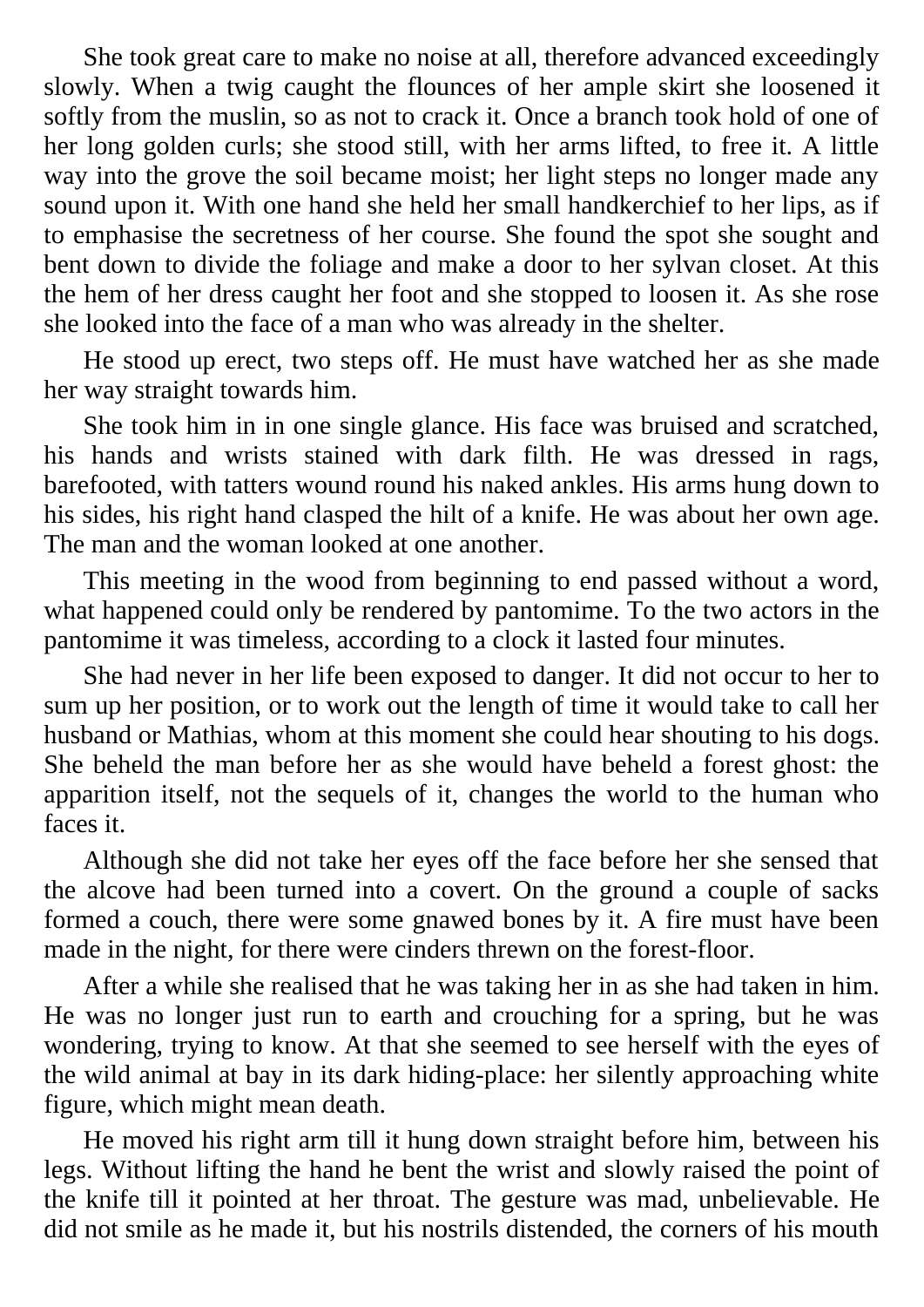She took great care to make no noise at all, therefore advanced exceedingly slowly. When a twig caught the flounces of her ample skirt she loosened it softly from the muslin, so as not to crack it. Once a branch took hold of one of her long golden curls; she stood still, with her arms lifted, to free it. A little way into the grove the soil became moist; her light steps no longer made any sound upon it. With one hand she held her small handkerchief to her lips, as if to emphasise the secretness of her course. She found the spot she sought and bent down to divide the foliage and make a door to her sylvan closet. At this the hem of her dress caught her foot and she stopped to loosen it. As she rose she looked into the face of a man who was already in the shelter.

He stood up erect, two steps off. He must have watched her as she made her way straight towards him.

She took him in in one single glance. His face was bruised and scratched, his hands and wrists stained with dark filth. He was dressed in rags, barefooted, with tatters wound round his naked ankles. His arms hung down to his sides, his right hand clasped the hilt of a knife. He was about her own age. The man and the woman looked at one another.

This meeting in the wood from beginning to end passed without a word, what happened could only be rendered by pantomime. To the two actors in the pantomime it was timeless, according to a clock it lasted four minutes.

She had never in her life been exposed to danger. It did not occur to her to sum up her position, or to work out the length of time it would take to call her husband or Mathias, whom at this moment she could hear shouting to his dogs. She beheld the man before her as she would have beheld a forest ghost: the apparition itself, not the sequels of it, changes the world to the human who faces it.

Although she did not take her eyes off the face before her she sensed that the alcove had been turned into a covert. On the ground a couple of sacks formed a couch, there were some gnawed bones by it. A fire must have been made in the night, for there were cinders threwn on the forest-floor.

After a while she realised that he was taking her in as she had taken in him. He was no longer just run to earth and crouching for a spring, but he was wondering, trying to know. At that she seemed to see herself with the eyes of the wild animal at bay in its dark hiding-place: her silently approaching white figure, which might mean death.

He moved his right arm till it hung down straight before him, between his legs. Without lifting the hand he bent the wrist and slowly raised the point of the knife till it pointed at her throat. The gesture was mad, unbelievable. He did not smile as he made it, but his nostrils distended, the corners of his mouth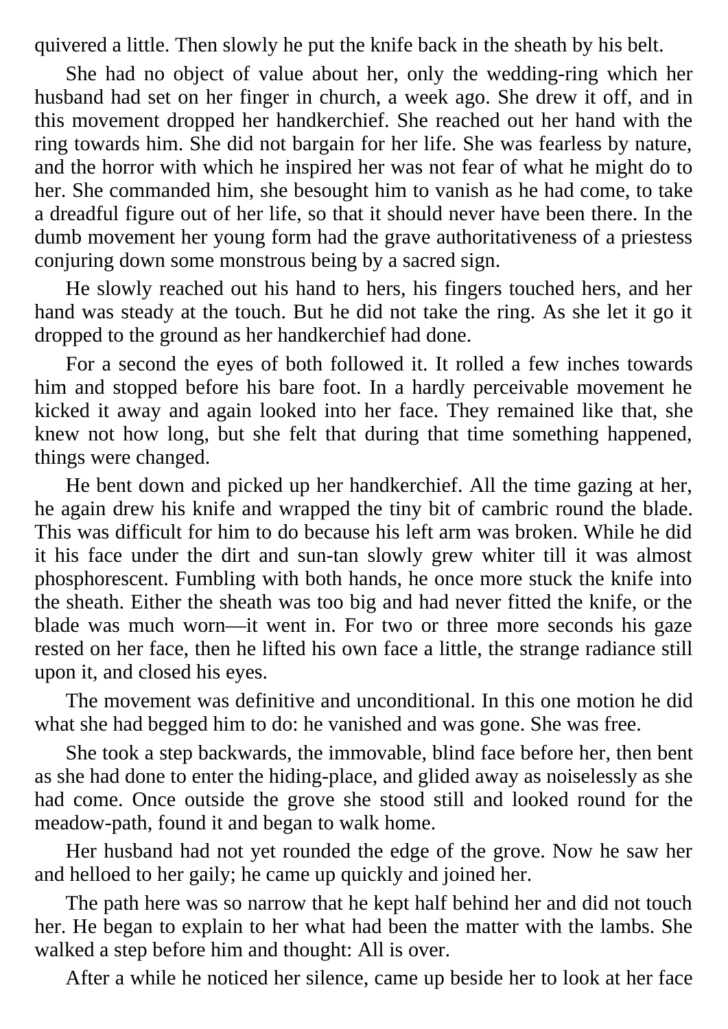quivered a little. Then slowly he put the knife back in the sheath by his belt.

She had no object of value about her, only the wedding-ring which her husband had set on her finger in church, a week ago. She drew it off, and in this movement dropped her handkerchief. She reached out her hand with the ring towards him. She did not bargain for her life. She was fearless by nature, and the horror with which he inspired her was not fear of what he might do to her. She commanded him, she besought him to vanish as he had come, to take a dreadful figure out of her life, so that it should never have been there. In the dumb movement her young form had the grave authoritativeness of a priestess conjuring down some monstrous being by a sacred sign.

He slowly reached out his hand to hers, his fingers touched hers, and her hand was steady at the touch. But he did not take the ring. As she let it go it dropped to the ground as her handkerchief had done.

For a second the eyes of both followed it. It rolled a few inches towards him and stopped before his bare foot. In a hardly perceivable movement he kicked it away and again looked into her face. They remained like that, she knew not how long, but she felt that during that time something happened, things were changed.

He bent down and picked up her handkerchief. All the time gazing at her, he again drew his knife and wrapped the tiny bit of cambric round the blade. This was difficult for him to do because his left arm was broken. While he did it his face under the dirt and sun-tan slowly grew whiter till it was almost phosphorescent. Fumbling with both hands, he once more stuck the knife into the sheath. Either the sheath was too big and had never fitted the knife, or the blade was much worn—it went in. For two or three more seconds his gaze rested on her face, then he lifted his own face a little, the strange radiance still upon it, and closed his eyes.

The movement was definitive and unconditional. In this one motion he did what she had begged him to do: he vanished and was gone. She was free.

She took a step backwards, the immovable, blind face before her, then bent as she had done to enter the hiding-place, and glided away as noiselessly as she had come. Once outside the grove she stood still and looked round for the meadow-path, found it and began to walk home.

Her husband had not yet rounded the edge of the grove. Now he saw her and helloed to her gaily; he came up quickly and joined her.

The path here was so narrow that he kept half behind her and did not touch her. He began to explain to her what had been the matter with the lambs. She walked a step before him and thought: All is over.

After a while he noticed her silence, came up beside her to look at her face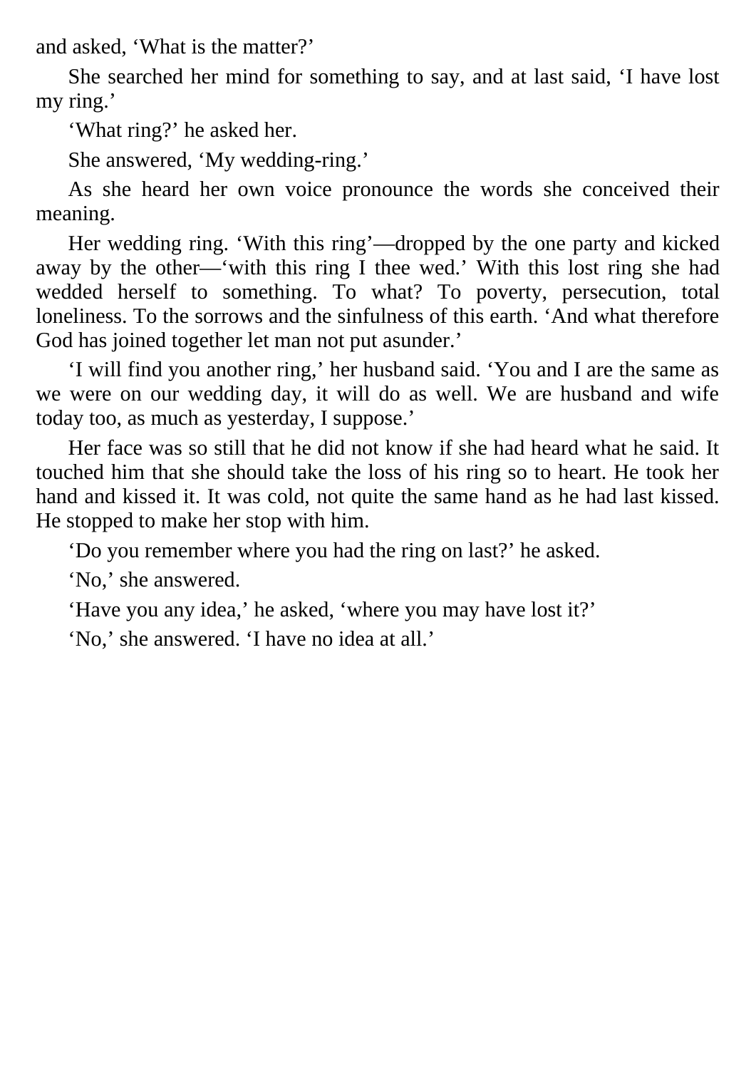and asked, ‘What is the matter?’

She searched her mind for something to say, and at last said, ‘I have lost my ring.’

‘What ring?’ he asked her.

She answered, ‘My wedding-ring.’

As she heard her own voice pronounce the words she conceived their meaning.

Her wedding ring. ‘With this ring’—dropped by the one party and kicked away by the other—‘with this ring I thee wed.’ With this lost ring she had wedded herself to something. To what? To poverty, persecution, total loneliness. To the sorrows and the sinfulness of this earth. ‘And what therefore God has joined together let man not put asunder.’

‘I will find you another ring,’ her husband said. ‘You and I are the same as we were on our wedding day, it will do as well. We are husband and wife today too, as much as yesterday, I suppose.’

Her face was so still that he did not know if she had heard what he said. It touched him that she should take the loss of his ring so to heart. He took her hand and kissed it. It was cold, not quite the same hand as he had last kissed. He stopped to make her stop with him.

‘Do you remember where you had the ring on last?’ he asked.

‘No,’ she answered.

‘Have you any idea,’ he asked, ‘where you may have lost it?’

‘No,’ she answered. ‘I have no idea at all.’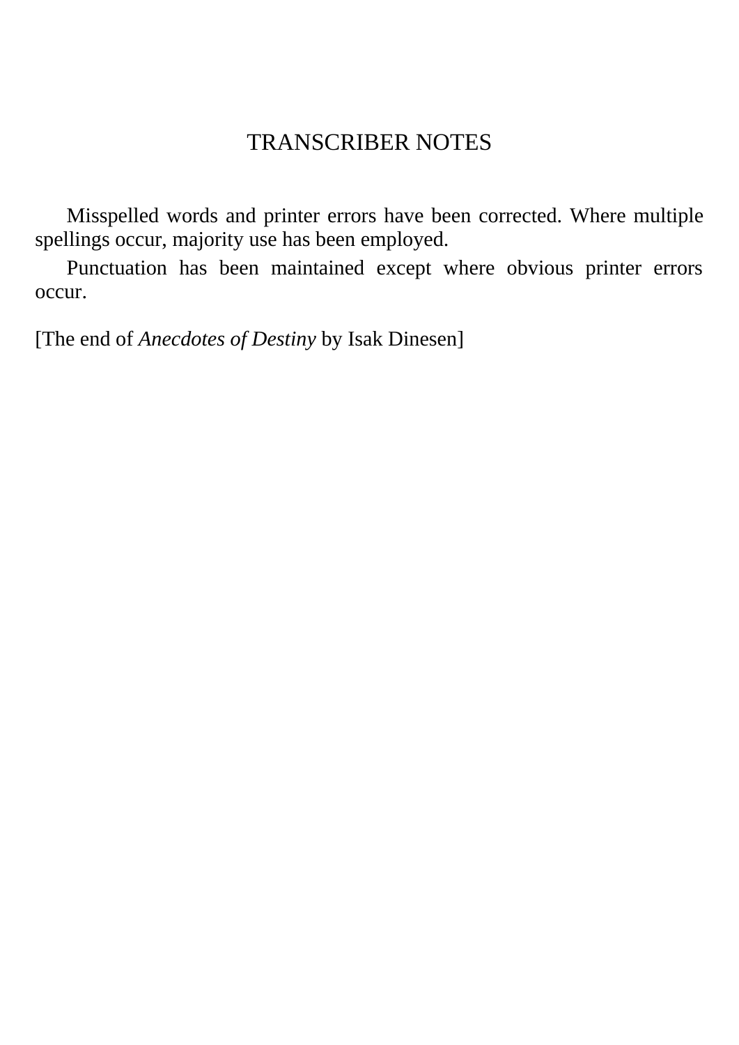# TRANSCRIBER NOTES

Misspelled words and printer errors have been corrected. Where multiple spellings occur, majority use has been employed.

Punctuation has been maintained except where obvious printer errors occur.

[The end of *Anecdotes of Destiny* by Isak Dinesen]